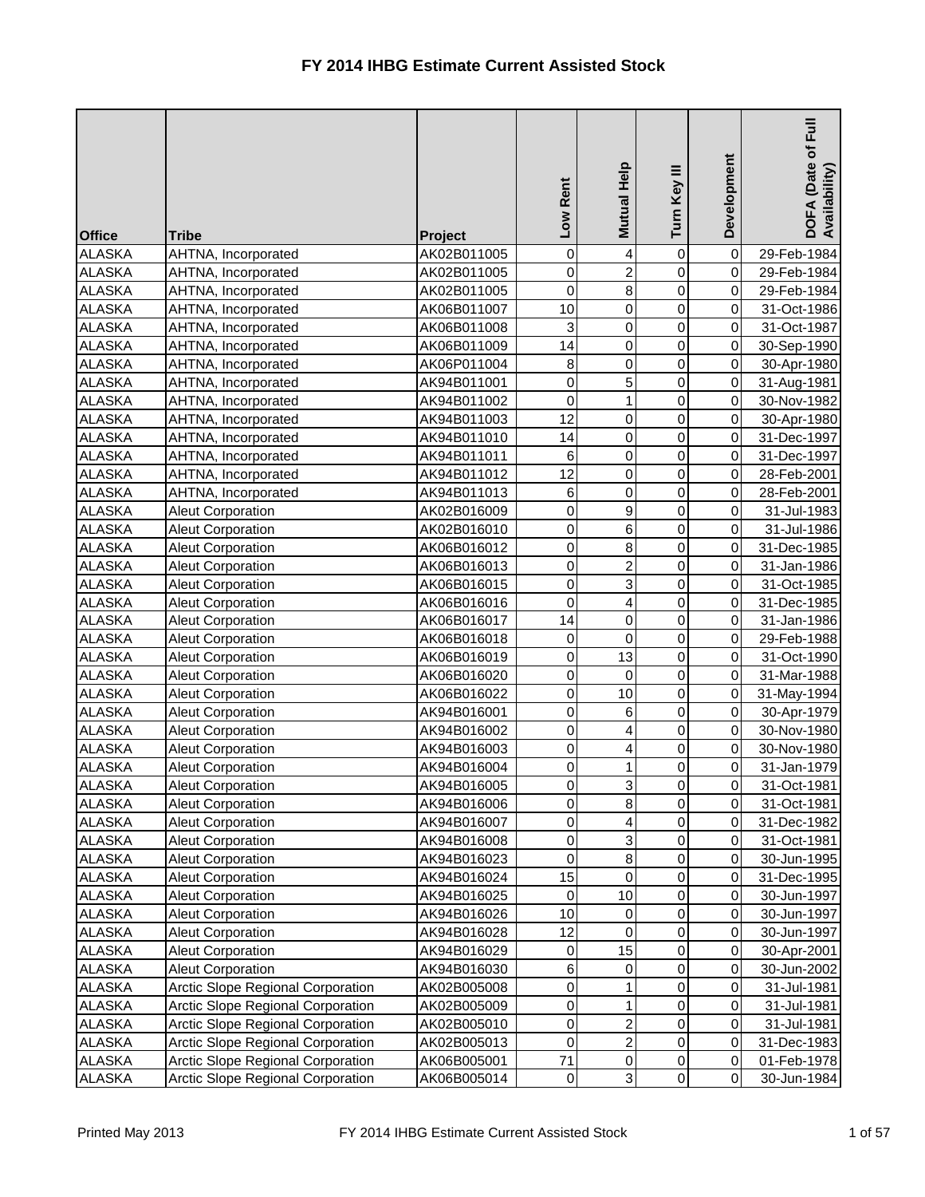# FY 2014 IHBG Estimate Current Assisted Stock

| Office | Tribe | Project | Low Rent | Mutual Help | Turn Key III | Development | DOFA (Date of Full Availability) |
|---|---|---|---|---|---|---|---|
| ALASKA | AHTNA, Incorporated | AK02B011005 | 0 | 4 | 0 | 0 | 29-Feb-1984 |
| ALASKA | AHTNA, Incorporated | AK02B011005 | 0 | 2 | 0 | 0 | 29-Feb-1984 |
| ALASKA | AHTNA, Incorporated | AK02B011005 | 0 | 8 | 0 | 0 | 29-Feb-1984 |
| ALASKA | AHTNA, Incorporated | AK06B011007 | 10 | 0 | 0 | 0 | 31-Oct-1986 |
| ALASKA | AHTNA, Incorporated | AK06B011008 | 3 | 0 | 0 | 0 | 31-Oct-1987 |
| ALASKA | AHTNA, Incorporated | AK06B011009 | 14 | 0 | 0 | 0 | 30-Sep-1990 |
| ALASKA | AHTNA, Incorporated | AK06P011004 | 8 | 0 | 0 | 0 | 30-Apr-1980 |
| ALASKA | AHTNA, Incorporated | AK94B011001 | 0 | 5 | 0 | 0 | 31-Aug-1981 |
| ALASKA | AHTNA, Incorporated | AK94B011002 | 0 | 1 | 0 | 0 | 30-Nov-1982 |
| ALASKA | AHTNA, Incorporated | AK94B011003 | 12 | 0 | 0 | 0 | 30-Apr-1980 |
| ALASKA | AHTNA, Incorporated | AK94B011010 | 14 | 0 | 0 | 0 | 31-Dec-1997 |
| ALASKA | AHTNA, Incorporated | AK94B011011 | 6 | 0 | 0 | 0 | 31-Dec-1997 |
| ALASKA | AHTNA, Incorporated | AK94B011012 | 12 | 0 | 0 | 0 | 28-Feb-2001 |
| ALASKA | AHTNA, Incorporated | AK94B011013 | 6 | 0 | 0 | 0 | 28-Feb-2001 |
| ALASKA | Aleut Corporation | AK02B016009 | 0 | 9 | 0 | 0 | 31-Jul-1983 |
| ALASKA | Aleut Corporation | AK02B016010 | 0 | 6 | 0 | 0 | 31-Jul-1986 |
| ALASKA | Aleut Corporation | AK06B016012 | 0 | 8 | 0 | 0 | 31-Dec-1985 |
| ALASKA | Aleut Corporation | AK06B016013 | 0 | 2 | 0 | 0 | 31-Jan-1986 |
| ALASKA | Aleut Corporation | AK06B016015 | 0 | 3 | 0 | 0 | 31-Oct-1985 |
| ALASKA | Aleut Corporation | AK06B016016 | 0 | 4 | 0 | 0 | 31-Dec-1985 |
| ALASKA | Aleut Corporation | AK06B016017 | 14 | 0 | 0 | 0 | 31-Jan-1986 |
| ALASKA | Aleut Corporation | AK06B016018 | 0 | 0 | 0 | 0 | 29-Feb-1988 |
| ALASKA | Aleut Corporation | AK06B016019 | 0 | 13 | 0 | 0 | 31-Oct-1990 |
| ALASKA | Aleut Corporation | AK06B016020 | 0 | 0 | 0 | 0 | 31-Mar-1988 |
| ALASKA | Aleut Corporation | AK06B016022 | 0 | 10 | 0 | 0 | 31-May-1994 |
| ALASKA | Aleut Corporation | AK94B016001 | 0 | 6 | 0 | 0 | 30-Apr-1979 |
| ALASKA | Aleut Corporation | AK94B016002 | 0 | 4 | 0 | 0 | 30-Nov-1980 |
| ALASKA | Aleut Corporation | AK94B016003 | 0 | 4 | 0 | 0 | 30-Nov-1980 |
| ALASKA | Aleut Corporation | AK94B016004 | 0 | 1 | 0 | 0 | 31-Jan-1979 |
| ALASKA | Aleut Corporation | AK94B016005 | 0 | 3 | 0 | 0 | 31-Oct-1981 |
| ALASKA | Aleut Corporation | AK94B016006 | 0 | 8 | 0 | 0 | 31-Oct-1981 |
| ALASKA | Aleut Corporation | AK94B016007 | 0 | 4 | 0 | 0 | 31-Dec-1982 |
| ALASKA | Aleut Corporation | AK94B016008 | 0 | 3 | 0 | 0 | 31-Oct-1981 |
| ALASKA | Aleut Corporation | AK94B016023 | 0 | 8 | 0 | 0 | 30-Jun-1995 |
| ALASKA | Aleut Corporation | AK94B016024 | 15 | 0 | 0 | 0 | 31-Dec-1995 |
| ALASKA | Aleut Corporation | AK94B016025 | 0 | 10 | 0 | 0 | 30-Jun-1997 |
| ALASKA | Aleut Corporation | AK94B016026 | 10 | 0 | 0 | 0 | 30-Jun-1997 |
| ALASKA | Aleut Corporation | AK94B016028 | 12 | 0 | 0 | 0 | 30-Jun-1997 |
| ALASKA | Aleut Corporation | AK94B016029 | 0 | 15 | 0 | 0 | 30-Apr-2001 |
| ALASKA | Aleut Corporation | AK94B016030 | 6 | 0 | 0 | 0 | 30-Jun-2002 |
| ALASKA | Arctic Slope Regional Corporation | AK02B005008 | 0 | 1 | 0 | 0 | 31-Jul-1981 |
| ALASKA | Arctic Slope Regional Corporation | AK02B005009 | 0 | 1 | 0 | 0 | 31-Jul-1981 |
| ALASKA | Arctic Slope Regional Corporation | AK02B005010 | 0 | 2 | 0 | 0 | 31-Jul-1981 |
| ALASKA | Arctic Slope Regional Corporation | AK02B005013 | 0 | 2 | 0 | 0 | 31-Dec-1983 |
| ALASKA | Arctic Slope Regional Corporation | AK06B005001 | 71 | 0 | 0 | 0 | 01-Feb-1978 |
| ALASKA | Arctic Slope Regional Corporation | AK06B005014 | 0 | 3 | 0 | 0 | 30-Jun-1984 |

Printed May 2013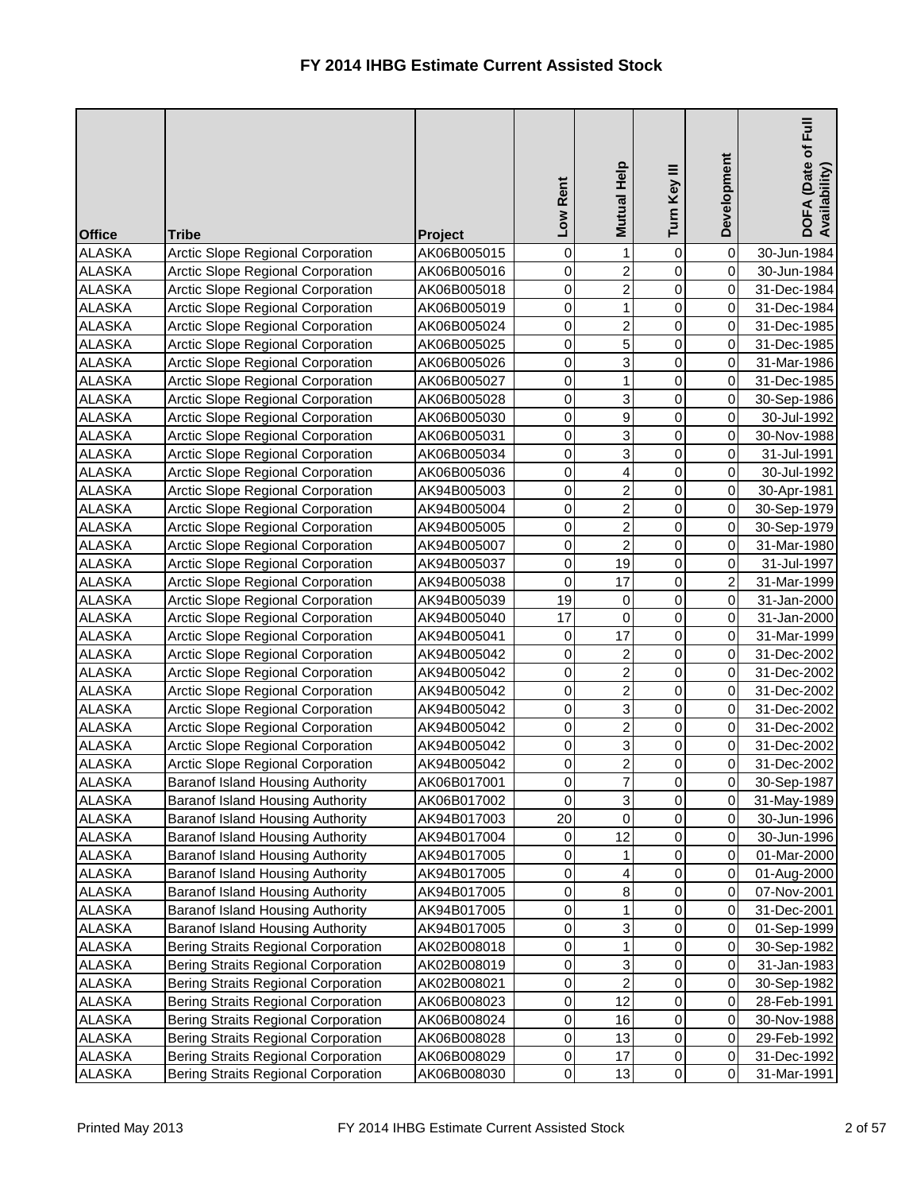# FY 2014 IHBG Estimate Current Assisted Stock

| Office | Tribe | Project | Low Rent | Mutual Help | Turn Key III | Development | DOFA (Date of Full Availability) |
|---|---|---|---|---|---|---|---|
| ALASKA | Arctic Slope Regional Corporation | AK06B005015 | 0 | 1 | 0 | 0 | 30-Jun-1984 |
| ALASKA | Arctic Slope Regional Corporation | AK06B005016 | 0 | 2 | 0 | 0 | 30-Jun-1984 |
| ALASKA | Arctic Slope Regional Corporation | AK06B005018 | 0 | 2 | 0 | 0 | 31-Dec-1984 |
| ALASKA | Arctic Slope Regional Corporation | AK06B005019 | 0 | 1 | 0 | 0 | 31-Dec-1984 |
| ALASKA | Arctic Slope Regional Corporation | AK06B005024 | 0 | 2 | 0 | 0 | 31-Dec-1985 |
| ALASKA | Arctic Slope Regional Corporation | AK06B005025 | 0 | 5 | 0 | 0 | 31-Dec-1985 |
| ALASKA | Arctic Slope Regional Corporation | AK06B005026 | 0 | 3 | 0 | 0 | 31-Mar-1986 |
| ALASKA | Arctic Slope Regional Corporation | AK06B005027 | 0 | 1 | 0 | 0 | 31-Dec-1985 |
| ALASKA | Arctic Slope Regional Corporation | AK06B005028 | 0 | 3 | 0 | 0 | 30-Sep-1986 |
| ALASKA | Arctic Slope Regional Corporation | AK06B005030 | 0 | 9 | 0 | 0 | 30-Jul-1992 |
| ALASKA | Arctic Slope Regional Corporation | AK06B005031 | 0 | 3 | 0 | 0 | 30-Nov-1988 |
| ALASKA | Arctic Slope Regional Corporation | AK06B005034 | 0 | 3 | 0 | 0 | 31-Jul-1991 |
| ALASKA | Arctic Slope Regional Corporation | AK06B005036 | 0 | 4 | 0 | 0 | 30-Jul-1992 |
| ALASKA | Arctic Slope Regional Corporation | AK94B005003 | 0 | 2 | 0 | 0 | 30-Apr-1981 |
| ALASKA | Arctic Slope Regional Corporation | AK94B005004 | 0 | 2 | 0 | 0 | 30-Sep-1979 |
| ALASKA | Arctic Slope Regional Corporation | AK94B005005 | 0 | 2 | 0 | 0 | 30-Sep-1979 |
| ALASKA | Arctic Slope Regional Corporation | AK94B005007 | 0 | 2 | 0 | 0 | 31-Mar-1980 |
| ALASKA | Arctic Slope Regional Corporation | AK94B005037 | 0 | 19 | 0 | 0 | 31-Jul-1997 |
| ALASKA | Arctic Slope Regional Corporation | AK94B005038 | 0 | 17 | 0 | 2 | 31-Mar-1999 |
| ALASKA | Arctic Slope Regional Corporation | AK94B005039 | 19 | 0 | 0 | 0 | 31-Jan-2000 |
| ALASKA | Arctic Slope Regional Corporation | AK94B005040 | 17 | 0 | 0 | 0 | 31-Jan-2000 |
| ALASKA | Arctic Slope Regional Corporation | AK94B005041 | 0 | 17 | 0 | 0 | 31-Mar-1999 |
| ALASKA | Arctic Slope Regional Corporation | AK94B005042 | 0 | 2 | 0 | 0 | 31-Dec-2002 |
| ALASKA | Arctic Slope Regional Corporation | AK94B005042 | 0 | 2 | 0 | 0 | 31-Dec-2002 |
| ALASKA | Arctic Slope Regional Corporation | AK94B005042 | 0 | 2 | 0 | 0 | 31-Dec-2002 |
| ALASKA | Arctic Slope Regional Corporation | AK94B005042 | 0 | 3 | 0 | 0 | 31-Dec-2002 |
| ALASKA | Arctic Slope Regional Corporation | AK94B005042 | 0 | 2 | 0 | 0 | 31-Dec-2002 |
| ALASKA | Arctic Slope Regional Corporation | AK94B005042 | 0 | 3 | 0 | 0 | 31-Dec-2002 |
| ALASKA | Arctic Slope Regional Corporation | AK94B005042 | 0 | 2 | 0 | 0 | 31-Dec-2002 |
| ALASKA | Baranof Island Housing Authority | AK06B017001 | 0 | 7 | 0 | 0 | 30-Sep-1987 |
| ALASKA | Baranof Island Housing Authority | AK06B017002 | 0 | 3 | 0 | 0 | 31-May-1989 |
| ALASKA | Baranof Island Housing Authority | AK94B017003 | 20 | 0 | 0 | 0 | 30-Jun-1996 |
| ALASKA | Baranof Island Housing Authority | AK94B017004 | 0 | 12 | 0 | 0 | 30-Jun-1996 |
| ALASKA | Baranof Island Housing Authority | AK94B017005 | 0 | 1 | 0 | 0 | 01-Mar-2000 |
| ALASKA | Baranof Island Housing Authority | AK94B017005 | 0 | 4 | 0 | 0 | 01-Aug-2000 |
| ALASKA | Baranof Island Housing Authority | AK94B017005 | 0 | 8 | 0 | 0 | 07-Nov-2001 |
| ALASKA | Baranof Island Housing Authority | AK94B017005 | 0 | 1 | 0 | 0 | 31-Dec-2001 |
| ALASKA | Baranof Island Housing Authority | AK94B017005 | 0 | 3 | 0 | 0 | 01-Sep-1999 |
| ALASKA | Bering Straits Regional Corporation | AK02B008018 | 0 | 1 | 0 | 0 | 30-Sep-1982 |
| ALASKA | Bering Straits Regional Corporation | AK02B008019 | 0 | 3 | 0 | 0 | 31-Jan-1983 |
| ALASKA | Bering Straits Regional Corporation | AK02B008021 | 0 | 2 | 0 | 0 | 30-Sep-1982 |
| ALASKA | Bering Straits Regional Corporation | AK06B008023 | 0 | 12 | 0 | 0 | 28-Feb-1991 |
| ALASKA | Bering Straits Regional Corporation | AK06B008024 | 0 | 16 | 0 | 0 | 30-Nov-1988 |
| ALASKA | Bering Straits Regional Corporation | AK06B008028 | 0 | 13 | 0 | 0 | 29-Feb-1992 |
| ALASKA | Bering Straits Regional Corporation | AK06B008029 | 0 | 17 | 0 | 0 | 31-Dec-1992 |
| ALASKA | Bering Straits Regional Corporation | AK06B008030 | 0 | 13 | 0 | 0 | 31-Mar-1991 |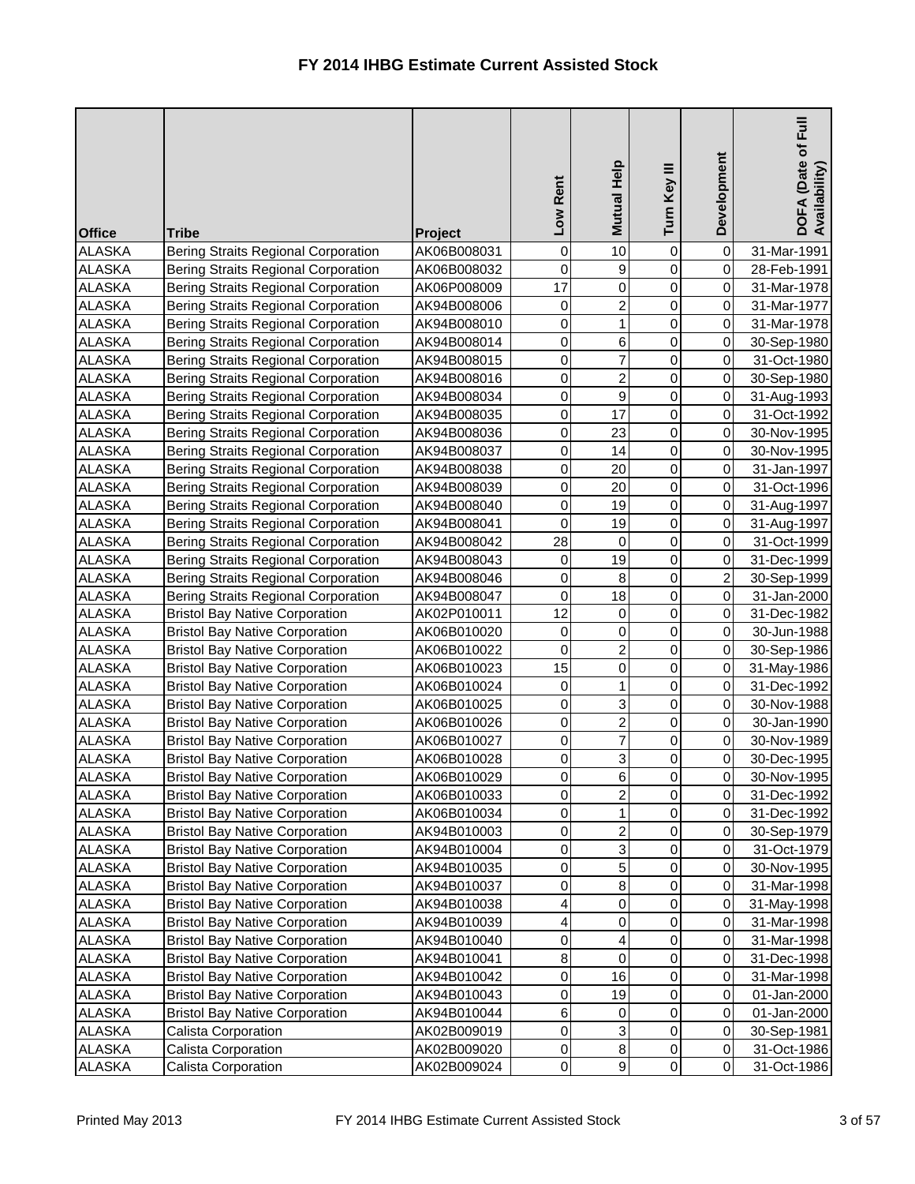# FY 2014 IHBG Estimate Current Assisted Stock

| Office | Tribe | Project | Low Rent | Mutual Help | Turn Key III | Development | DOFA (Date of Full Availability) |
|---|---|---|---|---|---|---|---|
| ALASKA | Bering Straits Regional Corporation | AK06B008031 | 0 | 10 | 0 | 0 | 31-Mar-1991 |
| ALASKA | Bering Straits Regional Corporation | AK06B008032 | 0 | 9 | 0 | 0 | 28-Feb-1991 |
| ALASKA | Bering Straits Regional Corporation | AK06P008009 | 17 | 0 | 0 | 0 | 31-Mar-1978 |
| ALASKA | Bering Straits Regional Corporation | AK94B008006 | 0 | 2 | 0 | 0 | 31-Mar-1977 |
| ALASKA | Bering Straits Regional Corporation | AK94B008010 | 0 | 1 | 0 | 0 | 31-Mar-1978 |
| ALASKA | Bering Straits Regional Corporation | AK94B008014 | 0 | 6 | 0 | 0 | 30-Sep-1980 |
| ALASKA | Bering Straits Regional Corporation | AK94B008015 | 0 | 7 | 0 | 0 | 31-Oct-1980 |
| ALASKA | Bering Straits Regional Corporation | AK94B008016 | 0 | 2 | 0 | 0 | 30-Sep-1980 |
| ALASKA | Bering Straits Regional Corporation | AK94B008034 | 0 | 9 | 0 | 0 | 31-Aug-1993 |
| ALASKA | Bering Straits Regional Corporation | AK94B008035 | 0 | 17 | 0 | 0 | 31-Oct-1992 |
| ALASKA | Bering Straits Regional Corporation | AK94B008036 | 0 | 23 | 0 | 0 | 30-Nov-1995 |
| ALASKA | Bering Straits Regional Corporation | AK94B008037 | 0 | 14 | 0 | 0 | 30-Nov-1995 |
| ALASKA | Bering Straits Regional Corporation | AK94B008038 | 0 | 20 | 0 | 0 | 31-Jan-1997 |
| ALASKA | Bering Straits Regional Corporation | AK94B008039 | 0 | 20 | 0 | 0 | 31-Oct-1996 |
| ALASKA | Bering Straits Regional Corporation | AK94B008040 | 0 | 19 | 0 | 0 | 31-Aug-1997 |
| ALASKA | Bering Straits Regional Corporation | AK94B008041 | 0 | 19 | 0 | 0 | 31-Aug-1997 |
| ALASKA | Bering Straits Regional Corporation | AK94B008042 | 28 | 0 | 0 | 0 | 31-Oct-1999 |
| ALASKA | Bering Straits Regional Corporation | AK94B008043 | 0 | 19 | 0 | 0 | 31-Dec-1999 |
| ALASKA | Bering Straits Regional Corporation | AK94B008046 | 0 | 8 | 0 | 2 | 30-Sep-1999 |
| ALASKA | Bering Straits Regional Corporation | AK94B008047 | 0 | 18 | 0 | 0 | 31-Jan-2000 |
| ALASKA | Bristol Bay Native Corporation | AK02P010011 | 12 | 0 | 0 | 0 | 31-Dec-1982 |
| ALASKA | Bristol Bay Native Corporation | AK06B010020 | 0 | 0 | 0 | 0 | 30-Jun-1988 |
| ALASKA | Bristol Bay Native Corporation | AK06B010022 | 0 | 2 | 0 | 0 | 30-Sep-1986 |
| ALASKA | Bristol Bay Native Corporation | AK06B010023 | 15 | 0 | 0 | 0 | 31-May-1986 |
| ALASKA | Bristol Bay Native Corporation | AK06B010024 | 0 | 1 | 0 | 0 | 31-Dec-1992 |
| ALASKA | Bristol Bay Native Corporation | AK06B010025 | 0 | 3 | 0 | 0 | 30-Nov-1988 |
| ALASKA | Bristol Bay Native Corporation | AK06B010026 | 0 | 2 | 0 | 0 | 30-Jan-1990 |
| ALASKA | Bristol Bay Native Corporation | AK06B010027 | 0 | 7 | 0 | 0 | 30-Nov-1989 |
| ALASKA | Bristol Bay Native Corporation | AK06B010028 | 0 | 3 | 0 | 0 | 30-Dec-1995 |
| ALASKA | Bristol Bay Native Corporation | AK06B010029 | 0 | 6 | 0 | 0 | 30-Nov-1995 |
| ALASKA | Bristol Bay Native Corporation | AK06B010033 | 0 | 2 | 0 | 0 | 31-Dec-1992 |
| ALASKA | Bristol Bay Native Corporation | AK06B010034 | 0 | 1 | 0 | 0 | 31-Dec-1992 |
| ALASKA | Bristol Bay Native Corporation | AK94B010003 | 0 | 2 | 0 | 0 | 30-Sep-1979 |
| ALASKA | Bristol Bay Native Corporation | AK94B010004 | 0 | 3 | 0 | 0 | 31-Oct-1979 |
| ALASKA | Bristol Bay Native Corporation | AK94B010035 | 0 | 5 | 0 | 0 | 30-Nov-1995 |
| ALASKA | Bristol Bay Native Corporation | AK94B010037 | 0 | 8 | 0 | 0 | 31-Mar-1998 |
| ALASKA | Bristol Bay Native Corporation | AK94B010038 | 4 | 0 | 0 | 0 | 31-May-1998 |
| ALASKA | Bristol Bay Native Corporation | AK94B010039 | 4 | 0 | 0 | 0 | 31-Mar-1998 |
| ALASKA | Bristol Bay Native Corporation | AK94B010040 | 0 | 4 | 0 | 0 | 31-Mar-1998 |
| ALASKA | Bristol Bay Native Corporation | AK94B010041 | 8 | 0 | 0 | 0 | 31-Dec-1998 |
| ALASKA | Bristol Bay Native Corporation | AK94B010042 | 0 | 16 | 0 | 0 | 31-Mar-1998 |
| ALASKA | Bristol Bay Native Corporation | AK94B010043 | 0 | 19 | 0 | 0 | 01-Jan-2000 |
| ALASKA | Bristol Bay Native Corporation | AK94B010044 | 6 | 0 | 0 | 0 | 01-Jan-2000 |
| ALASKA | Calista Corporation | AK02B009019 | 0 | 3 | 0 | 0 | 30-Sep-1981 |
| ALASKA | Calista Corporation | AK02B009020 | 0 | 8 | 0 | 0 | 31-Oct-1986 |
| ALASKA | Calista Corporation | AK02B009024 | 0 | 9 | 0 | 0 | 31-Oct-1986 |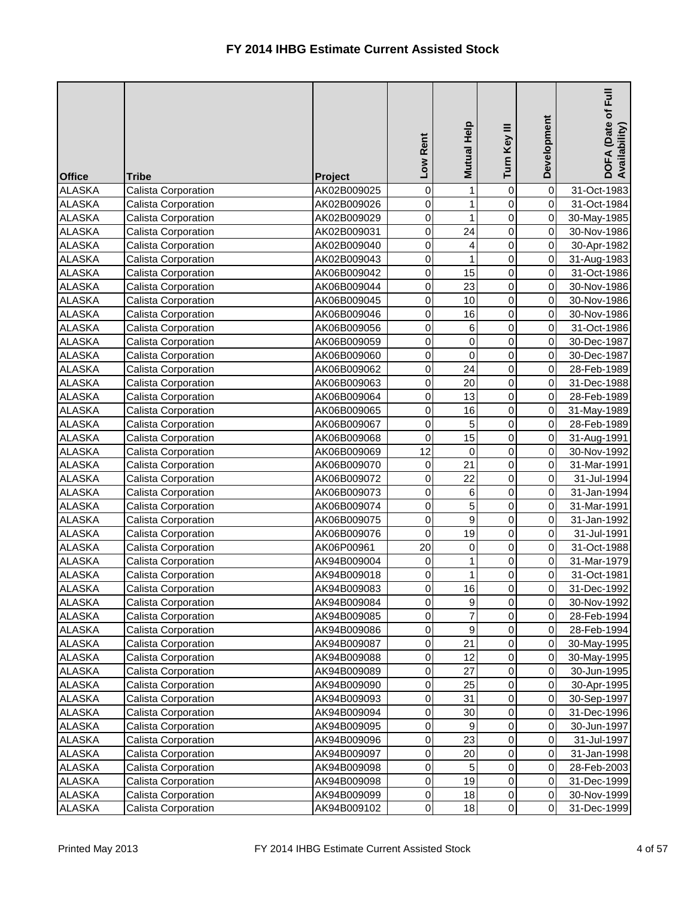# FY 2014 IHBG Estimate Current Assisted Stock

| Office | Tribe | Project | Low Rent | Mutual Help | Turn Key III | Development | DOFA (Date of Full Availability) |
|---|---|---|---|---|---|---|---|
| ALASKA | Calista Corporation | AK02B009025 | 0 | 1 | 0 | 0 | 31-Oct-1983 |
| ALASKA | Calista Corporation | AK02B009026 | 0 | 1 | 0 | 0 | 31-Oct-1984 |
| ALASKA | Calista Corporation | AK02B009029 | 0 | 1 | 0 | 0 | 30-May-1985 |
| ALASKA | Calista Corporation | AK02B009031 | 0 | 24 | 0 | 0 | 30-Nov-1986 |
| ALASKA | Calista Corporation | AK02B009040 | 0 | 4 | 0 | 0 | 30-Apr-1982 |
| ALASKA | Calista Corporation | AK02B009043 | 0 | 1 | 0 | 0 | 31-Aug-1983 |
| ALASKA | Calista Corporation | AK06B009042 | 0 | 15 | 0 | 0 | 31-Oct-1986 |
| ALASKA | Calista Corporation | AK06B009044 | 0 | 23 | 0 | 0 | 30-Nov-1986 |
| ALASKA | Calista Corporation | AK06B009045 | 0 | 10 | 0 | 0 | 30-Nov-1986 |
| ALASKA | Calista Corporation | AK06B009046 | 0 | 16 | 0 | 0 | 30-Nov-1986 |
| ALASKA | Calista Corporation | AK06B009056 | 0 | 6 | 0 | 0 | 31-Oct-1986 |
| ALASKA | Calista Corporation | AK06B009059 | 0 | 0 | 0 | 0 | 30-Dec-1987 |
| ALASKA | Calista Corporation | AK06B009060 | 0 | 0 | 0 | 0 | 30-Dec-1987 |
| ALASKA | Calista Corporation | AK06B009062 | 0 | 24 | 0 | 0 | 28-Feb-1989 |
| ALASKA | Calista Corporation | AK06B009063 | 0 | 20 | 0 | 0 | 31-Dec-1988 |
| ALASKA | Calista Corporation | AK06B009064 | 0 | 13 | 0 | 0 | 28-Feb-1989 |
| ALASKA | Calista Corporation | AK06B009065 | 0 | 16 | 0 | 0 | 31-May-1989 |
| ALASKA | Calista Corporation | AK06B009067 | 0 | 5 | 0 | 0 | 28-Feb-1989 |
| ALASKA | Calista Corporation | AK06B009068 | 0 | 15 | 0 | 0 | 31-Aug-1991 |
| ALASKA | Calista Corporation | AK06B009069 | 12 | 0 | 0 | 0 | 30-Nov-1992 |
| ALASKA | Calista Corporation | AK06B009070 | 0 | 21 | 0 | 0 | 31-Mar-1991 |
| ALASKA | Calista Corporation | AK06B009072 | 0 | 22 | 0 | 0 | 31-Jul-1994 |
| ALASKA | Calista Corporation | AK06B009073 | 0 | 6 | 0 | 0 | 31-Jan-1994 |
| ALASKA | Calista Corporation | AK06B009074 | 0 | 5 | 0 | 0 | 31-Mar-1991 |
| ALASKA | Calista Corporation | AK06B009075 | 0 | 9 | 0 | 0 | 31-Jan-1992 |
| ALASKA | Calista Corporation | AK06B009076 | 0 | 19 | 0 | 0 | 31-Jul-1991 |
| ALASKA | Calista Corporation | AK06P00961 | 20 | 0 | 0 | 0 | 31-Oct-1988 |
| ALASKA | Calista Corporation | AK94B009004 | 0 | 1 | 0 | 0 | 31-Mar-1979 |
| ALASKA | Calista Corporation | AK94B009018 | 0 | 1 | 0 | 0 | 31-Oct-1981 |
| ALASKA | Calista Corporation | AK94B009083 | 0 | 16 | 0 | 0 | 31-Dec-1992 |
| ALASKA | Calista Corporation | AK94B009084 | 0 | 9 | 0 | 0 | 30-Nov-1992 |
| ALASKA | Calista Corporation | AK94B009085 | 0 | 7 | 0 | 0 | 28-Feb-1994 |
| ALASKA | Calista Corporation | AK94B009086 | 0 | 9 | 0 | 0 | 28-Feb-1994 |
| ALASKA | Calista Corporation | AK94B009087 | 0 | 21 | 0 | 0 | 30-May-1995 |
| ALASKA | Calista Corporation | AK94B009088 | 0 | 12 | 0 | 0 | 30-May-1995 |
| ALASKA | Calista Corporation | AK94B009089 | 0 | 27 | 0 | 0 | 30-Jun-1995 |
| ALASKA | Calista Corporation | AK94B009090 | 0 | 25 | 0 | 0 | 30-Apr-1995 |
| ALASKA | Calista Corporation | AK94B009093 | 0 | 31 | 0 | 0 | 30-Sep-1997 |
| ALASKA | Calista Corporation | AK94B009094 | 0 | 30 | 0 | 0 | 31-Dec-1996 |
| ALASKA | Calista Corporation | AK94B009095 | 0 | 9 | 0 | 0 | 30-Jun-1997 |
| ALASKA | Calista Corporation | AK94B009096 | 0 | 23 | 0 | 0 | 31-Jul-1997 |
| ALASKA | Calista Corporation | AK94B009097 | 0 | 20 | 0 | 0 | 31-Jan-1998 |
| ALASKA | Calista Corporation | AK94B009098 | 0 | 5 | 0 | 0 | 28-Feb-2003 |
| ALASKA | Calista Corporation | AK94B009098 | 0 | 19 | 0 | 0 | 31-Dec-1999 |
| ALASKA | Calista Corporation | AK94B009099 | 0 | 18 | 0 | 0 | 30-Nov-1999 |
| ALASKA | Calista Corporation | AK94B009102 | 0 | 18 | 0 | 0 | 31-Dec-1999 |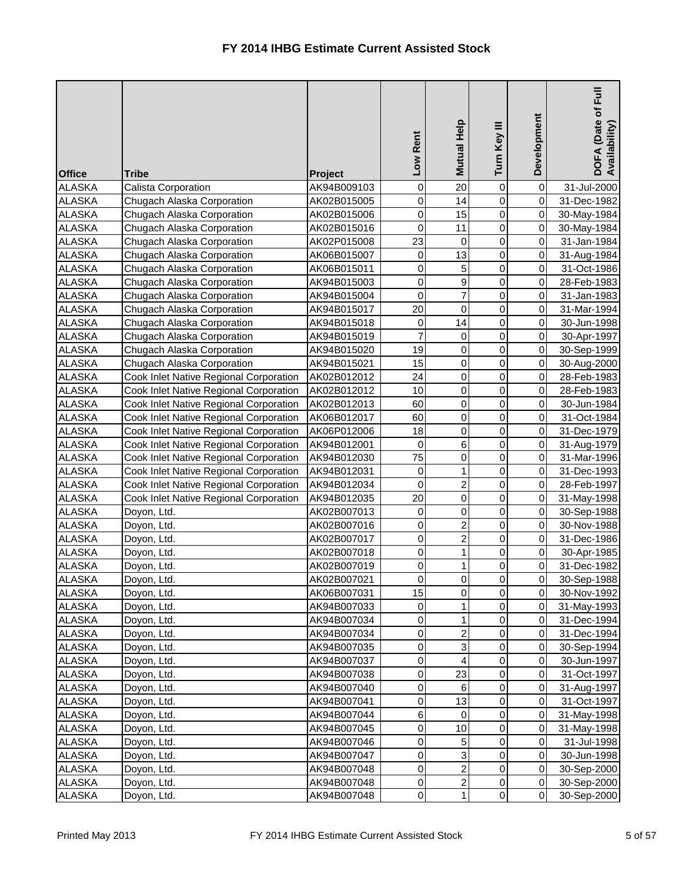# FY 2014 IHBG Estimate Current Assisted Stock

| Office | Tribe | Project | Low Rent | Mutual Help | Turn Key III | Development | DOFA (Date of Full Availability) |
|---|---|---|---|---|---|---|---|
| ALASKA | Calista Corporation | AK94B009103 | 0 | 20 | 0 | 0 | 31-Jul-2000 |
| ALASKA | Chugach Alaska Corporation | AK02B015005 | 0 | 14 | 0 | 0 | 31-Dec-1982 |
| ALASKA | Chugach Alaska Corporation | AK02B015006 | 0 | 15 | 0 | 0 | 30-May-1984 |
| ALASKA | Chugach Alaska Corporation | AK02B015016 | 0 | 11 | 0 | 0 | 30-May-1984 |
| ALASKA | Chugach Alaska Corporation | AK02P015008 | 23 | 0 | 0 | 0 | 31-Jan-1984 |
| ALASKA | Chugach Alaska Corporation | AK06B015007 | 0 | 13 | 0 | 0 | 31-Aug-1984 |
| ALASKA | Chugach Alaska Corporation | AK06B015011 | 0 | 5 | 0 | 0 | 31-Oct-1986 |
| ALASKA | Chugach Alaska Corporation | AK94B015003 | 0 | 9 | 0 | 0 | 28-Feb-1983 |
| ALASKA | Chugach Alaska Corporation | AK94B015004 | 0 | 7 | 0 | 0 | 31-Jan-1983 |
| ALASKA | Chugach Alaska Corporation | AK94B015017 | 20 | 0 | 0 | 0 | 31-Mar-1994 |
| ALASKA | Chugach Alaska Corporation | AK94B015018 | 0 | 14 | 0 | 0 | 30-Jun-1998 |
| ALASKA | Chugach Alaska Corporation | AK94B015019 | 7 | 0 | 0 | 0 | 30-Apr-1997 |
| ALASKA | Chugach Alaska Corporation | AK94B015020 | 19 | 0 | 0 | 0 | 30-Sep-1999 |
| ALASKA | Chugach Alaska Corporation | AK94B015021 | 15 | 0 | 0 | 0 | 30-Aug-2000 |
| ALASKA | Cook Inlet Native Regional Corporation | AK02B012012 | 24 | 0 | 0 | 0 | 28-Feb-1983 |
| ALASKA | Cook Inlet Native Regional Corporation | AK02B012012 | 10 | 0 | 0 | 0 | 28-Feb-1983 |
| ALASKA | Cook Inlet Native Regional Corporation | AK02B012013 | 60 | 0 | 0 | 0 | 30-Jun-1984 |
| ALASKA | Cook Inlet Native Regional Corporation | AK06B012017 | 60 | 0 | 0 | 0 | 31-Oct-1984 |
| ALASKA | Cook Inlet Native Regional Corporation | AK06P012006 | 18 | 0 | 0 | 0 | 31-Dec-1979 |
| ALASKA | Cook Inlet Native Regional Corporation | AK94B012001 | 0 | 6 | 0 | 0 | 31-Aug-1979 |
| ALASKA | Cook Inlet Native Regional Corporation | AK94B012030 | 75 | 0 | 0 | 0 | 31-Mar-1996 |
| ALASKA | Cook Inlet Native Regional Corporation | AK94B012031 | 0 | 1 | 0 | 0 | 31-Dec-1993 |
| ALASKA | Cook Inlet Native Regional Corporation | AK94B012034 | 0 | 2 | 0 | 0 | 28-Feb-1997 |
| ALASKA | Cook Inlet Native Regional Corporation | AK94B012035 | 20 | 0 | 0 | 0 | 31-May-1998 |
| ALASKA | Doyon, Ltd. | AK02B007013 | 0 | 0 | 0 | 0 | 30-Sep-1988 |
| ALASKA | Doyon, Ltd. | AK02B007016 | 0 | 2 | 0 | 0 | 30-Nov-1988 |
| ALASKA | Doyon, Ltd. | AK02B007017 | 0 | 2 | 0 | 0 | 31-Dec-1986 |
| ALASKA | Doyon, Ltd. | AK02B007018 | 0 | 1 | 0 | 0 | 30-Apr-1985 |
| ALASKA | Doyon, Ltd. | AK02B007019 | 0 | 1 | 0 | 0 | 31-Dec-1982 |
| ALASKA | Doyon, Ltd. | AK02B007021 | 0 | 0 | 0 | 0 | 30-Sep-1988 |
| ALASKA | Doyon, Ltd. | AK06B007031 | 15 | 0 | 0 | 0 | 30-Nov-1992 |
| ALASKA | Doyon, Ltd. | AK94B007033 | 0 | 1 | 0 | 0 | 31-May-1993 |
| ALASKA | Doyon, Ltd. | AK94B007034 | 0 | 1 | 0 | 0 | 31-Dec-1994 |
| ALASKA | Doyon, Ltd. | AK94B007034 | 0 | 2 | 0 | 0 | 31-Dec-1994 |
| ALASKA | Doyon, Ltd. | AK94B007035 | 0 | 3 | 0 | 0 | 30-Sep-1994 |
| ALASKA | Doyon, Ltd. | AK94B007037 | 0 | 4 | 0 | 0 | 30-Jun-1997 |
| ALASKA | Doyon, Ltd. | AK94B007038 | 0 | 23 | 0 | 0 | 31-Oct-1997 |
| ALASKA | Doyon, Ltd. | AK94B007040 | 0 | 6 | 0 | 0 | 31-Aug-1997 |
| ALASKA | Doyon, Ltd. | AK94B007041 | 0 | 13 | 0 | 0 | 31-Oct-1997 |
| ALASKA | Doyon, Ltd. | AK94B007044 | 6 | 0 | 0 | 0 | 31-May-1998 |
| ALASKA | Doyon, Ltd. | AK94B007045 | 0 | 10 | 0 | 0 | 31-May-1998 |
| ALASKA | Doyon, Ltd. | AK94B007046 | 0 | 5 | 0 | 0 | 31-Jul-1998 |
| ALASKA | Doyon, Ltd. | AK94B007047 | 0 | 3 | 0 | 0 | 30-Jun-1998 |
| ALASKA | Doyon, Ltd. | AK94B007048 | 0 | 2 | 0 | 0 | 30-Sep-2000 |
| ALASKA | Doyon, Ltd. | AK94B007048 | 0 | 2 | 0 | 0 | 30-Sep-2000 |
| ALASKA | Doyon, Ltd. | AK94B007048 | 0 | 1 | 0 | 0 | 30-Sep-2000 |

Printed May 2013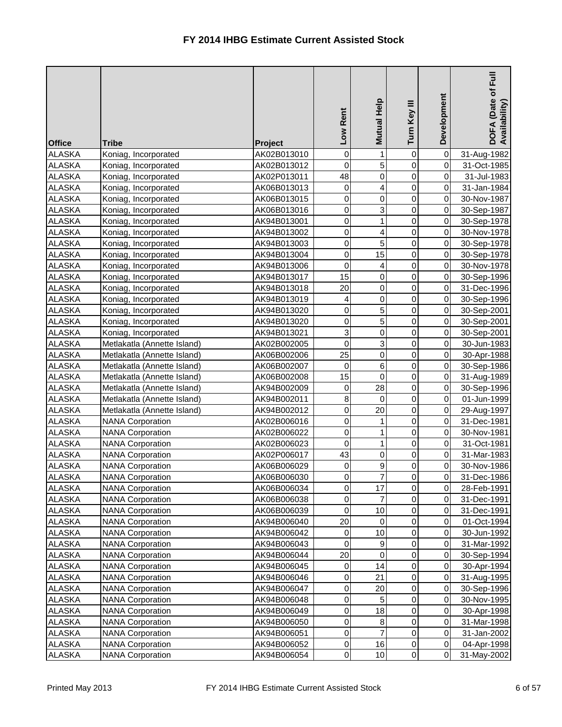# FY 2014 IHBG Estimate Current Assisted Stock

| Office | Tribe | Project | Low Rent | Mutual Help | Turn Key III | Development | DOFA (Date of Full Availability) |
|---|---|---|---|---|---|---|---|
| ALASKA | Koniag, Incorporated | AK02B013010 | 0 | 1 | 0 | 0 | 31-Aug-1982 |
| ALASKA | Koniag, Incorporated | AK02B013012 | 0 | 5 | 0 | 0 | 31-Oct-1985 |
| ALASKA | Koniag, Incorporated | AK02P013011 | 48 | 0 | 0 | 0 | 31-Jul-1983 |
| ALASKA | Koniag, Incorporated | AK06B013013 | 0 | 4 | 0 | 0 | 31-Jan-1984 |
| ALASKA | Koniag, Incorporated | AK06B013015 | 0 | 0 | 0 | 0 | 30-Nov-1987 |
| ALASKA | Koniag, Incorporated | AK06B013016 | 0 | 3 | 0 | 0 | 30-Sep-1987 |
| ALASKA | Koniag, Incorporated | AK94B013001 | 0 | 1 | 0 | 0 | 30-Sep-1978 |
| ALASKA | Koniag, Incorporated | AK94B013002 | 0 | 4 | 0 | 0 | 30-Nov-1978 |
| ALASKA | Koniag, Incorporated | AK94B013003 | 0 | 5 | 0 | 0 | 30-Sep-1978 |
| ALASKA | Koniag, Incorporated | AK94B013004 | 0 | 15 | 0 | 0 | 30-Sep-1978 |
| ALASKA | Koniag, Incorporated | AK94B013006 | 0 | 4 | 0 | 0 | 30-Nov-1978 |
| ALASKA | Koniag, Incorporated | AK94B013017 | 15 | 0 | 0 | 0 | 30-Sep-1996 |
| ALASKA | Koniag, Incorporated | AK94B013018 | 20 | 0 | 0 | 0 | 31-Dec-1996 |
| ALASKA | Koniag, Incorporated | AK94B013019 | 4 | 0 | 0 | 0 | 30-Sep-1996 |
| ALASKA | Koniag, Incorporated | AK94B013020 | 0 | 5 | 0 | 0 | 30-Sep-2001 |
| ALASKA | Koniag, Incorporated | AK94B013020 | 0 | 5 | 0 | 0 | 30-Sep-2001 |
| ALASKA | Koniag, Incorporated | AK94B013021 | 3 | 0 | 0 | 0 | 30-Sep-2001 |
| ALASKA | Metlakatla (Annette Island) | AK02B002005 | 0 | 3 | 0 | 0 | 30-Jun-1983 |
| ALASKA | Metlakatla (Annette Island) | AK06B002006 | 25 | 0 | 0 | 0 | 30-Apr-1988 |
| ALASKA | Metlakatla (Annette Island) | AK06B002007 | 0 | 6 | 0 | 0 | 30-Sep-1986 |
| ALASKA | Metlakatla (Annette Island) | AK06B002008 | 15 | 0 | 0 | 0 | 31-Aug-1989 |
| ALASKA | Metlakatla (Annette Island) | AK94B002009 | 0 | 28 | 0 | 0 | 30-Sep-1996 |
| ALASKA | Metlakatla (Annette Island) | AK94B002011 | 8 | 0 | 0 | 0 | 01-Jun-1999 |
| ALASKA | Metlakatla (Annette Island) | AK94B002012 | 0 | 20 | 0 | 0 | 29-Aug-1997 |
| ALASKA | NANA Corporation | AK02B006016 | 0 | 1 | 0 | 0 | 31-Dec-1981 |
| ALASKA | NANA Corporation | AK02B006022 | 0 | 1 | 0 | 0 | 30-Nov-1981 |
| ALASKA | NANA Corporation | AK02B006023 | 0 | 1 | 0 | 0 | 31-Oct-1981 |
| ALASKA | NANA Corporation | AK02P006017 | 43 | 0 | 0 | 0 | 31-Mar-1983 |
| ALASKA | NANA Corporation | AK06B006029 | 0 | 9 | 0 | 0 | 30-Nov-1986 |
| ALASKA | NANA Corporation | AK06B006030 | 0 | 7 | 0 | 0 | 31-Dec-1986 |
| ALASKA | NANA Corporation | AK06B006034 | 0 | 17 | 0 | 0 | 28-Feb-1991 |
| ALASKA | NANA Corporation | AK06B006038 | 0 | 7 | 0 | 0 | 31-Dec-1991 |
| ALASKA | NANA Corporation | AK06B006039 | 0 | 10 | 0 | 0 | 31-Dec-1991 |
| ALASKA | NANA Corporation | AK94B006040 | 20 | 0 | 0 | 0 | 01-Oct-1994 |
| ALASKA | NANA Corporation | AK94B006042 | 0 | 10 | 0 | 0 | 30-Jun-1992 |
| ALASKA | NANA Corporation | AK94B006043 | 0 | 9 | 0 | 0 | 31-Mar-1992 |
| ALASKA | NANA Corporation | AK94B006044 | 20 | 0 | 0 | 0 | 30-Sep-1994 |
| ALASKA | NANA Corporation | AK94B006045 | 0 | 14 | 0 | 0 | 30-Apr-1994 |
| ALASKA | NANA Corporation | AK94B006046 | 0 | 21 | 0 | 0 | 31-Aug-1995 |
| ALASKA | NANA Corporation | AK94B006047 | 0 | 20 | 0 | 0 | 30-Sep-1996 |
| ALASKA | NANA Corporation | AK94B006048 | 0 | 5 | 0 | 0 | 30-Nov-1995 |
| ALASKA | NANA Corporation | AK94B006049 | 0 | 18 | 0 | 0 | 30-Apr-1998 |
| ALASKA | NANA Corporation | AK94B006050 | 0 | 8 | 0 | 0 | 31-Mar-1998 |
| ALASKA | NANA Corporation | AK94B006051 | 0 | 7 | 0 | 0 | 31-Jan-2002 |
| ALASKA | NANA Corporation | AK94B006052 | 0 | 16 | 0 | 0 | 04-Apr-1998 |
| ALASKA | NANA Corporation | AK94B006054 | 0 | 10 | 0 | 0 | 31-May-2002 |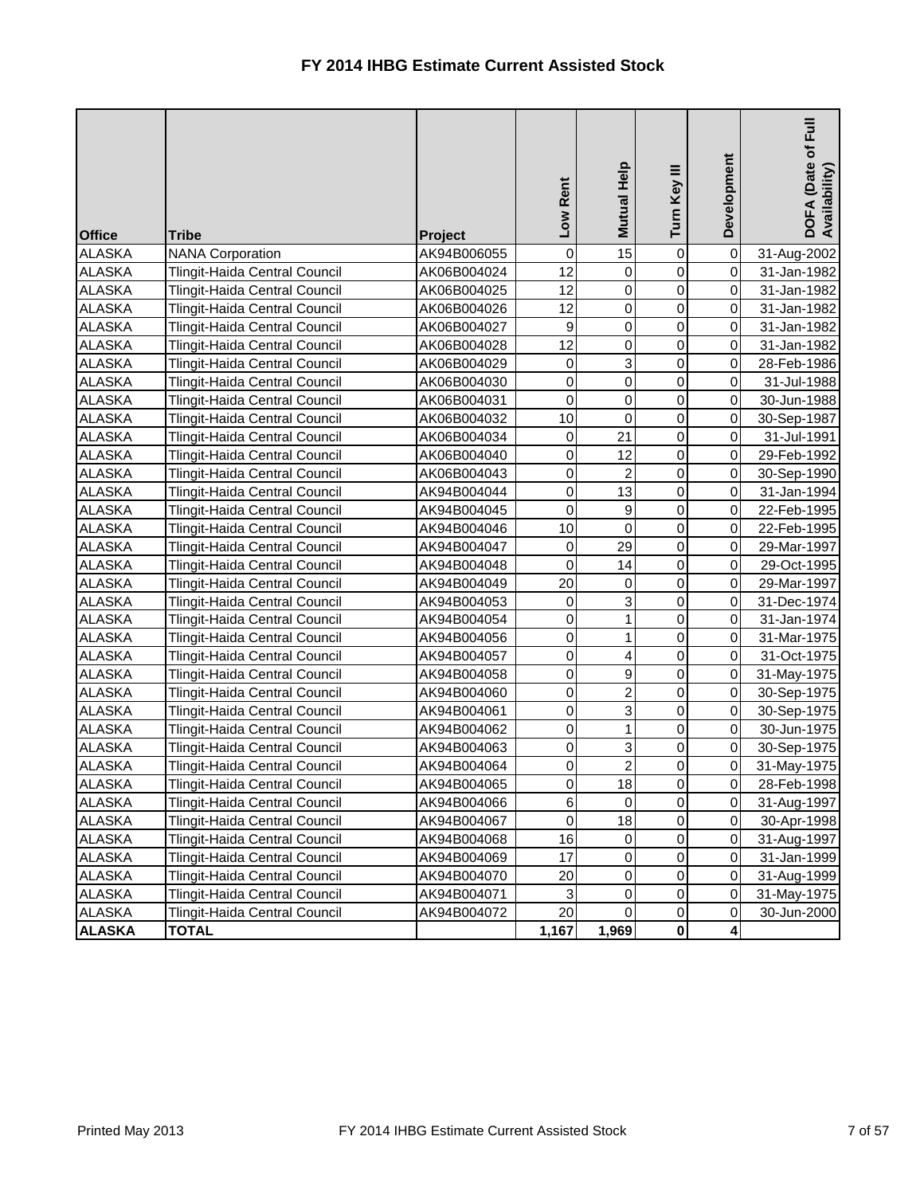# FY 2014 IHBG Estimate Current Assisted Stock

| Office | Tribe | Project | Low Rent | Mutual Help | Turn Key III | Development | DOFA (Date of Full Availability) |
|---|---|---|---|---|---|---|---|
| ALASKA | NANA Corporation | AK94B006055 | 0 | 15 | 0 | 0 | 31-Aug-2002 |
| ALASKA | Tlingit-Haida Central Council | AK06B004024 | 12 | 0 | 0 | 0 | 31-Jan-1982 |
| ALASKA | Tlingit-Haida Central Council | AK06B004025 | 12 | 0 | 0 | 0 | 31-Jan-1982 |
| ALASKA | Tlingit-Haida Central Council | AK06B004026 | 12 | 0 | 0 | 0 | 31-Jan-1982 |
| ALASKA | Tlingit-Haida Central Council | AK06B004027 | 9 | 0 | 0 | 0 | 31-Jan-1982 |
| ALASKA | Tlingit-Haida Central Council | AK06B004028 | 12 | 0 | 0 | 0 | 31-Jan-1982 |
| ALASKA | Tlingit-Haida Central Council | AK06B004029 | 0 | 3 | 0 | 0 | 28-Feb-1986 |
| ALASKA | Tlingit-Haida Central Council | AK06B004030 | 0 | 0 | 0 | 0 | 31-Jul-1988 |
| ALASKA | Tlingit-Haida Central Council | AK06B004031 | 0 | 0 | 0 | 0 | 30-Jun-1988 |
| ALASKA | Tlingit-Haida Central Council | AK06B004032 | 10 | 0 | 0 | 0 | 30-Sep-1987 |
| ALASKA | Tlingit-Haida Central Council | AK06B004034 | 0 | 21 | 0 | 0 | 31-Jul-1991 |
| ALASKA | Tlingit-Haida Central Council | AK06B004040 | 0 | 12 | 0 | 0 | 29-Feb-1992 |
| ALASKA | Tlingit-Haida Central Council | AK06B004043 | 0 | 2 | 0 | 0 | 30-Sep-1990 |
| ALASKA | Tlingit-Haida Central Council | AK94B004044 | 0 | 13 | 0 | 0 | 31-Jan-1994 |
| ALASKA | Tlingit-Haida Central Council | AK94B004045 | 0 | 9 | 0 | 0 | 22-Feb-1995 |
| ALASKA | Tlingit-Haida Central Council | AK94B004046 | 10 | 0 | 0 | 0 | 22-Feb-1995 |
| ALASKA | Tlingit-Haida Central Council | AK94B004047 | 0 | 29 | 0 | 0 | 29-Mar-1997 |
| ALASKA | Tlingit-Haida Central Council | AK94B004048 | 0 | 14 | 0 | 0 | 29-Oct-1995 |
| ALASKA | Tlingit-Haida Central Council | AK94B004049 | 20 | 0 | 0 | 0 | 29-Mar-1997 |
| ALASKA | Tlingit-Haida Central Council | AK94B004053 | 0 | 3 | 0 | 0 | 31-Dec-1974 |
| ALASKA | Tlingit-Haida Central Council | AK94B004054 | 0 | 1 | 0 | 0 | 31-Jan-1974 |
| ALASKA | Tlingit-Haida Central Council | AK94B004056 | 0 | 1 | 0 | 0 | 31-Mar-1975 |
| ALASKA | Tlingit-Haida Central Council | AK94B004057 | 0 | 4 | 0 | 0 | 31-Oct-1975 |
| ALASKA | Tlingit-Haida Central Council | AK94B004058 | 0 | 9 | 0 | 0 | 31-May-1975 |
| ALASKA | Tlingit-Haida Central Council | AK94B004060 | 0 | 2 | 0 | 0 | 30-Sep-1975 |
| ALASKA | Tlingit-Haida Central Council | AK94B004061 | 0 | 3 | 0 | 0 | 30-Sep-1975 |
| ALASKA | Tlingit-Haida Central Council | AK94B004062 | 0 | 1 | 0 | 0 | 30-Jun-1975 |
| ALASKA | Tlingit-Haida Central Council | AK94B004063 | 0 | 3 | 0 | 0 | 30-Sep-1975 |
| ALASKA | Tlingit-Haida Central Council | AK94B004064 | 0 | 2 | 0 | 0 | 31-May-1975 |
| ALASKA | Tlingit-Haida Central Council | AK94B004065 | 0 | 18 | 0 | 0 | 28-Feb-1998 |
| ALASKA | Tlingit-Haida Central Council | AK94B004066 | 6 | 0 | 0 | 0 | 31-Aug-1997 |
| ALASKA | Tlingit-Haida Central Council | AK94B004067 | 0 | 18 | 0 | 0 | 30-Apr-1998 |
| ALASKA | Tlingit-Haida Central Council | AK94B004068 | 16 | 0 | 0 | 0 | 31-Aug-1997 |
| ALASKA | Tlingit-Haida Central Council | AK94B004069 | 17 | 0 | 0 | 0 | 31-Jan-1999 |
| ALASKA | Tlingit-Haida Central Council | AK94B004070 | 20 | 0 | 0 | 0 | 31-Aug-1999 |
| ALASKA | Tlingit-Haida Central Council | AK94B004071 | 3 | 0 | 0 | 0 | 31-May-1975 |
| ALASKA | Tlingit-Haida Central Council | AK94B004072 | 20 | 0 | 0 | 0 | 30-Jun-2000 |
| **ALASKA** | **TOTAL** | | **1,167** | **1,969** | **0** | **4** | |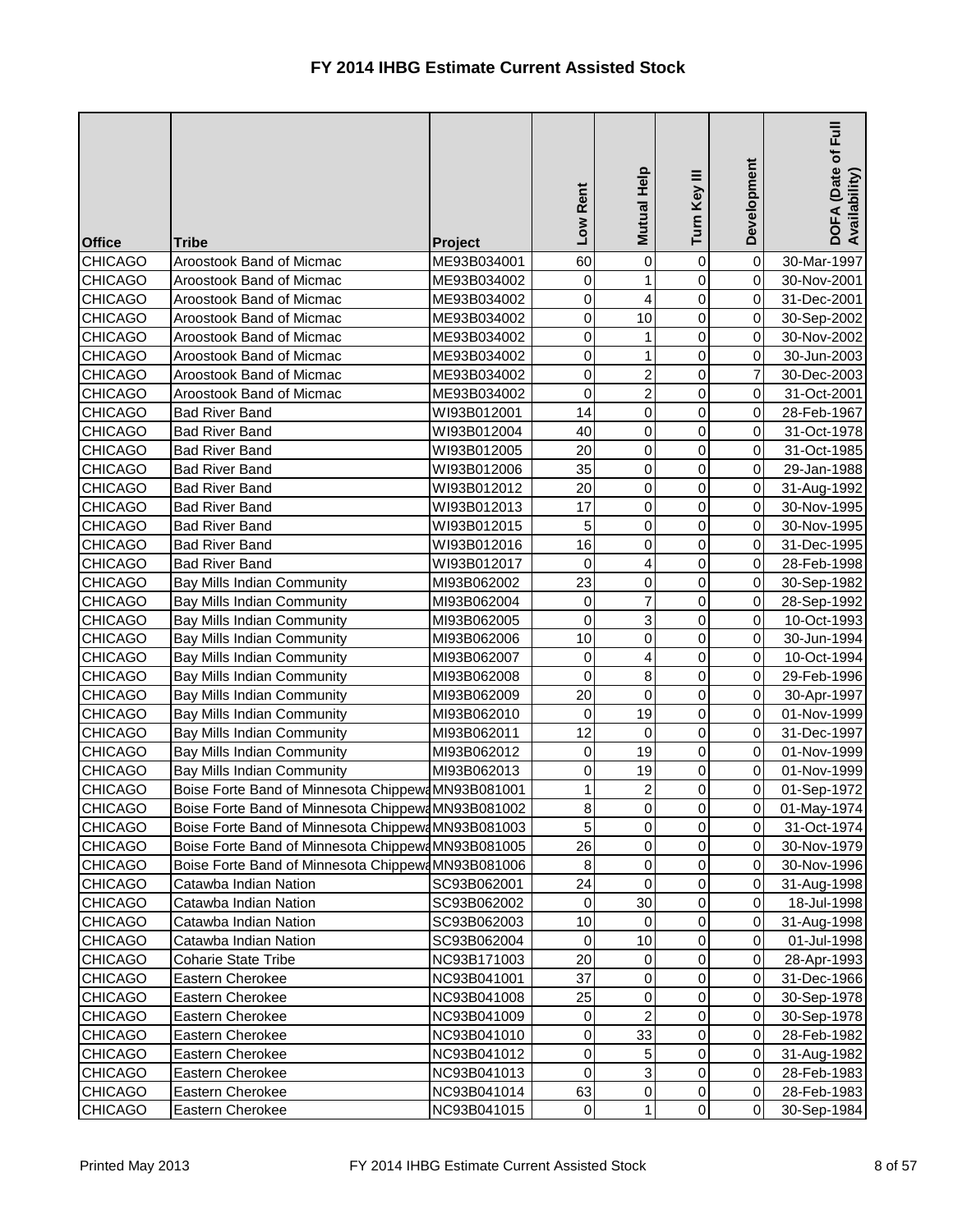# FY 2014 IHBG Estimate Current Assisted Stock

| Office | Tribe | Project | Low Rent | Mutual Help | Turn Key III | Development | DOFA (Date of Full Availability) |
|---|---|---|---|---|---|---|---|
| CHICAGO | Aroostook Band of Micmac | ME93B034001 | 60 | 0 | 0 | 0 | 30-Mar-1997 |
| CHICAGO | Aroostook Band of Micmac | ME93B034002 | 0 | 1 | 0 | 0 | 30-Nov-2001 |
| CHICAGO | Aroostook Band of Micmac | ME93B034002 | 0 | 4 | 0 | 0 | 31-Dec-2001 |
| CHICAGO | Aroostook Band of Micmac | ME93B034002 | 0 | 10 | 0 | 0 | 30-Sep-2002 |
| CHICAGO | Aroostook Band of Micmac | ME93B034002 | 0 | 1 | 0 | 0 | 30-Nov-2002 |
| CHICAGO | Aroostook Band of Micmac | ME93B034002 | 0 | 1 | 0 | 0 | 30-Jun-2003 |
| CHICAGO | Aroostook Band of Micmac | ME93B034002 | 0 | 2 | 0 | 7 | 30-Dec-2003 |
| CHICAGO | Aroostook Band of Micmac | ME93B034002 | 0 | 2 | 0 | 0 | 31-Oct-2001 |
| CHICAGO | Bad River Band | WI93B012001 | 14 | 0 | 0 | 0 | 28-Feb-1967 |
| CHICAGO | Bad River Band | WI93B012004 | 40 | 0 | 0 | 0 | 31-Oct-1978 |
| CHICAGO | Bad River Band | WI93B012005 | 20 | 0 | 0 | 0 | 31-Oct-1985 |
| CHICAGO | Bad River Band | WI93B012006 | 35 | 0 | 0 | 0 | 29-Jan-1988 |
| CHICAGO | Bad River Band | WI93B012012 | 20 | 0 | 0 | 0 | 31-Aug-1992 |
| CHICAGO | Bad River Band | WI93B012013 | 17 | 0 | 0 | 0 | 30-Nov-1995 |
| CHICAGO | Bad River Band | WI93B012015 | 5 | 0 | 0 | 0 | 30-Nov-1995 |
| CHICAGO | Bad River Band | WI93B012016 | 16 | 0 | 0 | 0 | 31-Dec-1995 |
| CHICAGO | Bad River Band | WI93B012017 | 0 | 4 | 0 | 0 | 28-Feb-1998 |
| CHICAGO | Bay Mills Indian Community | MI93B062002 | 23 | 0 | 0 | 0 | 30-Sep-1982 |
| CHICAGO | Bay Mills Indian Community | MI93B062004 | 0 | 7 | 0 | 0 | 28-Sep-1992 |
| CHICAGO | Bay Mills Indian Community | MI93B062005 | 0 | 3 | 0 | 0 | 10-Oct-1993 |
| CHICAGO | Bay Mills Indian Community | MI93B062006 | 10 | 0 | 0 | 0 | 30-Jun-1994 |
| CHICAGO | Bay Mills Indian Community | MI93B062007 | 0 | 4 | 0 | 0 | 10-Oct-1994 |
| CHICAGO | Bay Mills Indian Community | MI93B062008 | 0 | 8 | 0 | 0 | 29-Feb-1996 |
| CHICAGO | Bay Mills Indian Community | MI93B062009 | 20 | 0 | 0 | 0 | 30-Apr-1997 |
| CHICAGO | Bay Mills Indian Community | MI93B062010 | 0 | 19 | 0 | 0 | 01-Nov-1999 |
| CHICAGO | Bay Mills Indian Community | MI93B062011 | 12 | 0 | 0 | 0 | 31-Dec-1997 |
| CHICAGO | Bay Mills Indian Community | MI93B062012 | 0 | 19 | 0 | 0 | 01-Nov-1999 |
| CHICAGO | Bay Mills Indian Community | MI93B062013 | 0 | 19 | 0 | 0 | 01-Nov-1999 |
| CHICAGO | Boise Forte Band of Minnesota Chippewa | MN93B081001 | 1 | 2 | 0 | 0 | 01-Sep-1972 |
| CHICAGO | Boise Forte Band of Minnesota Chippewa | MN93B081002 | 8 | 0 | 0 | 0 | 01-May-1974 |
| CHICAGO | Boise Forte Band of Minnesota Chippewa | MN93B081003 | 5 | 0 | 0 | 0 | 31-Oct-1974 |
| CHICAGO | Boise Forte Band of Minnesota Chippewa | MN93B081005 | 26 | 0 | 0 | 0 | 30-Nov-1979 |
| CHICAGO | Boise Forte Band of Minnesota Chippewa | MN93B081006 | 8 | 0 | 0 | 0 | 30-Nov-1996 |
| CHICAGO | Catawba Indian Nation | SC93B062001 | 24 | 0 | 0 | 0 | 31-Aug-1998 |
| CHICAGO | Catawba Indian Nation | SC93B062002 | 0 | 30 | 0 | 0 | 18-Jul-1998 |
| CHICAGO | Catawba Indian Nation | SC93B062003 | 10 | 0 | 0 | 0 | 31-Aug-1998 |
| CHICAGO | Catawba Indian Nation | SC93B062004 | 0 | 10 | 0 | 0 | 01-Jul-1998 |
| CHICAGO | Coharie State Tribe | NC93B171003 | 20 | 0 | 0 | 0 | 28-Apr-1993 |
| CHICAGO | Eastern Cherokee | NC93B041001 | 37 | 0 | 0 | 0 | 31-Dec-1966 |
| CHICAGO | Eastern Cherokee | NC93B041008 | 25 | 0 | 0 | 0 | 30-Sep-1978 |
| CHICAGO | Eastern Cherokee | NC93B041009 | 0 | 2 | 0 | 0 | 30-Sep-1978 |
| CHICAGO | Eastern Cherokee | NC93B041010 | 0 | 33 | 0 | 0 | 28-Feb-1982 |
| CHICAGO | Eastern Cherokee | NC93B041012 | 0 | 5 | 0 | 0 | 31-Aug-1982 |
| CHICAGO | Eastern Cherokee | NC93B041013 | 0 | 3 | 0 | 0 | 28-Feb-1983 |
| CHICAGO | Eastern Cherokee | NC93B041014 | 63 | 0 | 0 | 0 | 28-Feb-1983 |
| CHICAGO | Eastern Cherokee | NC93B041015 | 0 | 1 | 0 | 0 | 30-Sep-1984 |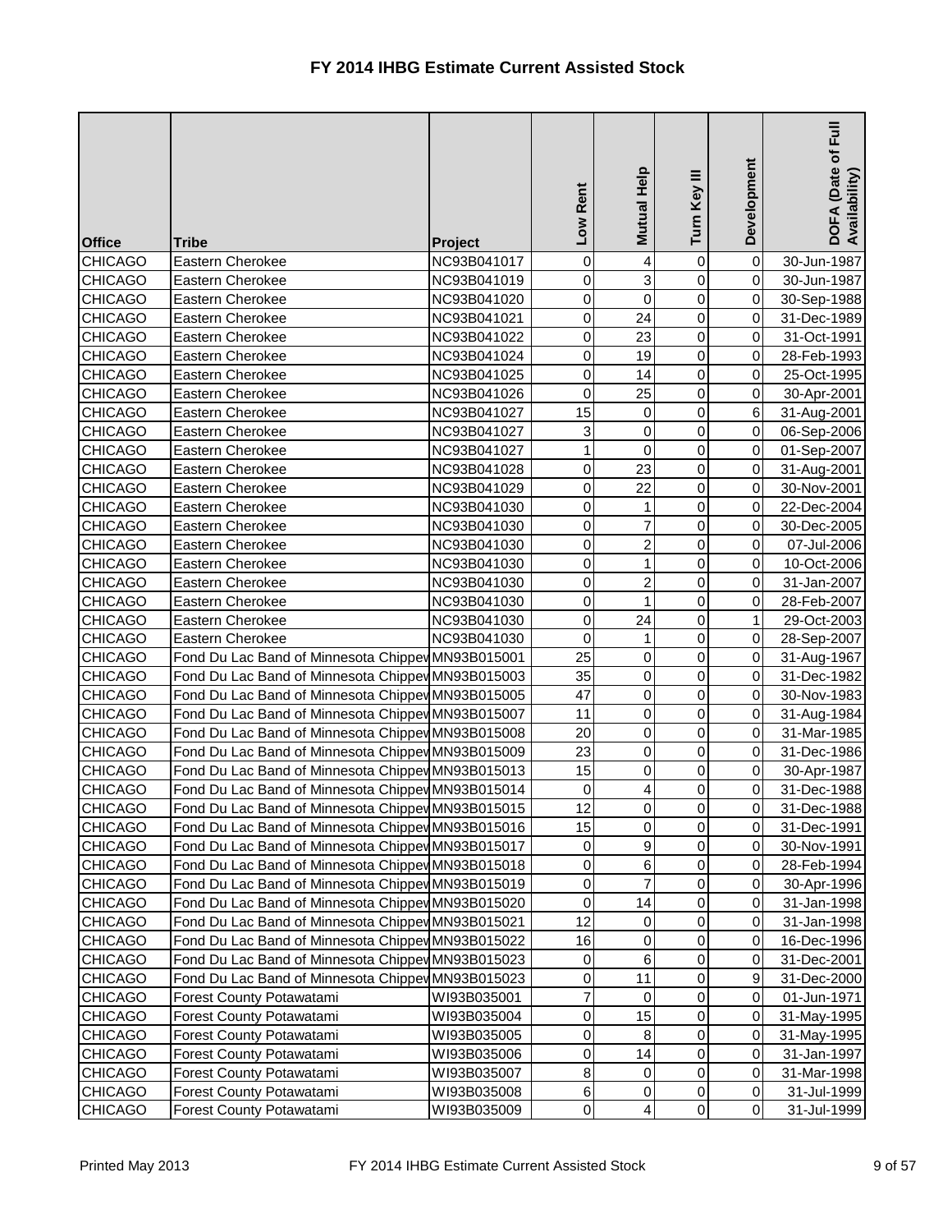# FY 2014 IHBG Estimate Current Assisted Stock

| Office | Tribe | Project | Low Rent | Mutual Help | Turn Key III | Development | DOFA (Date of Full Availability) |
|---|---|---|---|---|---|---|---|
| CHICAGO | Eastern Cherokee | NC93B041017 | 0 | 4 | 0 | 0 | 30-Jun-1987 |
| CHICAGO | Eastern Cherokee | NC93B041019 | 0 | 3 | 0 | 0 | 30-Jun-1987 |
| CHICAGO | Eastern Cherokee | NC93B041020 | 0 | 0 | 0 | 0 | 30-Sep-1988 |
| CHICAGO | Eastern Cherokee | NC93B041021 | 0 | 24 | 0 | 0 | 31-Dec-1989 |
| CHICAGO | Eastern Cherokee | NC93B041022 | 0 | 23 | 0 | 0 | 31-Oct-1991 |
| CHICAGO | Eastern Cherokee | NC93B041024 | 0 | 19 | 0 | 0 | 28-Feb-1993 |
| CHICAGO | Eastern Cherokee | NC93B041025 | 0 | 14 | 0 | 0 | 25-Oct-1995 |
| CHICAGO | Eastern Cherokee | NC93B041026 | 0 | 25 | 0 | 0 | 30-Apr-2001 |
| CHICAGO | Eastern Cherokee | NC93B041027 | 15 | 0 | 0 | 6 | 31-Aug-2001 |
| CHICAGO | Eastern Cherokee | NC93B041027 | 3 | 0 | 0 | 0 | 06-Sep-2006 |
| CHICAGO | Eastern Cherokee | NC93B041027 | 1 | 0 | 0 | 0 | 01-Sep-2007 |
| CHICAGO | Eastern Cherokee | NC93B041028 | 0 | 23 | 0 | 0 | 31-Aug-2001 |
| CHICAGO | Eastern Cherokee | NC93B041029 | 0 | 22 | 0 | 0 | 30-Nov-2001 |
| CHICAGO | Eastern Cherokee | NC93B041030 | 0 | 1 | 0 | 0 | 22-Dec-2004 |
| CHICAGO | Eastern Cherokee | NC93B041030 | 0 | 7 | 0 | 0 | 30-Dec-2005 |
| CHICAGO | Eastern Cherokee | NC93B041030 | 0 | 2 | 0 | 0 | 07-Jul-2006 |
| CHICAGO | Eastern Cherokee | NC93B041030 | 0 | 1 | 0 | 0 | 10-Oct-2006 |
| CHICAGO | Eastern Cherokee | NC93B041030 | 0 | 2 | 0 | 0 | 31-Jan-2007 |
| CHICAGO | Eastern Cherokee | NC93B041030 | 0 | 1 | 0 | 0 | 28-Feb-2007 |
| CHICAGO | Eastern Cherokee | NC93B041030 | 0 | 24 | 0 | 1 | 29-Oct-2003 |
| CHICAGO | Eastern Cherokee | NC93B041030 | 0 | 1 | 0 | 0 | 28-Sep-2007 |
| CHICAGO | Fond Du Lac Band of Minnesota Chippew | MN93B015001 | 25 | 0 | 0 | 0 | 31-Aug-1967 |
| CHICAGO | Fond Du Lac Band of Minnesota Chippew | MN93B015003 | 35 | 0 | 0 | 0 | 31-Dec-1982 |
| CHICAGO | Fond Du Lac Band of Minnesota Chippew | MN93B015005 | 47 | 0 | 0 | 0 | 30-Nov-1983 |
| CHICAGO | Fond Du Lac Band of Minnesota Chippew | MN93B015007 | 11 | 0 | 0 | 0 | 31-Aug-1984 |
| CHICAGO | Fond Du Lac Band of Minnesota Chippew | MN93B015008 | 20 | 0 | 0 | 0 | 31-Mar-1985 |
| CHICAGO | Fond Du Lac Band of Minnesota Chippew | MN93B015009 | 23 | 0 | 0 | 0 | 31-Dec-1986 |
| CHICAGO | Fond Du Lac Band of Minnesota Chippew | MN93B015013 | 15 | 0 | 0 | 0 | 30-Apr-1987 |
| CHICAGO | Fond Du Lac Band of Minnesota Chippew | MN93B015014 | 0 | 4 | 0 | 0 | 31-Dec-1988 |
| CHICAGO | Fond Du Lac Band of Minnesota Chippew | MN93B015015 | 12 | 0 | 0 | 0 | 31-Dec-1988 |
| CHICAGO | Fond Du Lac Band of Minnesota Chippew | MN93B015016 | 15 | 0 | 0 | 0 | 31-Dec-1991 |
| CHICAGO | Fond Du Lac Band of Minnesota Chippew | MN93B015017 | 0 | 9 | 0 | 0 | 30-Nov-1991 |
| CHICAGO | Fond Du Lac Band of Minnesota Chippew | MN93B015018 | 0 | 6 | 0 | 0 | 28-Feb-1994 |
| CHICAGO | Fond Du Lac Band of Minnesota Chippew | MN93B015019 | 0 | 7 | 0 | 0 | 30-Apr-1996 |
| CHICAGO | Fond Du Lac Band of Minnesota Chippew | MN93B015020 | 0 | 14 | 0 | 0 | 31-Jan-1998 |
| CHICAGO | Fond Du Lac Band of Minnesota Chippew | MN93B015021 | 12 | 0 | 0 | 0 | 31-Jan-1998 |
| CHICAGO | Fond Du Lac Band of Minnesota Chippew | MN93B015022 | 16 | 0 | 0 | 0 | 16-Dec-1996 |
| CHICAGO | Fond Du Lac Band of Minnesota Chippew | MN93B015023 | 0 | 6 | 0 | 0 | 31-Dec-2001 |
| CHICAGO | Fond Du Lac Band of Minnesota Chippew | MN93B015023 | 0 | 11 | 0 | 9 | 31-Dec-2000 |
| CHICAGO | Forest County Potawatami | WI93B035001 | 7 | 0 | 0 | 0 | 01-Jun-1971 |
| CHICAGO | Forest County Potawatami | WI93B035004 | 0 | 15 | 0 | 0 | 31-May-1995 |
| CHICAGO | Forest County Potawatami | WI93B035005 | 0 | 8 | 0 | 0 | 31-May-1995 |
| CHICAGO | Forest County Potawatami | WI93B035006 | 0 | 14 | 0 | 0 | 31-Jan-1997 |
| CHICAGO | Forest County Potawatami | WI93B035007 | 8 | 0 | 0 | 0 | 31-Mar-1998 |
| CHICAGO | Forest County Potawatami | WI93B035008 | 6 | 0 | 0 | 0 | 31-Jul-1999 |
| CHICAGO | Forest County Potawatami | WI93B035009 | 0 | 4 | 0 | 0 | 31-Jul-1999 |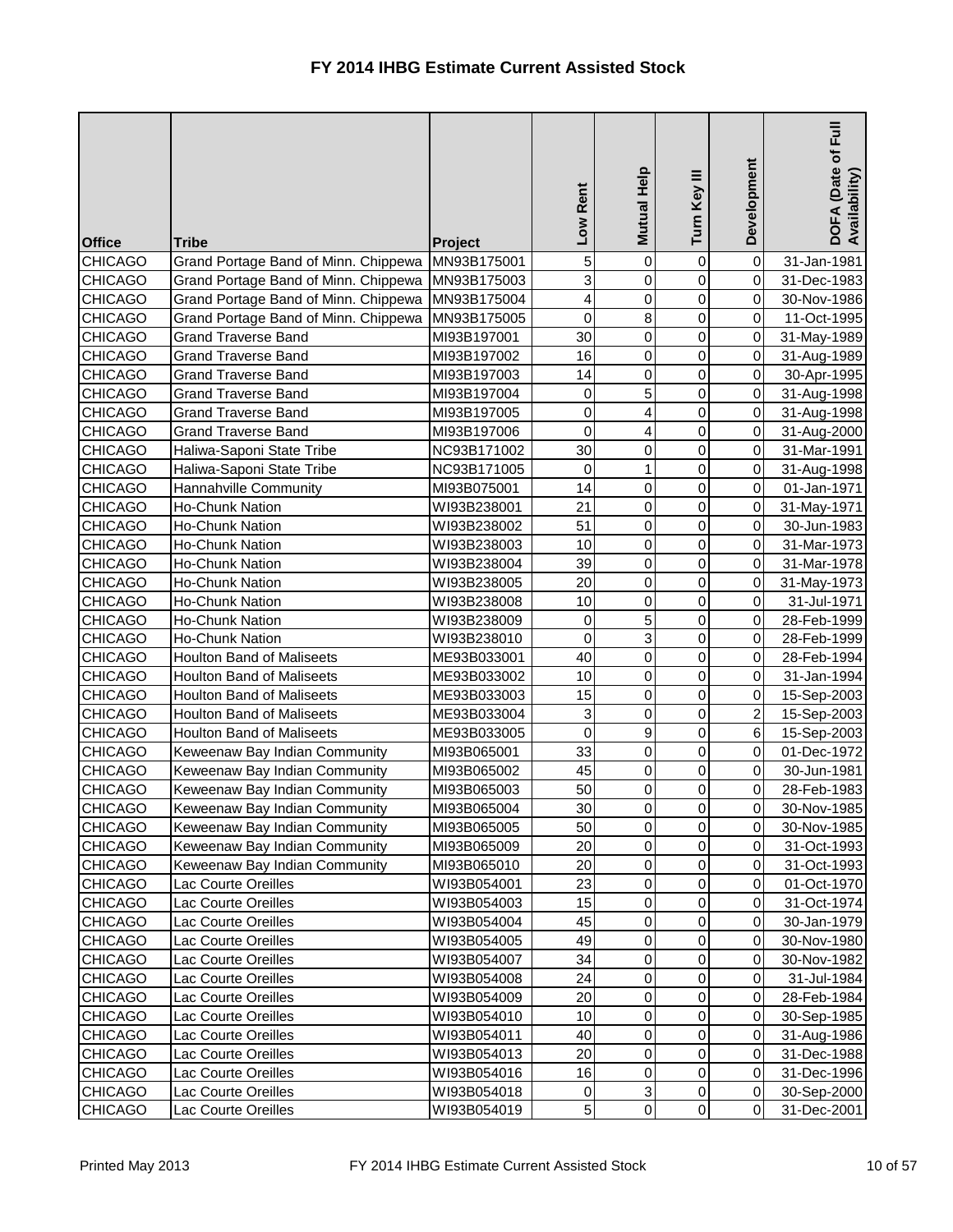# FY 2014 IHBG Estimate Current Assisted Stock

| Office | Tribe | Project | Low Rent | Mutual Help | Turn Key III | Development | DOFA (Date of Full Availability) |
|---|---|---|---|---|---|---|---|
| CHICAGO | Grand Portage Band of Minn. Chippewa | MN93B175001 | 5 | 0 | 0 | 0 | 31-Jan-1981 |
| CHICAGO | Grand Portage Band of Minn. Chippewa | MN93B175003 | 3 | 0 | 0 | 0 | 31-Dec-1983 |
| CHICAGO | Grand Portage Band of Minn. Chippewa | MN93B175004 | 4 | 0 | 0 | 0 | 30-Nov-1986 |
| CHICAGO | Grand Portage Band of Minn. Chippewa | MN93B175005 | 0 | 8 | 0 | 0 | 11-Oct-1995 |
| CHICAGO | Grand Traverse Band | MI93B197001 | 30 | 0 | 0 | 0 | 31-May-1989 |
| CHICAGO | Grand Traverse Band | MI93B197002 | 16 | 0 | 0 | 0 | 31-Aug-1989 |
| CHICAGO | Grand Traverse Band | MI93B197003 | 14 | 0 | 0 | 0 | 30-Apr-1995 |
| CHICAGO | Grand Traverse Band | MI93B197004 | 0 | 5 | 0 | 0 | 31-Aug-1998 |
| CHICAGO | Grand Traverse Band | MI93B197005 | 0 | 4 | 0 | 0 | 31-Aug-1998 |
| CHICAGO | Grand Traverse Band | MI93B197006 | 0 | 4 | 0 | 0 | 31-Aug-2000 |
| CHICAGO | Haliwa-Saponi State Tribe | NC93B171002 | 30 | 0 | 0 | 0 | 31-Mar-1991 |
| CHICAGO | Haliwa-Saponi State Tribe | NC93B171005 | 0 | 1 | 0 | 0 | 31-Aug-1998 |
| CHICAGO | Hannahville Community | MI93B075001 | 14 | 0 | 0 | 0 | 01-Jan-1971 |
| CHICAGO | Ho-Chunk Nation | WI93B238001 | 21 | 0 | 0 | 0 | 31-May-1971 |
| CHICAGO | Ho-Chunk Nation | WI93B238002 | 51 | 0 | 0 | 0 | 30-Jun-1983 |
| CHICAGO | Ho-Chunk Nation | WI93B238003 | 10 | 0 | 0 | 0 | 31-Mar-1973 |
| CHICAGO | Ho-Chunk Nation | WI93B238004 | 39 | 0 | 0 | 0 | 31-Mar-1978 |
| CHICAGO | Ho-Chunk Nation | WI93B238005 | 20 | 0 | 0 | 0 | 31-May-1973 |
| CHICAGO | Ho-Chunk Nation | WI93B238008 | 10 | 0 | 0 | 0 | 31-Jul-1971 |
| CHICAGO | Ho-Chunk Nation | WI93B238009 | 0 | 5 | 0 | 0 | 28-Feb-1999 |
| CHICAGO | Ho-Chunk Nation | WI93B238010 | 0 | 3 | 0 | 0 | 28-Feb-1999 |
| CHICAGO | Houlton Band of Maliseets | ME93B033001 | 40 | 0 | 0 | 0 | 28-Feb-1994 |
| CHICAGO | Houlton Band of Maliseets | ME93B033002 | 10 | 0 | 0 | 0 | 31-Jan-1994 |
| CHICAGO | Houlton Band of Maliseets | ME93B033003 | 15 | 0 | 0 | 0 | 15-Sep-2003 |
| CHICAGO | Houlton Band of Maliseets | ME93B033004 | 3 | 0 | 0 | 2 | 15-Sep-2003 |
| CHICAGO | Houlton Band of Maliseets | ME93B033005 | 0 | 9 | 0 | 6 | 15-Sep-2003 |
| CHICAGO | Keweenaw Bay Indian Community | MI93B065001 | 33 | 0 | 0 | 0 | 01-Dec-1972 |
| CHICAGO | Keweenaw Bay Indian Community | MI93B065002 | 45 | 0 | 0 | 0 | 30-Jun-1981 |
| CHICAGO | Keweenaw Bay Indian Community | MI93B065003 | 50 | 0 | 0 | 0 | 28-Feb-1983 |
| CHICAGO | Keweenaw Bay Indian Community | MI93B065004 | 30 | 0 | 0 | 0 | 30-Nov-1985 |
| CHICAGO | Keweenaw Bay Indian Community | MI93B065005 | 50 | 0 | 0 | 0 | 30-Nov-1985 |
| CHICAGO | Keweenaw Bay Indian Community | MI93B065009 | 20 | 0 | 0 | 0 | 31-Oct-1993 |
| CHICAGO | Keweenaw Bay Indian Community | MI93B065010 | 20 | 0 | 0 | 0 | 31-Oct-1993 |
| CHICAGO | Lac Courte Oreilles | WI93B054001 | 23 | 0 | 0 | 0 | 01-Oct-1970 |
| CHICAGO | Lac Courte Oreilles | WI93B054003 | 15 | 0 | 0 | 0 | 31-Oct-1974 |
| CHICAGO | Lac Courte Oreilles | WI93B054004 | 45 | 0 | 0 | 0 | 30-Jan-1979 |
| CHICAGO | Lac Courte Oreilles | WI93B054005 | 49 | 0 | 0 | 0 | 30-Nov-1980 |
| CHICAGO | Lac Courte Oreilles | WI93B054007 | 34 | 0 | 0 | 0 | 30-Nov-1982 |
| CHICAGO | Lac Courte Oreilles | WI93B054008 | 24 | 0 | 0 | 0 | 31-Jul-1984 |
| CHICAGO | Lac Courte Oreilles | WI93B054009 | 20 | 0 | 0 | 0 | 28-Feb-1984 |
| CHICAGO | Lac Courte Oreilles | WI93B054010 | 10 | 0 | 0 | 0 | 30-Sep-1985 |
| CHICAGO | Lac Courte Oreilles | WI93B054011 | 40 | 0 | 0 | 0 | 31-Aug-1986 |
| CHICAGO | Lac Courte Oreilles | WI93B054013 | 20 | 0 | 0 | 0 | 31-Dec-1988 |
| CHICAGO | Lac Courte Oreilles | WI93B054016 | 16 | 0 | 0 | 0 | 31-Dec-1996 |
| CHICAGO | Lac Courte Oreilles | WI93B054018 | 0 | 3 | 0 | 0 | 30-Sep-2000 |
| CHICAGO | Lac Courte Oreilles | WI93B054019 | 5 | 0 | 0 | 0 | 31-Dec-2001 |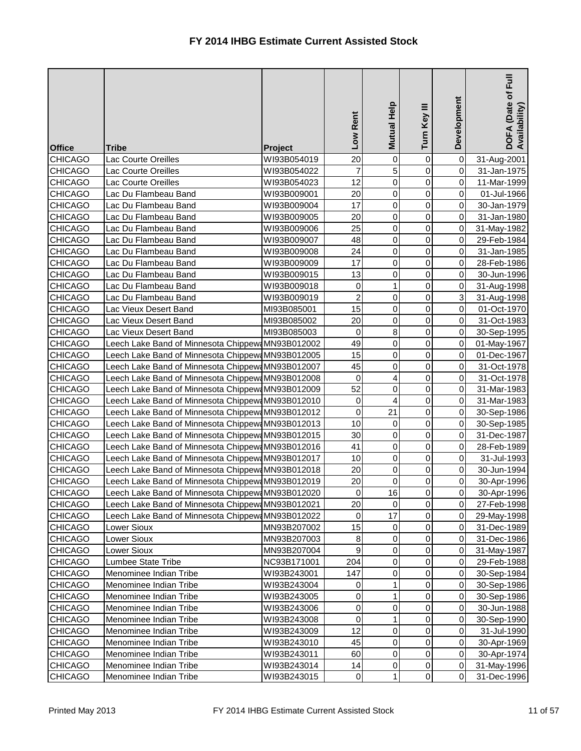# FY 2014 IHBG Estimate Current Assisted Stock

| Office | Tribe | Project | Low Rent | Mutual Help | Turn Key III | Development | DOFA (Date of Full Availability) |
|---|---|---|---|---|---|---|---|
| CHICAGO | Lac Courte Oreilles | WI93B054019 | 20 | 0 | 0 | 0 | 31-Aug-2001 |
| CHICAGO | Lac Courte Oreilles | WI93B054022 | 7 | 5 | 0 | 0 | 31-Jan-1975 |
| CHICAGO | Lac Courte Oreilles | WI93B054023 | 12 | 0 | 0 | 0 | 11-Mar-1999 |
| CHICAGO | Lac Du Flambeau Band | WI93B009001 | 20 | 0 | 0 | 0 | 01-Jul-1966 |
| CHICAGO | Lac Du Flambeau Band | WI93B009004 | 17 | 0 | 0 | 0 | 30-Jan-1979 |
| CHICAGO | Lac Du Flambeau Band | WI93B009005 | 20 | 0 | 0 | 0 | 31-Jan-1980 |
| CHICAGO | Lac Du Flambeau Band | WI93B009006 | 25 | 0 | 0 | 0 | 31-May-1982 |
| CHICAGO | Lac Du Flambeau Band | WI93B009007 | 48 | 0 | 0 | 0 | 29-Feb-1984 |
| CHICAGO | Lac Du Flambeau Band | WI93B009008 | 24 | 0 | 0 | 0 | 31-Jan-1985 |
| CHICAGO | Lac Du Flambeau Band | WI93B009009 | 17 | 0 | 0 | 0 | 28-Feb-1986 |
| CHICAGO | Lac Du Flambeau Band | WI93B009015 | 13 | 0 | 0 | 0 | 30-Jun-1996 |
| CHICAGO | Lac Du Flambeau Band | WI93B009018 | 0 | 1 | 0 | 0 | 31-Aug-1998 |
| CHICAGO | Lac Du Flambeau Band | WI93B009019 | 2 | 0 | 0 | 3 | 31-Aug-1998 |
| CHICAGO | Lac Vieux Desert Band | MI93B085001 | 15 | 0 | 0 | 0 | 01-Oct-1970 |
| CHICAGO | Lac Vieux Desert Band | MI93B085002 | 20 | 0 | 0 | 0 | 31-Oct-1983 |
| CHICAGO | Lac Vieux Desert Band | MI93B085003 | 0 | 8 | 0 | 0 | 30-Sep-1995 |
| CHICAGO | Leech Lake Band of Minnesota Chippewa | MN93B012002 | 49 | 0 | 0 | 0 | 01-May-1967 |
| CHICAGO | Leech Lake Band of Minnesota Chippewa | MN93B012005 | 15 | 0 | 0 | 0 | 01-Dec-1967 |
| CHICAGO | Leech Lake Band of Minnesota Chippewa | MN93B012007 | 45 | 0 | 0 | 0 | 31-Oct-1978 |
| CHICAGO | Leech Lake Band of Minnesota Chippewa | MN93B012008 | 0 | 4 | 0 | 0 | 31-Oct-1978 |
| CHICAGO | Leech Lake Band of Minnesota Chippewa | MN93B012009 | 52 | 0 | 0 | 0 | 31-Mar-1983 |
| CHICAGO | Leech Lake Band of Minnesota Chippewa | MN93B012010 | 0 | 4 | 0 | 0 | 31-Mar-1983 |
| CHICAGO | Leech Lake Band of Minnesota Chippewa | MN93B012012 | 0 | 21 | 0 | 0 | 30-Sep-1986 |
| CHICAGO | Leech Lake Band of Minnesota Chippewa | MN93B012013 | 10 | 0 | 0 | 0 | 30-Sep-1985 |
| CHICAGO | Leech Lake Band of Minnesota Chippewa | MN93B012015 | 30 | 0 | 0 | 0 | 31-Dec-1987 |
| CHICAGO | Leech Lake Band of Minnesota Chippewa | MN93B012016 | 41 | 0 | 0 | 0 | 28-Feb-1989 |
| CHICAGO | Leech Lake Band of Minnesota Chippewa | MN93B012017 | 10 | 0 | 0 | 0 | 31-Jul-1993 |
| CHICAGO | Leech Lake Band of Minnesota Chippewa | MN93B012018 | 20 | 0 | 0 | 0 | 30-Jun-1994 |
| CHICAGO | Leech Lake Band of Minnesota Chippewa | MN93B012019 | 20 | 0 | 0 | 0 | 30-Apr-1996 |
| CHICAGO | Leech Lake Band of Minnesota Chippewa | MN93B012020 | 0 | 16 | 0 | 0 | 30-Apr-1996 |
| CHICAGO | Leech Lake Band of Minnesota Chippewa | MN93B012021 | 20 | 0 | 0 | 0 | 27-Feb-1998 |
| CHICAGO | Leech Lake Band of Minnesota Chippewa | MN93B012022 | 0 | 17 | 0 | 0 | 29-May-1998 |
| CHICAGO | Lower Sioux | MN93B207002 | 15 | 0 | 0 | 0 | 31-Dec-1989 |
| CHICAGO | Lower Sioux | MN93B207003 | 8 | 0 | 0 | 0 | 31-Dec-1986 |
| CHICAGO | Lower Sioux | MN93B207004 | 9 | 0 | 0 | 0 | 31-May-1987 |
| CHICAGO | Lumbee State Tribe | NC93B171001 | 204 | 0 | 0 | 0 | 29-Feb-1988 |
| CHICAGO | Menominee Indian Tribe | WI93B243001 | 147 | 0 | 0 | 0 | 30-Sep-1984 |
| CHICAGO | Menominee Indian Tribe | WI93B243004 | 0 | 1 | 0 | 0 | 30-Sep-1986 |
| CHICAGO | Menominee Indian Tribe | WI93B243005 | 0 | 1 | 0 | 0 | 30-Sep-1986 |
| CHICAGO | Menominee Indian Tribe | WI93B243006 | 0 | 0 | 0 | 0 | 30-Jun-1988 |
| CHICAGO | Menominee Indian Tribe | WI93B243008 | 0 | 1 | 0 | 0 | 30-Sep-1990 |
| CHICAGO | Menominee Indian Tribe | WI93B243009 | 12 | 0 | 0 | 0 | 31-Jul-1990 |
| CHICAGO | Menominee Indian Tribe | WI93B243010 | 45 | 0 | 0 | 0 | 30-Apr-1969 |
| CHICAGO | Menominee Indian Tribe | WI93B243011 | 60 | 0 | 0 | 0 | 30-Apr-1974 |
| CHICAGO | Menominee Indian Tribe | WI93B243014 | 14 | 0 | 0 | 0 | 31-May-1996 |
| CHICAGO | Menominee Indian Tribe | WI93B243015 | 0 | 1 | 0 | 0 | 31-Dec-1996 |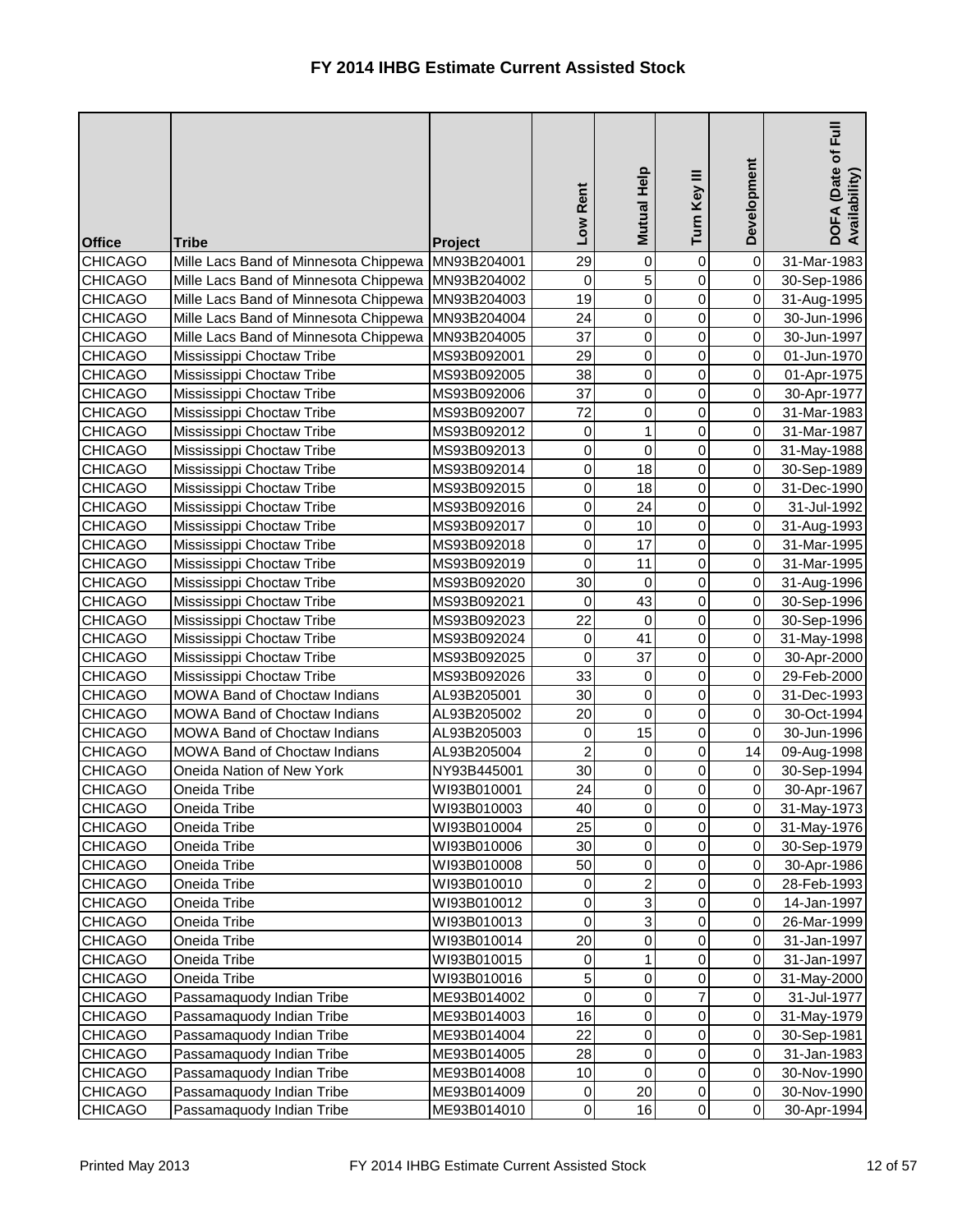# FY 2014 IHBG Estimate Current Assisted Stock

| Office | Tribe | Project | Low Rent | Mutual Help | Turn Key III | Development | DOFA (Date of Full Availability) |
|---|---|---|---|---|---|---|---|
| CHICAGO | Mille Lacs Band of Minnesota Chippewa | MN93B204001 | 29 | 0 | 0 | 0 | 31-Mar-1983 |
| CHICAGO | Mille Lacs Band of Minnesota Chippewa | MN93B204002 | 0 | 5 | 0 | 0 | 30-Sep-1986 |
| CHICAGO | Mille Lacs Band of Minnesota Chippewa | MN93B204003 | 19 | 0 | 0 | 0 | 31-Aug-1995 |
| CHICAGO | Mille Lacs Band of Minnesota Chippewa | MN93B204004 | 24 | 0 | 0 | 0 | 30-Jun-1996 |
| CHICAGO | Mille Lacs Band of Minnesota Chippewa | MN93B204005 | 37 | 0 | 0 | 0 | 30-Jun-1997 |
| CHICAGO | Mississippi Choctaw Tribe | MS93B092001 | 29 | 0 | 0 | 0 | 01-Jun-1970 |
| CHICAGO | Mississippi Choctaw Tribe | MS93B092005 | 38 | 0 | 0 | 0 | 01-Apr-1975 |
| CHICAGO | Mississippi Choctaw Tribe | MS93B092006 | 37 | 0 | 0 | 0 | 30-Apr-1977 |
| CHICAGO | Mississippi Choctaw Tribe | MS93B092007 | 72 | 0 | 0 | 0 | 31-Mar-1983 |
| CHICAGO | Mississippi Choctaw Tribe | MS93B092012 | 0 | 1 | 0 | 0 | 31-Mar-1987 |
| CHICAGO | Mississippi Choctaw Tribe | MS93B092013 | 0 | 0 | 0 | 0 | 31-May-1988 |
| CHICAGO | Mississippi Choctaw Tribe | MS93B092014 | 0 | 18 | 0 | 0 | 30-Sep-1989 |
| CHICAGO | Mississippi Choctaw Tribe | MS93B092015 | 0 | 18 | 0 | 0 | 31-Dec-1990 |
| CHICAGO | Mississippi Choctaw Tribe | MS93B092016 | 0 | 24 | 0 | 0 | 31-Jul-1992 |
| CHICAGO | Mississippi Choctaw Tribe | MS93B092017 | 0 | 10 | 0 | 0 | 31-Aug-1993 |
| CHICAGO | Mississippi Choctaw Tribe | MS93B092018 | 0 | 17 | 0 | 0 | 31-Mar-1995 |
| CHICAGO | Mississippi Choctaw Tribe | MS93B092019 | 0 | 11 | 0 | 0 | 31-Mar-1995 |
| CHICAGO | Mississippi Choctaw Tribe | MS93B092020 | 30 | 0 | 0 | 0 | 31-Aug-1996 |
| CHICAGO | Mississippi Choctaw Tribe | MS93B092021 | 0 | 43 | 0 | 0 | 30-Sep-1996 |
| CHICAGO | Mississippi Choctaw Tribe | MS93B092023 | 22 | 0 | 0 | 0 | 30-Sep-1996 |
| CHICAGO | Mississippi Choctaw Tribe | MS93B092024 | 0 | 41 | 0 | 0 | 31-May-1998 |
| CHICAGO | Mississippi Choctaw Tribe | MS93B092025 | 0 | 37 | 0 | 0 | 30-Apr-2000 |
| CHICAGO | Mississippi Choctaw Tribe | MS93B092026 | 33 | 0 | 0 | 0 | 29-Feb-2000 |
| CHICAGO | MOWA Band of Choctaw Indians | AL93B205001 | 30 | 0 | 0 | 0 | 31-Dec-1993 |
| CHICAGO | MOWA Band of Choctaw Indians | AL93B205002 | 20 | 0 | 0 | 0 | 30-Oct-1994 |
| CHICAGO | MOWA Band of Choctaw Indians | AL93B205003 | 0 | 15 | 0 | 0 | 30-Jun-1996 |
| CHICAGO | MOWA Band of Choctaw Indians | AL93B205004 | 2 | 0 | 0 | 14 | 09-Aug-1998 |
| CHICAGO | Oneida Nation of New York | NY93B445001 | 30 | 0 | 0 | 0 | 30-Sep-1994 |
| CHICAGO | Oneida Tribe | WI93B010001 | 24 | 0 | 0 | 0 | 30-Apr-1967 |
| CHICAGO | Oneida Tribe | WI93B010003 | 40 | 0 | 0 | 0 | 31-May-1973 |
| CHICAGO | Oneida Tribe | WI93B010004 | 25 | 0 | 0 | 0 | 31-May-1976 |
| CHICAGO | Oneida Tribe | WI93B010006 | 30 | 0 | 0 | 0 | 30-Sep-1979 |
| CHICAGO | Oneida Tribe | WI93B010008 | 50 | 0 | 0 | 0 | 30-Apr-1986 |
| CHICAGO | Oneida Tribe | WI93B010010 | 0 | 2 | 0 | 0 | 28-Feb-1993 |
| CHICAGO | Oneida Tribe | WI93B010012 | 0 | 3 | 0 | 0 | 14-Jan-1997 |
| CHICAGO | Oneida Tribe | WI93B010013 | 0 | 3 | 0 | 0 | 26-Mar-1999 |
| CHICAGO | Oneida Tribe | WI93B010014 | 20 | 0 | 0 | 0 | 31-Jan-1997 |
| CHICAGO | Oneida Tribe | WI93B010015 | 0 | 1 | 0 | 0 | 31-Jan-1997 |
| CHICAGO | Oneida Tribe | WI93B010016 | 5 | 0 | 0 | 0 | 31-May-2000 |
| CHICAGO | Passamaquody Indian Tribe | ME93B014002 | 0 | 0 | 7 | 0 | 31-Jul-1977 |
| CHICAGO | Passamaquody Indian Tribe | ME93B014003 | 16 | 0 | 0 | 0 | 31-May-1979 |
| CHICAGO | Passamaquody Indian Tribe | ME93B014004 | 22 | 0 | 0 | 0 | 30-Sep-1981 |
| CHICAGO | Passamaquody Indian Tribe | ME93B014005 | 28 | 0 | 0 | 0 | 31-Jan-1983 |
| CHICAGO | Passamaquody Indian Tribe | ME93B014008 | 10 | 0 | 0 | 0 | 30-Nov-1990 |
| CHICAGO | Passamaquody Indian Tribe | ME93B014009 | 0 | 20 | 0 | 0 | 30-Nov-1990 |
| CHICAGO | Passamaquody Indian Tribe | ME93B014010 | 0 | 16 | 0 | 0 | 30-Apr-1994 |

Printed May 2013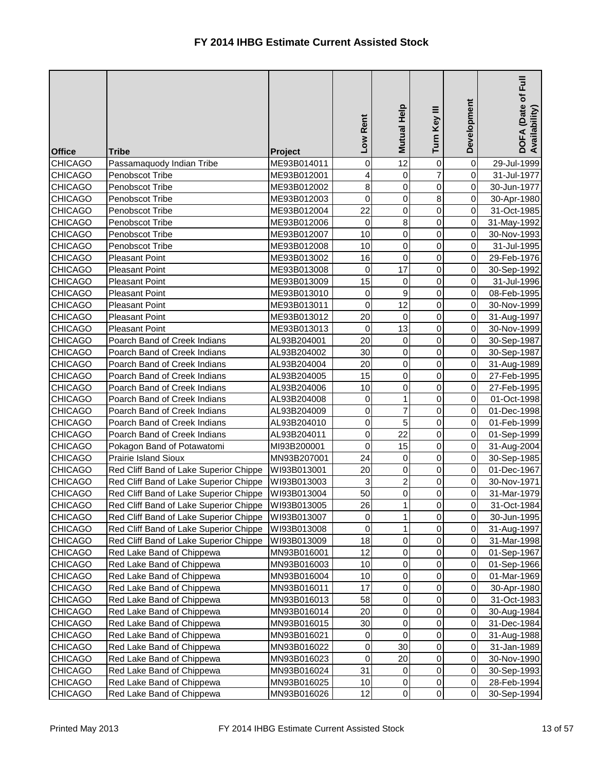# FY 2014 IHBG Estimate Current Assisted Stock

| Office | Tribe | Project | Low Rent | Mutual Help | Turn Key III | Development | DOFA (Date of Full Availability) |
|---|---|---|---|---|---|---|---|
| CHICAGO | Passamaquody Indian Tribe | ME93B014011 | 0 | 12 | 0 | 0 | 29-Jul-1999 |
| CHICAGO | Penobscot Tribe | ME93B012001 | 4 | 0 | 7 | 0 | 31-Jul-1977 |
| CHICAGO | Penobscot Tribe | ME93B012002 | 8 | 0 | 0 | 0 | 30-Jun-1977 |
| CHICAGO | Penobscot Tribe | ME93B012003 | 0 | 0 | 8 | 0 | 30-Apr-1980 |
| CHICAGO | Penobscot Tribe | ME93B012004 | 22 | 0 | 0 | 0 | 31-Oct-1985 |
| CHICAGO | Penobscot Tribe | ME93B012006 | 0 | 8 | 0 | 0 | 31-May-1992 |
| CHICAGO | Penobscot Tribe | ME93B012007 | 10 | 0 | 0 | 0 | 30-Nov-1993 |
| CHICAGO | Penobscot Tribe | ME93B012008 | 10 | 0 | 0 | 0 | 31-Jul-1995 |
| CHICAGO | Pleasant Point | ME93B013002 | 16 | 0 | 0 | 0 | 29-Feb-1976 |
| CHICAGO | Pleasant Point | ME93B013008 | 0 | 17 | 0 | 0 | 30-Sep-1992 |
| CHICAGO | Pleasant Point | ME93B013009 | 15 | 0 | 0 | 0 | 31-Jul-1996 |
| CHICAGO | Pleasant Point | ME93B013010 | 0 | 9 | 0 | 0 | 08-Feb-1995 |
| CHICAGO | Pleasant Point | ME93B013011 | 0 | 12 | 0 | 0 | 30-Nov-1999 |
| CHICAGO | Pleasant Point | ME93B013012 | 20 | 0 | 0 | 0 | 31-Aug-1997 |
| CHICAGO | Pleasant Point | ME93B013013 | 0 | 13 | 0 | 0 | 30-Nov-1999 |
| CHICAGO | Poarch Band of Creek Indians | AL93B204001 | 20 | 0 | 0 | 0 | 30-Sep-1987 |
| CHICAGO | Poarch Band of Creek Indians | AL93B204002 | 30 | 0 | 0 | 0 | 30-Sep-1987 |
| CHICAGO | Poarch Band of Creek Indians | AL93B204004 | 20 | 0 | 0 | 0 | 31-Aug-1989 |
| CHICAGO | Poarch Band of Creek Indians | AL93B204005 | 15 | 0 | 0 | 0 | 27-Feb-1995 |
| CHICAGO | Poarch Band of Creek Indians | AL93B204006 | 10 | 0 | 0 | 0 | 27-Feb-1995 |
| CHICAGO | Poarch Band of Creek Indians | AL93B204008 | 0 | 1 | 0 | 0 | 01-Oct-1998 |
| CHICAGO | Poarch Band of Creek Indians | AL93B204009 | 0 | 7 | 0 | 0 | 01-Dec-1998 |
| CHICAGO | Poarch Band of Creek Indians | AL93B204010 | 0 | 5 | 0 | 0 | 01-Feb-1999 |
| CHICAGO | Poarch Band of Creek Indians | AL93B204011 | 0 | 22 | 0 | 0 | 01-Sep-1999 |
| CHICAGO | Pokagon Band of Potawatomi | MI93B200001 | 0 | 15 | 0 | 0 | 31-Aug-2004 |
| CHICAGO | Prairie Island Sioux | MN93B207001 | 24 | 0 | 0 | 0 | 30-Sep-1985 |
| CHICAGO | Red Cliff Band of Lake Superior Chippe | WI93B013001 | 20 | 0 | 0 | 0 | 01-Dec-1967 |
| CHICAGO | Red Cliff Band of Lake Superior Chippe | WI93B013003 | 3 | 2 | 0 | 0 | 30-Nov-1971 |
| CHICAGO | Red Cliff Band of Lake Superior Chippe | WI93B013004 | 50 | 0 | 0 | 0 | 31-Mar-1979 |
| CHICAGO | Red Cliff Band of Lake Superior Chippe | WI93B013005 | 26 | 1 | 0 | 0 | 31-Oct-1984 |
| CHICAGO | Red Cliff Band of Lake Superior Chippe | WI93B013007 | 0 | 1 | 0 | 0 | 30-Jun-1995 |
| CHICAGO | Red Cliff Band of Lake Superior Chippe | WI93B013008 | 0 | 1 | 0 | 0 | 31-Aug-1997 |
| CHICAGO | Red Cliff Band of Lake Superior Chippe | WI93B013009 | 18 | 0 | 0 | 0 | 31-Mar-1998 |
| CHICAGO | Red Lake Band of Chippewa | MN93B016001 | 12 | 0 | 0 | 0 | 01-Sep-1967 |
| CHICAGO | Red Lake Band of Chippewa | MN93B016003 | 10 | 0 | 0 | 0 | 01-Sep-1966 |
| CHICAGO | Red Lake Band of Chippewa | MN93B016004 | 10 | 0 | 0 | 0 | 01-Mar-1969 |
| CHICAGO | Red Lake Band of Chippewa | MN93B016011 | 17 | 0 | 0 | 0 | 30-Apr-1980 |
| CHICAGO | Red Lake Band of Chippewa | MN93B016013 | 58 | 0 | 0 | 0 | 31-Oct-1983 |
| CHICAGO | Red Lake Band of Chippewa | MN93B016014 | 20 | 0 | 0 | 0 | 30-Aug-1984 |
| CHICAGO | Red Lake Band of Chippewa | MN93B016015 | 30 | 0 | 0 | 0 | 31-Dec-1984 |
| CHICAGO | Red Lake Band of Chippewa | MN93B016021 | 0 | 0 | 0 | 0 | 31-Aug-1988 |
| CHICAGO | Red Lake Band of Chippewa | MN93B016022 | 0 | 30 | 0 | 0 | 31-Jan-1989 |
| CHICAGO | Red Lake Band of Chippewa | MN93B016023 | 0 | 20 | 0 | 0 | 30-Nov-1990 |
| CHICAGO | Red Lake Band of Chippewa | MN93B016024 | 31 | 0 | 0 | 0 | 30-Sep-1993 |
| CHICAGO | Red Lake Band of Chippewa | MN93B016025 | 10 | 0 | 0 | 0 | 28-Feb-1994 |
| CHICAGO | Red Lake Band of Chippewa | MN93B016026 | 12 | 0 | 0 | 0 | 30-Sep-1994 |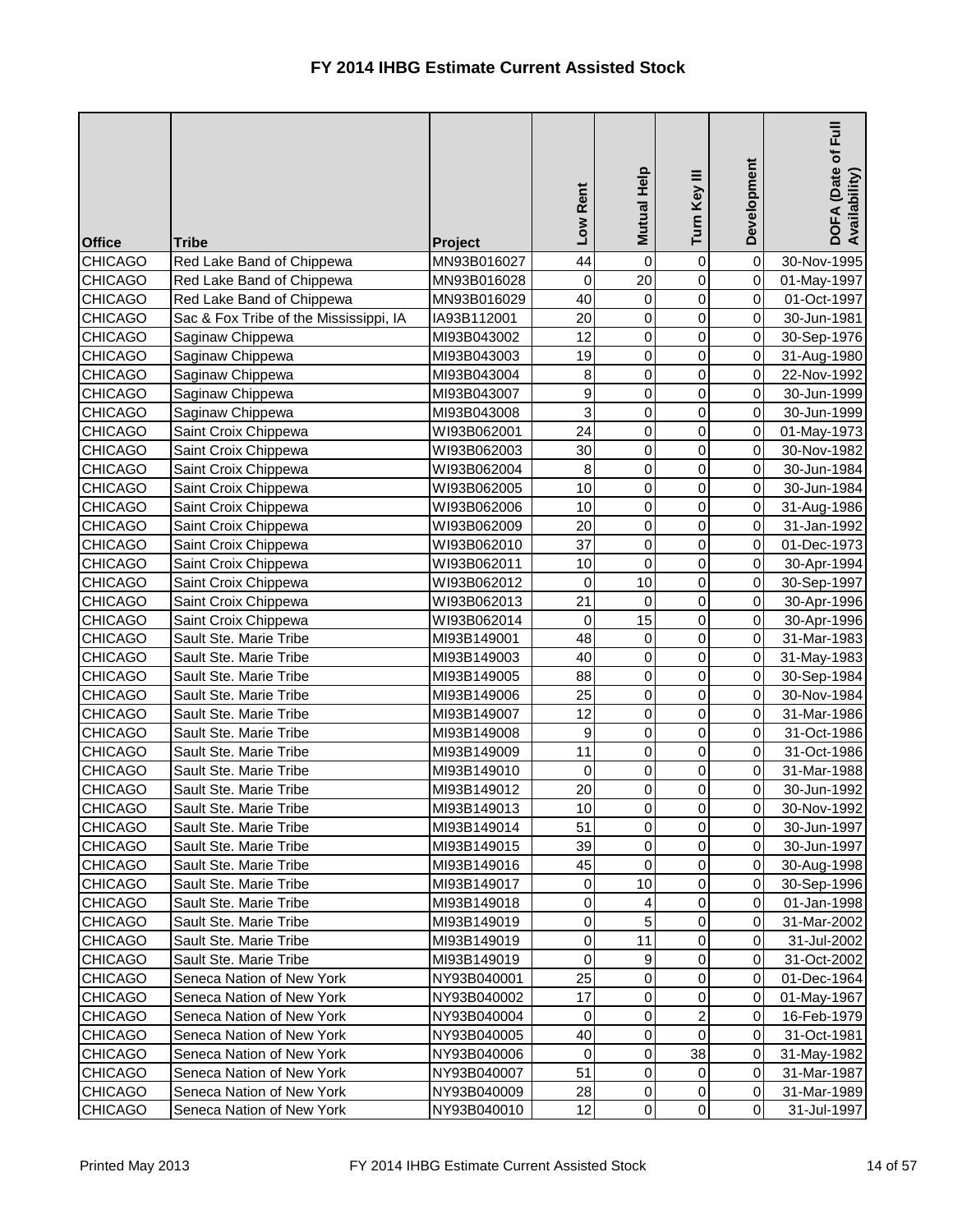# FY 2014 IHBG Estimate Current Assisted Stock

| Office | Tribe | Project | Low Rent | Mutual Help | Turn Key III | Development | DOFA (Date of Full Availability) |
|---|---|---|---|---|---|---|---|
| CHICAGO | Red Lake Band of Chippewa | MN93B016027 | 44 | 0 | 0 | 0 | 30-Nov-1995 |
| CHICAGO | Red Lake Band of Chippewa | MN93B016028 | 0 | 20 | 0 | 0 | 01-May-1997 |
| CHICAGO | Red Lake Band of Chippewa | MN93B016029 | 40 | 0 | 0 | 0 | 01-Oct-1997 |
| CHICAGO | Sac & Fox Tribe of the Mississippi, IA | IA93B112001 | 20 | 0 | 0 | 0 | 30-Jun-1981 |
| CHICAGO | Saginaw Chippewa | MI93B043002 | 12 | 0 | 0 | 0 | 30-Sep-1976 |
| CHICAGO | Saginaw Chippewa | MI93B043003 | 19 | 0 | 0 | 0 | 31-Aug-1980 |
| CHICAGO | Saginaw Chippewa | MI93B043004 | 8 | 0 | 0 | 0 | 22-Nov-1992 |
| CHICAGO | Saginaw Chippewa | MI93B043007 | 9 | 0 | 0 | 0 | 30-Jun-1999 |
| CHICAGO | Saginaw Chippewa | MI93B043008 | 3 | 0 | 0 | 0 | 30-Jun-1999 |
| CHICAGO | Saint Croix Chippewa | WI93B062001 | 24 | 0 | 0 | 0 | 01-May-1973 |
| CHICAGO | Saint Croix Chippewa | WI93B062003 | 30 | 0 | 0 | 0 | 30-Nov-1982 |
| CHICAGO | Saint Croix Chippewa | WI93B062004 | 8 | 0 | 0 | 0 | 30-Jun-1984 |
| CHICAGO | Saint Croix Chippewa | WI93B062005 | 10 | 0 | 0 | 0 | 30-Jun-1984 |
| CHICAGO | Saint Croix Chippewa | WI93B062006 | 10 | 0 | 0 | 0 | 31-Aug-1986 |
| CHICAGO | Saint Croix Chippewa | WI93B062009 | 20 | 0 | 0 | 0 | 31-Jan-1992 |
| CHICAGO | Saint Croix Chippewa | WI93B062010 | 37 | 0 | 0 | 0 | 01-Dec-1973 |
| CHICAGO | Saint Croix Chippewa | WI93B062011 | 10 | 0 | 0 | 0 | 30-Apr-1994 |
| CHICAGO | Saint Croix Chippewa | WI93B062012 | 0 | 10 | 0 | 0 | 30-Sep-1997 |
| CHICAGO | Saint Croix Chippewa | WI93B062013 | 21 | 0 | 0 | 0 | 30-Apr-1996 |
| CHICAGO | Saint Croix Chippewa | WI93B062014 | 0 | 15 | 0 | 0 | 30-Apr-1996 |
| CHICAGO | Sault Ste. Marie Tribe | MI93B149001 | 48 | 0 | 0 | 0 | 31-Mar-1983 |
| CHICAGO | Sault Ste. Marie Tribe | MI93B149003 | 40 | 0 | 0 | 0 | 31-May-1983 |
| CHICAGO | Sault Ste. Marie Tribe | MI93B149005 | 88 | 0 | 0 | 0 | 30-Sep-1984 |
| CHICAGO | Sault Ste. Marie Tribe | MI93B149006 | 25 | 0 | 0 | 0 | 30-Nov-1984 |
| CHICAGO | Sault Ste. Marie Tribe | MI93B149007 | 12 | 0 | 0 | 0 | 31-Mar-1986 |
| CHICAGO | Sault Ste. Marie Tribe | MI93B149008 | 9 | 0 | 0 | 0 | 31-Oct-1986 |
| CHICAGO | Sault Ste. Marie Tribe | MI93B149009 | 11 | 0 | 0 | 0 | 31-Oct-1986 |
| CHICAGO | Sault Ste. Marie Tribe | MI93B149010 | 0 | 0 | 0 | 0 | 31-Mar-1988 |
| CHICAGO | Sault Ste. Marie Tribe | MI93B149012 | 20 | 0 | 0 | 0 | 30-Jun-1992 |
| CHICAGO | Sault Ste. Marie Tribe | MI93B149013 | 10 | 0 | 0 | 0 | 30-Nov-1992 |
| CHICAGO | Sault Ste. Marie Tribe | MI93B149014 | 51 | 0 | 0 | 0 | 30-Jun-1997 |
| CHICAGO | Sault Ste. Marie Tribe | MI93B149015 | 39 | 0 | 0 | 0 | 30-Jun-1997 |
| CHICAGO | Sault Ste. Marie Tribe | MI93B149016 | 45 | 0 | 0 | 0 | 30-Aug-1998 |
| CHICAGO | Sault Ste. Marie Tribe | MI93B149017 | 0 | 10 | 0 | 0 | 30-Sep-1996 |
| CHICAGO | Sault Ste. Marie Tribe | MI93B149018 | 0 | 4 | 0 | 0 | 01-Jan-1998 |
| CHICAGO | Sault Ste. Marie Tribe | MI93B149019 | 0 | 5 | 0 | 0 | 31-Mar-2002 |
| CHICAGO | Sault Ste. Marie Tribe | MI93B149019 | 0 | 11 | 0 | 0 | 31-Jul-2002 |
| CHICAGO | Sault Ste. Marie Tribe | MI93B149019 | 0 | 9 | 0 | 0 | 31-Oct-2002 |
| CHICAGO | Seneca Nation of New York | NY93B040001 | 25 | 0 | 0 | 0 | 01-Dec-1964 |
| CHICAGO | Seneca Nation of New York | NY93B040002 | 17 | 0 | 0 | 0 | 01-May-1967 |
| CHICAGO | Seneca Nation of New York | NY93B040004 | 0 | 0 | 2 | 0 | 16-Feb-1979 |
| CHICAGO | Seneca Nation of New York | NY93B040005 | 40 | 0 | 0 | 0 | 31-Oct-1981 |
| CHICAGO | Seneca Nation of New York | NY93B040006 | 0 | 0 | 38 | 0 | 31-May-1982 |
| CHICAGO | Seneca Nation of New York | NY93B040007 | 51 | 0 | 0 | 0 | 31-Mar-1987 |
| CHICAGO | Seneca Nation of New York | NY93B040009 | 28 | 0 | 0 | 0 | 31-Mar-1989 |
| CHICAGO | Seneca Nation of New York | NY93B040010 | 12 | 0 | 0 | 0 | 31-Jul-1997 |

Printed May 2013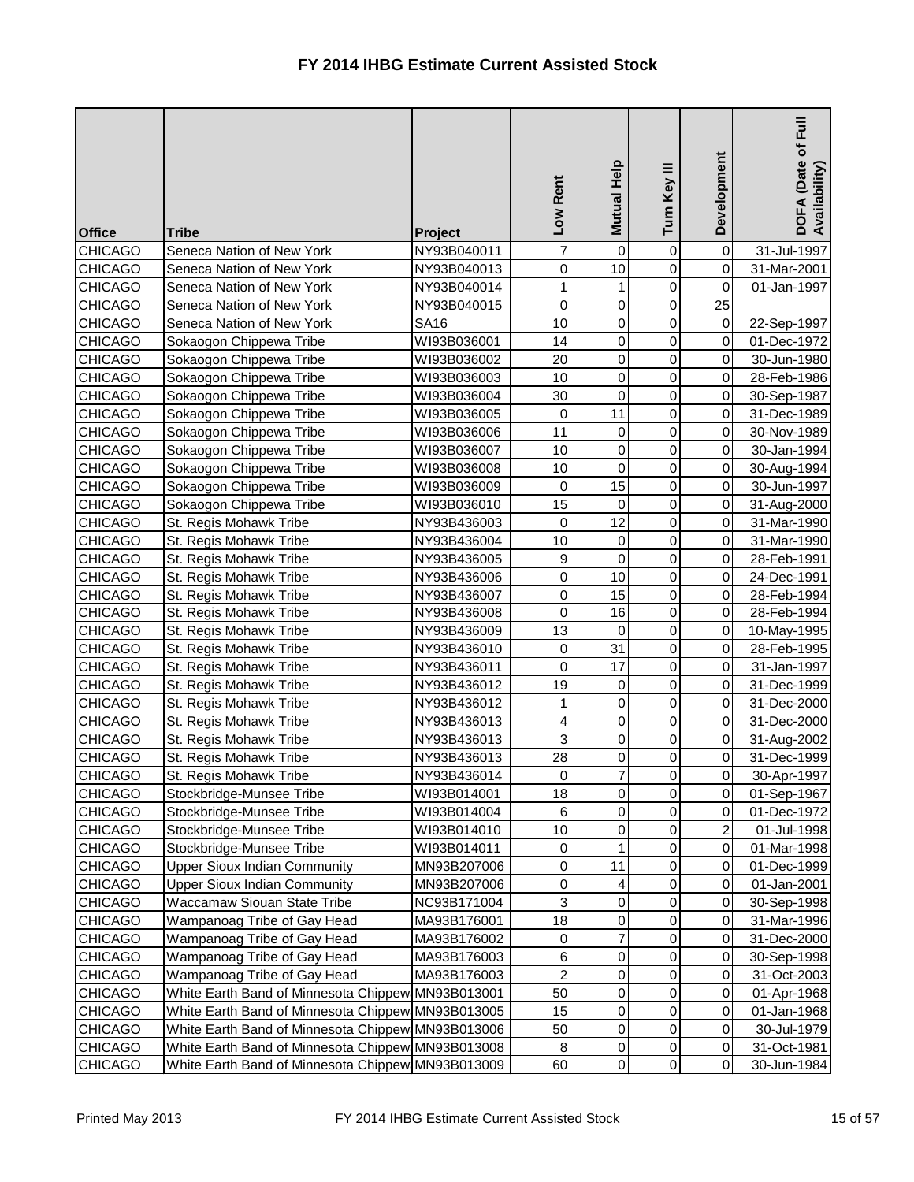# FY 2014 IHBG Estimate Current Assisted Stock

| Office | Tribe | Project | Low Rent | Mutual Help | Turn Key III | Development | DOFA (Date of Full Availability) |
|---|---|---|---|---|---|---|---|
| CHICAGO | Seneca Nation of New York | NY93B040011 | 7 | 0 | 0 | 0 | 31-Jul-1997 |
| CHICAGO | Seneca Nation of New York | NY93B040013 | 0 | 10 | 0 | 0 | 31-Mar-2001 |
| CHICAGO | Seneca Nation of New York | NY93B040014 | 1 | 1 | 0 | 0 | 01-Jan-1997 |
| CHICAGO | Seneca Nation of New York | NY93B040015 | 0 | 0 | 0 | 25 | |
| CHICAGO | Seneca Nation of New York | SA16 | 10 | 0 | 0 | 0 | 22-Sep-1997 |
| CHICAGO | Sokaogon Chippewa Tribe | WI93B036001 | 14 | 0 | 0 | 0 | 01-Dec-1972 |
| CHICAGO | Sokaogon Chippewa Tribe | WI93B036002 | 20 | 0 | 0 | 0 | 30-Jun-1980 |
| CHICAGO | Sokaogon Chippewa Tribe | WI93B036003 | 10 | 0 | 0 | 0 | 28-Feb-1986 |
| CHICAGO | Sokaogon Chippewa Tribe | WI93B036004 | 30 | 0 | 0 | 0 | 30-Sep-1987 |
| CHICAGO | Sokaogon Chippewa Tribe | WI93B036005 | 0 | 11 | 0 | 0 | 31-Dec-1989 |
| CHICAGO | Sokaogon Chippewa Tribe | WI93B036006 | 11 | 0 | 0 | 0 | 30-Nov-1989 |
| CHICAGO | Sokaogon Chippewa Tribe | WI93B036007 | 10 | 0 | 0 | 0 | 30-Jan-1994 |
| CHICAGO | Sokaogon Chippewa Tribe | WI93B036008 | 10 | 0 | 0 | 0 | 30-Aug-1994 |
| CHICAGO | Sokaogon Chippewa Tribe | WI93B036009 | 0 | 15 | 0 | 0 | 30-Jun-1997 |
| CHICAGO | Sokaogon Chippewa Tribe | WI93B036010 | 15 | 0 | 0 | 0 | 31-Aug-2000 |
| CHICAGO | St. Regis Mohawk Tribe | NY93B436003 | 0 | 12 | 0 | 0 | 31-Mar-1990 |
| CHICAGO | St. Regis Mohawk Tribe | NY93B436004 | 10 | 0 | 0 | 0 | 31-Mar-1990 |
| CHICAGO | St. Regis Mohawk Tribe | NY93B436005 | 9 | 0 | 0 | 0 | 28-Feb-1991 |
| CHICAGO | St. Regis Mohawk Tribe | NY93B436006 | 0 | 10 | 0 | 0 | 24-Dec-1991 |
| CHICAGO | St. Regis Mohawk Tribe | NY93B436007 | 0 | 15 | 0 | 0 | 28-Feb-1994 |
| CHICAGO | St. Regis Mohawk Tribe | NY93B436008 | 0 | 16 | 0 | 0 | 28-Feb-1994 |
| CHICAGO | St. Regis Mohawk Tribe | NY93B436009 | 13 | 0 | 0 | 0 | 10-May-1995 |
| CHICAGO | St. Regis Mohawk Tribe | NY93B436010 | 0 | 31 | 0 | 0 | 28-Feb-1995 |
| CHICAGO | St. Regis Mohawk Tribe | NY93B436011 | 0 | 17 | 0 | 0 | 31-Jan-1997 |
| CHICAGO | St. Regis Mohawk Tribe | NY93B436012 | 19 | 0 | 0 | 0 | 31-Dec-1999 |
| CHICAGO | St. Regis Mohawk Tribe | NY93B436012 | 1 | 0 | 0 | 0 | 31-Dec-2000 |
| CHICAGO | St. Regis Mohawk Tribe | NY93B436013 | 4 | 0 | 0 | 0 | 31-Dec-2000 |
| CHICAGO | St. Regis Mohawk Tribe | NY93B436013 | 3 | 0 | 0 | 0 | 31-Aug-2002 |
| CHICAGO | St. Regis Mohawk Tribe | NY93B436013 | 28 | 0 | 0 | 0 | 31-Dec-1999 |
| CHICAGO | St. Regis Mohawk Tribe | NY93B436014 | 0 | 7 | 0 | 0 | 30-Apr-1997 |
| CHICAGO | Stockbridge-Munsee Tribe | WI93B014001 | 18 | 0 | 0 | 0 | 01-Sep-1967 |
| CHICAGO | Stockbridge-Munsee Tribe | WI93B014004 | 6 | 0 | 0 | 0 | 01-Dec-1972 |
| CHICAGO | Stockbridge-Munsee Tribe | WI93B014010 | 10 | 0 | 0 | 2 | 01-Jul-1998 |
| CHICAGO | Stockbridge-Munsee Tribe | WI93B014011 | 0 | 1 | 0 | 0 | 01-Mar-1998 |
| CHICAGO | Upper Sioux Indian Community | MN93B207006 | 0 | 11 | 0 | 0 | 01-Dec-1999 |
| CHICAGO | Upper Sioux Indian Community | MN93B207006 | 0 | 4 | 0 | 0 | 01-Jan-2001 |
| CHICAGO | Waccamaw Siouan State Tribe | NC93B171004 | 3 | 0 | 0 | 0 | 30-Sep-1998 |
| CHICAGO | Wampanoag Tribe of Gay Head | MA93B176001 | 18 | 0 | 0 | 0 | 31-Mar-1996 |
| CHICAGO | Wampanoag Tribe of Gay Head | MA93B176002 | 0 | 7 | 0 | 0 | 31-Dec-2000 |
| CHICAGO | Wampanoag Tribe of Gay Head | MA93B176003 | 6 | 0 | 0 | 0 | 30-Sep-1998 |
| CHICAGO | Wampanoag Tribe of Gay Head | MA93B176003 | 2 | 0 | 0 | 0 | 31-Oct-2003 |
| CHICAGO | White Earth Band of Minnesota Chippewa | MN93B013001 | 50 | 0 | 0 | 0 | 01-Apr-1968 |
| CHICAGO | White Earth Band of Minnesota Chippewa | MN93B013005 | 15 | 0 | 0 | 0 | 01-Jan-1968 |
| CHICAGO | White Earth Band of Minnesota Chippewa | MN93B013006 | 50 | 0 | 0 | 0 | 30-Jul-1979 |
| CHICAGO | White Earth Band of Minnesota Chippewa | MN93B013008 | 8 | 0 | 0 | 0 | 31-Oct-1981 |
| CHICAGO | White Earth Band of Minnesota Chippewa | MN93B013009 | 60 | 0 | 0 | 0 | 30-Jun-1984 |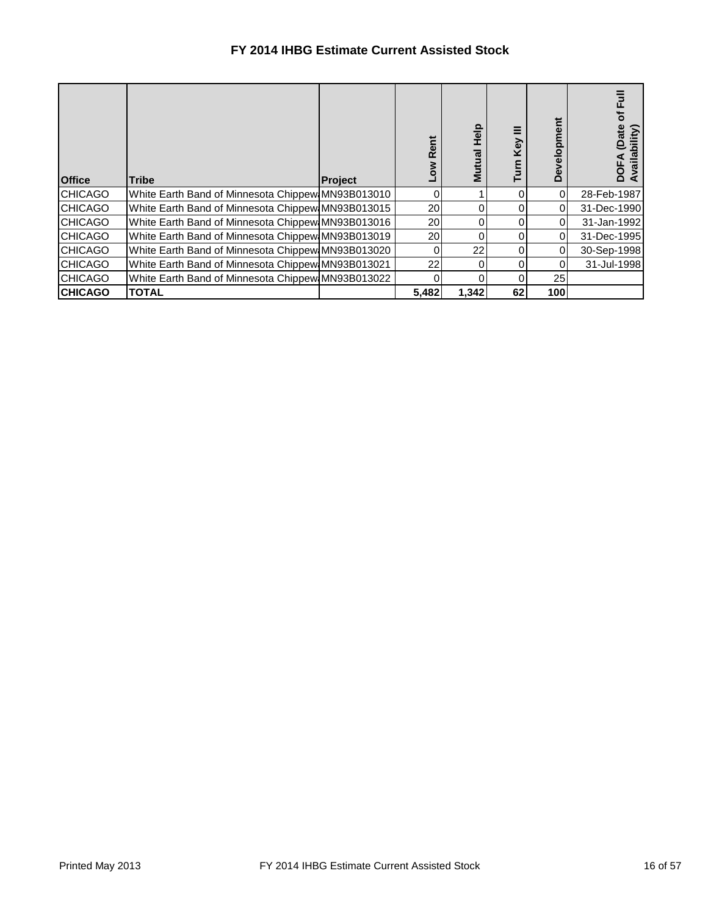## FY 2014 IHBG Estimate Current Assisted Stock

| Office | Tribe | Project | Low Rent | Mutual Help | Turn Key III | Development | DOFA (Date of Full Availability) |
|---|---|---|---|---|---|---|---|
| CHICAGO | White Earth Band of Minnesota Chippew | MN93B013010 | 0 | 1 | 0 | 0 | 28-Feb-1987 |
| CHICAGO | White Earth Band of Minnesota Chippew | MN93B013015 | 20 | 0 | 0 | 0 | 31-Dec-1990 |
| CHICAGO | White Earth Band of Minnesota Chippew | MN93B013016 | 20 | 0 | 0 | 0 | 31-Jan-1992 |
| CHICAGO | White Earth Band of Minnesota Chippew | MN93B013019 | 20 | 0 | 0 | 0 | 31-Dec-1995 |
| CHICAGO | White Earth Band of Minnesota Chippew | MN93B013020 | 0 | 22 | 0 | 0 | 30-Sep-1998 |
| CHICAGO | White Earth Band of Minnesota Chippew | MN93B013021 | 22 | 0 | 0 | 0 | 31-Jul-1998 |
| CHICAGO | White Earth Band of Minnesota Chippew | MN93B013022 | 0 | 0 | 0 | 25 | |
| **CHICAGO** | **TOTAL** | | **5,482** | **1,342** | **62** | **100** | |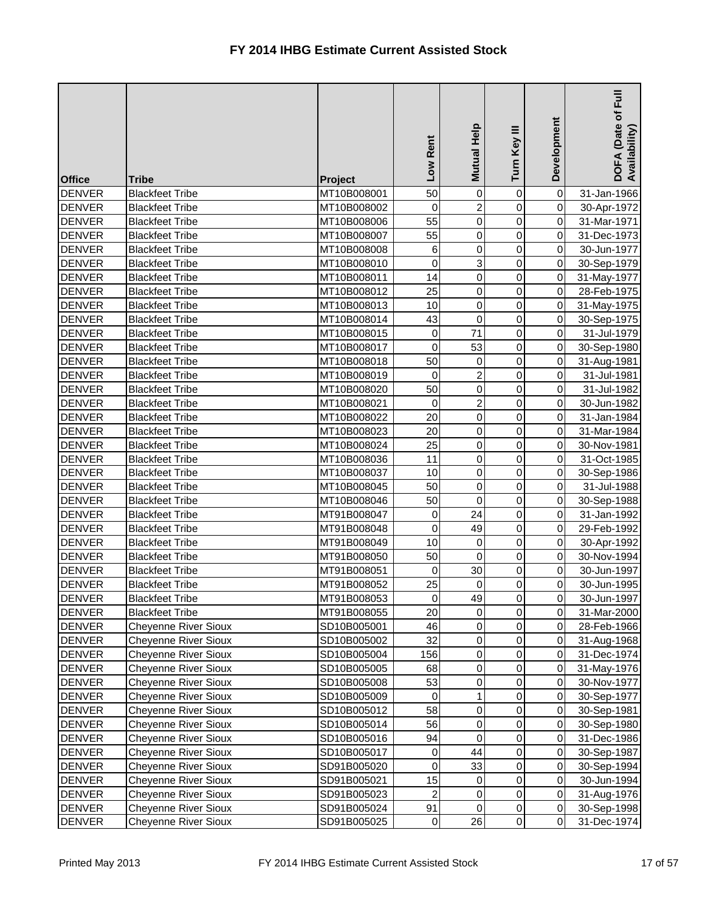# FY 2014 IHBG Estimate Current Assisted Stock

| Office | Tribe | Project | Low Rent | Mutual Help | Turn Key III | Development | DOFA (Date of Full Availability) |
|---|---|---|---|---|---|---|---|
| DENVER | Blackfeet Tribe | MT10B008001 | 50 | 0 | 0 | 0 | 31-Jan-1966 |
| DENVER | Blackfeet Tribe | MT10B008002 | 0 | 2 | 0 | 0 | 30-Apr-1972 |
| DENVER | Blackfeet Tribe | MT10B008006 | 55 | 0 | 0 | 0 | 31-Mar-1971 |
| DENVER | Blackfeet Tribe | MT10B008007 | 55 | 0 | 0 | 0 | 31-Dec-1973 |
| DENVER | Blackfeet Tribe | MT10B008008 | 6 | 0 | 0 | 0 | 30-Jun-1977 |
| DENVER | Blackfeet Tribe | MT10B008010 | 0 | 3 | 0 | 0 | 30-Sep-1979 |
| DENVER | Blackfeet Tribe | MT10B008011 | 14 | 0 | 0 | 0 | 31-May-1977 |
| DENVER | Blackfeet Tribe | MT10B008012 | 25 | 0 | 0 | 0 | 28-Feb-1975 |
| DENVER | Blackfeet Tribe | MT10B008013 | 10 | 0 | 0 | 0 | 31-May-1975 |
| DENVER | Blackfeet Tribe | MT10B008014 | 43 | 0 | 0 | 0 | 30-Sep-1975 |
| DENVER | Blackfeet Tribe | MT10B008015 | 0 | 71 | 0 | 0 | 31-Jul-1979 |
| DENVER | Blackfeet Tribe | MT10B008017 | 0 | 53 | 0 | 0 | 30-Sep-1980 |
| DENVER | Blackfeet Tribe | MT10B008018 | 50 | 0 | 0 | 0 | 31-Aug-1981 |
| DENVER | Blackfeet Tribe | MT10B008019 | 0 | 2 | 0 | 0 | 31-Jul-1981 |
| DENVER | Blackfeet Tribe | MT10B008020 | 50 | 0 | 0 | 0 | 31-Jul-1982 |
| DENVER | Blackfeet Tribe | MT10B008021 | 0 | 2 | 0 | 0 | 30-Jun-1982 |
| DENVER | Blackfeet Tribe | MT10B008022 | 20 | 0 | 0 | 0 | 31-Jan-1984 |
| DENVER | Blackfeet Tribe | MT10B008023 | 20 | 0 | 0 | 0 | 31-Mar-1984 |
| DENVER | Blackfeet Tribe | MT10B008024 | 25 | 0 | 0 | 0 | 30-Nov-1981 |
| DENVER | Blackfeet Tribe | MT10B008036 | 11 | 0 | 0 | 0 | 31-Oct-1985 |
| DENVER | Blackfeet Tribe | MT10B008037 | 10 | 0 | 0 | 0 | 30-Sep-1986 |
| DENVER | Blackfeet Tribe | MT10B008045 | 50 | 0 | 0 | 0 | 31-Jul-1988 |
| DENVER | Blackfeet Tribe | MT10B008046 | 50 | 0 | 0 | 0 | 30-Sep-1988 |
| DENVER | Blackfeet Tribe | MT91B008047 | 0 | 24 | 0 | 0 | 31-Jan-1992 |
| DENVER | Blackfeet Tribe | MT91B008048 | 0 | 49 | 0 | 0 | 29-Feb-1992 |
| DENVER | Blackfeet Tribe | MT91B008049 | 10 | 0 | 0 | 0 | 30-Apr-1992 |
| DENVER | Blackfeet Tribe | MT91B008050 | 50 | 0 | 0 | 0 | 30-Nov-1994 |
| DENVER | Blackfeet Tribe | MT91B008051 | 0 | 30 | 0 | 0 | 30-Jun-1997 |
| DENVER | Blackfeet Tribe | MT91B008052 | 25 | 0 | 0 | 0 | 30-Jun-1995 |
| DENVER | Blackfeet Tribe | MT91B008053 | 0 | 49 | 0 | 0 | 30-Jun-1997 |
| DENVER | Blackfeet Tribe | MT91B008055 | 20 | 0 | 0 | 0 | 31-Mar-2000 |
| DENVER | Cheyenne River Sioux | SD10B005001 | 46 | 0 | 0 | 0 | 28-Feb-1966 |
| DENVER | Cheyenne River Sioux | SD10B005002 | 32 | 0 | 0 | 0 | 31-Aug-1968 |
| DENVER | Cheyenne River Sioux | SD10B005004 | 156 | 0 | 0 | 0 | 31-Dec-1974 |
| DENVER | Cheyenne River Sioux | SD10B005005 | 68 | 0 | 0 | 0 | 31-May-1976 |
| DENVER | Cheyenne River Sioux | SD10B005008 | 53 | 0 | 0 | 0 | 30-Nov-1977 |
| DENVER | Cheyenne River Sioux | SD10B005009 | 0 | 1 | 0 | 0 | 30-Sep-1977 |
| DENVER | Cheyenne River Sioux | SD10B005012 | 58 | 0 | 0 | 0 | 30-Sep-1981 |
| DENVER | Cheyenne River Sioux | SD10B005014 | 56 | 0 | 0 | 0 | 30-Sep-1980 |
| DENVER | Cheyenne River Sioux | SD10B005016 | 94 | 0 | 0 | 0 | 31-Dec-1986 |
| DENVER | Cheyenne River Sioux | SD10B005017 | 0 | 44 | 0 | 0 | 30-Sep-1987 |
| DENVER | Cheyenne River Sioux | SD91B005020 | 0 | 33 | 0 | 0 | 30-Sep-1994 |
| DENVER | Cheyenne River Sioux | SD91B005021 | 15 | 0 | 0 | 0 | 30-Jun-1994 |
| DENVER | Cheyenne River Sioux | SD91B005023 | 2 | 0 | 0 | 0 | 31-Aug-1976 |
| DENVER | Cheyenne River Sioux | SD91B005024 | 91 | 0 | 0 | 0 | 30-Sep-1998 |
| DENVER | Cheyenne River Sioux | SD91B005025 | 0 | 26 | 0 | 0 | 31-Dec-1974 |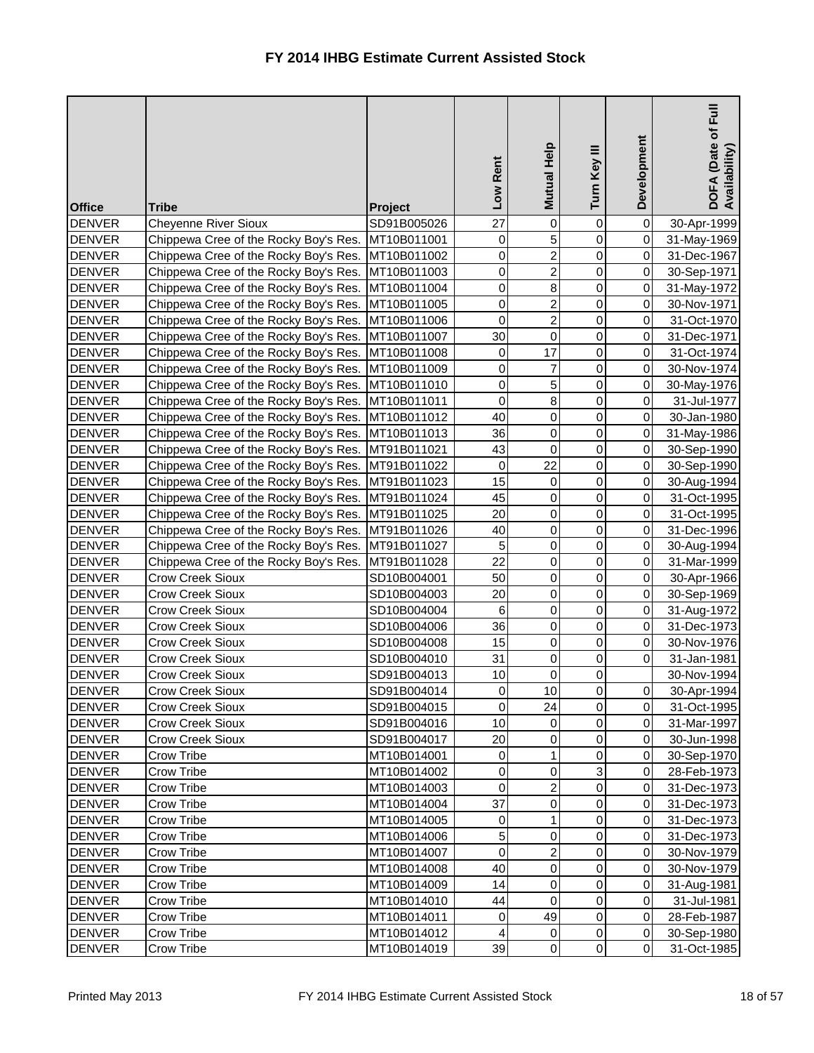# FY 2014 IHBG Estimate Current Assisted Stock

| Office | Tribe | Project | Low Rent | Mutual Help | Turn Key III | Development | DOFA (Date of Full Availability) |
|---|---|---|---|---|---|---|---|
| DENVER | Cheyenne River Sioux | SD91B005026 | 27 | 0 | 0 | 0 | 30-Apr-1999 |
| DENVER | Chippewa Cree of the Rocky Boy's Res. | MT10B011001 | 0 | 5 | 0 | 0 | 31-May-1969 |
| DENVER | Chippewa Cree of the Rocky Boy's Res. | MT10B011002 | 0 | 2 | 0 | 0 | 31-Dec-1967 |
| DENVER | Chippewa Cree of the Rocky Boy's Res. | MT10B011003 | 0 | 2 | 0 | 0 | 30-Sep-1971 |
| DENVER | Chippewa Cree of the Rocky Boy's Res. | MT10B011004 | 0 | 8 | 0 | 0 | 31-May-1972 |
| DENVER | Chippewa Cree of the Rocky Boy's Res. | MT10B011005 | 0 | 2 | 0 | 0 | 30-Nov-1971 |
| DENVER | Chippewa Cree of the Rocky Boy's Res. | MT10B011006 | 0 | 2 | 0 | 0 | 31-Oct-1970 |
| DENVER | Chippewa Cree of the Rocky Boy's Res. | MT10B011007 | 30 | 0 | 0 | 0 | 31-Dec-1971 |
| DENVER | Chippewa Cree of the Rocky Boy's Res. | MT10B011008 | 0 | 17 | 0 | 0 | 31-Oct-1974 |
| DENVER | Chippewa Cree of the Rocky Boy's Res. | MT10B011009 | 0 | 7 | 0 | 0 | 30-Nov-1974 |
| DENVER | Chippewa Cree of the Rocky Boy's Res. | MT10B011010 | 0 | 5 | 0 | 0 | 30-May-1976 |
| DENVER | Chippewa Cree of the Rocky Boy's Res. | MT10B011011 | 0 | 8 | 0 | 0 | 31-Jul-1977 |
| DENVER | Chippewa Cree of the Rocky Boy's Res. | MT10B011012 | 40 | 0 | 0 | 0 | 30-Jan-1980 |
| DENVER | Chippewa Cree of the Rocky Boy's Res. | MT10B011013 | 36 | 0 | 0 | 0 | 31-May-1986 |
| DENVER | Chippewa Cree of the Rocky Boy's Res. | MT91B011021 | 43 | 0 | 0 | 0 | 30-Sep-1990 |
| DENVER | Chippewa Cree of the Rocky Boy's Res. | MT91B011022 | 0 | 22 | 0 | 0 | 30-Sep-1990 |
| DENVER | Chippewa Cree of the Rocky Boy's Res. | MT91B011023 | 15 | 0 | 0 | 0 | 30-Aug-1994 |
| DENVER | Chippewa Cree of the Rocky Boy's Res. | MT91B011024 | 45 | 0 | 0 | 0 | 31-Oct-1995 |
| DENVER | Chippewa Cree of the Rocky Boy's Res. | MT91B011025 | 20 | 0 | 0 | 0 | 31-Oct-1995 |
| DENVER | Chippewa Cree of the Rocky Boy's Res. | MT91B011026 | 40 | 0 | 0 | 0 | 31-Dec-1996 |
| DENVER | Chippewa Cree of the Rocky Boy's Res. | MT91B011027 | 5 | 0 | 0 | 0 | 30-Aug-1994 |
| DENVER | Chippewa Cree of the Rocky Boy's Res. | MT91B011028 | 22 | 0 | 0 | 0 | 31-Mar-1999 |
| DENVER | Crow Creek Sioux | SD10B004001 | 50 | 0 | 0 | 0 | 30-Apr-1966 |
| DENVER | Crow Creek Sioux | SD10B004003 | 20 | 0 | 0 | 0 | 30-Sep-1969 |
| DENVER | Crow Creek Sioux | SD10B004004 | 6 | 0 | 0 | 0 | 31-Aug-1972 |
| DENVER | Crow Creek Sioux | SD10B004006 | 36 | 0 | 0 | 0 | 31-Dec-1973 |
| DENVER | Crow Creek Sioux | SD10B004008 | 15 | 0 | 0 | 0 | 30-Nov-1976 |
| DENVER | Crow Creek Sioux | SD10B004010 | 31 | 0 | 0 | 0 | 31-Jan-1981 |
| DENVER | Crow Creek Sioux | SD91B004013 | 10 | 0 | 0 | | 30-Nov-1994 |
| DENVER | Crow Creek Sioux | SD91B004014 | 0 | 10 | 0 | 0 | 30-Apr-1994 |
| DENVER | Crow Creek Sioux | SD91B004015 | 0 | 24 | 0 | 0 | 31-Oct-1995 |
| DENVER | Crow Creek Sioux | SD91B004016 | 10 | 0 | 0 | 0 | 31-Mar-1997 |
| DENVER | Crow Creek Sioux | SD91B004017 | 20 | 0 | 0 | 0 | 30-Jun-1998 |
| DENVER | Crow Tribe | MT10B014001 | 0 | 1 | 0 | 0 | 30-Sep-1970 |
| DENVER | Crow Tribe | MT10B014002 | 0 | 0 | 3 | 0 | 28-Feb-1973 |
| DENVER | Crow Tribe | MT10B014003 | 0 | 2 | 0 | 0 | 31-Dec-1973 |
| DENVER | Crow Tribe | MT10B014004 | 37 | 0 | 0 | 0 | 31-Dec-1973 |
| DENVER | Crow Tribe | MT10B014005 | 0 | 1 | 0 | 0 | 31-Dec-1973 |
| DENVER | Crow Tribe | MT10B014006 | 5 | 0 | 0 | 0 | 31-Dec-1973 |
| DENVER | Crow Tribe | MT10B014007 | 0 | 2 | 0 | 0 | 30-Nov-1979 |
| DENVER | Crow Tribe | MT10B014008 | 40 | 0 | 0 | 0 | 30-Nov-1979 |
| DENVER | Crow Tribe | MT10B014009 | 14 | 0 | 0 | 0 | 31-Aug-1981 |
| DENVER | Crow Tribe | MT10B014010 | 44 | 0 | 0 | 0 | 31-Jul-1981 |
| DENVER | Crow Tribe | MT10B014011 | 0 | 49 | 0 | 0 | 28-Feb-1987 |
| DENVER | Crow Tribe | MT10B014012 | 4 | 0 | 0 | 0 | 30-Sep-1980 |
| DENVER | Crow Tribe | MT10B014019 | 39 | 0 | 0 | 0 | 31-Oct-1985 |

Printed May 2013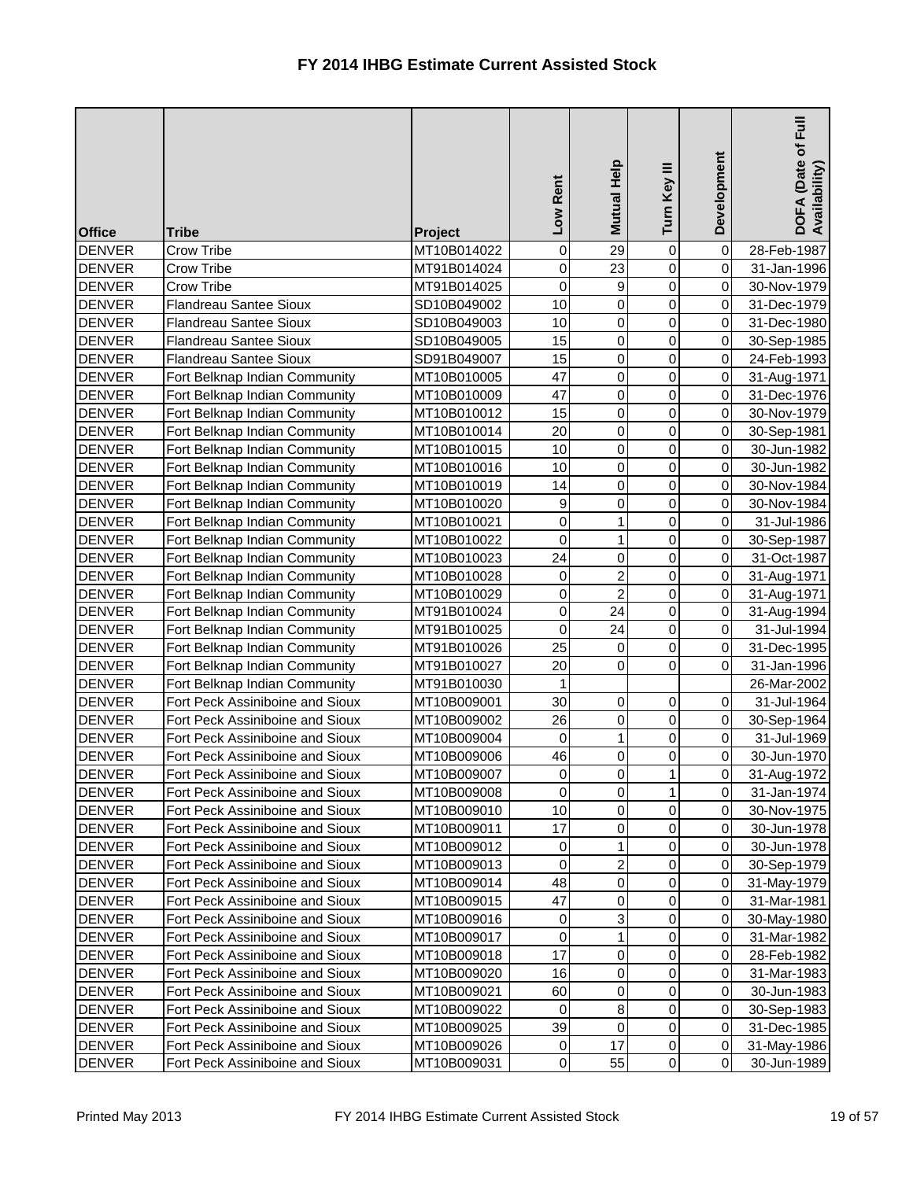# FY 2014 IHBG Estimate Current Assisted Stock

| Office | Tribe | Project | Low Rent | Mutual Help | Turn Key III | Development | DOFA (Date of Full Availability) |
|---|---|---|---|---|---|---|---|
| DENVER | Crow Tribe | MT10B014022 | 0 | 29 | 0 | 0 | 28-Feb-1987 |
| DENVER | Crow Tribe | MT91B014024 | 0 | 23 | 0 | 0 | 31-Jan-1996 |
| DENVER | Crow Tribe | MT91B014025 | 0 | 9 | 0 | 0 | 30-Nov-1979 |
| DENVER | Flandreau Santee Sioux | SD10B049002 | 10 | 0 | 0 | 0 | 31-Dec-1979 |
| DENVER | Flandreau Santee Sioux | SD10B049003 | 10 | 0 | 0 | 0 | 31-Dec-1980 |
| DENVER | Flandreau Santee Sioux | SD10B049005 | 15 | 0 | 0 | 0 | 30-Sep-1985 |
| DENVER | Flandreau Santee Sioux | SD91B049007 | 15 | 0 | 0 | 0 | 24-Feb-1993 |
| DENVER | Fort Belknap Indian Community | MT10B010005 | 47 | 0 | 0 | 0 | 31-Aug-1971 |
| DENVER | Fort Belknap Indian Community | MT10B010009 | 47 | 0 | 0 | 0 | 31-Dec-1976 |
| DENVER | Fort Belknap Indian Community | MT10B010012 | 15 | 0 | 0 | 0 | 30-Nov-1979 |
| DENVER | Fort Belknap Indian Community | MT10B010014 | 20 | 0 | 0 | 0 | 30-Sep-1981 |
| DENVER | Fort Belknap Indian Community | MT10B010015 | 10 | 0 | 0 | 0 | 30-Jun-1982 |
| DENVER | Fort Belknap Indian Community | MT10B010016 | 10 | 0 | 0 | 0 | 30-Jun-1982 |
| DENVER | Fort Belknap Indian Community | MT10B010019 | 14 | 0 | 0 | 0 | 30-Nov-1984 |
| DENVER | Fort Belknap Indian Community | MT10B010020 | 9 | 0 | 0 | 0 | 30-Nov-1984 |
| DENVER | Fort Belknap Indian Community | MT10B010021 | 0 | 1 | 0 | 0 | 31-Jul-1986 |
| DENVER | Fort Belknap Indian Community | MT10B010022 | 0 | 1 | 0 | 0 | 30-Sep-1987 |
| DENVER | Fort Belknap Indian Community | MT10B010023 | 24 | 0 | 0 | 0 | 31-Oct-1987 |
| DENVER | Fort Belknap Indian Community | MT10B010028 | 0 | 2 | 0 | 0 | 31-Aug-1971 |
| DENVER | Fort Belknap Indian Community | MT10B010029 | 0 | 2 | 0 | 0 | 31-Aug-1971 |
| DENVER | Fort Belknap Indian Community | MT91B010024 | 0 | 24 | 0 | 0 | 31-Aug-1994 |
| DENVER | Fort Belknap Indian Community | MT91B010025 | 0 | 24 | 0 | 0 | 31-Jul-1994 |
| DENVER | Fort Belknap Indian Community | MT91B010026 | 25 | 0 | 0 | 0 | 31-Dec-1995 |
| DENVER | Fort Belknap Indian Community | MT91B010027 | 20 | 0 | 0 | 0 | 31-Jan-1996 |
| DENVER | Fort Belknap Indian Community | MT91B010030 | 1 | | | | 26-Mar-2002 |
| DENVER | Fort Peck Assiniboine and Sioux | MT10B009001 | 30 | 0 | 0 | 0 | 31-Jul-1964 |
| DENVER | Fort Peck Assiniboine and Sioux | MT10B009002 | 26 | 0 | 0 | 0 | 30-Sep-1964 |
| DENVER | Fort Peck Assiniboine and Sioux | MT10B009004 | 0 | 1 | 0 | 0 | 31-Jul-1969 |
| DENVER | Fort Peck Assiniboine and Sioux | MT10B009006 | 46 | 0 | 0 | 0 | 30-Jun-1970 |
| DENVER | Fort Peck Assiniboine and Sioux | MT10B009007 | 0 | 0 | 1 | 0 | 31-Aug-1972 |
| DENVER | Fort Peck Assiniboine and Sioux | MT10B009008 | 0 | 0 | 1 | 0 | 31-Jan-1974 |
| DENVER | Fort Peck Assiniboine and Sioux | MT10B009010 | 10 | 0 | 0 | 0 | 30-Nov-1975 |
| DENVER | Fort Peck Assiniboine and Sioux | MT10B009011 | 17 | 0 | 0 | 0 | 30-Jun-1978 |
| DENVER | Fort Peck Assiniboine and Sioux | MT10B009012 | 0 | 1 | 0 | 0 | 30-Jun-1978 |
| DENVER | Fort Peck Assiniboine and Sioux | MT10B009013 | 0 | 2 | 0 | 0 | 30-Sep-1979 |
| DENVER | Fort Peck Assiniboine and Sioux | MT10B009014 | 48 | 0 | 0 | 0 | 31-May-1979 |
| DENVER | Fort Peck Assiniboine and Sioux | MT10B009015 | 47 | 0 | 0 | 0 | 31-Mar-1981 |
| DENVER | Fort Peck Assiniboine and Sioux | MT10B009016 | 0 | 3 | 0 | 0 | 30-May-1980 |
| DENVER | Fort Peck Assiniboine and Sioux | MT10B009017 | 0 | 1 | 0 | 0 | 31-Mar-1982 |
| DENVER | Fort Peck Assiniboine and Sioux | MT10B009018 | 17 | 0 | 0 | 0 | 28-Feb-1982 |
| DENVER | Fort Peck Assiniboine and Sioux | MT10B009020 | 16 | 0 | 0 | 0 | 31-Mar-1983 |
| DENVER | Fort Peck Assiniboine and Sioux | MT10B009021 | 60 | 0 | 0 | 0 | 30-Jun-1983 |
| DENVER | Fort Peck Assiniboine and Sioux | MT10B009022 | 0 | 8 | 0 | 0 | 30-Sep-1983 |
| DENVER | Fort Peck Assiniboine and Sioux | MT10B009025 | 39 | 0 | 0 | 0 | 31-Dec-1985 |
| DENVER | Fort Peck Assiniboine and Sioux | MT10B009026 | 0 | 17 | 0 | 0 | 31-May-1986 |
| DENVER | Fort Peck Assiniboine and Sioux | MT10B009031 | 0 | 55 | 0 | 0 | 30-Jun-1989 |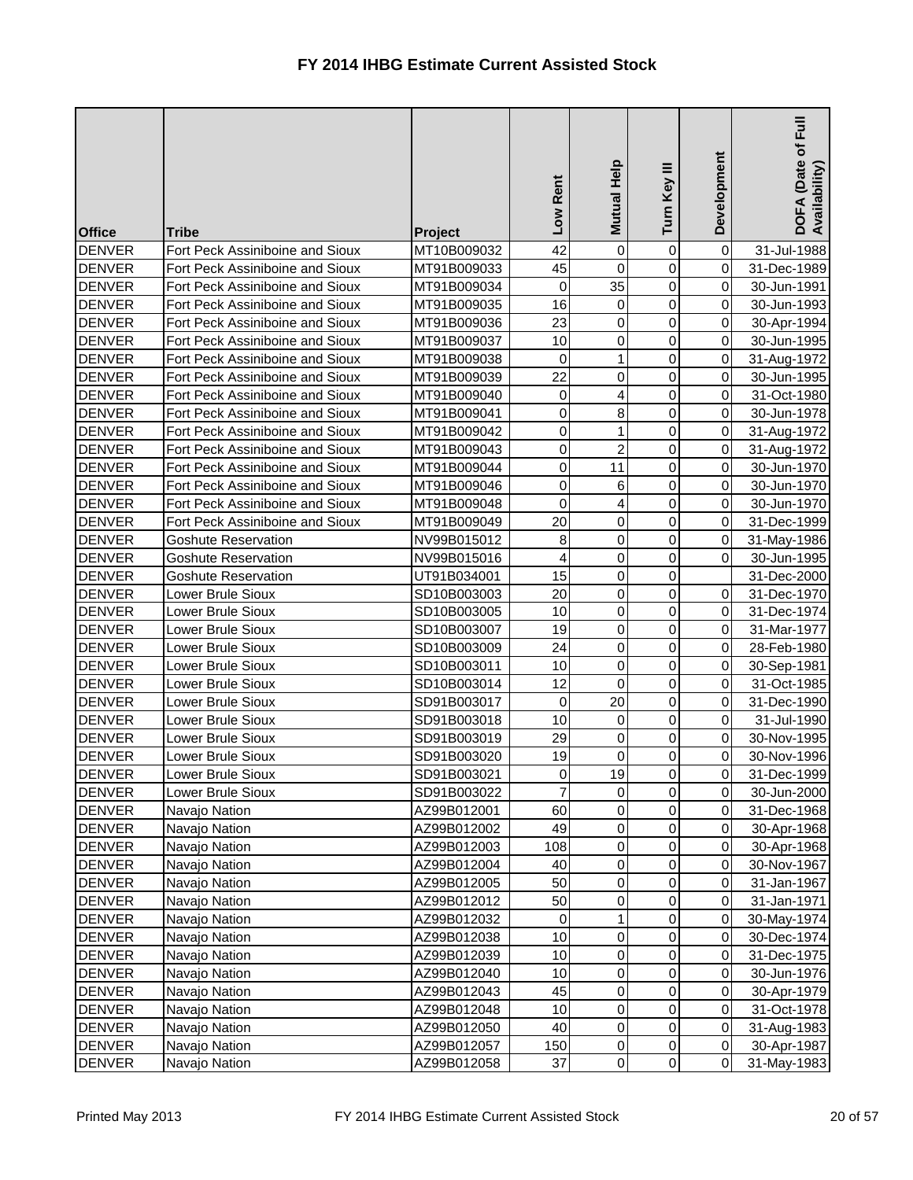# FY 2014 IHBG Estimate Current Assisted Stock

| Office | Tribe | Project | Low Rent | Mutual Help | Turn Key III | Development | DOFA (Date of Full Availability) |
|---|---|---|---|---|---|---|---|
| DENVER | Fort Peck Assiniboine and Sioux | MT10B009032 | 42 | 0 | 0 | 0 | 31-Jul-1988 |
| DENVER | Fort Peck Assiniboine and Sioux | MT91B009033 | 45 | 0 | 0 | 0 | 31-Dec-1989 |
| DENVER | Fort Peck Assiniboine and Sioux | MT91B009034 | 0 | 35 | 0 | 0 | 30-Jun-1991 |
| DENVER | Fort Peck Assiniboine and Sioux | MT91B009035 | 16 | 0 | 0 | 0 | 30-Jun-1993 |
| DENVER | Fort Peck Assiniboine and Sioux | MT91B009036 | 23 | 0 | 0 | 0 | 30-Apr-1994 |
| DENVER | Fort Peck Assiniboine and Sioux | MT91B009037 | 10 | 0 | 0 | 0 | 30-Jun-1995 |
| DENVER | Fort Peck Assiniboine and Sioux | MT91B009038 | 0 | 1 | 0 | 0 | 31-Aug-1972 |
| DENVER | Fort Peck Assiniboine and Sioux | MT91B009039 | 22 | 0 | 0 | 0 | 30-Jun-1995 |
| DENVER | Fort Peck Assiniboine and Sioux | MT91B009040 | 0 | 4 | 0 | 0 | 31-Oct-1980 |
| DENVER | Fort Peck Assiniboine and Sioux | MT91B009041 | 0 | 8 | 0 | 0 | 30-Jun-1978 |
| DENVER | Fort Peck Assiniboine and Sioux | MT91B009042 | 0 | 1 | 0 | 0 | 31-Aug-1972 |
| DENVER | Fort Peck Assiniboine and Sioux | MT91B009043 | 0 | 2 | 0 | 0 | 31-Aug-1972 |
| DENVER | Fort Peck Assiniboine and Sioux | MT91B009044 | 0 | 11 | 0 | 0 | 30-Jun-1970 |
| DENVER | Fort Peck Assiniboine and Sioux | MT91B009046 | 0 | 6 | 0 | 0 | 30-Jun-1970 |
| DENVER | Fort Peck Assiniboine and Sioux | MT91B009048 | 0 | 4 | 0 | 0 | 30-Jun-1970 |
| DENVER | Fort Peck Assiniboine and Sioux | MT91B009049 | 20 | 0 | 0 | 0 | 31-Dec-1999 |
| DENVER | Goshute Reservation | NV99B015012 | 8 | 0 | 0 | 0 | 31-May-1986 |
| DENVER | Goshute Reservation | NV99B015016 | 4 | 0 | 0 | 0 | 30-Jun-1995 |
| DENVER | Goshute Reservation | UT91B034001 | 15 | 0 | 0 | | 31-Dec-2000 |
| DENVER | Lower Brule Sioux | SD10B003003 | 20 | 0 | 0 | 0 | 31-Dec-1970 |
| DENVER | Lower Brule Sioux | SD10B003005 | 10 | 0 | 0 | 0 | 31-Dec-1974 |
| DENVER | Lower Brule Sioux | SD10B003007 | 19 | 0 | 0 | 0 | 31-Mar-1977 |
| DENVER | Lower Brule Sioux | SD10B003009 | 24 | 0 | 0 | 0 | 28-Feb-1980 |
| DENVER | Lower Brule Sioux | SD10B003011 | 10 | 0 | 0 | 0 | 30-Sep-1981 |
| DENVER | Lower Brule Sioux | SD10B003014 | 12 | 0 | 0 | 0 | 31-Oct-1985 |
| DENVER | Lower Brule Sioux | SD91B003017 | 0 | 20 | 0 | 0 | 31-Dec-1990 |
| DENVER | Lower Brule Sioux | SD91B003018 | 10 | 0 | 0 | 0 | 31-Jul-1990 |
| DENVER | Lower Brule Sioux | SD91B003019 | 29 | 0 | 0 | 0 | 30-Nov-1995 |
| DENVER | Lower Brule Sioux | SD91B003020 | 19 | 0 | 0 | 0 | 30-Nov-1996 |
| DENVER | Lower Brule Sioux | SD91B003021 | 0 | 19 | 0 | 0 | 31-Dec-1999 |
| DENVER | Lower Brule Sioux | SD91B003022 | 7 | 0 | 0 | 0 | 30-Jun-2000 |
| DENVER | Navajo Nation | AZ99B012001 | 60 | 0 | 0 | 0 | 31-Dec-1968 |
| DENVER | Navajo Nation | AZ99B012002 | 49 | 0 | 0 | 0 | 30-Apr-1968 |
| DENVER | Navajo Nation | AZ99B012003 | 108 | 0 | 0 | 0 | 30-Apr-1968 |
| DENVER | Navajo Nation | AZ99B012004 | 40 | 0 | 0 | 0 | 30-Nov-1967 |
| DENVER | Navajo Nation | AZ99B012005 | 50 | 0 | 0 | 0 | 31-Jan-1967 |
| DENVER | Navajo Nation | AZ99B012012 | 50 | 0 | 0 | 0 | 31-Jan-1971 |
| DENVER | Navajo Nation | AZ99B012032 | 0 | 1 | 0 | 0 | 30-May-1974 |
| DENVER | Navajo Nation | AZ99B012038 | 10 | 0 | 0 | 0 | 30-Dec-1974 |
| DENVER | Navajo Nation | AZ99B012039 | 10 | 0 | 0 | 0 | 31-Dec-1975 |
| DENVER | Navajo Nation | AZ99B012040 | 10 | 0 | 0 | 0 | 30-Jun-1976 |
| DENVER | Navajo Nation | AZ99B012043 | 45 | 0 | 0 | 0 | 30-Apr-1979 |
| DENVER | Navajo Nation | AZ99B012048 | 10 | 0 | 0 | 0 | 31-Oct-1978 |
| DENVER | Navajo Nation | AZ99B012050 | 40 | 0 | 0 | 0 | 31-Aug-1983 |
| DENVER | Navajo Nation | AZ99B012057 | 150 | 0 | 0 | 0 | 30-Apr-1987 |
| DENVER | Navajo Nation | AZ99B012058 | 37 | 0 | 0 | 0 | 31-May-1983 |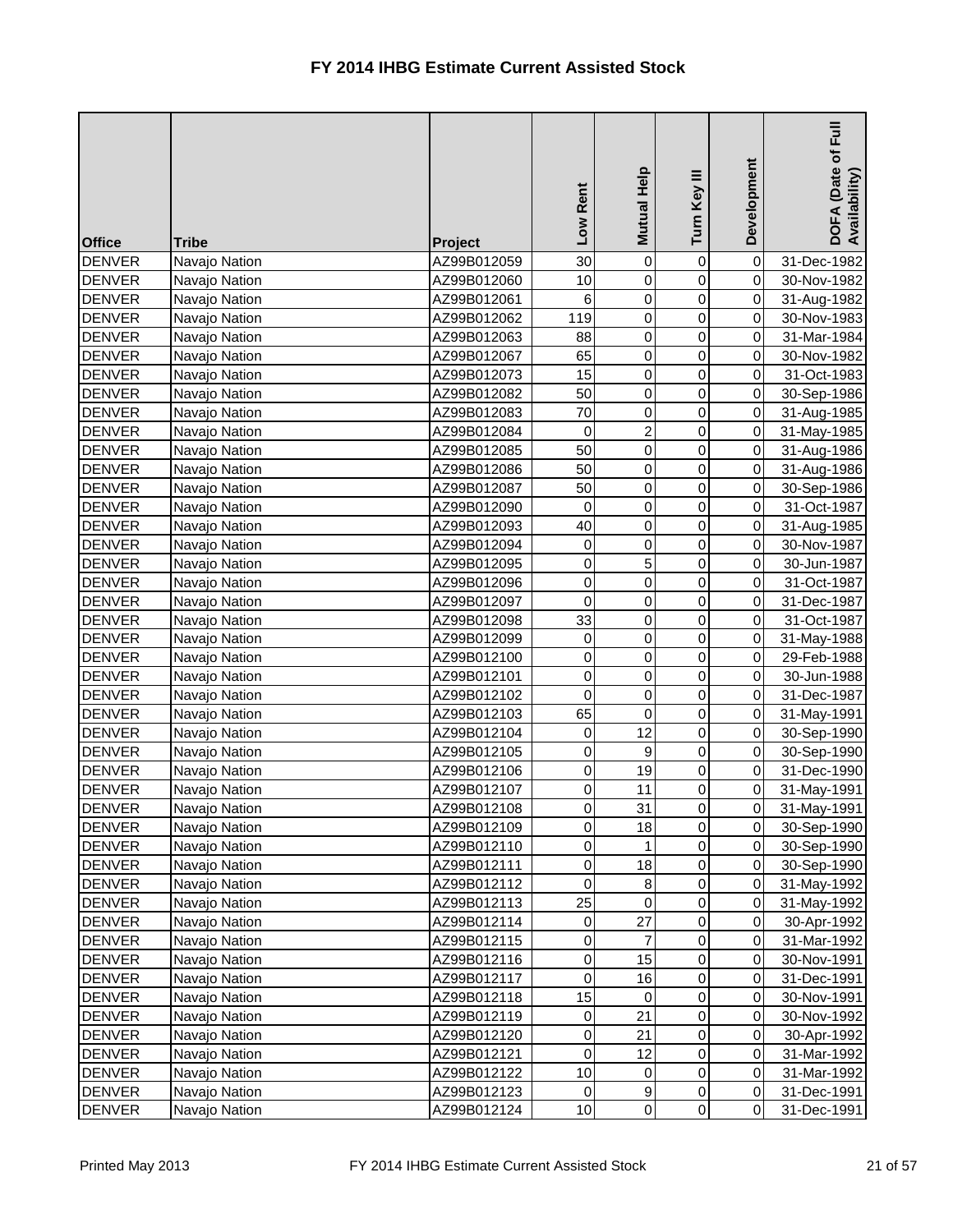# FY 2014 IHBG Estimate Current Assisted Stock

| Office | Tribe | Project | Low Rent | Mutual Help | Turn Key III | Development | DOFA (Date of Full Availability) |
|---|---|---|---|---|---|---|---|
| DENVER | Navajo Nation | AZ99B012059 | 30 | 0 | 0 | 0 | 31-Dec-1982 |
| DENVER | Navajo Nation | AZ99B012060 | 10 | 0 | 0 | 0 | 30-Nov-1982 |
| DENVER | Navajo Nation | AZ99B012061 | 6 | 0 | 0 | 0 | 31-Aug-1982 |
| DENVER | Navajo Nation | AZ99B012062 | 119 | 0 | 0 | 0 | 30-Nov-1983 |
| DENVER | Navajo Nation | AZ99B012063 | 88 | 0 | 0 | 0 | 31-Mar-1984 |
| DENVER | Navajo Nation | AZ99B012067 | 65 | 0 | 0 | 0 | 30-Nov-1982 |
| DENVER | Navajo Nation | AZ99B012073 | 15 | 0 | 0 | 0 | 31-Oct-1983 |
| DENVER | Navajo Nation | AZ99B012082 | 50 | 0 | 0 | 0 | 30-Sep-1986 |
| DENVER | Navajo Nation | AZ99B012083 | 70 | 0 | 0 | 0 | 31-Aug-1985 |
| DENVER | Navajo Nation | AZ99B012084 | 0 | 2 | 0 | 0 | 31-May-1985 |
| DENVER | Navajo Nation | AZ99B012085 | 50 | 0 | 0 | 0 | 31-Aug-1986 |
| DENVER | Navajo Nation | AZ99B012086 | 50 | 0 | 0 | 0 | 31-Aug-1986 |
| DENVER | Navajo Nation | AZ99B012087 | 50 | 0 | 0 | 0 | 30-Sep-1986 |
| DENVER | Navajo Nation | AZ99B012090 | 0 | 0 | 0 | 0 | 31-Oct-1987 |
| DENVER | Navajo Nation | AZ99B012093 | 40 | 0 | 0 | 0 | 31-Aug-1985 |
| DENVER | Navajo Nation | AZ99B012094 | 0 | 0 | 0 | 0 | 30-Nov-1987 |
| DENVER | Navajo Nation | AZ99B012095 | 0 | 5 | 0 | 0 | 30-Jun-1987 |
| DENVER | Navajo Nation | AZ99B012096 | 0 | 0 | 0 | 0 | 31-Oct-1987 |
| DENVER | Navajo Nation | AZ99B012097 | 0 | 0 | 0 | 0 | 31-Dec-1987 |
| DENVER | Navajo Nation | AZ99B012098 | 33 | 0 | 0 | 0 | 31-Oct-1987 |
| DENVER | Navajo Nation | AZ99B012099 | 0 | 0 | 0 | 0 | 31-May-1988 |
| DENVER | Navajo Nation | AZ99B012100 | 0 | 0 | 0 | 0 | 29-Feb-1988 |
| DENVER | Navajo Nation | AZ99B012101 | 0 | 0 | 0 | 0 | 30-Jun-1988 |
| DENVER | Navajo Nation | AZ99B012102 | 0 | 0 | 0 | 0 | 31-Dec-1987 |
| DENVER | Navajo Nation | AZ99B012103 | 65 | 0 | 0 | 0 | 31-May-1991 |
| DENVER | Navajo Nation | AZ99B012104 | 0 | 12 | 0 | 0 | 30-Sep-1990 |
| DENVER | Navajo Nation | AZ99B012105 | 0 | 9 | 0 | 0 | 30-Sep-1990 |
| DENVER | Navajo Nation | AZ99B012106 | 0 | 19 | 0 | 0 | 31-Dec-1990 |
| DENVER | Navajo Nation | AZ99B012107 | 0 | 11 | 0 | 0 | 31-May-1991 |
| DENVER | Navajo Nation | AZ99B012108 | 0 | 31 | 0 | 0 | 31-May-1991 |
| DENVER | Navajo Nation | AZ99B012109 | 0 | 18 | 0 | 0 | 30-Sep-1990 |
| DENVER | Navajo Nation | AZ99B012110 | 0 | 1 | 0 | 0 | 30-Sep-1990 |
| DENVER | Navajo Nation | AZ99B012111 | 0 | 18 | 0 | 0 | 30-Sep-1990 |
| DENVER | Navajo Nation | AZ99B012112 | 0 | 8 | 0 | 0 | 31-May-1992 |
| DENVER | Navajo Nation | AZ99B012113 | 25 | 0 | 0 | 0 | 31-May-1992 |
| DENVER | Navajo Nation | AZ99B012114 | 0 | 27 | 0 | 0 | 30-Apr-1992 |
| DENVER | Navajo Nation | AZ99B012115 | 0 | 7 | 0 | 0 | 31-Mar-1992 |
| DENVER | Navajo Nation | AZ99B012116 | 0 | 15 | 0 | 0 | 30-Nov-1991 |
| DENVER | Navajo Nation | AZ99B012117 | 0 | 16 | 0 | 0 | 31-Dec-1991 |
| DENVER | Navajo Nation | AZ99B012118 | 15 | 0 | 0 | 0 | 30-Nov-1991 |
| DENVER | Navajo Nation | AZ99B012119 | 0 | 21 | 0 | 0 | 30-Nov-1992 |
| DENVER | Navajo Nation | AZ99B012120 | 0 | 21 | 0 | 0 | 30-Apr-1992 |
| DENVER | Navajo Nation | AZ99B012121 | 0 | 12 | 0 | 0 | 31-Mar-1992 |
| DENVER | Navajo Nation | AZ99B012122 | 10 | 0 | 0 | 0 | 31-Mar-1992 |
| DENVER | Navajo Nation | AZ99B012123 | 0 | 9 | 0 | 0 | 31-Dec-1991 |
| DENVER | Navajo Nation | AZ99B012124 | 10 | 0 | 0 | 0 | 31-Dec-1991 |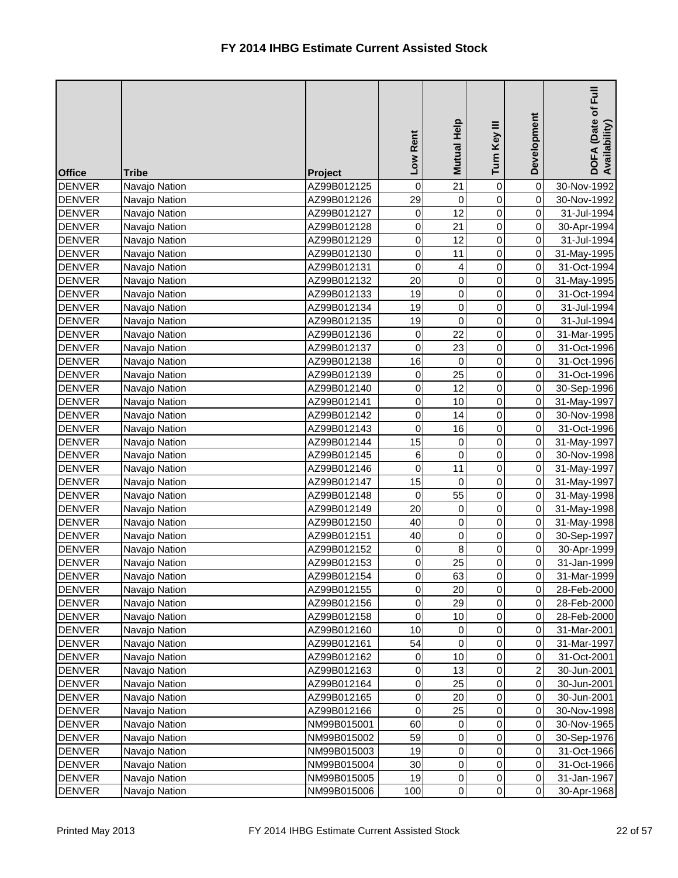# FY 2014 IHBG Estimate Current Assisted Stock

| Office | Tribe | Project | Low Rent | Mutual Help | Turn Key III | Development | DOFA (Date of Full Availability) |
|---|---|---|---|---|---|---|---|
| DENVER | Navajo Nation | AZ99B012125 | 0 | 21 | 0 | 0 | 30-Nov-1992 |
| DENVER | Navajo Nation | AZ99B012126 | 29 | 0 | 0 | 0 | 30-Nov-1992 |
| DENVER | Navajo Nation | AZ99B012127 | 0 | 12 | 0 | 0 | 31-Jul-1994 |
| DENVER | Navajo Nation | AZ99B012128 | 0 | 21 | 0 | 0 | 30-Apr-1994 |
| DENVER | Navajo Nation | AZ99B012129 | 0 | 12 | 0 | 0 | 31-Jul-1994 |
| DENVER | Navajo Nation | AZ99B012130 | 0 | 11 | 0 | 0 | 31-May-1995 |
| DENVER | Navajo Nation | AZ99B012131 | 0 | 4 | 0 | 0 | 31-Oct-1994 |
| DENVER | Navajo Nation | AZ99B012132 | 20 | 0 | 0 | 0 | 31-May-1995 |
| DENVER | Navajo Nation | AZ99B012133 | 19 | 0 | 0 | 0 | 31-Oct-1994 |
| DENVER | Navajo Nation | AZ99B012134 | 19 | 0 | 0 | 0 | 31-Jul-1994 |
| DENVER | Navajo Nation | AZ99B012135 | 19 | 0 | 0 | 0 | 31-Jul-1994 |
| DENVER | Navajo Nation | AZ99B012136 | 0 | 22 | 0 | 0 | 31-Mar-1995 |
| DENVER | Navajo Nation | AZ99B012137 | 0 | 23 | 0 | 0 | 31-Oct-1996 |
| DENVER | Navajo Nation | AZ99B012138 | 16 | 0 | 0 | 0 | 31-Oct-1996 |
| DENVER | Navajo Nation | AZ99B012139 | 0 | 25 | 0 | 0 | 31-Oct-1996 |
| DENVER | Navajo Nation | AZ99B012140 | 0 | 12 | 0 | 0 | 30-Sep-1996 |
| DENVER | Navajo Nation | AZ99B012141 | 0 | 10 | 0 | 0 | 31-May-1997 |
| DENVER | Navajo Nation | AZ99B012142 | 0 | 14 | 0 | 0 | 30-Nov-1998 |
| DENVER | Navajo Nation | AZ99B012143 | 0 | 16 | 0 | 0 | 31-Oct-1996 |
| DENVER | Navajo Nation | AZ99B012144 | 15 | 0 | 0 | 0 | 31-May-1997 |
| DENVER | Navajo Nation | AZ99B012145 | 6 | 0 | 0 | 0 | 30-Nov-1998 |
| DENVER | Navajo Nation | AZ99B012146 | 0 | 11 | 0 | 0 | 31-May-1997 |
| DENVER | Navajo Nation | AZ99B012147 | 15 | 0 | 0 | 0 | 31-May-1997 |
| DENVER | Navajo Nation | AZ99B012148 | 0 | 55 | 0 | 0 | 31-May-1998 |
| DENVER | Navajo Nation | AZ99B012149 | 20 | 0 | 0 | 0 | 31-May-1998 |
| DENVER | Navajo Nation | AZ99B012150 | 40 | 0 | 0 | 0 | 31-May-1998 |
| DENVER | Navajo Nation | AZ99B012151 | 40 | 0 | 0 | 0 | 30-Sep-1997 |
| DENVER | Navajo Nation | AZ99B012152 | 0 | 8 | 0 | 0 | 30-Apr-1999 |
| DENVER | Navajo Nation | AZ99B012153 | 0 | 25 | 0 | 0 | 31-Jan-1999 |
| DENVER | Navajo Nation | AZ99B012154 | 0 | 63 | 0 | 0 | 31-Mar-1999 |
| DENVER | Navajo Nation | AZ99B012155 | 0 | 20 | 0 | 0 | 28-Feb-2000 |
| DENVER | Navajo Nation | AZ99B012156 | 0 | 29 | 0 | 0 | 28-Feb-2000 |
| DENVER | Navajo Nation | AZ99B012158 | 0 | 10 | 0 | 0 | 28-Feb-2000 |
| DENVER | Navajo Nation | AZ99B012160 | 10 | 0 | 0 | 0 | 31-Mar-2001 |
| DENVER | Navajo Nation | AZ99B012161 | 54 | 0 | 0 | 0 | 31-Mar-1997 |
| DENVER | Navajo Nation | AZ99B012162 | 0 | 10 | 0 | 0 | 31-Oct-2001 |
| DENVER | Navajo Nation | AZ99B012163 | 0 | 13 | 0 | 2 | 30-Jun-2001 |
| DENVER | Navajo Nation | AZ99B012164 | 0 | 25 | 0 | 0 | 30-Jun-2001 |
| DENVER | Navajo Nation | AZ99B012165 | 0 | 20 | 0 | 0 | 30-Jun-2001 |
| DENVER | Navajo Nation | AZ99B012166 | 0 | 25 | 0 | 0 | 30-Nov-1998 |
| DENVER | Navajo Nation | NM99B015001 | 60 | 0 | 0 | 0 | 30-Nov-1965 |
| DENVER | Navajo Nation | NM99B015002 | 59 | 0 | 0 | 0 | 30-Sep-1976 |
| DENVER | Navajo Nation | NM99B015003 | 19 | 0 | 0 | 0 | 31-Oct-1966 |
| DENVER | Navajo Nation | NM99B015004 | 30 | 0 | 0 | 0 | 31-Oct-1966 |
| DENVER | Navajo Nation | NM99B015005 | 19 | 0 | 0 | 0 | 31-Jan-1967 |
| DENVER | Navajo Nation | NM99B015006 | 100 | 0 | 0 | 0 | 30-Apr-1968 |

Printed May 2013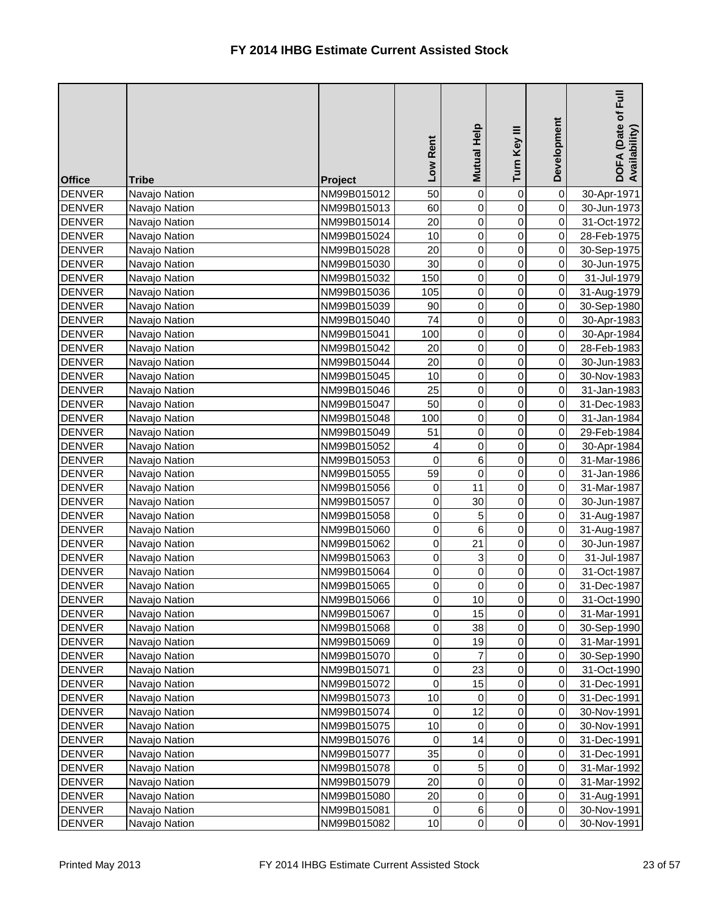# FY 2014 IHBG Estimate Current Assisted Stock

| Office | Tribe | Project | Low Rent | Mutual Help | Turn Key III | Development | DOFA (Date of Full Availability) |
|---|---|---|---|---|---|---|---|
| DENVER | Navajo Nation | NM99B015012 | 50 | 0 | 0 | 0 | 30-Apr-1971 |
| DENVER | Navajo Nation | NM99B015013 | 60 | 0 | 0 | 0 | 30-Jun-1973 |
| DENVER | Navajo Nation | NM99B015014 | 20 | 0 | 0 | 0 | 31-Oct-1972 |
| DENVER | Navajo Nation | NM99B015024 | 10 | 0 | 0 | 0 | 28-Feb-1975 |
| DENVER | Navajo Nation | NM99B015028 | 20 | 0 | 0 | 0 | 30-Sep-1975 |
| DENVER | Navajo Nation | NM99B015030 | 30 | 0 | 0 | 0 | 30-Jun-1975 |
| DENVER | Navajo Nation | NM99B015032 | 150 | 0 | 0 | 0 | 31-Jul-1979 |
| DENVER | Navajo Nation | NM99B015036 | 105 | 0 | 0 | 0 | 31-Aug-1979 |
| DENVER | Navajo Nation | NM99B015039 | 90 | 0 | 0 | 0 | 30-Sep-1980 |
| DENVER | Navajo Nation | NM99B015040 | 74 | 0 | 0 | 0 | 30-Apr-1983 |
| DENVER | Navajo Nation | NM99B015041 | 100 | 0 | 0 | 0 | 30-Apr-1984 |
| DENVER | Navajo Nation | NM99B015042 | 20 | 0 | 0 | 0 | 28-Feb-1983 |
| DENVER | Navajo Nation | NM99B015044 | 20 | 0 | 0 | 0 | 30-Jun-1983 |
| DENVER | Navajo Nation | NM99B015045 | 10 | 0 | 0 | 0 | 30-Nov-1983 |
| DENVER | Navajo Nation | NM99B015046 | 25 | 0 | 0 | 0 | 31-Jan-1983 |
| DENVER | Navajo Nation | NM99B015047 | 50 | 0 | 0 | 0 | 31-Dec-1983 |
| DENVER | Navajo Nation | NM99B015048 | 100 | 0 | 0 | 0 | 31-Jan-1984 |
| DENVER | Navajo Nation | NM99B015049 | 51 | 0 | 0 | 0 | 29-Feb-1984 |
| DENVER | Navajo Nation | NM99B015052 | 4 | 0 | 0 | 0 | 30-Apr-1984 |
| DENVER | Navajo Nation | NM99B015053 | 0 | 6 | 0 | 0 | 31-Mar-1986 |
| DENVER | Navajo Nation | NM99B015055 | 59 | 0 | 0 | 0 | 31-Jan-1986 |
| DENVER | Navajo Nation | NM99B015056 | 0 | 11 | 0 | 0 | 31-Mar-1987 |
| DENVER | Navajo Nation | NM99B015057 | 0 | 30 | 0 | 0 | 30-Jun-1987 |
| DENVER | Navajo Nation | NM99B015058 | 0 | 5 | 0 | 0 | 31-Aug-1987 |
| DENVER | Navajo Nation | NM99B015060 | 0 | 6 | 0 | 0 | 31-Aug-1987 |
| DENVER | Navajo Nation | NM99B015062 | 0 | 21 | 0 | 0 | 30-Jun-1987 |
| DENVER | Navajo Nation | NM99B015063 | 0 | 3 | 0 | 0 | 31-Jul-1987 |
| DENVER | Navajo Nation | NM99B015064 | 0 | 0 | 0 | 0 | 31-Oct-1987 |
| DENVER | Navajo Nation | NM99B015065 | 0 | 0 | 0 | 0 | 31-Dec-1987 |
| DENVER | Navajo Nation | NM99B015066 | 0 | 10 | 0 | 0 | 31-Oct-1990 |
| DENVER | Navajo Nation | NM99B015067 | 0 | 15 | 0 | 0 | 31-Mar-1991 |
| DENVER | Navajo Nation | NM99B015068 | 0 | 38 | 0 | 0 | 30-Sep-1990 |
| DENVER | Navajo Nation | NM99B015069 | 0 | 19 | 0 | 0 | 31-Mar-1991 |
| DENVER | Navajo Nation | NM99B015070 | 0 | 7 | 0 | 0 | 30-Sep-1990 |
| DENVER | Navajo Nation | NM99B015071 | 0 | 23 | 0 | 0 | 31-Oct-1990 |
| DENVER | Navajo Nation | NM99B015072 | 0 | 15 | 0 | 0 | 31-Dec-1991 |
| DENVER | Navajo Nation | NM99B015073 | 10 | 0 | 0 | 0 | 31-Dec-1991 |
| DENVER | Navajo Nation | NM99B015074 | 0 | 12 | 0 | 0 | 30-Nov-1991 |
| DENVER | Navajo Nation | NM99B015075 | 10 | 0 | 0 | 0 | 30-Nov-1991 |
| DENVER | Navajo Nation | NM99B015076 | 0 | 14 | 0 | 0 | 31-Dec-1991 |
| DENVER | Navajo Nation | NM99B015077 | 35 | 0 | 0 | 0 | 31-Dec-1991 |
| DENVER | Navajo Nation | NM99B015078 | 0 | 5 | 0 | 0 | 31-Mar-1992 |
| DENVER | Navajo Nation | NM99B015079 | 20 | 0 | 0 | 0 | 31-Mar-1992 |
| DENVER | Navajo Nation | NM99B015080 | 20 | 0 | 0 | 0 | 31-Aug-1991 |
| DENVER | Navajo Nation | NM99B015081 | 0 | 6 | 0 | 0 | 30-Nov-1991 |
| DENVER | Navajo Nation | NM99B015082 | 10 | 0 | 0 | 0 | 30-Nov-1991 |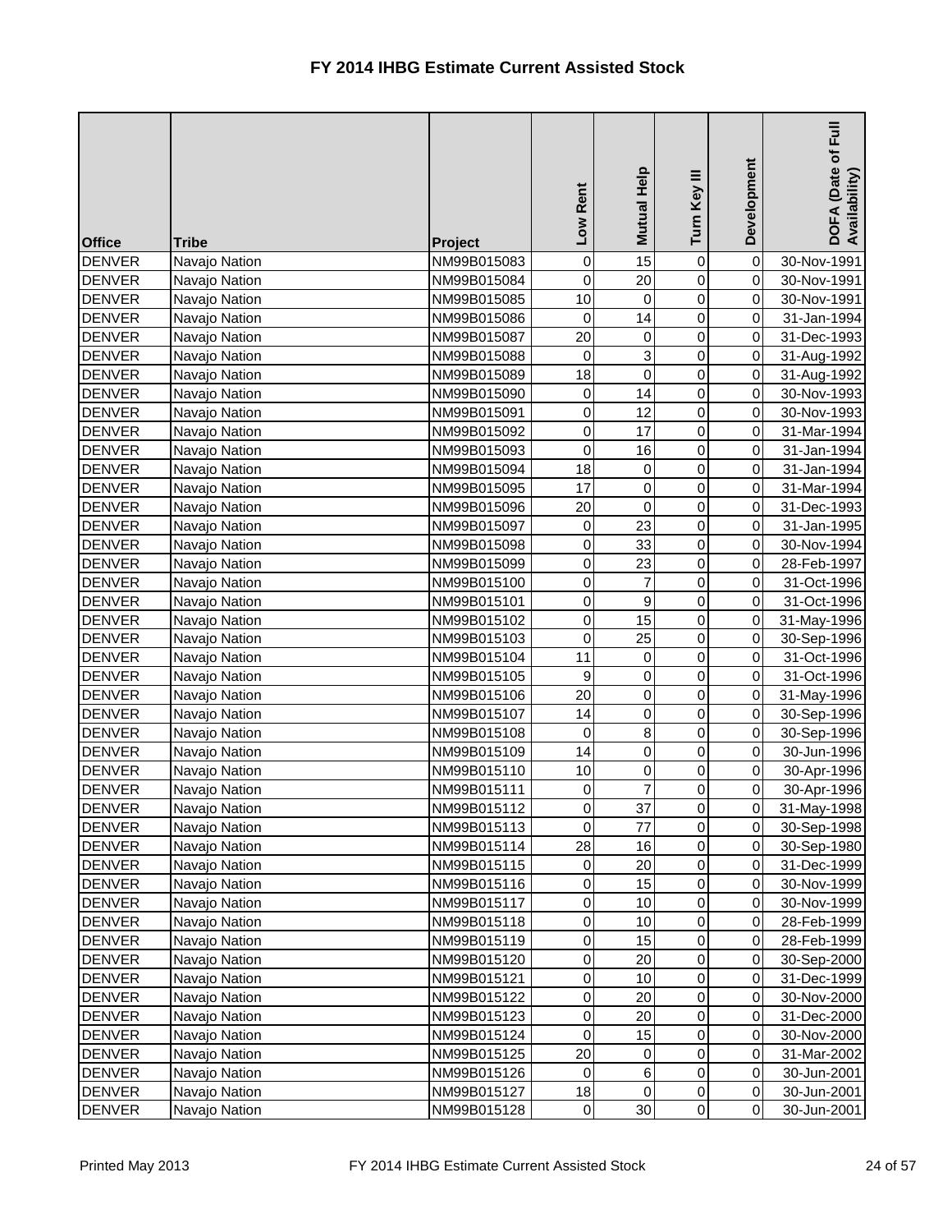# FY 2014 IHBG Estimate Current Assisted Stock

| Office | Tribe | Project | Low Rent | Mutual Help | Turn Key III | Development | DOFA (Date of Full Availability) |
|---|---|---|---|---|---|---|---|
| DENVER | Navajo Nation | NM99B015083 | 0 | 15 | 0 | 0 | 30-Nov-1991 |
| DENVER | Navajo Nation | NM99B015084 | 0 | 20 | 0 | 0 | 30-Nov-1991 |
| DENVER | Navajo Nation | NM99B015085 | 10 | 0 | 0 | 0 | 30-Nov-1991 |
| DENVER | Navajo Nation | NM99B015086 | 0 | 14 | 0 | 0 | 31-Jan-1994 |
| DENVER | Navajo Nation | NM99B015087 | 20 | 0 | 0 | 0 | 31-Dec-1993 |
| DENVER | Navajo Nation | NM99B015088 | 0 | 3 | 0 | 0 | 31-Aug-1992 |
| DENVER | Navajo Nation | NM99B015089 | 18 | 0 | 0 | 0 | 31-Aug-1992 |
| DENVER | Navajo Nation | NM99B015090 | 0 | 14 | 0 | 0 | 30-Nov-1993 |
| DENVER | Navajo Nation | NM99B015091 | 0 | 12 | 0 | 0 | 30-Nov-1993 |
| DENVER | Navajo Nation | NM99B015092 | 0 | 17 | 0 | 0 | 31-Mar-1994 |
| DENVER | Navajo Nation | NM99B015093 | 0 | 16 | 0 | 0 | 31-Jan-1994 |
| DENVER | Navajo Nation | NM99B015094 | 18 | 0 | 0 | 0 | 31-Jan-1994 |
| DENVER | Navajo Nation | NM99B015095 | 17 | 0 | 0 | 0 | 31-Mar-1994 |
| DENVER | Navajo Nation | NM99B015096 | 20 | 0 | 0 | 0 | 31-Dec-1993 |
| DENVER | Navajo Nation | NM99B015097 | 0 | 23 | 0 | 0 | 31-Jan-1995 |
| DENVER | Navajo Nation | NM99B015098 | 0 | 33 | 0 | 0 | 30-Nov-1994 |
| DENVER | Navajo Nation | NM99B015099 | 0 | 23 | 0 | 0 | 28-Feb-1997 |
| DENVER | Navajo Nation | NM99B015100 | 0 | 7 | 0 | 0 | 31-Oct-1996 |
| DENVER | Navajo Nation | NM99B015101 | 0 | 9 | 0 | 0 | 31-Oct-1996 |
| DENVER | Navajo Nation | NM99B015102 | 0 | 15 | 0 | 0 | 31-May-1996 |
| DENVER | Navajo Nation | NM99B015103 | 0 | 25 | 0 | 0 | 30-Sep-1996 |
| DENVER | Navajo Nation | NM99B015104 | 11 | 0 | 0 | 0 | 31-Oct-1996 |
| DENVER | Navajo Nation | NM99B015105 | 9 | 0 | 0 | 0 | 31-Oct-1996 |
| DENVER | Navajo Nation | NM99B015106 | 20 | 0 | 0 | 0 | 31-May-1996 |
| DENVER | Navajo Nation | NM99B015107 | 14 | 0 | 0 | 0 | 30-Sep-1996 |
| DENVER | Navajo Nation | NM99B015108 | 0 | 8 | 0 | 0 | 30-Sep-1996 |
| DENVER | Navajo Nation | NM99B015109 | 14 | 0 | 0 | 0 | 30-Jun-1996 |
| DENVER | Navajo Nation | NM99B015110 | 10 | 0 | 0 | 0 | 30-Apr-1996 |
| DENVER | Navajo Nation | NM99B015111 | 0 | 7 | 0 | 0 | 30-Apr-1996 |
| DENVER | Navajo Nation | NM99B015112 | 0 | 37 | 0 | 0 | 31-May-1998 |
| DENVER | Navajo Nation | NM99B015113 | 0 | 77 | 0 | 0 | 30-Sep-1998 |
| DENVER | Navajo Nation | NM99B015114 | 28 | 16 | 0 | 0 | 30-Sep-1980 |
| DENVER | Navajo Nation | NM99B015115 | 0 | 20 | 0 | 0 | 31-Dec-1999 |
| DENVER | Navajo Nation | NM99B015116 | 0 | 15 | 0 | 0 | 30-Nov-1999 |
| DENVER | Navajo Nation | NM99B015117 | 0 | 10 | 0 | 0 | 30-Nov-1999 |
| DENVER | Navajo Nation | NM99B015118 | 0 | 10 | 0 | 0 | 28-Feb-1999 |
| DENVER | Navajo Nation | NM99B015119 | 0 | 15 | 0 | 0 | 28-Feb-1999 |
| DENVER | Navajo Nation | NM99B015120 | 0 | 20 | 0 | 0 | 30-Sep-2000 |
| DENVER | Navajo Nation | NM99B015121 | 0 | 10 | 0 | 0 | 31-Dec-1999 |
| DENVER | Navajo Nation | NM99B015122 | 0 | 20 | 0 | 0 | 30-Nov-2000 |
| DENVER | Navajo Nation | NM99B015123 | 0 | 20 | 0 | 0 | 31-Dec-2000 |
| DENVER | Navajo Nation | NM99B015124 | 0 | 15 | 0 | 0 | 30-Nov-2000 |
| DENVER | Navajo Nation | NM99B015125 | 20 | 0 | 0 | 0 | 31-Mar-2002 |
| DENVER | Navajo Nation | NM99B015126 | 0 | 6 | 0 | 0 | 30-Jun-2001 |
| DENVER | Navajo Nation | NM99B015127 | 18 | 0 | 0 | 0 | 30-Jun-2001 |
| DENVER | Navajo Nation | NM99B015128 | 0 | 30 | 0 | 0 | 30-Jun-2001 |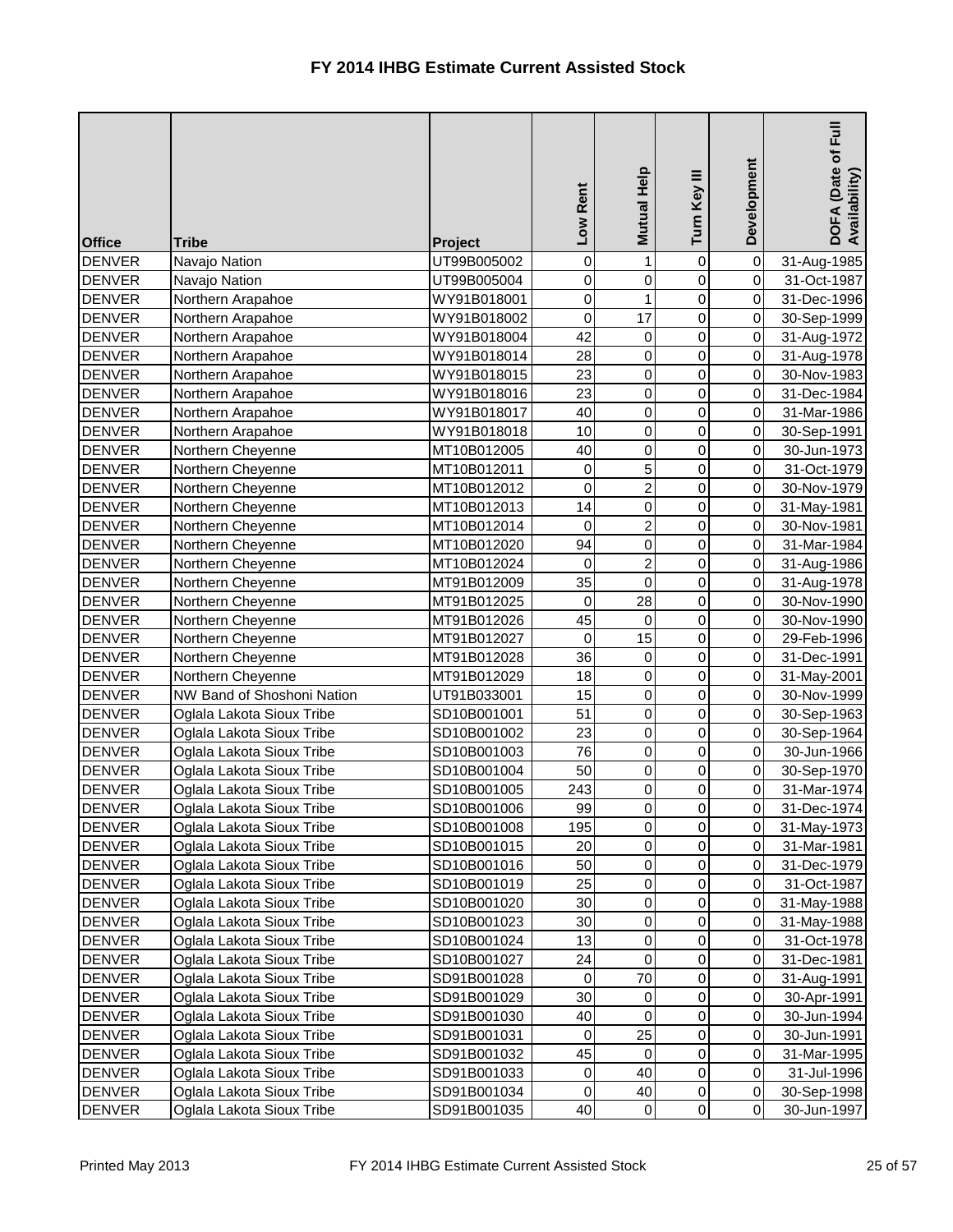# FY 2014 IHBG Estimate Current Assisted Stock

| Office | Tribe | Project | Low Rent | Mutual Help | Turn Key III | Development | DOFA (Date of Full Availability) |
|---|---|---|---|---|---|---|---|
| DENVER | Navajo Nation | UT99B005002 | 0 | 1 | 0 | 0 | 31-Aug-1985 |
| DENVER | Navajo Nation | UT99B005004 | 0 | 0 | 0 | 0 | 31-Oct-1987 |
| DENVER | Northern Arapahoe | WY91B018001 | 0 | 1 | 0 | 0 | 31-Dec-1996 |
| DENVER | Northern Arapahoe | WY91B018002 | 0 | 17 | 0 | 0 | 30-Sep-1999 |
| DENVER | Northern Arapahoe | WY91B018004 | 42 | 0 | 0 | 0 | 31-Aug-1972 |
| DENVER | Northern Arapahoe | WY91B018014 | 28 | 0 | 0 | 0 | 31-Aug-1978 |
| DENVER | Northern Arapahoe | WY91B018015 | 23 | 0 | 0 | 0 | 30-Nov-1983 |
| DENVER | Northern Arapahoe | WY91B018016 | 23 | 0 | 0 | 0 | 31-Dec-1984 |
| DENVER | Northern Arapahoe | WY91B018017 | 40 | 0 | 0 | 0 | 31-Mar-1986 |
| DENVER | Northern Arapahoe | WY91B018018 | 10 | 0 | 0 | 0 | 30-Sep-1991 |
| DENVER | Northern Cheyenne | MT10B012005 | 40 | 0 | 0 | 0 | 30-Jun-1973 |
| DENVER | Northern Cheyenne | MT10B012011 | 0 | 5 | 0 | 0 | 31-Oct-1979 |
| DENVER | Northern Cheyenne | MT10B012012 | 0 | 2 | 0 | 0 | 30-Nov-1979 |
| DENVER | Northern Cheyenne | MT10B012013 | 14 | 0 | 0 | 0 | 31-May-1981 |
| DENVER | Northern Cheyenne | MT10B012014 | 0 | 2 | 0 | 0 | 30-Nov-1981 |
| DENVER | Northern Cheyenne | MT10B012020 | 94 | 0 | 0 | 0 | 31-Mar-1984 |
| DENVER | Northern Cheyenne | MT10B012024 | 0 | 2 | 0 | 0 | 31-Aug-1986 |
| DENVER | Northern Cheyenne | MT91B012009 | 35 | 0 | 0 | 0 | 31-Aug-1978 |
| DENVER | Northern Cheyenne | MT91B012025 | 0 | 28 | 0 | 0 | 30-Nov-1990 |
| DENVER | Northern Cheyenne | MT91B012026 | 45 | 0 | 0 | 0 | 30-Nov-1990 |
| DENVER | Northern Cheyenne | MT91B012027 | 0 | 15 | 0 | 0 | 29-Feb-1996 |
| DENVER | Northern Cheyenne | MT91B012028 | 36 | 0 | 0 | 0 | 31-Dec-1991 |
| DENVER | Northern Cheyenne | MT91B012029 | 18 | 0 | 0 | 0 | 31-May-2001 |
| DENVER | NW Band of Shoshoni Nation | UT91B033001 | 15 | 0 | 0 | 0 | 30-Nov-1999 |
| DENVER | Oglala Lakota Sioux Tribe | SD10B001001 | 51 | 0 | 0 | 0 | 30-Sep-1963 |
| DENVER | Oglala Lakota Sioux Tribe | SD10B001002 | 23 | 0 | 0 | 0 | 30-Sep-1964 |
| DENVER | Oglala Lakota Sioux Tribe | SD10B001003 | 76 | 0 | 0 | 0 | 30-Jun-1966 |
| DENVER | Oglala Lakota Sioux Tribe | SD10B001004 | 50 | 0 | 0 | 0 | 30-Sep-1970 |
| DENVER | Oglala Lakota Sioux Tribe | SD10B001005 | 243 | 0 | 0 | 0 | 31-Mar-1974 |
| DENVER | Oglala Lakota Sioux Tribe | SD10B001006 | 99 | 0 | 0 | 0 | 31-Dec-1974 |
| DENVER | Oglala Lakota Sioux Tribe | SD10B001008 | 195 | 0 | 0 | 0 | 31-May-1973 |
| DENVER | Oglala Lakota Sioux Tribe | SD10B001015 | 20 | 0 | 0 | 0 | 31-Mar-1981 |
| DENVER | Oglala Lakota Sioux Tribe | SD10B001016 | 50 | 0 | 0 | 0 | 31-Dec-1979 |
| DENVER | Oglala Lakota Sioux Tribe | SD10B001019 | 25 | 0 | 0 | 0 | 31-Oct-1987 |
| DENVER | Oglala Lakota Sioux Tribe | SD10B001020 | 30 | 0 | 0 | 0 | 31-May-1988 |
| DENVER | Oglala Lakota Sioux Tribe | SD10B001023 | 30 | 0 | 0 | 0 | 31-May-1988 |
| DENVER | Oglala Lakota Sioux Tribe | SD10B001024 | 13 | 0 | 0 | 0 | 31-Oct-1978 |
| DENVER | Oglala Lakota Sioux Tribe | SD10B001027 | 24 | 0 | 0 | 0 | 31-Dec-1981 |
| DENVER | Oglala Lakota Sioux Tribe | SD91B001028 | 0 | 70 | 0 | 0 | 31-Aug-1991 |
| DENVER | Oglala Lakota Sioux Tribe | SD91B001029 | 30 | 0 | 0 | 0 | 30-Apr-1991 |
| DENVER | Oglala Lakota Sioux Tribe | SD91B001030 | 40 | 0 | 0 | 0 | 30-Jun-1994 |
| DENVER | Oglala Lakota Sioux Tribe | SD91B001031 | 0 | 25 | 0 | 0 | 30-Jun-1991 |
| DENVER | Oglala Lakota Sioux Tribe | SD91B001032 | 45 | 0 | 0 | 0 | 31-Mar-1995 |
| DENVER | Oglala Lakota Sioux Tribe | SD91B001033 | 0 | 40 | 0 | 0 | 31-Jul-1996 |
| DENVER | Oglala Lakota Sioux Tribe | SD91B001034 | 0 | 40 | 0 | 0 | 30-Sep-1998 |
| DENVER | Oglala Lakota Sioux Tribe | SD91B001035 | 40 | 0 | 0 | 0 | 30-Jun-1997 |

Printed May 2013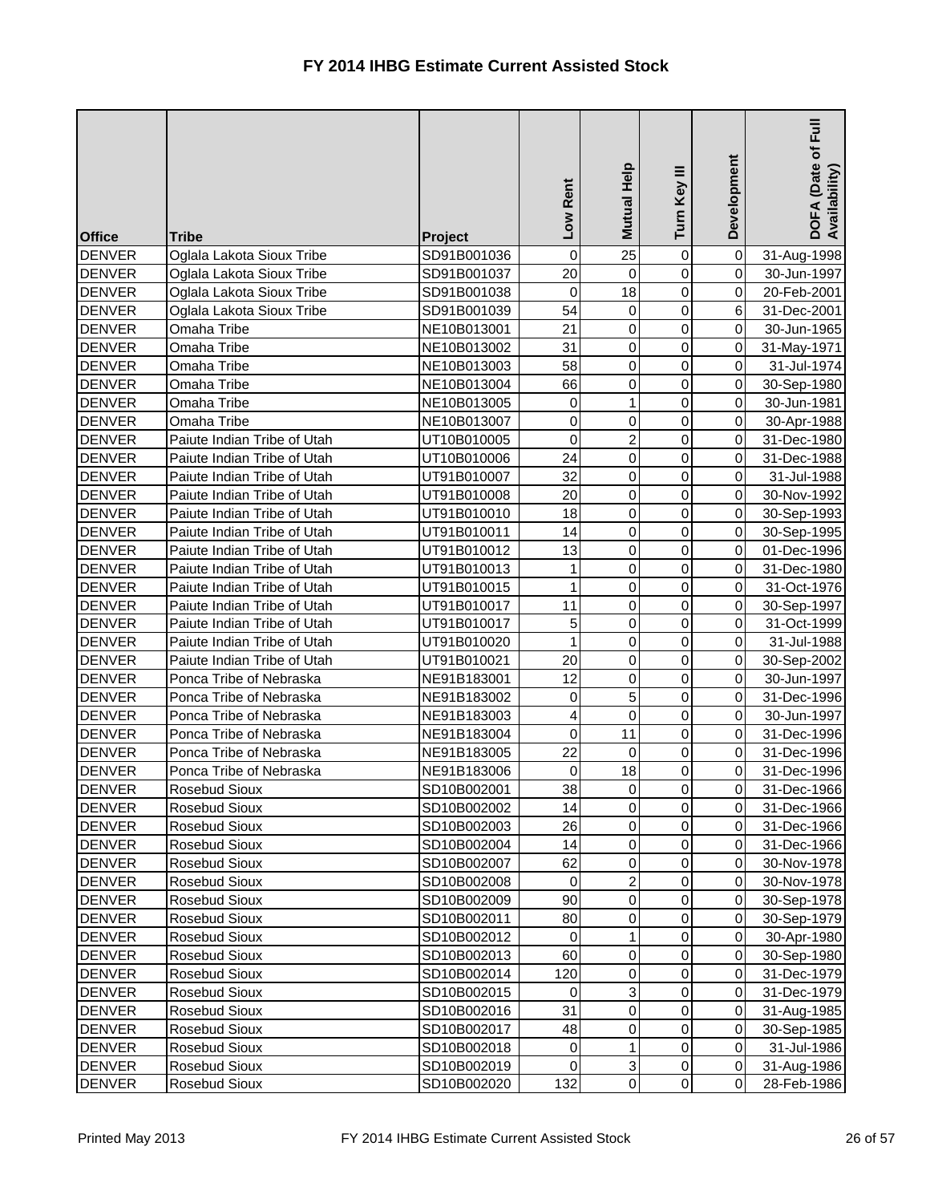# FY 2014 IHBG Estimate Current Assisted Stock

| Office | Tribe | Project | Low Rent | Mutual Help | Turn Key III | Development | DOFA (Date of Full Availability) |
|---|---|---|---|---|---|---|---|
| DENVER | Oglala Lakota Sioux Tribe | SD91B001036 | 0 | 25 | 0 | 0 | 31-Aug-1998 |
| DENVER | Oglala Lakota Sioux Tribe | SD91B001037 | 20 | 0 | 0 | 0 | 30-Jun-1997 |
| DENVER | Oglala Lakota Sioux Tribe | SD91B001038 | 0 | 18 | 0 | 0 | 20-Feb-2001 |
| DENVER | Oglala Lakota Sioux Tribe | SD91B001039 | 54 | 0 | 0 | 6 | 31-Dec-2001 |
| DENVER | Omaha Tribe | NE10B013001 | 21 | 0 | 0 | 0 | 30-Jun-1965 |
| DENVER | Omaha Tribe | NE10B013002 | 31 | 0 | 0 | 0 | 31-May-1971 |
| DENVER | Omaha Tribe | NE10B013003 | 58 | 0 | 0 | 0 | 31-Jul-1974 |
| DENVER | Omaha Tribe | NE10B013004 | 66 | 0 | 0 | 0 | 30-Sep-1980 |
| DENVER | Omaha Tribe | NE10B013005 | 0 | 1 | 0 | 0 | 30-Jun-1981 |
| DENVER | Omaha Tribe | NE10B013007 | 0 | 0 | 0 | 0 | 30-Apr-1988 |
| DENVER | Paiute Indian Tribe of Utah | UT10B010005 | 0 | 2 | 0 | 0 | 31-Dec-1980 |
| DENVER | Paiute Indian Tribe of Utah | UT10B010006 | 24 | 0 | 0 | 0 | 31-Dec-1988 |
| DENVER | Paiute Indian Tribe of Utah | UT91B010007 | 32 | 0 | 0 | 0 | 31-Jul-1988 |
| DENVER | Paiute Indian Tribe of Utah | UT91B010008 | 20 | 0 | 0 | 0 | 30-Nov-1992 |
| DENVER | Paiute Indian Tribe of Utah | UT91B010010 | 18 | 0 | 0 | 0 | 30-Sep-1993 |
| DENVER | Paiute Indian Tribe of Utah | UT91B010011 | 14 | 0 | 0 | 0 | 30-Sep-1995 |
| DENVER | Paiute Indian Tribe of Utah | UT91B010012 | 13 | 0 | 0 | 0 | 01-Dec-1996 |
| DENVER | Paiute Indian Tribe of Utah | UT91B010013 | 1 | 0 | 0 | 0 | 31-Dec-1980 |
| DENVER | Paiute Indian Tribe of Utah | UT91B010015 | 1 | 0 | 0 | 0 | 31-Oct-1976 |
| DENVER | Paiute Indian Tribe of Utah | UT91B010017 | 11 | 0 | 0 | 0 | 30-Sep-1997 |
| DENVER | Paiute Indian Tribe of Utah | UT91B010017 | 5 | 0 | 0 | 0 | 31-Oct-1999 |
| DENVER | Paiute Indian Tribe of Utah | UT91B010020 | 1 | 0 | 0 | 0 | 31-Jul-1988 |
| DENVER | Paiute Indian Tribe of Utah | UT91B010021 | 20 | 0 | 0 | 0 | 30-Sep-2002 |
| DENVER | Ponca Tribe of Nebraska | NE91B183001 | 12 | 0 | 0 | 0 | 30-Jun-1997 |
| DENVER | Ponca Tribe of Nebraska | NE91B183002 | 0 | 5 | 0 | 0 | 31-Dec-1996 |
| DENVER | Ponca Tribe of Nebraska | NE91B183003 | 4 | 0 | 0 | 0 | 30-Jun-1997 |
| DENVER | Ponca Tribe of Nebraska | NE91B183004 | 0 | 11 | 0 | 0 | 31-Dec-1996 |
| DENVER | Ponca Tribe of Nebraska | NE91B183005 | 22 | 0 | 0 | 0 | 31-Dec-1996 |
| DENVER | Ponca Tribe of Nebraska | NE91B183006 | 0 | 18 | 0 | 0 | 31-Dec-1996 |
| DENVER | Rosebud Sioux | SD10B002001 | 38 | 0 | 0 | 0 | 31-Dec-1966 |
| DENVER | Rosebud Sioux | SD10B002002 | 14 | 0 | 0 | 0 | 31-Dec-1966 |
| DENVER | Rosebud Sioux | SD10B002003 | 26 | 0 | 0 | 0 | 31-Dec-1966 |
| DENVER | Rosebud Sioux | SD10B002004 | 14 | 0 | 0 | 0 | 31-Dec-1966 |
| DENVER | Rosebud Sioux | SD10B002007 | 62 | 0 | 0 | 0 | 30-Nov-1978 |
| DENVER | Rosebud Sioux | SD10B002008 | 0 | 2 | 0 | 0 | 30-Nov-1978 |
| DENVER | Rosebud Sioux | SD10B002009 | 90 | 0 | 0 | 0 | 30-Sep-1978 |
| DENVER | Rosebud Sioux | SD10B002011 | 80 | 0 | 0 | 0 | 30-Sep-1979 |
| DENVER | Rosebud Sioux | SD10B002012 | 0 | 1 | 0 | 0 | 30-Apr-1980 |
| DENVER | Rosebud Sioux | SD10B002013 | 60 | 0 | 0 | 0 | 30-Sep-1980 |
| DENVER | Rosebud Sioux | SD10B002014 | 120 | 0 | 0 | 0 | 31-Dec-1979 |
| DENVER | Rosebud Sioux | SD10B002015 | 0 | 3 | 0 | 0 | 31-Dec-1979 |
| DENVER | Rosebud Sioux | SD10B002016 | 31 | 0 | 0 | 0 | 31-Aug-1985 |
| DENVER | Rosebud Sioux | SD10B002017 | 48 | 0 | 0 | 0 | 30-Sep-1985 |
| DENVER | Rosebud Sioux | SD10B002018 | 0 | 1 | 0 | 0 | 31-Jul-1986 |
| DENVER | Rosebud Sioux | SD10B002019 | 0 | 3 | 0 | 0 | 31-Aug-1986 |
| DENVER | Rosebud Sioux | SD10B002020 | 132 | 0 | 0 | 0 | 28-Feb-1986 |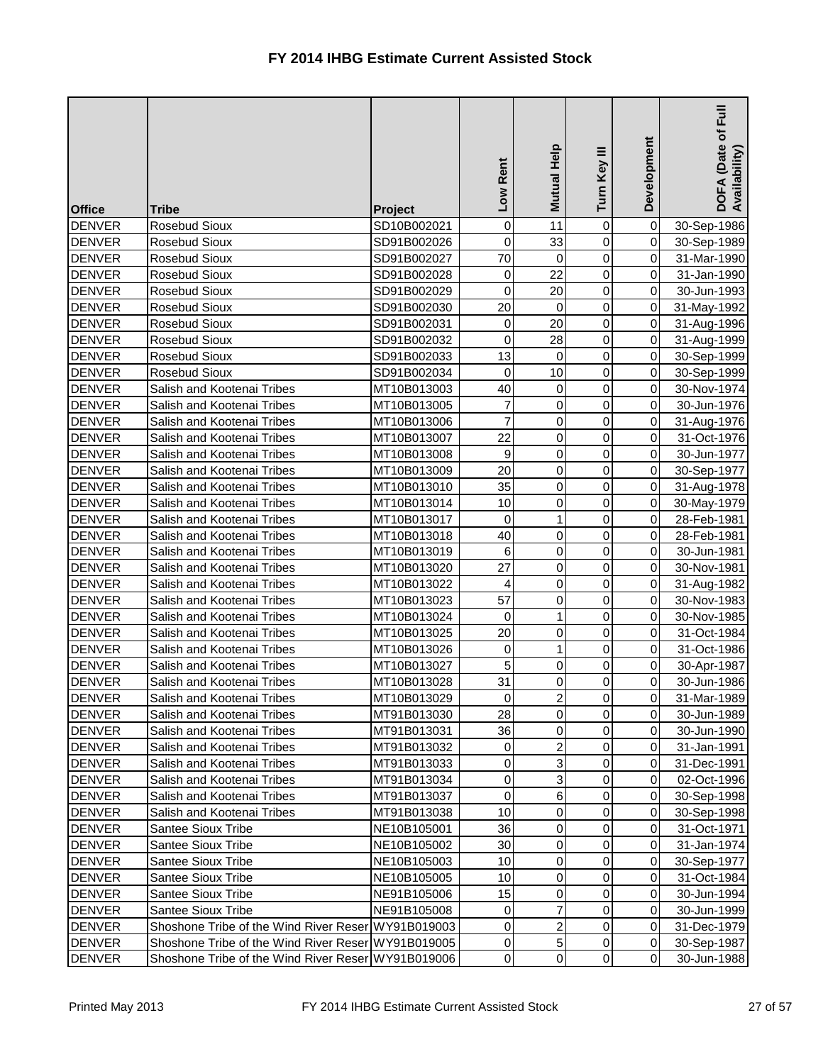# FY 2014 IHBG Estimate Current Assisted Stock

| Office | Tribe | Project | Low Rent | Mutual Help | Turn Key III | Development | DOFA (Date of Full Availability) |
|---|---|---|---|---|---|---|---|
| DENVER | Rosebud Sioux | SD10B002021 | 0 | 11 | 0 | 0 | 30-Sep-1986 |
| DENVER | Rosebud Sioux | SD91B002026 | 0 | 33 | 0 | 0 | 30-Sep-1989 |
| DENVER | Rosebud Sioux | SD91B002027 | 70 | 0 | 0 | 0 | 31-Mar-1990 |
| DENVER | Rosebud Sioux | SD91B002028 | 0 | 22 | 0 | 0 | 31-Jan-1990 |
| DENVER | Rosebud Sioux | SD91B002029 | 0 | 20 | 0 | 0 | 30-Jun-1993 |
| DENVER | Rosebud Sioux | SD91B002030 | 20 | 0 | 0 | 0 | 31-May-1992 |
| DENVER | Rosebud Sioux | SD91B002031 | 0 | 20 | 0 | 0 | 31-Aug-1996 |
| DENVER | Rosebud Sioux | SD91B002032 | 0 | 28 | 0 | 0 | 31-Aug-1999 |
| DENVER | Rosebud Sioux | SD91B002033 | 13 | 0 | 0 | 0 | 30-Sep-1999 |
| DENVER | Rosebud Sioux | SD91B002034 | 0 | 10 | 0 | 0 | 30-Sep-1999 |
| DENVER | Salish and Kootenai Tribes | MT10B013003 | 40 | 0 | 0 | 0 | 30-Nov-1974 |
| DENVER | Salish and Kootenai Tribes | MT10B013005 | 7 | 0 | 0 | 0 | 30-Jun-1976 |
| DENVER | Salish and Kootenai Tribes | MT10B013006 | 7 | 0 | 0 | 0 | 31-Aug-1976 |
| DENVER | Salish and Kootenai Tribes | MT10B013007 | 22 | 0 | 0 | 0 | 31-Oct-1976 |
| DENVER | Salish and Kootenai Tribes | MT10B013008 | 9 | 0 | 0 | 0 | 30-Jun-1977 |
| DENVER | Salish and Kootenai Tribes | MT10B013009 | 20 | 0 | 0 | 0 | 30-Sep-1977 |
| DENVER | Salish and Kootenai Tribes | MT10B013010 | 35 | 0 | 0 | 0 | 31-Aug-1978 |
| DENVER | Salish and Kootenai Tribes | MT10B013014 | 10 | 0 | 0 | 0 | 30-May-1979 |
| DENVER | Salish and Kootenai Tribes | MT10B013017 | 0 | 1 | 0 | 0 | 28-Feb-1981 |
| DENVER | Salish and Kootenai Tribes | MT10B013018 | 40 | 0 | 0 | 0 | 28-Feb-1981 |
| DENVER | Salish and Kootenai Tribes | MT10B013019 | 6 | 0 | 0 | 0 | 30-Jun-1981 |
| DENVER | Salish and Kootenai Tribes | MT10B013020 | 27 | 0 | 0 | 0 | 30-Nov-1981 |
| DENVER | Salish and Kootenai Tribes | MT10B013022 | 4 | 0 | 0 | 0 | 31-Aug-1982 |
| DENVER | Salish and Kootenai Tribes | MT10B013023 | 57 | 0 | 0 | 0 | 30-Nov-1983 |
| DENVER | Salish and Kootenai Tribes | MT10B013024 | 0 | 1 | 0 | 0 | 30-Nov-1985 |
| DENVER | Salish and Kootenai Tribes | MT10B013025 | 20 | 0 | 0 | 0 | 31-Oct-1984 |
| DENVER | Salish and Kootenai Tribes | MT10B013026 | 0 | 1 | 0 | 0 | 31-Oct-1986 |
| DENVER | Salish and Kootenai Tribes | MT10B013027 | 5 | 0 | 0 | 0 | 30-Apr-1987 |
| DENVER | Salish and Kootenai Tribes | MT10B013028 | 31 | 0 | 0 | 0 | 30-Jun-1986 |
| DENVER | Salish and Kootenai Tribes | MT10B013029 | 0 | 2 | 0 | 0 | 31-Mar-1989 |
| DENVER | Salish and Kootenai Tribes | MT91B013030 | 28 | 0 | 0 | 0 | 30-Jun-1989 |
| DENVER | Salish and Kootenai Tribes | MT91B013031 | 36 | 0 | 0 | 0 | 30-Jun-1990 |
| DENVER | Salish and Kootenai Tribes | MT91B013032 | 0 | 2 | 0 | 0 | 31-Jan-1991 |
| DENVER | Salish and Kootenai Tribes | MT91B013033 | 0 | 3 | 0 | 0 | 31-Dec-1991 |
| DENVER | Salish and Kootenai Tribes | MT91B013034 | 0 | 3 | 0 | 0 | 02-Oct-1996 |
| DENVER | Salish and Kootenai Tribes | MT91B013037 | 0 | 6 | 0 | 0 | 30-Sep-1998 |
| DENVER | Salish and Kootenai Tribes | MT91B013038 | 10 | 0 | 0 | 0 | 30-Sep-1998 |
| DENVER | Santee Sioux Tribe | NE10B105001 | 36 | 0 | 0 | 0 | 31-Oct-1971 |
| DENVER | Santee Sioux Tribe | NE10B105002 | 30 | 0 | 0 | 0 | 31-Jan-1974 |
| DENVER | Santee Sioux Tribe | NE10B105003 | 10 | 0 | 0 | 0 | 30-Sep-1977 |
| DENVER | Santee Sioux Tribe | NE10B105005 | 10 | 0 | 0 | 0 | 31-Oct-1984 |
| DENVER | Santee Sioux Tribe | NE91B105006 | 15 | 0 | 0 | 0 | 30-Jun-1994 |
| DENVER | Santee Sioux Tribe | NE91B105008 | 0 | 7 | 0 | 0 | 30-Jun-1999 |
| DENVER | Shoshone Tribe of the Wind River Reser | WY91B019003 | 0 | 2 | 0 | 0 | 31-Dec-1979 |
| DENVER | Shoshone Tribe of the Wind River Reser | WY91B019005 | 0 | 5 | 0 | 0 | 30-Sep-1987 |
| DENVER | Shoshone Tribe of the Wind River Reser | WY91B019006 | 0 | 0 | 0 | 0 | 30-Jun-1988 |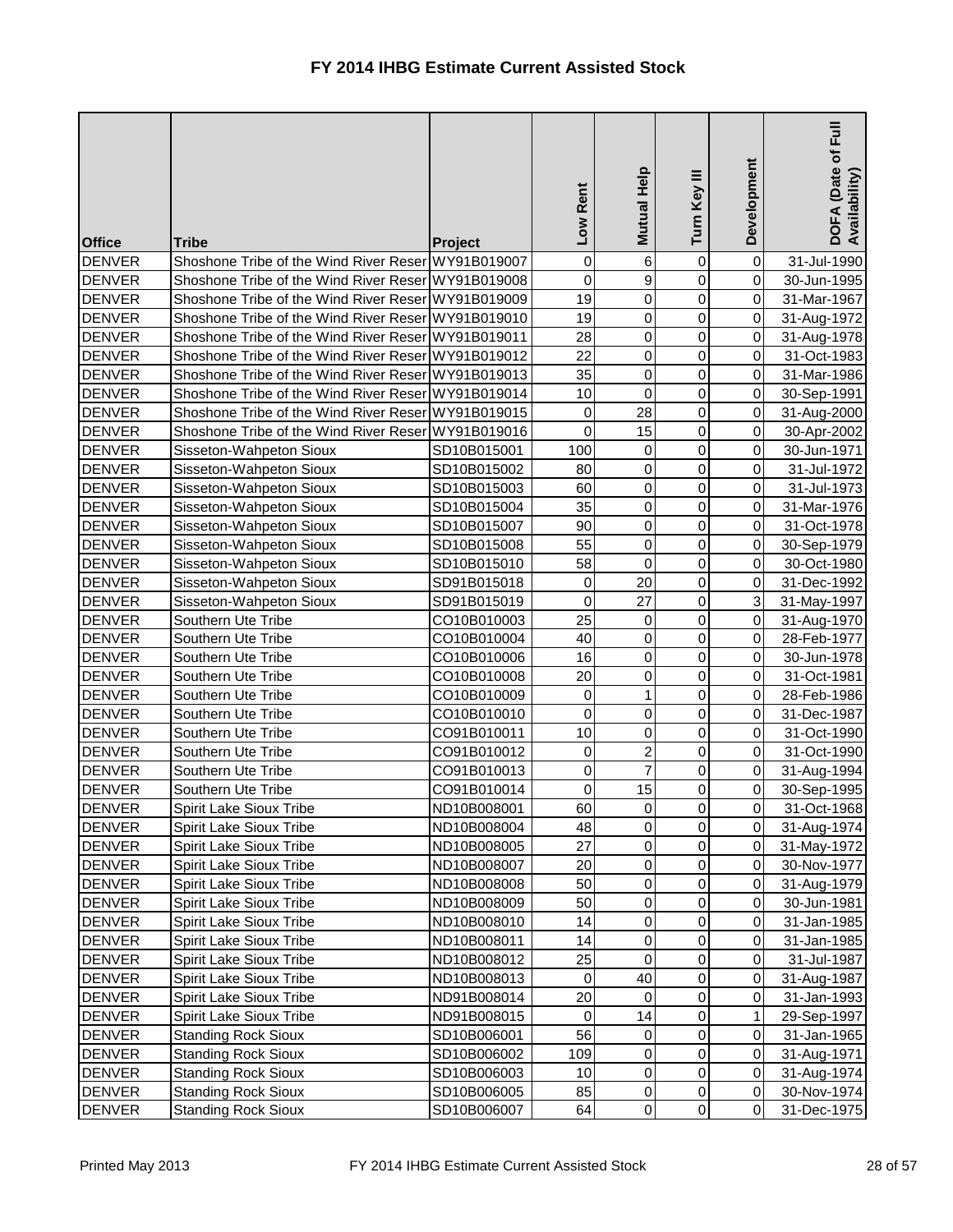# FY 2014 IHBG Estimate Current Assisted Stock

| Office | Tribe | Project | Low Rent | Mutual Help | Turn Key III | Development | DOFA (Date of Full Availability) |
|---|---|---|---|---|---|---|---|
| DENVER | Shoshone Tribe of the Wind River Reser | WY91B019007 | 0 | 6 | 0 | 0 | 31-Jul-1990 |
| DENVER | Shoshone Tribe of the Wind River Reser | WY91B019008 | 0 | 9 | 0 | 0 | 30-Jun-1995 |
| DENVER | Shoshone Tribe of the Wind River Reser | WY91B019009 | 19 | 0 | 0 | 0 | 31-Mar-1967 |
| DENVER | Shoshone Tribe of the Wind River Reser | WY91B019010 | 19 | 0 | 0 | 0 | 31-Aug-1972 |
| DENVER | Shoshone Tribe of the Wind River Reser | WY91B019011 | 28 | 0 | 0 | 0 | 31-Aug-1978 |
| DENVER | Shoshone Tribe of the Wind River Reser | WY91B019012 | 22 | 0 | 0 | 0 | 31-Oct-1983 |
| DENVER | Shoshone Tribe of the Wind River Reser | WY91B019013 | 35 | 0 | 0 | 0 | 31-Mar-1986 |
| DENVER | Shoshone Tribe of the Wind River Reser | WY91B019014 | 10 | 0 | 0 | 0 | 30-Sep-1991 |
| DENVER | Shoshone Tribe of the Wind River Reser | WY91B019015 | 0 | 28 | 0 | 0 | 31-Aug-2000 |
| DENVER | Shoshone Tribe of the Wind River Reser | WY91B019016 | 0 | 15 | 0 | 0 | 30-Apr-2002 |
| DENVER | Sisseton-Wahpeton Sioux | SD10B015001 | 100 | 0 | 0 | 0 | 30-Jun-1971 |
| DENVER | Sisseton-Wahpeton Sioux | SD10B015002 | 80 | 0 | 0 | 0 | 31-Jul-1972 |
| DENVER | Sisseton-Wahpeton Sioux | SD10B015003 | 60 | 0 | 0 | 0 | 31-Jul-1973 |
| DENVER | Sisseton-Wahpeton Sioux | SD10B015004 | 35 | 0 | 0 | 0 | 31-Mar-1976 |
| DENVER | Sisseton-Wahpeton Sioux | SD10B015007 | 90 | 0 | 0 | 0 | 31-Oct-1978 |
| DENVER | Sisseton-Wahpeton Sioux | SD10B015008 | 55 | 0 | 0 | 0 | 30-Sep-1979 |
| DENVER | Sisseton-Wahpeton Sioux | SD10B015010 | 58 | 0 | 0 | 0 | 30-Oct-1980 |
| DENVER | Sisseton-Wahpeton Sioux | SD91B015018 | 0 | 20 | 0 | 0 | 31-Dec-1992 |
| DENVER | Sisseton-Wahpeton Sioux | SD91B015019 | 0 | 27 | 0 | 3 | 31-May-1997 |
| DENVER | Southern Ute Tribe | CO10B010003 | 25 | 0 | 0 | 0 | 31-Aug-1970 |
| DENVER | Southern Ute Tribe | CO10B010004 | 40 | 0 | 0 | 0 | 28-Feb-1977 |
| DENVER | Southern Ute Tribe | CO10B010006 | 16 | 0 | 0 | 0 | 30-Jun-1978 |
| DENVER | Southern Ute Tribe | CO10B010008 | 20 | 0 | 0 | 0 | 31-Oct-1981 |
| DENVER | Southern Ute Tribe | CO10B010009 | 0 | 1 | 0 | 0 | 28-Feb-1986 |
| DENVER | Southern Ute Tribe | CO10B010010 | 0 | 0 | 0 | 0 | 31-Dec-1987 |
| DENVER | Southern Ute Tribe | CO91B010011 | 10 | 0 | 0 | 0 | 31-Oct-1990 |
| DENVER | Southern Ute Tribe | CO91B010012 | 0 | 2 | 0 | 0 | 31-Oct-1990 |
| DENVER | Southern Ute Tribe | CO91B010013 | 0 | 7 | 0 | 0 | 31-Aug-1994 |
| DENVER | Southern Ute Tribe | CO91B010014 | 0 | 15 | 0 | 0 | 30-Sep-1995 |
| DENVER | Spirit Lake Sioux Tribe | ND10B008001 | 60 | 0 | 0 | 0 | 31-Oct-1968 |
| DENVER | Spirit Lake Sioux Tribe | ND10B008004 | 48 | 0 | 0 | 0 | 31-Aug-1974 |
| DENVER | Spirit Lake Sioux Tribe | ND10B008005 | 27 | 0 | 0 | 0 | 31-May-1972 |
| DENVER | Spirit Lake Sioux Tribe | ND10B008007 | 20 | 0 | 0 | 0 | 30-Nov-1977 |
| DENVER | Spirit Lake Sioux Tribe | ND10B008008 | 50 | 0 | 0 | 0 | 31-Aug-1979 |
| DENVER | Spirit Lake Sioux Tribe | ND10B008009 | 50 | 0 | 0 | 0 | 30-Jun-1981 |
| DENVER | Spirit Lake Sioux Tribe | ND10B008010 | 14 | 0 | 0 | 0 | 31-Jan-1985 |
| DENVER | Spirit Lake Sioux Tribe | ND10B008011 | 14 | 0 | 0 | 0 | 31-Jan-1985 |
| DENVER | Spirit Lake Sioux Tribe | ND10B008012 | 25 | 0 | 0 | 0 | 31-Jul-1987 |
| DENVER | Spirit Lake Sioux Tribe | ND10B008013 | 0 | 40 | 0 | 0 | 31-Aug-1987 |
| DENVER | Spirit Lake Sioux Tribe | ND91B008014 | 20 | 0 | 0 | 0 | 31-Jan-1993 |
| DENVER | Spirit Lake Sioux Tribe | ND91B008015 | 0 | 14 | 0 | 1 | 29-Sep-1997 |
| DENVER | Standing Rock Sioux | SD10B006001 | 56 | 0 | 0 | 0 | 31-Jan-1965 |
| DENVER | Standing Rock Sioux | SD10B006002 | 109 | 0 | 0 | 0 | 31-Aug-1971 |
| DENVER | Standing Rock Sioux | SD10B006003 | 10 | 0 | 0 | 0 | 31-Aug-1974 |
| DENVER | Standing Rock Sioux | SD10B006005 | 85 | 0 | 0 | 0 | 30-Nov-1974 |
| DENVER | Standing Rock Sioux | SD10B006007 | 64 | 0 | 0 | 0 | 31-Dec-1975 |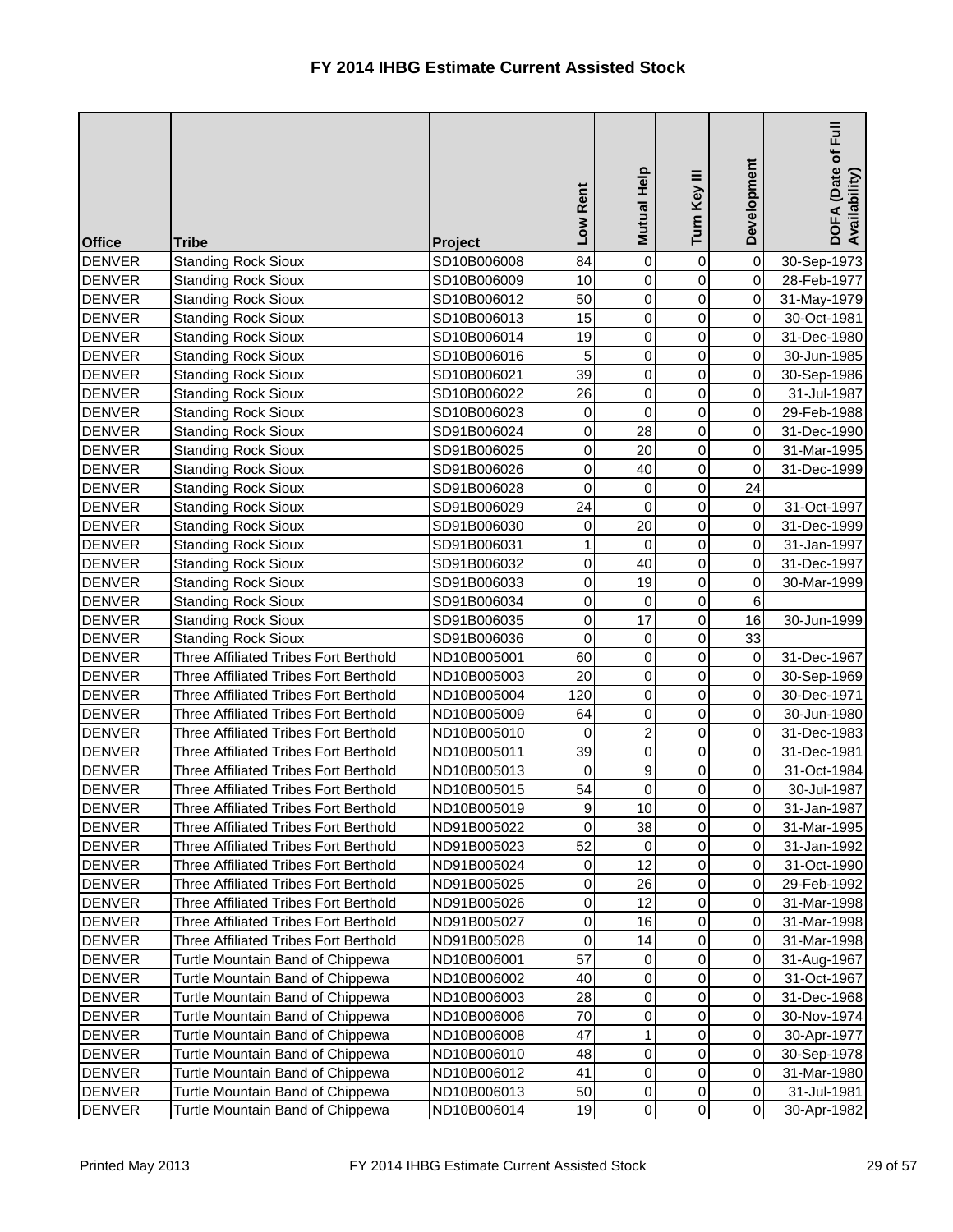# FY 2014 IHBG Estimate Current Assisted Stock

| Office | Tribe | Project | Low Rent | Mutual Help | Turn Key III | Development | DOFA (Date of Full Availability) |
|---|---|---|---|---|---|---|---|
| DENVER | Standing Rock Sioux | SD10B006008 | 84 | 0 | 0 | 0 | 30-Sep-1973 |
| DENVER | Standing Rock Sioux | SD10B006009 | 10 | 0 | 0 | 0 | 28-Feb-1977 |
| DENVER | Standing Rock Sioux | SD10B006012 | 50 | 0 | 0 | 0 | 31-May-1979 |
| DENVER | Standing Rock Sioux | SD10B006013 | 15 | 0 | 0 | 0 | 30-Oct-1981 |
| DENVER | Standing Rock Sioux | SD10B006014 | 19 | 0 | 0 | 0 | 31-Dec-1980 |
| DENVER | Standing Rock Sioux | SD10B006016 | 5 | 0 | 0 | 0 | 30-Jun-1985 |
| DENVER | Standing Rock Sioux | SD10B006021 | 39 | 0 | 0 | 0 | 30-Sep-1986 |
| DENVER | Standing Rock Sioux | SD10B006022 | 26 | 0 | 0 | 0 | 31-Jul-1987 |
| DENVER | Standing Rock Sioux | SD10B006023 | 0 | 0 | 0 | 0 | 29-Feb-1988 |
| DENVER | Standing Rock Sioux | SD91B006024 | 0 | 28 | 0 | 0 | 31-Dec-1990 |
| DENVER | Standing Rock Sioux | SD91B006025 | 0 | 20 | 0 | 0 | 31-Mar-1995 |
| DENVER | Standing Rock Sioux | SD91B006026 | 0 | 40 | 0 | 0 | 31-Dec-1999 |
| DENVER | Standing Rock Sioux | SD91B006028 | 0 | 0 | 0 | 24 | |
| DENVER | Standing Rock Sioux | SD91B006029 | 24 | 0 | 0 | 0 | 31-Oct-1997 |
| DENVER | Standing Rock Sioux | SD91B006030 | 0 | 20 | 0 | 0 | 31-Dec-1999 |
| DENVER | Standing Rock Sioux | SD91B006031 | 1 | 0 | 0 | 0 | 31-Jan-1997 |
| DENVER | Standing Rock Sioux | SD91B006032 | 0 | 40 | 0 | 0 | 31-Dec-1997 |
| DENVER | Standing Rock Sioux | SD91B006033 | 0 | 19 | 0 | 0 | 30-Mar-1999 |
| DENVER | Standing Rock Sioux | SD91B006034 | 0 | 0 | 0 | 6 | |
| DENVER | Standing Rock Sioux | SD91B006035 | 0 | 17 | 0 | 16 | 30-Jun-1999 |
| DENVER | Standing Rock Sioux | SD91B006036 | 0 | 0 | 0 | 33 | |
| DENVER | Three Affiliated Tribes Fort Berthold | ND10B005001 | 60 | 0 | 0 | 0 | 31-Dec-1967 |
| DENVER | Three Affiliated Tribes Fort Berthold | ND10B005003 | 20 | 0 | 0 | 0 | 30-Sep-1969 |
| DENVER | Three Affiliated Tribes Fort Berthold | ND10B005004 | 120 | 0 | 0 | 0 | 30-Dec-1971 |
| DENVER | Three Affiliated Tribes Fort Berthold | ND10B005009 | 64 | 0 | 0 | 0 | 30-Jun-1980 |
| DENVER | Three Affiliated Tribes Fort Berthold | ND10B005010 | 0 | 2 | 0 | 0 | 31-Dec-1983 |
| DENVER | Three Affiliated Tribes Fort Berthold | ND10B005011 | 39 | 0 | 0 | 0 | 31-Dec-1981 |
| DENVER | Three Affiliated Tribes Fort Berthold | ND10B005013 | 0 | 9 | 0 | 0 | 31-Oct-1984 |
| DENVER | Three Affiliated Tribes Fort Berthold | ND10B005015 | 54 | 0 | 0 | 0 | 30-Jul-1987 |
| DENVER | Three Affiliated Tribes Fort Berthold | ND10B005019 | 9 | 10 | 0 | 0 | 31-Jan-1987 |
| DENVER | Three Affiliated Tribes Fort Berthold | ND91B005022 | 0 | 38 | 0 | 0 | 31-Mar-1995 |
| DENVER | Three Affiliated Tribes Fort Berthold | ND91B005023 | 52 | 0 | 0 | 0 | 31-Jan-1992 |
| DENVER | Three Affiliated Tribes Fort Berthold | ND91B005024 | 0 | 12 | 0 | 0 | 31-Oct-1990 |
| DENVER | Three Affiliated Tribes Fort Berthold | ND91B005025 | 0 | 26 | 0 | 0 | 29-Feb-1992 |
| DENVER | Three Affiliated Tribes Fort Berthold | ND91B005026 | 0 | 12 | 0 | 0 | 31-Mar-1998 |
| DENVER | Three Affiliated Tribes Fort Berthold | ND91B005027 | 0 | 16 | 0 | 0 | 31-Mar-1998 |
| DENVER | Three Affiliated Tribes Fort Berthold | ND91B005028 | 0 | 14 | 0 | 0 | 31-Mar-1998 |
| DENVER | Turtle Mountain Band of Chippewa | ND10B006001 | 57 | 0 | 0 | 0 | 31-Aug-1967 |
| DENVER | Turtle Mountain Band of Chippewa | ND10B006002 | 40 | 0 | 0 | 0 | 31-Oct-1967 |
| DENVER | Turtle Mountain Band of Chippewa | ND10B006003 | 28 | 0 | 0 | 0 | 31-Dec-1968 |
| DENVER | Turtle Mountain Band of Chippewa | ND10B006006 | 70 | 0 | 0 | 0 | 30-Nov-1974 |
| DENVER | Turtle Mountain Band of Chippewa | ND10B006008 | 47 | 1 | 0 | 0 | 30-Apr-1977 |
| DENVER | Turtle Mountain Band of Chippewa | ND10B006010 | 48 | 0 | 0 | 0 | 30-Sep-1978 |
| DENVER | Turtle Mountain Band of Chippewa | ND10B006012 | 41 | 0 | 0 | 0 | 31-Mar-1980 |
| DENVER | Turtle Mountain Band of Chippewa | ND10B006013 | 50 | 0 | 0 | 0 | 31-Jul-1981 |
| DENVER | Turtle Mountain Band of Chippewa | ND10B006014 | 19 | 0 | 0 | 0 | 30-Apr-1982 |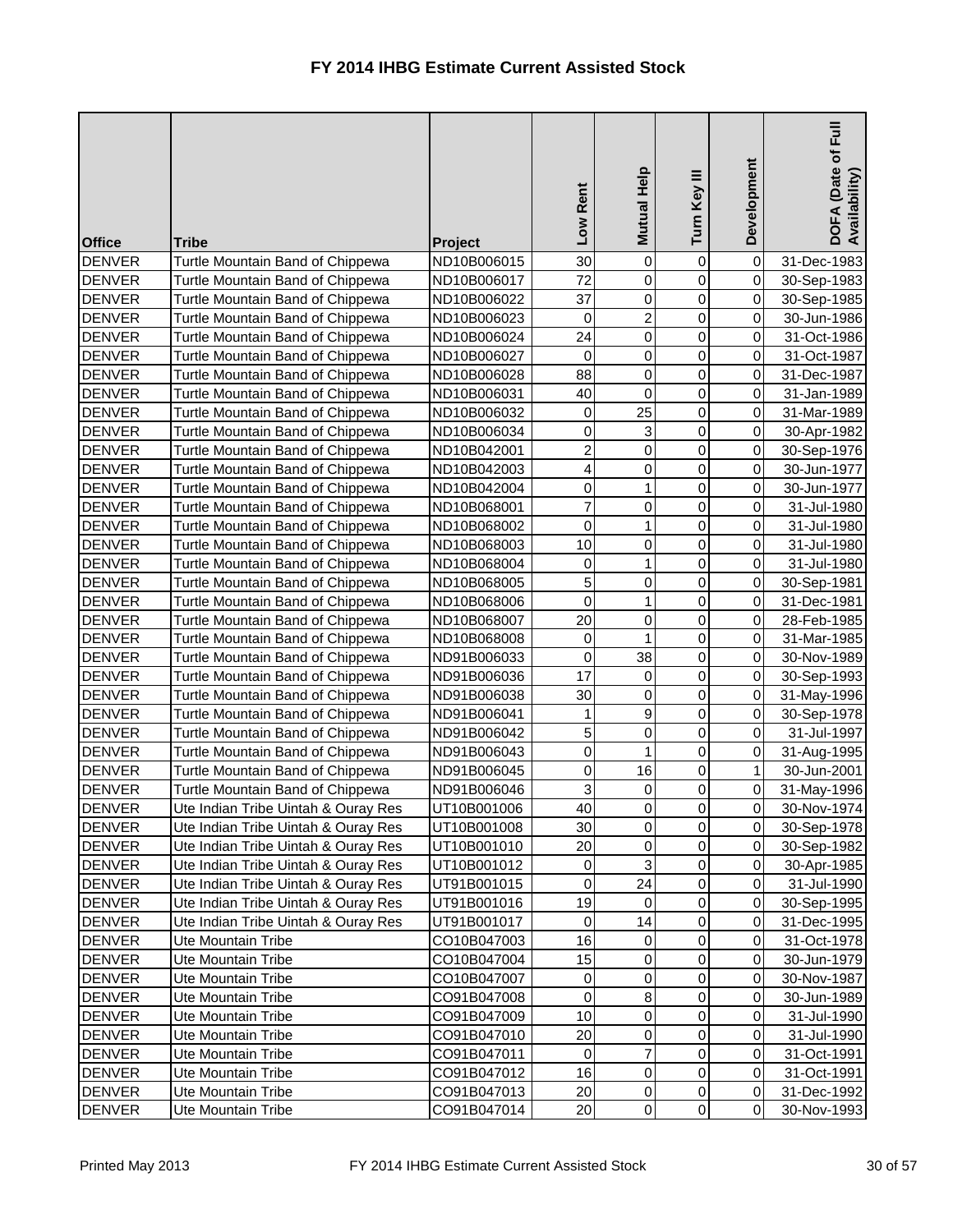# FY 2014 IHBG Estimate Current Assisted Stock

| Office | Tribe | Project | Low Rent | Mutual Help | Turn Key III | Development | DOFA (Date of Full Availability) |
|---|---|---|---|---|---|---|---|
| DENVER | Turtle Mountain Band of Chippewa | ND10B006015 | 30 | 0 | 0 | 0 | 31-Dec-1983 |
| DENVER | Turtle Mountain Band of Chippewa | ND10B006017 | 72 | 0 | 0 | 0 | 30-Sep-1983 |
| DENVER | Turtle Mountain Band of Chippewa | ND10B006022 | 37 | 0 | 0 | 0 | 30-Sep-1985 |
| DENVER | Turtle Mountain Band of Chippewa | ND10B006023 | 0 | 2 | 0 | 0 | 30-Jun-1986 |
| DENVER | Turtle Mountain Band of Chippewa | ND10B006024 | 24 | 0 | 0 | 0 | 31-Oct-1986 |
| DENVER | Turtle Mountain Band of Chippewa | ND10B006027 | 0 | 0 | 0 | 0 | 31-Oct-1987 |
| DENVER | Turtle Mountain Band of Chippewa | ND10B006028 | 88 | 0 | 0 | 0 | 31-Dec-1987 |
| DENVER | Turtle Mountain Band of Chippewa | ND10B006031 | 40 | 0 | 0 | 0 | 31-Jan-1989 |
| DENVER | Turtle Mountain Band of Chippewa | ND10B006032 | 0 | 25 | 0 | 0 | 31-Mar-1989 |
| DENVER | Turtle Mountain Band of Chippewa | ND10B006034 | 0 | 3 | 0 | 0 | 30-Apr-1982 |
| DENVER | Turtle Mountain Band of Chippewa | ND10B042001 | 2 | 0 | 0 | 0 | 30-Sep-1976 |
| DENVER | Turtle Mountain Band of Chippewa | ND10B042003 | 4 | 0 | 0 | 0 | 30-Jun-1977 |
| DENVER | Turtle Mountain Band of Chippewa | ND10B042004 | 0 | 1 | 0 | 0 | 30-Jun-1977 |
| DENVER | Turtle Mountain Band of Chippewa | ND10B068001 | 7 | 0 | 0 | 0 | 31-Jul-1980 |
| DENVER | Turtle Mountain Band of Chippewa | ND10B068002 | 0 | 1 | 0 | 0 | 31-Jul-1980 |
| DENVER | Turtle Mountain Band of Chippewa | ND10B068003 | 10 | 0 | 0 | 0 | 31-Jul-1980 |
| DENVER | Turtle Mountain Band of Chippewa | ND10B068004 | 0 | 1 | 0 | 0 | 31-Jul-1980 |
| DENVER | Turtle Mountain Band of Chippewa | ND10B068005 | 5 | 0 | 0 | 0 | 30-Sep-1981 |
| DENVER | Turtle Mountain Band of Chippewa | ND10B068006 | 0 | 1 | 0 | 0 | 31-Dec-1981 |
| DENVER | Turtle Mountain Band of Chippewa | ND10B068007 | 20 | 0 | 0 | 0 | 28-Feb-1985 |
| DENVER | Turtle Mountain Band of Chippewa | ND10B068008 | 0 | 1 | 0 | 0 | 31-Mar-1985 |
| DENVER | Turtle Mountain Band of Chippewa | ND91B006033 | 0 | 38 | 0 | 0 | 30-Nov-1989 |
| DENVER | Turtle Mountain Band of Chippewa | ND91B006036 | 17 | 0 | 0 | 0 | 30-Sep-1993 |
| DENVER | Turtle Mountain Band of Chippewa | ND91B006038 | 30 | 0 | 0 | 0 | 31-May-1996 |
| DENVER | Turtle Mountain Band of Chippewa | ND91B006041 | 1 | 9 | 0 | 0 | 30-Sep-1978 |
| DENVER | Turtle Mountain Band of Chippewa | ND91B006042 | 5 | 0 | 0 | 0 | 31-Jul-1997 |
| DENVER | Turtle Mountain Band of Chippewa | ND91B006043 | 0 | 1 | 0 | 0 | 31-Aug-1995 |
| DENVER | Turtle Mountain Band of Chippewa | ND91B006045 | 0 | 16 | 0 | 1 | 30-Jun-2001 |
| DENVER | Turtle Mountain Band of Chippewa | ND91B006046 | 3 | 0 | 0 | 0 | 31-May-1996 |
| DENVER | Ute Indian Tribe Uintah & Ouray Res | UT10B001006 | 40 | 0 | 0 | 0 | 30-Nov-1974 |
| DENVER | Ute Indian Tribe Uintah & Ouray Res | UT10B001008 | 30 | 0 | 0 | 0 | 30-Sep-1978 |
| DENVER | Ute Indian Tribe Uintah & Ouray Res | UT10B001010 | 20 | 0 | 0 | 0 | 30-Sep-1982 |
| DENVER | Ute Indian Tribe Uintah & Ouray Res | UT10B001012 | 0 | 3 | 0 | 0 | 30-Apr-1985 |
| DENVER | Ute Indian Tribe Uintah & Ouray Res | UT91B001015 | 0 | 24 | 0 | 0 | 31-Jul-1990 |
| DENVER | Ute Indian Tribe Uintah & Ouray Res | UT91B001016 | 19 | 0 | 0 | 0 | 30-Sep-1995 |
| DENVER | Ute Indian Tribe Uintah & Ouray Res | UT91B001017 | 0 | 14 | 0 | 0 | 31-Dec-1995 |
| DENVER | Ute Mountain Tribe | CO10B047003 | 16 | 0 | 0 | 0 | 31-Oct-1978 |
| DENVER | Ute Mountain Tribe | CO10B047004 | 15 | 0 | 0 | 0 | 30-Jun-1979 |
| DENVER | Ute Mountain Tribe | CO10B047007 | 0 | 0 | 0 | 0 | 30-Nov-1987 |
| DENVER | Ute Mountain Tribe | CO91B047008 | 0 | 8 | 0 | 0 | 30-Jun-1989 |
| DENVER | Ute Mountain Tribe | CO91B047009 | 10 | 0 | 0 | 0 | 31-Jul-1990 |
| DENVER | Ute Mountain Tribe | CO91B047010 | 20 | 0 | 0 | 0 | 31-Jul-1990 |
| DENVER | Ute Mountain Tribe | CO91B047011 | 0 | 7 | 0 | 0 | 31-Oct-1991 |
| DENVER | Ute Mountain Tribe | CO91B047012 | 16 | 0 | 0 | 0 | 31-Oct-1991 |
| DENVER | Ute Mountain Tribe | CO91B047013 | 20 | 0 | 0 | 0 | 31-Dec-1992 |
| DENVER | Ute Mountain Tribe | CO91B047014 | 20 | 0 | 0 | 0 | 30-Nov-1993 |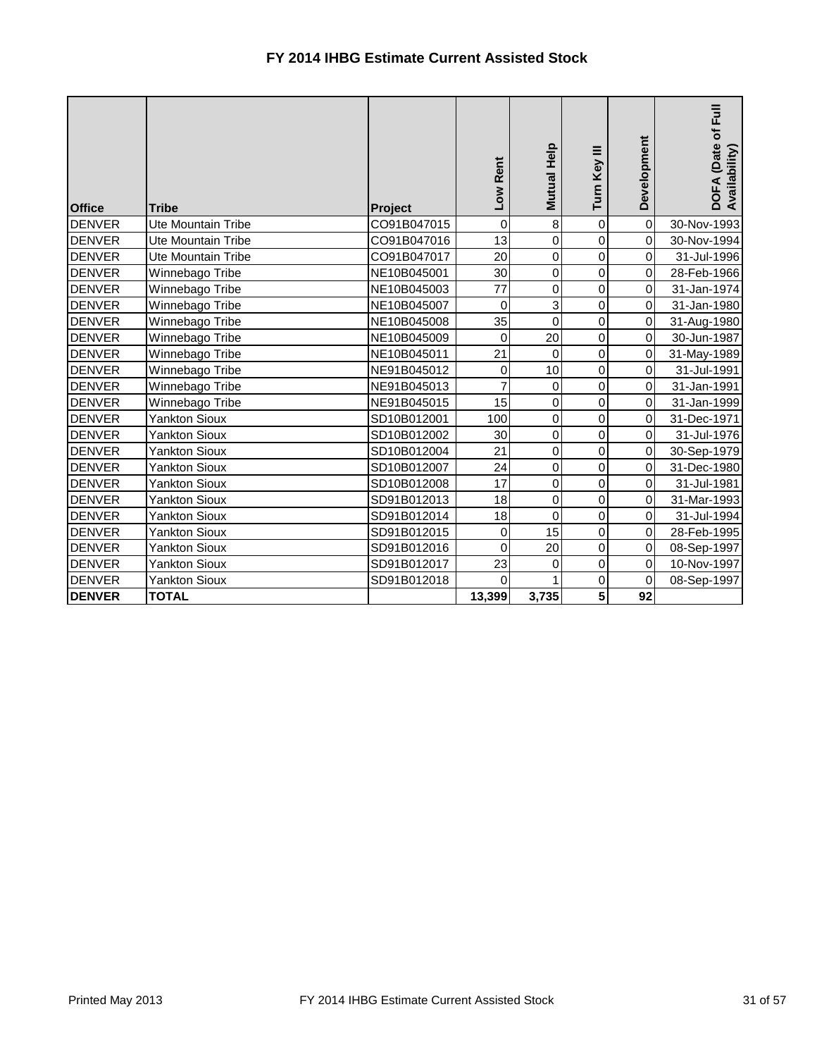# FY 2014 IHBG Estimate Current Assisted Stock

| Office | Tribe | Project | Low Rent | Mutual Help | Turn Key III | Development | DOFA (Date of Full Availability) |
|---|---|---|---|---|---|---|---|
| DENVER | Ute Mountain Tribe | CO91B047015 | 0 | 8 | 0 | 0 | 30-Nov-1993 |
| DENVER | Ute Mountain Tribe | CO91B047016 | 13 | 0 | 0 | 0 | 30-Nov-1994 |
| DENVER | Ute Mountain Tribe | CO91B047017 | 20 | 0 | 0 | 0 | 31-Jul-1996 |
| DENVER | Winnebago Tribe | NE10B045001 | 30 | 0 | 0 | 0 | 28-Feb-1966 |
| DENVER | Winnebago Tribe | NE10B045003 | 77 | 0 | 0 | 0 | 31-Jan-1974 |
| DENVER | Winnebago Tribe | NE10B045007 | 0 | 3 | 0 | 0 | 31-Jan-1980 |
| DENVER | Winnebago Tribe | NE10B045008 | 35 | 0 | 0 | 0 | 31-Aug-1980 |
| DENVER | Winnebago Tribe | NE10B045009 | 0 | 20 | 0 | 0 | 30-Jun-1987 |
| DENVER | Winnebago Tribe | NE10B045011 | 21 | 0 | 0 | 0 | 31-May-1989 |
| DENVER | Winnebago Tribe | NE91B045012 | 0 | 10 | 0 | 0 | 31-Jul-1991 |
| DENVER | Winnebago Tribe | NE91B045013 | 7 | 0 | 0 | 0 | 31-Jan-1991 |
| DENVER | Winnebago Tribe | NE91B045015 | 15 | 0 | 0 | 0 | 31-Jan-1999 |
| DENVER | Yankton Sioux | SD10B012001 | 100 | 0 | 0 | 0 | 31-Dec-1971 |
| DENVER | Yankton Sioux | SD10B012002 | 30 | 0 | 0 | 0 | 31-Jul-1976 |
| DENVER | Yankton Sioux | SD10B012004 | 21 | 0 | 0 | 0 | 30-Sep-1979 |
| DENVER | Yankton Sioux | SD10B012007 | 24 | 0 | 0 | 0 | 31-Dec-1980 |
| DENVER | Yankton Sioux | SD10B012008 | 17 | 0 | 0 | 0 | 31-Jul-1981 |
| DENVER | Yankton Sioux | SD91B012013 | 18 | 0 | 0 | 0 | 31-Mar-1993 |
| DENVER | Yankton Sioux | SD91B012014 | 18 | 0 | 0 | 0 | 31-Jul-1994 |
| DENVER | Yankton Sioux | SD91B012015 | 0 | 15 | 0 | 0 | 28-Feb-1995 |
| DENVER | Yankton Sioux | SD91B012016 | 0 | 20 | 0 | 0 | 08-Sep-1997 |
| DENVER | Yankton Sioux | SD91B012017 | 23 | 0 | 0 | 0 | 10-Nov-1997 |
| DENVER | Yankton Sioux | SD91B012018 | 0 | 1 | 0 | 0 | 08-Sep-1997 |
| **DENVER** | **TOTAL** | | **13,399** | **3,735** | **5** | **92** | |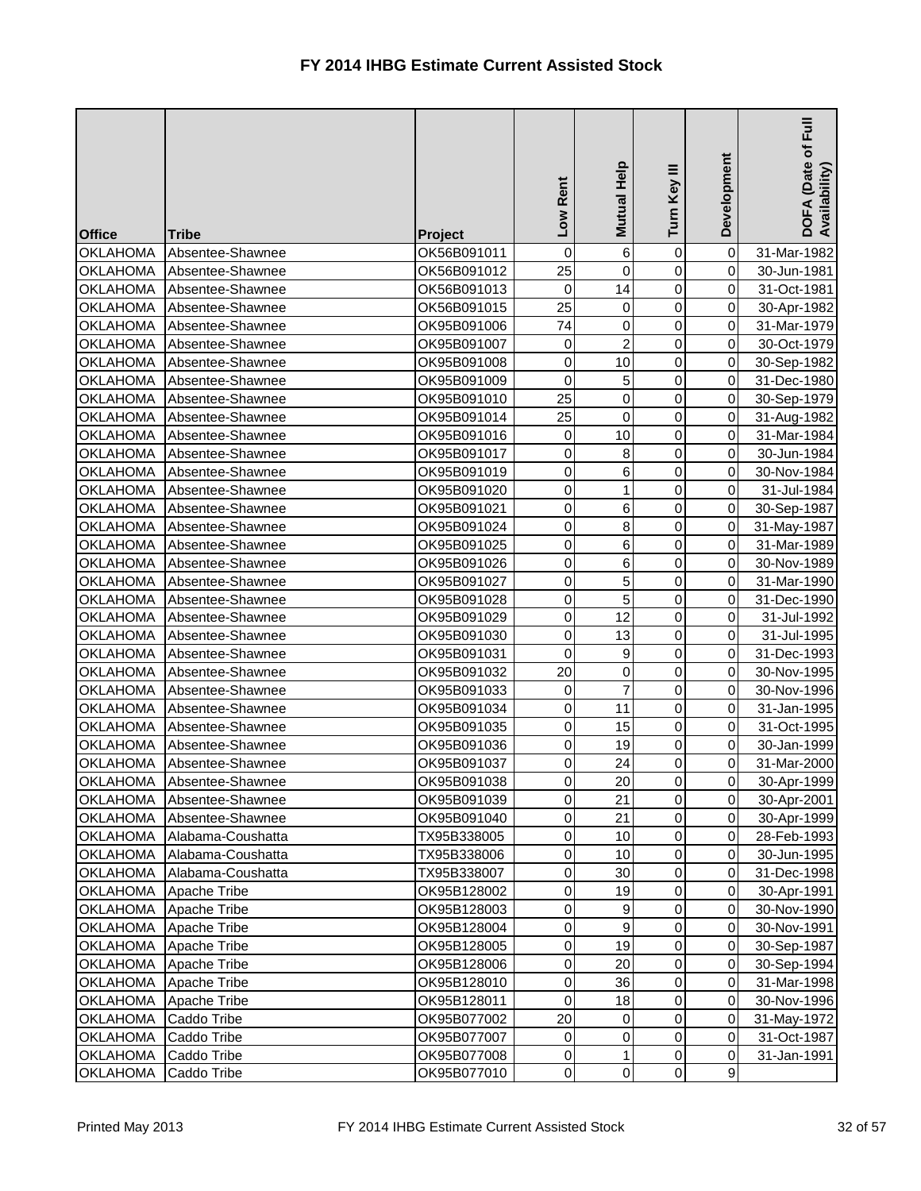# FY 2014 IHBG Estimate Current Assisted Stock

| Office | Tribe | Project | Low Rent | Mutual Help | Turn Key III | Development | DOFA (Date of Full Availability) |
|---|---|---|---|---|---|---|---|
| OKLAHOMA | Absentee-Shawnee | OK56B091011 | 0 | 6 | 0 | 0 | 31-Mar-1982 |
| OKLAHOMA | Absentee-Shawnee | OK56B091012 | 25 | 0 | 0 | 0 | 30-Jun-1981 |
| OKLAHOMA | Absentee-Shawnee | OK56B091013 | 0 | 14 | 0 | 0 | 31-Oct-1981 |
| OKLAHOMA | Absentee-Shawnee | OK56B091015 | 25 | 0 | 0 | 0 | 30-Apr-1982 |
| OKLAHOMA | Absentee-Shawnee | OK95B091006 | 74 | 0 | 0 | 0 | 31-Mar-1979 |
| OKLAHOMA | Absentee-Shawnee | OK95B091007 | 0 | 2 | 0 | 0 | 30-Oct-1979 |
| OKLAHOMA | Absentee-Shawnee | OK95B091008 | 0 | 10 | 0 | 0 | 30-Sep-1982 |
| OKLAHOMA | Absentee-Shawnee | OK95B091009 | 0 | 5 | 0 | 0 | 31-Dec-1980 |
| OKLAHOMA | Absentee-Shawnee | OK95B091010 | 25 | 0 | 0 | 0 | 30-Sep-1979 |
| OKLAHOMA | Absentee-Shawnee | OK95B091014 | 25 | 0 | 0 | 0 | 31-Aug-1982 |
| OKLAHOMA | Absentee-Shawnee | OK95B091016 | 0 | 10 | 0 | 0 | 31-Mar-1984 |
| OKLAHOMA | Absentee-Shawnee | OK95B091017 | 0 | 8 | 0 | 0 | 30-Jun-1984 |
| OKLAHOMA | Absentee-Shawnee | OK95B091019 | 0 | 6 | 0 | 0 | 30-Nov-1984 |
| OKLAHOMA | Absentee-Shawnee | OK95B091020 | 0 | 1 | 0 | 0 | 31-Jul-1984 |
| OKLAHOMA | Absentee-Shawnee | OK95B091021 | 0 | 6 | 0 | 0 | 30-Sep-1987 |
| OKLAHOMA | Absentee-Shawnee | OK95B091024 | 0 | 8 | 0 | 0 | 31-May-1987 |
| OKLAHOMA | Absentee-Shawnee | OK95B091025 | 0 | 6 | 0 | 0 | 31-Mar-1989 |
| OKLAHOMA | Absentee-Shawnee | OK95B091026 | 0 | 6 | 0 | 0 | 30-Nov-1989 |
| OKLAHOMA | Absentee-Shawnee | OK95B091027 | 0 | 5 | 0 | 0 | 31-Mar-1990 |
| OKLAHOMA | Absentee-Shawnee | OK95B091028 | 0 | 5 | 0 | 0 | 31-Dec-1990 |
| OKLAHOMA | Absentee-Shawnee | OK95B091029 | 0 | 12 | 0 | 0 | 31-Jul-1992 |
| OKLAHOMA | Absentee-Shawnee | OK95B091030 | 0 | 13 | 0 | 0 | 31-Jul-1995 |
| OKLAHOMA | Absentee-Shawnee | OK95B091031 | 0 | 9 | 0 | 0 | 31-Dec-1993 |
| OKLAHOMA | Absentee-Shawnee | OK95B091032 | 20 | 0 | 0 | 0 | 30-Nov-1995 |
| OKLAHOMA | Absentee-Shawnee | OK95B091033 | 0 | 7 | 0 | 0 | 30-Nov-1996 |
| OKLAHOMA | Absentee-Shawnee | OK95B091034 | 0 | 11 | 0 | 0 | 31-Jan-1995 |
| OKLAHOMA | Absentee-Shawnee | OK95B091035 | 0 | 15 | 0 | 0 | 31-Oct-1995 |
| OKLAHOMA | Absentee-Shawnee | OK95B091036 | 0 | 19 | 0 | 0 | 30-Jan-1999 |
| OKLAHOMA | Absentee-Shawnee | OK95B091037 | 0 | 24 | 0 | 0 | 31-Mar-2000 |
| OKLAHOMA | Absentee-Shawnee | OK95B091038 | 0 | 20 | 0 | 0 | 30-Apr-1999 |
| OKLAHOMA | Absentee-Shawnee | OK95B091039 | 0 | 21 | 0 | 0 | 30-Apr-2001 |
| OKLAHOMA | Absentee-Shawnee | OK95B091040 | 0 | 21 | 0 | 0 | 30-Apr-1999 |
| OKLAHOMA | Alabama-Coushatta | TX95B338005 | 0 | 10 | 0 | 0 | 28-Feb-1993 |
| OKLAHOMA | Alabama-Coushatta | TX95B338006 | 0 | 10 | 0 | 0 | 30-Jun-1995 |
| OKLAHOMA | Alabama-Coushatta | TX95B338007 | 0 | 30 | 0 | 0 | 31-Dec-1998 |
| OKLAHOMA | Apache Tribe | OK95B128002 | 0 | 19 | 0 | 0 | 30-Apr-1991 |
| OKLAHOMA | Apache Tribe | OK95B128003 | 0 | 9 | 0 | 0 | 30-Nov-1990 |
| OKLAHOMA | Apache Tribe | OK95B128004 | 0 | 9 | 0 | 0 | 30-Nov-1991 |
| OKLAHOMA | Apache Tribe | OK95B128005 | 0 | 19 | 0 | 0 | 30-Sep-1987 |
| OKLAHOMA | Apache Tribe | OK95B128006 | 0 | 20 | 0 | 0 | 30-Sep-1994 |
| OKLAHOMA | Apache Tribe | OK95B128010 | 0 | 36 | 0 | 0 | 31-Mar-1998 |
| OKLAHOMA | Apache Tribe | OK95B128011 | 0 | 18 | 0 | 0 | 30-Nov-1996 |
| OKLAHOMA | Caddo Tribe | OK95B077002 | 20 | 0 | 0 | 0 | 31-May-1972 |
| OKLAHOMA | Caddo Tribe | OK95B077007 | 0 | 0 | 0 | 0 | 31-Oct-1987 |
| OKLAHOMA | Caddo Tribe | OK95B077008 | 0 | 1 | 0 | 0 | 31-Jan-1991 |
| OKLAHOMA | Caddo Tribe | OK95B077010 | 0 | 0 | 0 | 9 | |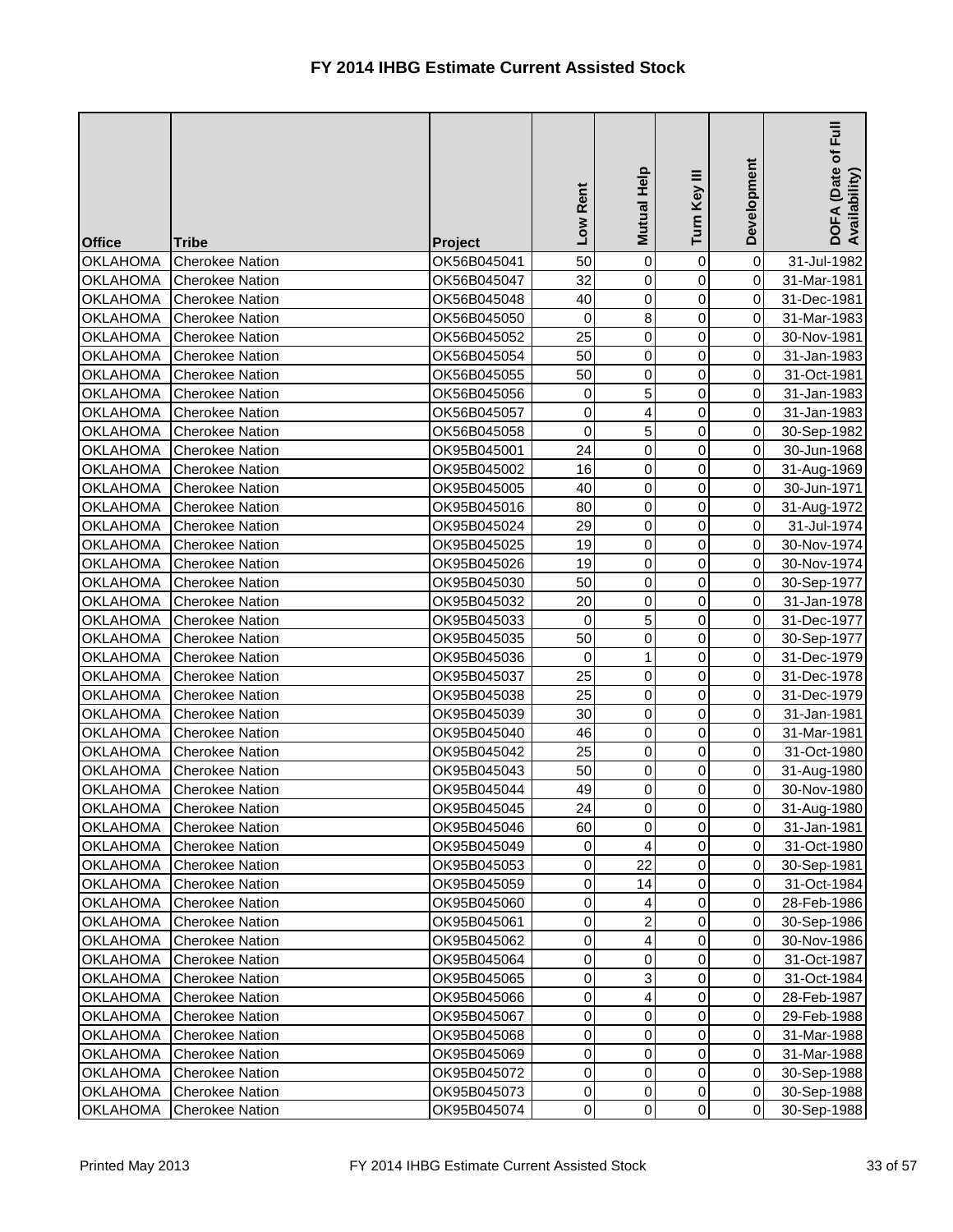# FY 2014 IHBG Estimate Current Assisted Stock

| Office | Tribe | Project | Low Rent | Mutual Help | Turn Key III | Development | DOFA (Date of Full Availability) |
|---|---|---|---|---|---|---|---|
| OKLAHOMA | Cherokee Nation | OK56B045041 | 50 | 0 | 0 | 0 | 31-Jul-1982 |
| OKLAHOMA | Cherokee Nation | OK56B045047 | 32 | 0 | 0 | 0 | 31-Mar-1981 |
| OKLAHOMA | Cherokee Nation | OK56B045048 | 40 | 0 | 0 | 0 | 31-Dec-1981 |
| OKLAHOMA | Cherokee Nation | OK56B045050 | 0 | 8 | 0 | 0 | 31-Mar-1983 |
| OKLAHOMA | Cherokee Nation | OK56B045052 | 25 | 0 | 0 | 0 | 30-Nov-1981 |
| OKLAHOMA | Cherokee Nation | OK56B045054 | 50 | 0 | 0 | 0 | 31-Jan-1983 |
| OKLAHOMA | Cherokee Nation | OK56B045055 | 50 | 0 | 0 | 0 | 31-Oct-1981 |
| OKLAHOMA | Cherokee Nation | OK56B045056 | 0 | 5 | 0 | 0 | 31-Jan-1983 |
| OKLAHOMA | Cherokee Nation | OK56B045057 | 0 | 4 | 0 | 0 | 31-Jan-1983 |
| OKLAHOMA | Cherokee Nation | OK56B045058 | 0 | 5 | 0 | 0 | 30-Sep-1982 |
| OKLAHOMA | Cherokee Nation | OK95B045001 | 24 | 0 | 0 | 0 | 30-Jun-1968 |
| OKLAHOMA | Cherokee Nation | OK95B045002 | 16 | 0 | 0 | 0 | 31-Aug-1969 |
| OKLAHOMA | Cherokee Nation | OK95B045005 | 40 | 0 | 0 | 0 | 30-Jun-1971 |
| OKLAHOMA | Cherokee Nation | OK95B045016 | 80 | 0 | 0 | 0 | 31-Aug-1972 |
| OKLAHOMA | Cherokee Nation | OK95B045024 | 29 | 0 | 0 | 0 | 31-Jul-1974 |
| OKLAHOMA | Cherokee Nation | OK95B045025 | 19 | 0 | 0 | 0 | 30-Nov-1974 |
| OKLAHOMA | Cherokee Nation | OK95B045026 | 19 | 0 | 0 | 0 | 30-Nov-1974 |
| OKLAHOMA | Cherokee Nation | OK95B045030 | 50 | 0 | 0 | 0 | 30-Sep-1977 |
| OKLAHOMA | Cherokee Nation | OK95B045032 | 20 | 0 | 0 | 0 | 31-Jan-1978 |
| OKLAHOMA | Cherokee Nation | OK95B045033 | 0 | 5 | 0 | 0 | 31-Dec-1977 |
| OKLAHOMA | Cherokee Nation | OK95B045035 | 50 | 0 | 0 | 0 | 30-Sep-1977 |
| OKLAHOMA | Cherokee Nation | OK95B045036 | 0 | 1 | 0 | 0 | 31-Dec-1979 |
| OKLAHOMA | Cherokee Nation | OK95B045037 | 25 | 0 | 0 | 0 | 31-Dec-1978 |
| OKLAHOMA | Cherokee Nation | OK95B045038 | 25 | 0 | 0 | 0 | 31-Dec-1979 |
| OKLAHOMA | Cherokee Nation | OK95B045039 | 30 | 0 | 0 | 0 | 31-Jan-1981 |
| OKLAHOMA | Cherokee Nation | OK95B045040 | 46 | 0 | 0 | 0 | 31-Mar-1981 |
| OKLAHOMA | Cherokee Nation | OK95B045042 | 25 | 0 | 0 | 0 | 31-Oct-1980 |
| OKLAHOMA | Cherokee Nation | OK95B045043 | 50 | 0 | 0 | 0 | 31-Aug-1980 |
| OKLAHOMA | Cherokee Nation | OK95B045044 | 49 | 0 | 0 | 0 | 30-Nov-1980 |
| OKLAHOMA | Cherokee Nation | OK95B045045 | 24 | 0 | 0 | 0 | 31-Aug-1980 |
| OKLAHOMA | Cherokee Nation | OK95B045046 | 60 | 0 | 0 | 0 | 31-Jan-1981 |
| OKLAHOMA | Cherokee Nation | OK95B045049 | 0 | 4 | 0 | 0 | 31-Oct-1980 |
| OKLAHOMA | Cherokee Nation | OK95B045053 | 0 | 22 | 0 | 0 | 30-Sep-1981 |
| OKLAHOMA | Cherokee Nation | OK95B045059 | 0 | 14 | 0 | 0 | 31-Oct-1984 |
| OKLAHOMA | Cherokee Nation | OK95B045060 | 0 | 4 | 0 | 0 | 28-Feb-1986 |
| OKLAHOMA | Cherokee Nation | OK95B045061 | 0 | 2 | 0 | 0 | 30-Sep-1986 |
| OKLAHOMA | Cherokee Nation | OK95B045062 | 0 | 4 | 0 | 0 | 30-Nov-1986 |
| OKLAHOMA | Cherokee Nation | OK95B045064 | 0 | 0 | 0 | 0 | 31-Oct-1987 |
| OKLAHOMA | Cherokee Nation | OK95B045065 | 0 | 3 | 0 | 0 | 31-Oct-1984 |
| OKLAHOMA | Cherokee Nation | OK95B045066 | 0 | 4 | 0 | 0 | 28-Feb-1987 |
| OKLAHOMA | Cherokee Nation | OK95B045067 | 0 | 0 | 0 | 0 | 29-Feb-1988 |
| OKLAHOMA | Cherokee Nation | OK95B045068 | 0 | 0 | 0 | 0 | 31-Mar-1988 |
| OKLAHOMA | Cherokee Nation | OK95B045069 | 0 | 0 | 0 | 0 | 31-Mar-1988 |
| OKLAHOMA | Cherokee Nation | OK95B045072 | 0 | 0 | 0 | 0 | 30-Sep-1988 |
| OKLAHOMA | Cherokee Nation | OK95B045073 | 0 | 0 | 0 | 0 | 30-Sep-1988 |
| OKLAHOMA | Cherokee Nation | OK95B045074 | 0 | 0 | 0 | 0 | 30-Sep-1988 |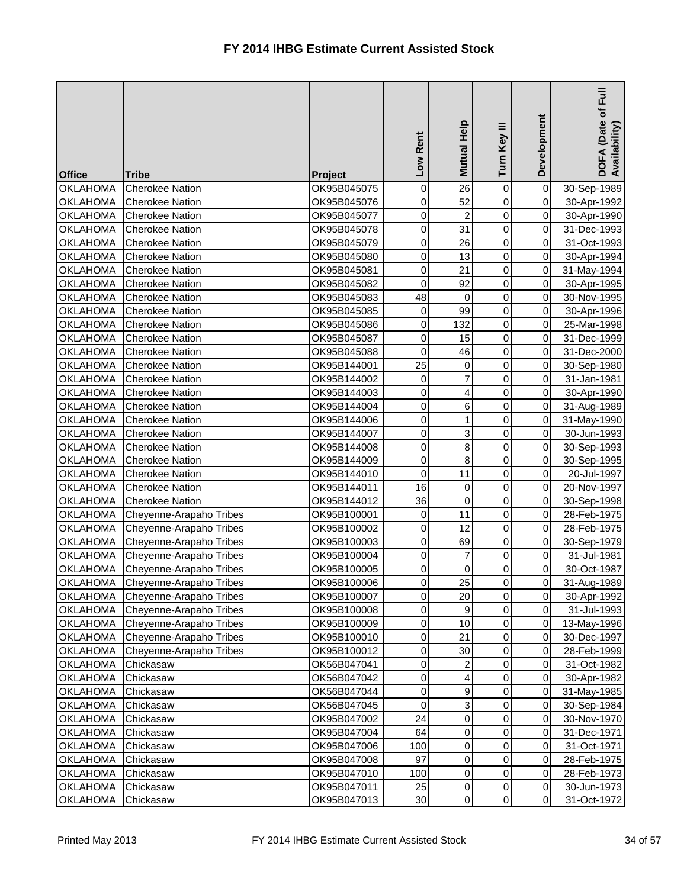# FY 2014 IHBG Estimate Current Assisted Stock

| Office | Tribe | Project | Low Rent | Mutual Help | Turn Key III | Development | DOFA (Date of Full Availability) |
|---|---|---|---|---|---|---|---|
| OKLAHOMA | Cherokee Nation | OK95B045075 | 0 | 26 | 0 | 0 | 30-Sep-1989 |
| OKLAHOMA | Cherokee Nation | OK95B045076 | 0 | 52 | 0 | 0 | 30-Apr-1992 |
| OKLAHOMA | Cherokee Nation | OK95B045077 | 0 | 2 | 0 | 0 | 30-Apr-1990 |
| OKLAHOMA | Cherokee Nation | OK95B045078 | 0 | 31 | 0 | 0 | 31-Dec-1993 |
| OKLAHOMA | Cherokee Nation | OK95B045079 | 0 | 26 | 0 | 0 | 31-Oct-1993 |
| OKLAHOMA | Cherokee Nation | OK95B045080 | 0 | 13 | 0 | 0 | 30-Apr-1994 |
| OKLAHOMA | Cherokee Nation | OK95B045081 | 0 | 21 | 0 | 0 | 31-May-1994 |
| OKLAHOMA | Cherokee Nation | OK95B045082 | 0 | 92 | 0 | 0 | 30-Apr-1995 |
| OKLAHOMA | Cherokee Nation | OK95B045083 | 48 | 0 | 0 | 0 | 30-Nov-1995 |
| OKLAHOMA | Cherokee Nation | OK95B045085 | 0 | 99 | 0 | 0 | 30-Apr-1996 |
| OKLAHOMA | Cherokee Nation | OK95B045086 | 0 | 132 | 0 | 0 | 25-Mar-1998 |
| OKLAHOMA | Cherokee Nation | OK95B045087 | 0 | 15 | 0 | 0 | 31-Dec-1999 |
| OKLAHOMA | Cherokee Nation | OK95B045088 | 0 | 46 | 0 | 0 | 31-Dec-2000 |
| OKLAHOMA | Cherokee Nation | OK95B144001 | 25 | 0 | 0 | 0 | 30-Sep-1980 |
| OKLAHOMA | Cherokee Nation | OK95B144002 | 0 | 7 | 0 | 0 | 31-Jan-1981 |
| OKLAHOMA | Cherokee Nation | OK95B144003 | 0 | 4 | 0 | 0 | 30-Apr-1990 |
| OKLAHOMA | Cherokee Nation | OK95B144004 | 0 | 6 | 0 | 0 | 31-Aug-1989 |
| OKLAHOMA | Cherokee Nation | OK95B144006 | 0 | 1 | 0 | 0 | 31-May-1990 |
| OKLAHOMA | Cherokee Nation | OK95B144007 | 0 | 3 | 0 | 0 | 30-Jun-1993 |
| OKLAHOMA | Cherokee Nation | OK95B144008 | 0 | 8 | 0 | 0 | 30-Sep-1993 |
| OKLAHOMA | Cherokee Nation | OK95B144009 | 0 | 8 | 0 | 0 | 30-Sep-1995 |
| OKLAHOMA | Cherokee Nation | OK95B144010 | 0 | 11 | 0 | 0 | 20-Jul-1997 |
| OKLAHOMA | Cherokee Nation | OK95B144011 | 16 | 0 | 0 | 0 | 20-Nov-1997 |
| OKLAHOMA | Cherokee Nation | OK95B144012 | 36 | 0 | 0 | 0 | 30-Sep-1998 |
| OKLAHOMA | Cheyenne-Arapaho Tribes | OK95B100001 | 0 | 11 | 0 | 0 | 28-Feb-1975 |
| OKLAHOMA | Cheyenne-Arapaho Tribes | OK95B100002 | 0 | 12 | 0 | 0 | 28-Feb-1975 |
| OKLAHOMA | Cheyenne-Arapaho Tribes | OK95B100003 | 0 | 69 | 0 | 0 | 30-Sep-1979 |
| OKLAHOMA | Cheyenne-Arapaho Tribes | OK95B100004 | 0 | 7 | 0 | 0 | 31-Jul-1981 |
| OKLAHOMA | Cheyenne-Arapaho Tribes | OK95B100005 | 0 | 0 | 0 | 0 | 30-Oct-1987 |
| OKLAHOMA | Cheyenne-Arapaho Tribes | OK95B100006 | 0 | 25 | 0 | 0 | 31-Aug-1989 |
| OKLAHOMA | Cheyenne-Arapaho Tribes | OK95B100007 | 0 | 20 | 0 | 0 | 30-Apr-1992 |
| OKLAHOMA | Cheyenne-Arapaho Tribes | OK95B100008 | 0 | 9 | 0 | 0 | 31-Jul-1993 |
| OKLAHOMA | Cheyenne-Arapaho Tribes | OK95B100009 | 0 | 10 | 0 | 0 | 13-May-1996 |
| OKLAHOMA | Cheyenne-Arapaho Tribes | OK95B100010 | 0 | 21 | 0 | 0 | 30-Dec-1997 |
| OKLAHOMA | Cheyenne-Arapaho Tribes | OK95B100012 | 0 | 30 | 0 | 0 | 28-Feb-1999 |
| OKLAHOMA | Chickasaw | OK56B047041 | 0 | 2 | 0 | 0 | 31-Oct-1982 |
| OKLAHOMA | Chickasaw | OK56B047042 | 0 | 4 | 0 | 0 | 30-Apr-1982 |
| OKLAHOMA | Chickasaw | OK56B047044 | 0 | 9 | 0 | 0 | 31-May-1985 |
| OKLAHOMA | Chickasaw | OK56B047045 | 0 | 3 | 0 | 0 | 30-Sep-1984 |
| OKLAHOMA | Chickasaw | OK95B047002 | 24 | 0 | 0 | 0 | 30-Nov-1970 |
| OKLAHOMA | Chickasaw | OK95B047004 | 64 | 0 | 0 | 0 | 31-Dec-1971 |
| OKLAHOMA | Chickasaw | OK95B047006 | 100 | 0 | 0 | 0 | 31-Oct-1971 |
| OKLAHOMA | Chickasaw | OK95B047008 | 97 | 0 | 0 | 0 | 28-Feb-1975 |
| OKLAHOMA | Chickasaw | OK95B047010 | 100 | 0 | 0 | 0 | 28-Feb-1973 |
| OKLAHOMA | Chickasaw | OK95B047011 | 25 | 0 | 0 | 0 | 30-Jun-1973 |
| OKLAHOMA | Chickasaw | OK95B047013 | 30 | 0 | 0 | 0 | 31-Oct-1972 |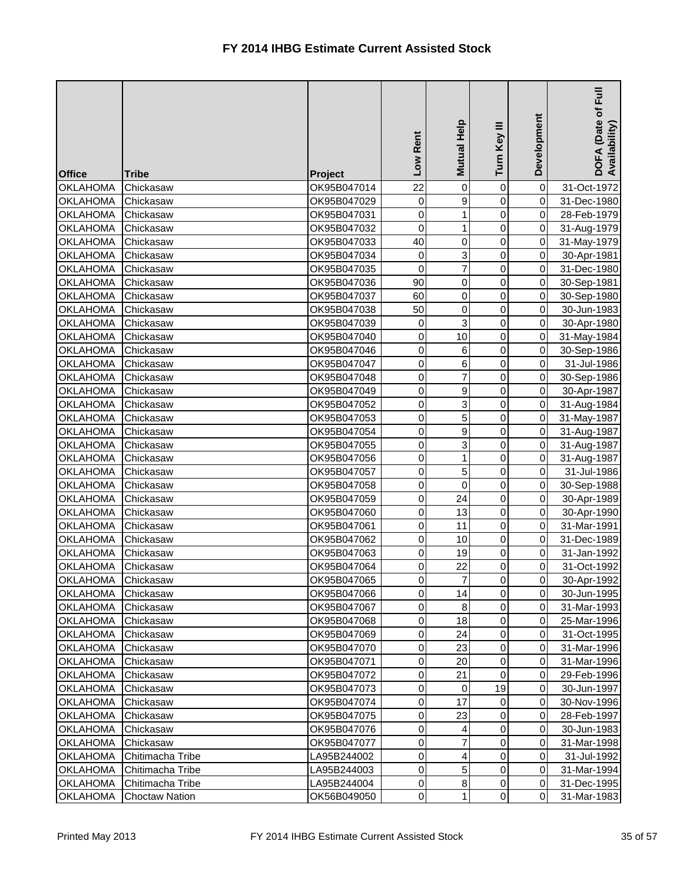# FY 2014 IHBG Estimate Current Assisted Stock

| Office | Tribe | Project | Low Rent | Mutual Help | Turn Key III | Development | DOFA (Date of Full Availability) |
|---|---|---|---|---|---|---|---|
| OKLAHOMA | Chickasaw | OK95B047014 | 22 | 0 | 0 | 0 | 31-Oct-1972 |
| OKLAHOMA | Chickasaw | OK95B047029 | 0 | 9 | 0 | 0 | 31-Dec-1980 |
| OKLAHOMA | Chickasaw | OK95B047031 | 0 | 1 | 0 | 0 | 28-Feb-1979 |
| OKLAHOMA | Chickasaw | OK95B047032 | 0 | 1 | 0 | 0 | 31-Aug-1979 |
| OKLAHOMA | Chickasaw | OK95B047033 | 40 | 0 | 0 | 0 | 31-May-1979 |
| OKLAHOMA | Chickasaw | OK95B047034 | 0 | 3 | 0 | 0 | 30-Apr-1981 |
| OKLAHOMA | Chickasaw | OK95B047035 | 0 | 7 | 0 | 0 | 31-Dec-1980 |
| OKLAHOMA | Chickasaw | OK95B047036 | 90 | 0 | 0 | 0 | 30-Sep-1981 |
| OKLAHOMA | Chickasaw | OK95B047037 | 60 | 0 | 0 | 0 | 30-Sep-1980 |
| OKLAHOMA | Chickasaw | OK95B047038 | 50 | 0 | 0 | 0 | 30-Jun-1983 |
| OKLAHOMA | Chickasaw | OK95B047039 | 0 | 3 | 0 | 0 | 30-Apr-1980 |
| OKLAHOMA | Chickasaw | OK95B047040 | 0 | 10 | 0 | 0 | 31-May-1984 |
| OKLAHOMA | Chickasaw | OK95B047046 | 0 | 6 | 0 | 0 | 30-Sep-1986 |
| OKLAHOMA | Chickasaw | OK95B047047 | 0 | 6 | 0 | 0 | 31-Jul-1986 |
| OKLAHOMA | Chickasaw | OK95B047048 | 0 | 7 | 0 | 0 | 30-Sep-1986 |
| OKLAHOMA | Chickasaw | OK95B047049 | 0 | 9 | 0 | 0 | 30-Apr-1987 |
| OKLAHOMA | Chickasaw | OK95B047052 | 0 | 3 | 0 | 0 | 31-Aug-1984 |
| OKLAHOMA | Chickasaw | OK95B047053 | 0 | 5 | 0 | 0 | 31-May-1987 |
| OKLAHOMA | Chickasaw | OK95B047054 | 0 | 9 | 0 | 0 | 31-Aug-1987 |
| OKLAHOMA | Chickasaw | OK95B047055 | 0 | 3 | 0 | 0 | 31-Aug-1987 |
| OKLAHOMA | Chickasaw | OK95B047056 | 0 | 1 | 0 | 0 | 31-Aug-1987 |
| OKLAHOMA | Chickasaw | OK95B047057 | 0 | 5 | 0 | 0 | 31-Jul-1986 |
| OKLAHOMA | Chickasaw | OK95B047058 | 0 | 0 | 0 | 0 | 30-Sep-1988 |
| OKLAHOMA | Chickasaw | OK95B047059 | 0 | 24 | 0 | 0 | 30-Apr-1989 |
| OKLAHOMA | Chickasaw | OK95B047060 | 0 | 13 | 0 | 0 | 30-Apr-1990 |
| OKLAHOMA | Chickasaw | OK95B047061 | 0 | 11 | 0 | 0 | 31-Mar-1991 |
| OKLAHOMA | Chickasaw | OK95B047062 | 0 | 10 | 0 | 0 | 31-Dec-1989 |
| OKLAHOMA | Chickasaw | OK95B047063 | 0 | 19 | 0 | 0 | 31-Jan-1992 |
| OKLAHOMA | Chickasaw | OK95B047064 | 0 | 22 | 0 | 0 | 31-Oct-1992 |
| OKLAHOMA | Chickasaw | OK95B047065 | 0 | 7 | 0 | 0 | 30-Apr-1992 |
| OKLAHOMA | Chickasaw | OK95B047066 | 0 | 14 | 0 | 0 | 30-Jun-1995 |
| OKLAHOMA | Chickasaw | OK95B047067 | 0 | 8 | 0 | 0 | 31-Mar-1993 |
| OKLAHOMA | Chickasaw | OK95B047068 | 0 | 18 | 0 | 0 | 25-Mar-1996 |
| OKLAHOMA | Chickasaw | OK95B047069 | 0 | 24 | 0 | 0 | 31-Oct-1995 |
| OKLAHOMA | Chickasaw | OK95B047070 | 0 | 23 | 0 | 0 | 31-Mar-1996 |
| OKLAHOMA | Chickasaw | OK95B047071 | 0 | 20 | 0 | 0 | 31-Mar-1996 |
| OKLAHOMA | Chickasaw | OK95B047072 | 0 | 21 | 0 | 0 | 29-Feb-1996 |
| OKLAHOMA | Chickasaw | OK95B047073 | 0 | 0 | 19 | 0 | 30-Jun-1997 |
| OKLAHOMA | Chickasaw | OK95B047074 | 0 | 17 | 0 | 0 | 30-Nov-1996 |
| OKLAHOMA | Chickasaw | OK95B047075 | 0 | 23 | 0 | 0 | 28-Feb-1997 |
| OKLAHOMA | Chickasaw | OK95B047076 | 0 | 4 | 0 | 0 | 30-Jun-1983 |
| OKLAHOMA | Chickasaw | OK95B047077 | 0 | 7 | 0 | 0 | 31-Mar-1998 |
| OKLAHOMA | Chitimacha Tribe | LA95B244002 | 0 | 4 | 0 | 0 | 31-Jul-1992 |
| OKLAHOMA | Chitimacha Tribe | LA95B244003 | 0 | 5 | 0 | 0 | 31-Mar-1994 |
| OKLAHOMA | Chitimacha Tribe | LA95B244004 | 0 | 8 | 0 | 0 | 31-Dec-1995 |
| OKLAHOMA | Choctaw Nation | OK56B049050 | 0 | 1 | 0 | 0 | 31-Mar-1983 |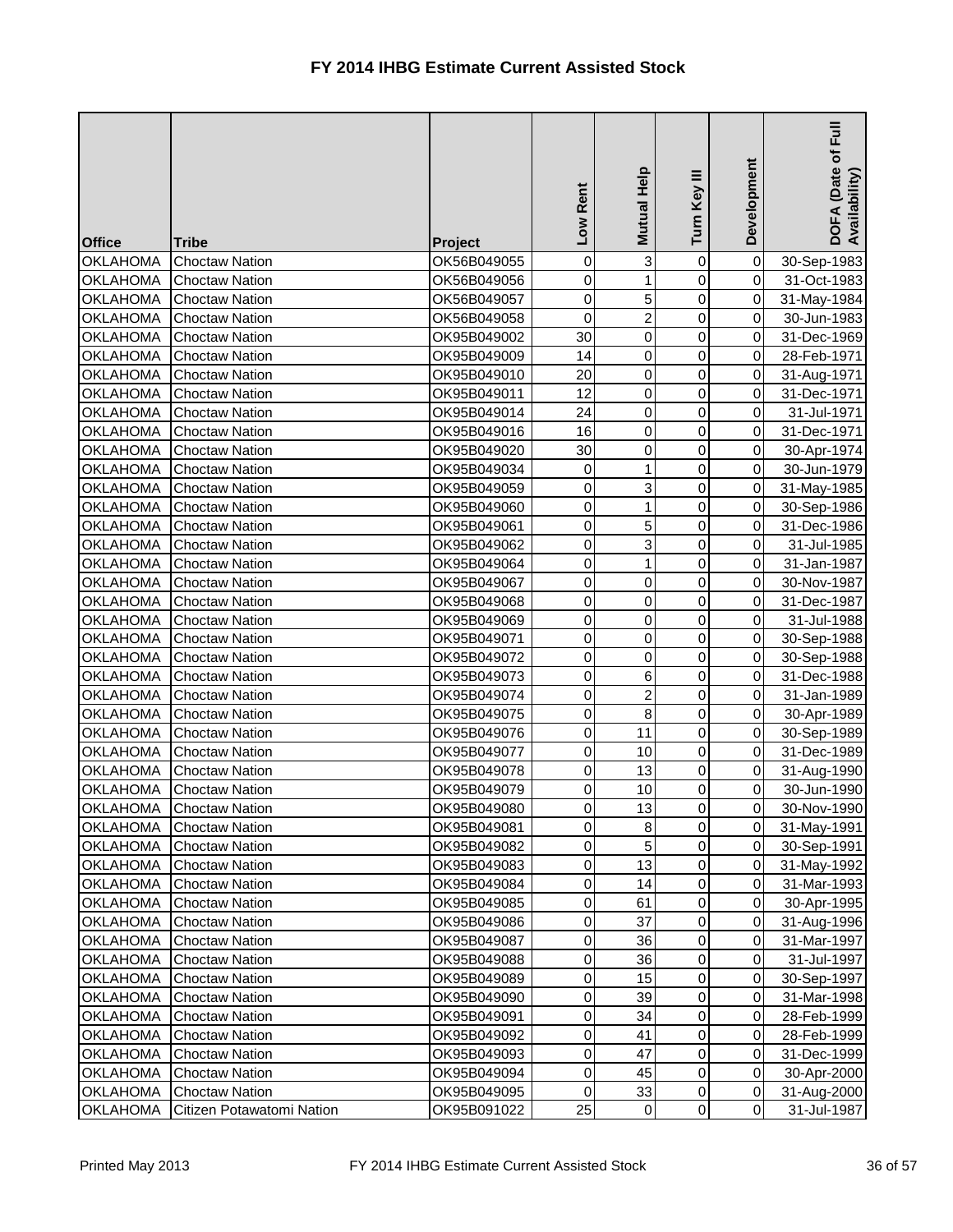# FY 2014 IHBG Estimate Current Assisted Stock

| Office | Tribe | Project | Low Rent | Mutual Help | Turn Key III | Development | DOFA (Date of Full Availability) |
|---|---|---|---|---|---|---|---|
| OKLAHOMA | Choctaw Nation | OK56B049055 | 0 | 3 | 0 | 0 | 30-Sep-1983 |
| OKLAHOMA | Choctaw Nation | OK56B049056 | 0 | 1 | 0 | 0 | 31-Oct-1983 |
| OKLAHOMA | Choctaw Nation | OK56B049057 | 0 | 5 | 0 | 0 | 31-May-1984 |
| OKLAHOMA | Choctaw Nation | OK56B049058 | 0 | 2 | 0 | 0 | 30-Jun-1983 |
| OKLAHOMA | Choctaw Nation | OK95B049002 | 30 | 0 | 0 | 0 | 31-Dec-1969 |
| OKLAHOMA | Choctaw Nation | OK95B049009 | 14 | 0 | 0 | 0 | 28-Feb-1971 |
| OKLAHOMA | Choctaw Nation | OK95B049010 | 20 | 0 | 0 | 0 | 31-Aug-1971 |
| OKLAHOMA | Choctaw Nation | OK95B049011 | 12 | 0 | 0 | 0 | 31-Dec-1971 |
| OKLAHOMA | Choctaw Nation | OK95B049014 | 24 | 0 | 0 | 0 | 31-Jul-1971 |
| OKLAHOMA | Choctaw Nation | OK95B049016 | 16 | 0 | 0 | 0 | 31-Dec-1971 |
| OKLAHOMA | Choctaw Nation | OK95B049020 | 30 | 0 | 0 | 0 | 30-Apr-1974 |
| OKLAHOMA | Choctaw Nation | OK95B049034 | 0 | 1 | 0 | 0 | 30-Jun-1979 |
| OKLAHOMA | Choctaw Nation | OK95B049059 | 0 | 3 | 0 | 0 | 31-May-1985 |
| OKLAHOMA | Choctaw Nation | OK95B049060 | 0 | 1 | 0 | 0 | 30-Sep-1986 |
| OKLAHOMA | Choctaw Nation | OK95B049061 | 0 | 5 | 0 | 0 | 31-Dec-1986 |
| OKLAHOMA | Choctaw Nation | OK95B049062 | 0 | 3 | 0 | 0 | 31-Jul-1985 |
| OKLAHOMA | Choctaw Nation | OK95B049064 | 0 | 1 | 0 | 0 | 31-Jan-1987 |
| OKLAHOMA | Choctaw Nation | OK95B049067 | 0 | 0 | 0 | 0 | 30-Nov-1987 |
| OKLAHOMA | Choctaw Nation | OK95B049068 | 0 | 0 | 0 | 0 | 31-Dec-1987 |
| OKLAHOMA | Choctaw Nation | OK95B049069 | 0 | 0 | 0 | 0 | 31-Jul-1988 |
| OKLAHOMA | Choctaw Nation | OK95B049071 | 0 | 0 | 0 | 0 | 30-Sep-1988 |
| OKLAHOMA | Choctaw Nation | OK95B049072 | 0 | 0 | 0 | 0 | 30-Sep-1988 |
| OKLAHOMA | Choctaw Nation | OK95B049073 | 0 | 6 | 0 | 0 | 31-Dec-1988 |
| OKLAHOMA | Choctaw Nation | OK95B049074 | 0 | 2 | 0 | 0 | 31-Jan-1989 |
| OKLAHOMA | Choctaw Nation | OK95B049075 | 0 | 8 | 0 | 0 | 30-Apr-1989 |
| OKLAHOMA | Choctaw Nation | OK95B049076 | 0 | 11 | 0 | 0 | 30-Sep-1989 |
| OKLAHOMA | Choctaw Nation | OK95B049077 | 0 | 10 | 0 | 0 | 31-Dec-1989 |
| OKLAHOMA | Choctaw Nation | OK95B049078 | 0 | 13 | 0 | 0 | 31-Aug-1990 |
| OKLAHOMA | Choctaw Nation | OK95B049079 | 0 | 10 | 0 | 0 | 30-Jun-1990 |
| OKLAHOMA | Choctaw Nation | OK95B049080 | 0 | 13 | 0 | 0 | 30-Nov-1990 |
| OKLAHOMA | Choctaw Nation | OK95B049081 | 0 | 8 | 0 | 0 | 31-May-1991 |
| OKLAHOMA | Choctaw Nation | OK95B049082 | 0 | 5 | 0 | 0 | 30-Sep-1991 |
| OKLAHOMA | Choctaw Nation | OK95B049083 | 0 | 13 | 0 | 0 | 31-May-1992 |
| OKLAHOMA | Choctaw Nation | OK95B049084 | 0 | 14 | 0 | 0 | 31-Mar-1993 |
| OKLAHOMA | Choctaw Nation | OK95B049085 | 0 | 61 | 0 | 0 | 30-Apr-1995 |
| OKLAHOMA | Choctaw Nation | OK95B049086 | 0 | 37 | 0 | 0 | 31-Aug-1996 |
| OKLAHOMA | Choctaw Nation | OK95B049087 | 0 | 36 | 0 | 0 | 31-Mar-1997 |
| OKLAHOMA | Choctaw Nation | OK95B049088 | 0 | 36 | 0 | 0 | 31-Jul-1997 |
| OKLAHOMA | Choctaw Nation | OK95B049089 | 0 | 15 | 0 | 0 | 30-Sep-1997 |
| OKLAHOMA | Choctaw Nation | OK95B049090 | 0 | 39 | 0 | 0 | 31-Mar-1998 |
| OKLAHOMA | Choctaw Nation | OK95B049091 | 0 | 34 | 0 | 0 | 28-Feb-1999 |
| OKLAHOMA | Choctaw Nation | OK95B049092 | 0 | 41 | 0 | 0 | 28-Feb-1999 |
| OKLAHOMA | Choctaw Nation | OK95B049093 | 0 | 47 | 0 | 0 | 31-Dec-1999 |
| OKLAHOMA | Choctaw Nation | OK95B049094 | 0 | 45 | 0 | 0 | 30-Apr-2000 |
| OKLAHOMA | Choctaw Nation | OK95B049095 | 0 | 33 | 0 | 0 | 31-Aug-2000 |
| OKLAHOMA | Citizen Potawatomi Nation | OK95B091022 | 25 | 0 | 0 | 0 | 31-Jul-1987 |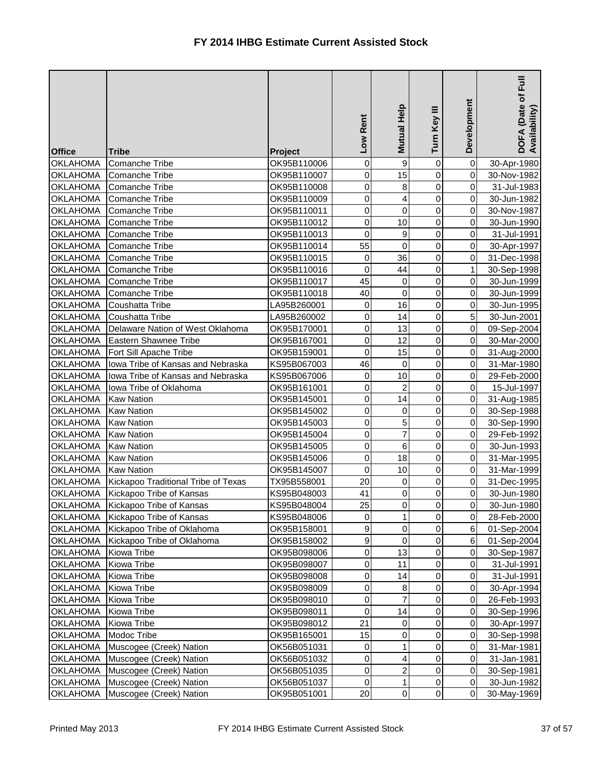# FY 2014 IHBG Estimate Current Assisted Stock

| Office | Tribe | Project | Low Rent | Mutual Help | Turn Key III | Development | DOFA (Date of Full Availability) |
|---|---|---|---|---|---|---|---|
| OKLAHOMA | Comanche Tribe | OK95B110006 | 0 | 9 | 0 | 0 | 30-Apr-1980 |
| OKLAHOMA | Comanche Tribe | OK95B110007 | 0 | 15 | 0 | 0 | 30-Nov-1982 |
| OKLAHOMA | Comanche Tribe | OK95B110008 | 0 | 8 | 0 | 0 | 31-Jul-1983 |
| OKLAHOMA | Comanche Tribe | OK95B110009 | 0 | 4 | 0 | 0 | 30-Jun-1982 |
| OKLAHOMA | Comanche Tribe | OK95B110011 | 0 | 0 | 0 | 0 | 30-Nov-1987 |
| OKLAHOMA | Comanche Tribe | OK95B110012 | 0 | 10 | 0 | 0 | 30-Jun-1990 |
| OKLAHOMA | Comanche Tribe | OK95B110013 | 0 | 9 | 0 | 0 | 31-Jul-1991 |
| OKLAHOMA | Comanche Tribe | OK95B110014 | 55 | 0 | 0 | 0 | 30-Apr-1997 |
| OKLAHOMA | Comanche Tribe | OK95B110015 | 0 | 36 | 0 | 0 | 31-Dec-1998 |
| OKLAHOMA | Comanche Tribe | OK95B110016 | 0 | 44 | 0 | 1 | 30-Sep-1998 |
| OKLAHOMA | Comanche Tribe | OK95B110017 | 45 | 0 | 0 | 0 | 30-Jun-1999 |
| OKLAHOMA | Comanche Tribe | OK95B110018 | 40 | 0 | 0 | 0 | 30-Jun-1999 |
| OKLAHOMA | Coushatta Tribe | LA95B260001 | 0 | 16 | 0 | 0 | 30-Jun-1995 |
| OKLAHOMA | Coushatta Tribe | LA95B260002 | 0 | 14 | 0 | 5 | 30-Jun-2001 |
| OKLAHOMA | Delaware Nation of West Oklahoma | OK95B170001 | 0 | 13 | 0 | 0 | 09-Sep-2004 |
| OKLAHOMA | Eastern Shawnee Tribe | OK95B167001 | 0 | 12 | 0 | 0 | 30-Mar-2000 |
| OKLAHOMA | Fort Sill Apache Tribe | OK95B159001 | 0 | 15 | 0 | 0 | 31-Aug-2000 |
| OKLAHOMA | Iowa Tribe of Kansas and Nebraska | KS95B067003 | 46 | 0 | 0 | 0 | 31-Mar-1980 |
| OKLAHOMA | Iowa Tribe of Kansas and Nebraska | KS95B067006 | 0 | 10 | 0 | 0 | 29-Feb-2000 |
| OKLAHOMA | Iowa Tribe of Oklahoma | OK95B161001 | 0 | 2 | 0 | 0 | 15-Jul-1997 |
| OKLAHOMA | Kaw Nation | OK95B145001 | 0 | 14 | 0 | 0 | 31-Aug-1985 |
| OKLAHOMA | Kaw Nation | OK95B145002 | 0 | 0 | 0 | 0 | 30-Sep-1988 |
| OKLAHOMA | Kaw Nation | OK95B145003 | 0 | 5 | 0 | 0 | 30-Sep-1990 |
| OKLAHOMA | Kaw Nation | OK95B145004 | 0 | 7 | 0 | 0 | 29-Feb-1992 |
| OKLAHOMA | Kaw Nation | OK95B145005 | 0 | 6 | 0 | 0 | 30-Jun-1993 |
| OKLAHOMA | Kaw Nation | OK95B145006 | 0 | 18 | 0 | 0 | 31-Mar-1995 |
| OKLAHOMA | Kaw Nation | OK95B145007 | 0 | 10 | 0 | 0 | 31-Mar-1999 |
| OKLAHOMA | Kickapoo Traditional Tribe of Texas | TX95B558001 | 20 | 0 | 0 | 0 | 31-Dec-1995 |
| OKLAHOMA | Kickapoo Tribe of Kansas | KS95B048003 | 41 | 0 | 0 | 0 | 30-Jun-1980 |
| OKLAHOMA | Kickapoo Tribe of Kansas | KS95B048004 | 25 | 0 | 0 | 0 | 30-Jun-1980 |
| OKLAHOMA | Kickapoo Tribe of Kansas | KS95B048006 | 0 | 1 | 0 | 0 | 28-Feb-2000 |
| OKLAHOMA | Kickapoo Tribe of Oklahoma | OK95B158001 | 9 | 0 | 0 | 6 | 01-Sep-2004 |
| OKLAHOMA | Kickapoo Tribe of Oklahoma | OK95B158002 | 9 | 0 | 0 | 6 | 01-Sep-2004 |
| OKLAHOMA | Kiowa Tribe | OK95B098006 | 0 | 13 | 0 | 0 | 30-Sep-1987 |
| OKLAHOMA | Kiowa Tribe | OK95B098007 | 0 | 11 | 0 | 0 | 31-Jul-1991 |
| OKLAHOMA | Kiowa Tribe | OK95B098008 | 0 | 14 | 0 | 0 | 31-Jul-1991 |
| OKLAHOMA | Kiowa Tribe | OK95B098009 | 0 | 8 | 0 | 0 | 30-Apr-1994 |
| OKLAHOMA | Kiowa Tribe | OK95B098010 | 0 | 7 | 0 | 0 | 26-Feb-1993 |
| OKLAHOMA | Kiowa Tribe | OK95B098011 | 0 | 14 | 0 | 0 | 30-Sep-1996 |
| OKLAHOMA | Kiowa Tribe | OK95B098012 | 21 | 0 | 0 | 0 | 30-Apr-1997 |
| OKLAHOMA | Modoc Tribe | OK95B165001 | 15 | 0 | 0 | 0 | 30-Sep-1998 |
| OKLAHOMA | Muscogee (Creek) Nation | OK56B051031 | 0 | 1 | 0 | 0 | 31-Mar-1981 |
| OKLAHOMA | Muscogee (Creek) Nation | OK56B051032 | 0 | 4 | 0 | 0 | 31-Jan-1981 |
| OKLAHOMA | Muscogee (Creek) Nation | OK56B051035 | 0 | 2 | 0 | 0 | 30-Sep-1981 |
| OKLAHOMA | Muscogee (Creek) Nation | OK56B051037 | 0 | 1 | 0 | 0 | 30-Jun-1982 |
| OKLAHOMA | Muscogee (Creek) Nation | OK95B051001 | 20 | 0 | 0 | 0 | 30-May-1969 |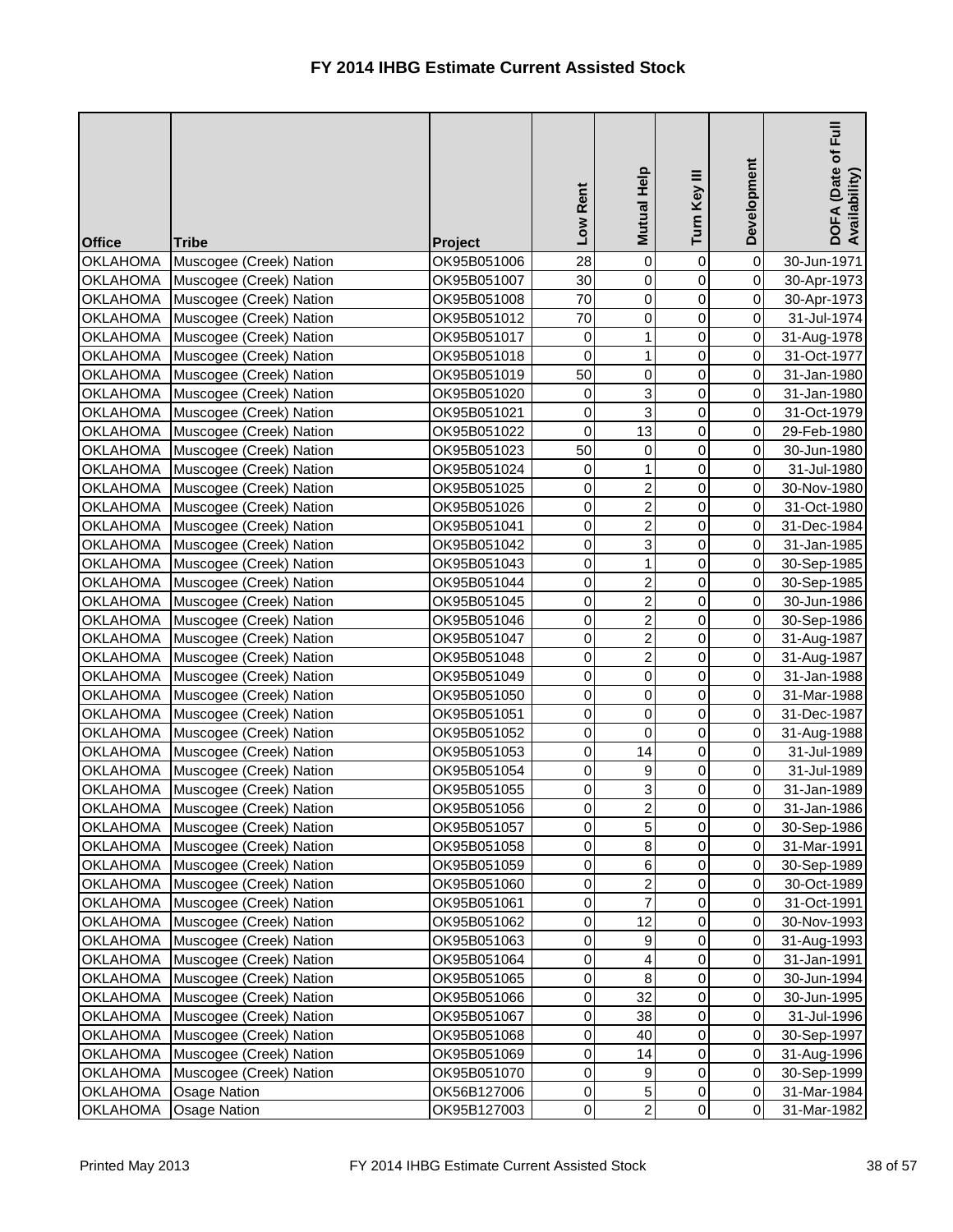# FY 2014 IHBG Estimate Current Assisted Stock

| Office | Tribe | Project | Low Rent | Mutual Help | Turn Key III | Development | DOFA (Date of Full Availability) |
|---|---|---|---|---|---|---|---|
| OKLAHOMA | Muscogee (Creek) Nation | OK95B051006 | 28 | 0 | 0 | 0 | 30-Jun-1971 |
| OKLAHOMA | Muscogee (Creek) Nation | OK95B051007 | 30 | 0 | 0 | 0 | 30-Apr-1973 |
| OKLAHOMA | Muscogee (Creek) Nation | OK95B051008 | 70 | 0 | 0 | 0 | 30-Apr-1973 |
| OKLAHOMA | Muscogee (Creek) Nation | OK95B051012 | 70 | 0 | 0 | 0 | 31-Jul-1974 |
| OKLAHOMA | Muscogee (Creek) Nation | OK95B051017 | 0 | 1 | 0 | 0 | 31-Aug-1978 |
| OKLAHOMA | Muscogee (Creek) Nation | OK95B051018 | 0 | 1 | 0 | 0 | 31-Oct-1977 |
| OKLAHOMA | Muscogee (Creek) Nation | OK95B051019 | 50 | 0 | 0 | 0 | 31-Jan-1980 |
| OKLAHOMA | Muscogee (Creek) Nation | OK95B051020 | 0 | 3 | 0 | 0 | 31-Jan-1980 |
| OKLAHOMA | Muscogee (Creek) Nation | OK95B051021 | 0 | 3 | 0 | 0 | 31-Oct-1979 |
| OKLAHOMA | Muscogee (Creek) Nation | OK95B051022 | 0 | 13 | 0 | 0 | 29-Feb-1980 |
| OKLAHOMA | Muscogee (Creek) Nation | OK95B051023 | 50 | 0 | 0 | 0 | 30-Jun-1980 |
| OKLAHOMA | Muscogee (Creek) Nation | OK95B051024 | 0 | 1 | 0 | 0 | 31-Jul-1980 |
| OKLAHOMA | Muscogee (Creek) Nation | OK95B051025 | 0 | 2 | 0 | 0 | 30-Nov-1980 |
| OKLAHOMA | Muscogee (Creek) Nation | OK95B051026 | 0 | 2 | 0 | 0 | 31-Oct-1980 |
| OKLAHOMA | Muscogee (Creek) Nation | OK95B051041 | 0 | 2 | 0 | 0 | 31-Dec-1984 |
| OKLAHOMA | Muscogee (Creek) Nation | OK95B051042 | 0 | 3 | 0 | 0 | 31-Jan-1985 |
| OKLAHOMA | Muscogee (Creek) Nation | OK95B051043 | 0 | 1 | 0 | 0 | 30-Sep-1985 |
| OKLAHOMA | Muscogee (Creek) Nation | OK95B051044 | 0 | 2 | 0 | 0 | 30-Sep-1985 |
| OKLAHOMA | Muscogee (Creek) Nation | OK95B051045 | 0 | 2 | 0 | 0 | 30-Jun-1986 |
| OKLAHOMA | Muscogee (Creek) Nation | OK95B051046 | 0 | 2 | 0 | 0 | 30-Sep-1986 |
| OKLAHOMA | Muscogee (Creek) Nation | OK95B051047 | 0 | 2 | 0 | 0 | 31-Aug-1987 |
| OKLAHOMA | Muscogee (Creek) Nation | OK95B051048 | 0 | 2 | 0 | 0 | 31-Aug-1987 |
| OKLAHOMA | Muscogee (Creek) Nation | OK95B051049 | 0 | 0 | 0 | 0 | 31-Jan-1988 |
| OKLAHOMA | Muscogee (Creek) Nation | OK95B051050 | 0 | 0 | 0 | 0 | 31-Mar-1988 |
| OKLAHOMA | Muscogee (Creek) Nation | OK95B051051 | 0 | 0 | 0 | 0 | 31-Dec-1987 |
| OKLAHOMA | Muscogee (Creek) Nation | OK95B051052 | 0 | 0 | 0 | 0 | 31-Aug-1988 |
| OKLAHOMA | Muscogee (Creek) Nation | OK95B051053 | 0 | 14 | 0 | 0 | 31-Jul-1989 |
| OKLAHOMA | Muscogee (Creek) Nation | OK95B051054 | 0 | 9 | 0 | 0 | 31-Jul-1989 |
| OKLAHOMA | Muscogee (Creek) Nation | OK95B051055 | 0 | 3 | 0 | 0 | 31-Jan-1989 |
| OKLAHOMA | Muscogee (Creek) Nation | OK95B051056 | 0 | 2 | 0 | 0 | 31-Jan-1986 |
| OKLAHOMA | Muscogee (Creek) Nation | OK95B051057 | 0 | 5 | 0 | 0 | 30-Sep-1986 |
| OKLAHOMA | Muscogee (Creek) Nation | OK95B051058 | 0 | 8 | 0 | 0 | 31-Mar-1991 |
| OKLAHOMA | Muscogee (Creek) Nation | OK95B051059 | 0 | 6 | 0 | 0 | 30-Sep-1989 |
| OKLAHOMA | Muscogee (Creek) Nation | OK95B051060 | 0 | 2 | 0 | 0 | 30-Oct-1989 |
| OKLAHOMA | Muscogee (Creek) Nation | OK95B051061 | 0 | 7 | 0 | 0 | 31-Oct-1991 |
| OKLAHOMA | Muscogee (Creek) Nation | OK95B051062 | 0 | 12 | 0 | 0 | 30-Nov-1993 |
| OKLAHOMA | Muscogee (Creek) Nation | OK95B051063 | 0 | 9 | 0 | 0 | 31-Aug-1993 |
| OKLAHOMA | Muscogee (Creek) Nation | OK95B051064 | 0 | 4 | 0 | 0 | 31-Jan-1991 |
| OKLAHOMA | Muscogee (Creek) Nation | OK95B051065 | 0 | 8 | 0 | 0 | 30-Jun-1994 |
| OKLAHOMA | Muscogee (Creek) Nation | OK95B051066 | 0 | 32 | 0 | 0 | 30-Jun-1995 |
| OKLAHOMA | Muscogee (Creek) Nation | OK95B051067 | 0 | 38 | 0 | 0 | 31-Jul-1996 |
| OKLAHOMA | Muscogee (Creek) Nation | OK95B051068 | 0 | 40 | 0 | 0 | 30-Sep-1997 |
| OKLAHOMA | Muscogee (Creek) Nation | OK95B051069 | 0 | 14 | 0 | 0 | 31-Aug-1996 |
| OKLAHOMA | Muscogee (Creek) Nation | OK95B051070 | 0 | 9 | 0 | 0 | 30-Sep-1999 |
| OKLAHOMA | Osage Nation | OK56B127006 | 0 | 5 | 0 | 0 | 31-Mar-1984 |
| OKLAHOMA | Osage Nation | OK95B127003 | 0 | 2 | 0 | 0 | 31-Mar-1982 |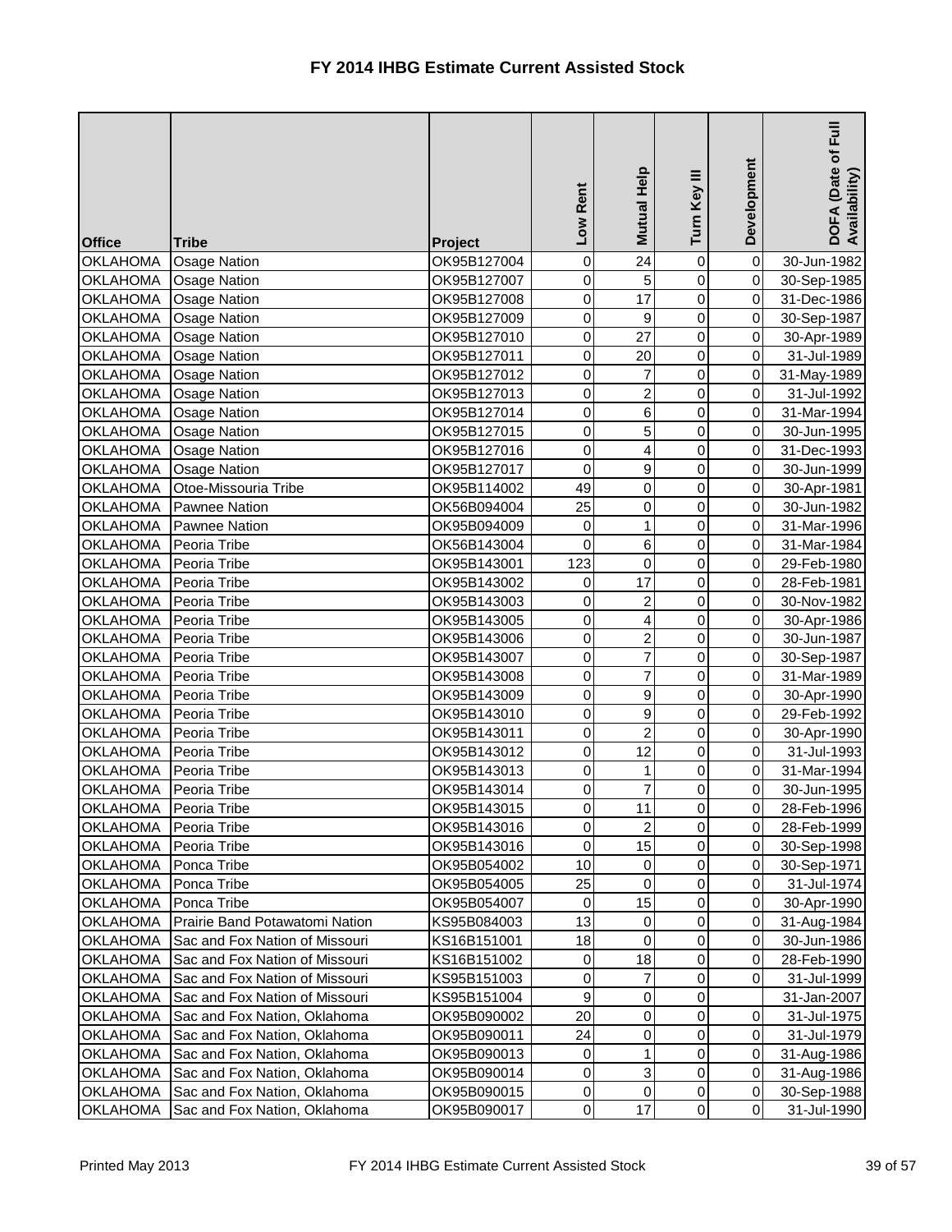# FY 2014 IHBG Estimate Current Assisted Stock

| Office | Tribe | Project | Low Rent | Mutual Help | Turn Key III | Development | DOFA (Date of Full Availability) |
|---|---|---|---|---|---|---|---|
| OKLAHOMA | Osage Nation | OK95B127004 | 0 | 24 | 0 | 0 | 30-Jun-1982 |
| OKLAHOMA | Osage Nation | OK95B127007 | 0 | 5 | 0 | 0 | 30-Sep-1985 |
| OKLAHOMA | Osage Nation | OK95B127008 | 0 | 17 | 0 | 0 | 31-Dec-1986 |
| OKLAHOMA | Osage Nation | OK95B127009 | 0 | 9 | 0 | 0 | 30-Sep-1987 |
| OKLAHOMA | Osage Nation | OK95B127010 | 0 | 27 | 0 | 0 | 30-Apr-1989 |
| OKLAHOMA | Osage Nation | OK95B127011 | 0 | 20 | 0 | 0 | 31-Jul-1989 |
| OKLAHOMA | Osage Nation | OK95B127012 | 0 | 7 | 0 | 0 | 31-May-1989 |
| OKLAHOMA | Osage Nation | OK95B127013 | 0 | 2 | 0 | 0 | 31-Jul-1992 |
| OKLAHOMA | Osage Nation | OK95B127014 | 0 | 6 | 0 | 0 | 31-Mar-1994 |
| OKLAHOMA | Osage Nation | OK95B127015 | 0 | 5 | 0 | 0 | 30-Jun-1995 |
| OKLAHOMA | Osage Nation | OK95B127016 | 0 | 4 | 0 | 0 | 31-Dec-1993 |
| OKLAHOMA | Osage Nation | OK95B127017 | 0 | 9 | 0 | 0 | 30-Jun-1999 |
| OKLAHOMA | Otoe-Missouria Tribe | OK95B114002 | 49 | 0 | 0 | 0 | 30-Apr-1981 |
| OKLAHOMA | Pawnee Nation | OK56B094004 | 25 | 0 | 0 | 0 | 30-Jun-1982 |
| OKLAHOMA | Pawnee Nation | OK95B094009 | 0 | 1 | 0 | 0 | 31-Mar-1996 |
| OKLAHOMA | Peoria Tribe | OK56B143004 | 0 | 6 | 0 | 0 | 31-Mar-1984 |
| OKLAHOMA | Peoria Tribe | OK95B143001 | 123 | 0 | 0 | 0 | 29-Feb-1980 |
| OKLAHOMA | Peoria Tribe | OK95B143002 | 0 | 17 | 0 | 0 | 28-Feb-1981 |
| OKLAHOMA | Peoria Tribe | OK95B143003 | 0 | 2 | 0 | 0 | 30-Nov-1982 |
| OKLAHOMA | Peoria Tribe | OK95B143005 | 0 | 4 | 0 | 0 | 30-Apr-1986 |
| OKLAHOMA | Peoria Tribe | OK95B143006 | 0 | 2 | 0 | 0 | 30-Jun-1987 |
| OKLAHOMA | Peoria Tribe | OK95B143007 | 0 | 7 | 0 | 0 | 30-Sep-1987 |
| OKLAHOMA | Peoria Tribe | OK95B143008 | 0 | 7 | 0 | 0 | 31-Mar-1989 |
| OKLAHOMA | Peoria Tribe | OK95B143009 | 0 | 9 | 0 | 0 | 30-Apr-1990 |
| OKLAHOMA | Peoria Tribe | OK95B143010 | 0 | 9 | 0 | 0 | 29-Feb-1992 |
| OKLAHOMA | Peoria Tribe | OK95B143011 | 0 | 2 | 0 | 0 | 30-Apr-1990 |
| OKLAHOMA | Peoria Tribe | OK95B143012 | 0 | 12 | 0 | 0 | 31-Jul-1993 |
| OKLAHOMA | Peoria Tribe | OK95B143013 | 0 | 1 | 0 | 0 | 31-Mar-1994 |
| OKLAHOMA | Peoria Tribe | OK95B143014 | 0 | 7 | 0 | 0 | 30-Jun-1995 |
| OKLAHOMA | Peoria Tribe | OK95B143015 | 0 | 11 | 0 | 0 | 28-Feb-1996 |
| OKLAHOMA | Peoria Tribe | OK95B143016 | 0 | 2 | 0 | 0 | 28-Feb-1999 |
| OKLAHOMA | Peoria Tribe | OK95B143016 | 0 | 15 | 0 | 0 | 30-Sep-1998 |
| OKLAHOMA | Ponca Tribe | OK95B054002 | 10 | 0 | 0 | 0 | 30-Sep-1971 |
| OKLAHOMA | Ponca Tribe | OK95B054005 | 25 | 0 | 0 | 0 | 31-Jul-1974 |
| OKLAHOMA | Ponca Tribe | OK95B054007 | 0 | 15 | 0 | 0 | 30-Apr-1990 |
| OKLAHOMA | Prairie Band Potawatomi Nation | KS95B084003 | 13 | 0 | 0 | 0 | 31-Aug-1984 |
| OKLAHOMA | Sac and Fox Nation of Missouri | KS16B151001 | 18 | 0 | 0 | 0 | 30-Jun-1986 |
| OKLAHOMA | Sac and Fox Nation of Missouri | KS16B151002 | 0 | 18 | 0 | 0 | 28-Feb-1990 |
| OKLAHOMA | Sac and Fox Nation of Missouri | KS95B151003 | 0 | 7 | 0 | 0 | 31-Jul-1999 |
| OKLAHOMA | Sac and Fox Nation of Missouri | KS95B151004 | 9 | 0 | 0 | | 31-Jan-2007 |
| OKLAHOMA | Sac and Fox Nation, Oklahoma | OK95B090002 | 20 | 0 | 0 | 0 | 31-Jul-1975 |
| OKLAHOMA | Sac and Fox Nation, Oklahoma | OK95B090011 | 24 | 0 | 0 | 0 | 31-Jul-1979 |
| OKLAHOMA | Sac and Fox Nation, Oklahoma | OK95B090013 | 0 | 1 | 0 | 0 | 31-Aug-1986 |
| OKLAHOMA | Sac and Fox Nation, Oklahoma | OK95B090014 | 0 | 3 | 0 | 0 | 31-Aug-1986 |
| OKLAHOMA | Sac and Fox Nation, Oklahoma | OK95B090015 | 0 | 0 | 0 | 0 | 30-Sep-1988 |
| OKLAHOMA | Sac and Fox Nation, Oklahoma | OK95B090017 | 0 | 17 | 0 | 0 | 31-Jul-1990 |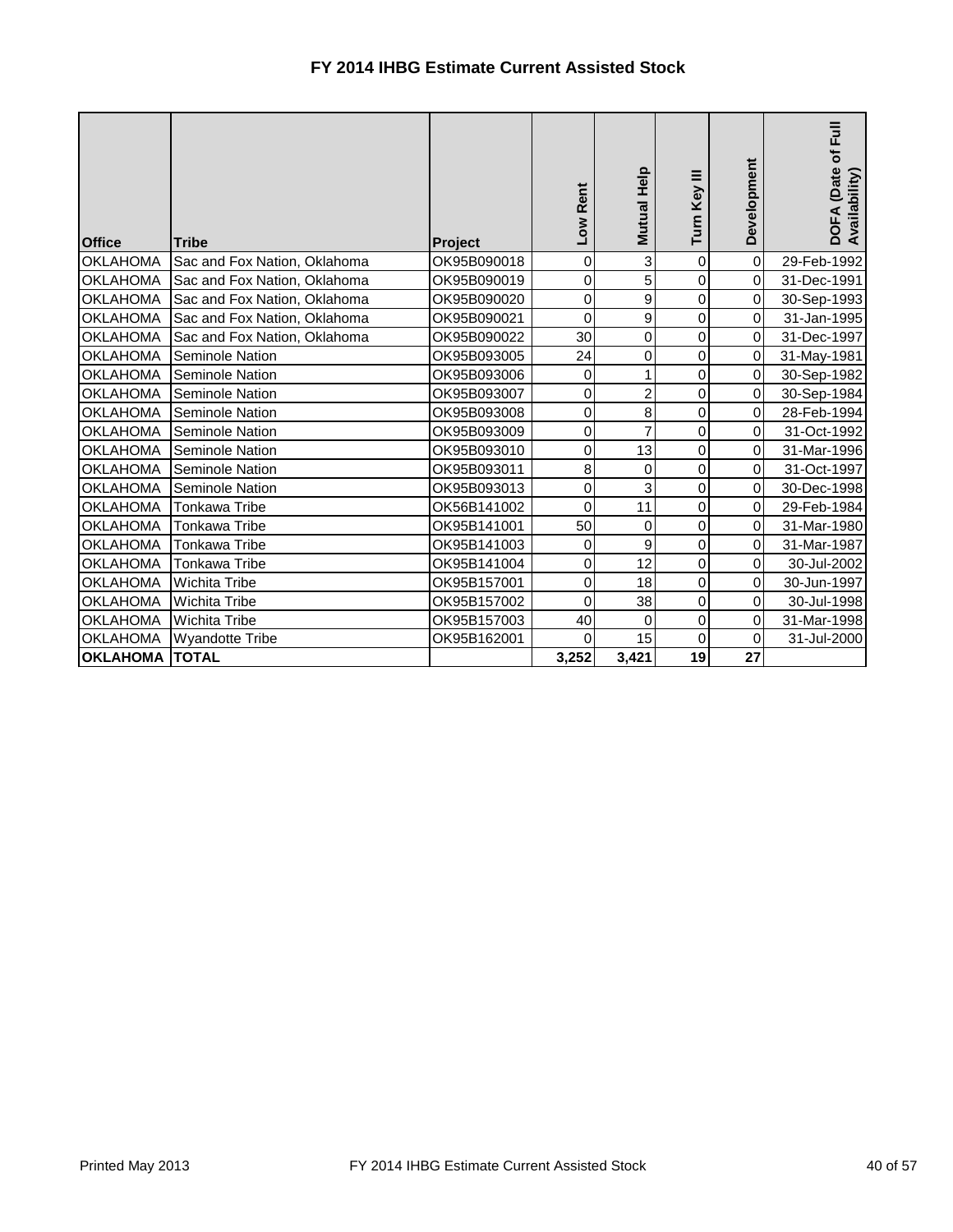# FY 2014 IHBG Estimate Current Assisted Stock

| Office | Tribe | Project | Low Rent | Mutual Help | Turn Key III | Development | DOFA (Date of Full Availability) |
|---|---|---|---|---|---|---|---|
| OKLAHOMA | Sac and Fox Nation, Oklahoma | OK95B090018 | 0 | 3 | 0 | 0 | 29-Feb-1992 |
| OKLAHOMA | Sac and Fox Nation, Oklahoma | OK95B090019 | 0 | 5 | 0 | 0 | 31-Dec-1991 |
| OKLAHOMA | Sac and Fox Nation, Oklahoma | OK95B090020 | 0 | 9 | 0 | 0 | 30-Sep-1993 |
| OKLAHOMA | Sac and Fox Nation, Oklahoma | OK95B090021 | 0 | 9 | 0 | 0 | 31-Jan-1995 |
| OKLAHOMA | Sac and Fox Nation, Oklahoma | OK95B090022 | 30 | 0 | 0 | 0 | 31-Dec-1997 |
| OKLAHOMA | Seminole Nation | OK95B093005 | 24 | 0 | 0 | 0 | 31-May-1981 |
| OKLAHOMA | Seminole Nation | OK95B093006 | 0 | 1 | 0 | 0 | 30-Sep-1982 |
| OKLAHOMA | Seminole Nation | OK95B093007 | 0 | 2 | 0 | 0 | 30-Sep-1984 |
| OKLAHOMA | Seminole Nation | OK95B093008 | 0 | 8 | 0 | 0 | 28-Feb-1994 |
| OKLAHOMA | Seminole Nation | OK95B093009 | 0 | 7 | 0 | 0 | 31-Oct-1992 |
| OKLAHOMA | Seminole Nation | OK95B093010 | 0 | 13 | 0 | 0 | 31-Mar-1996 |
| OKLAHOMA | Seminole Nation | OK95B093011 | 8 | 0 | 0 | 0 | 31-Oct-1997 |
| OKLAHOMA | Seminole Nation | OK95B093013 | 0 | 3 | 0 | 0 | 30-Dec-1998 |
| OKLAHOMA | Tonkawa Tribe | OK56B141002 | 0 | 11 | 0 | 0 | 29-Feb-1984 |
| OKLAHOMA | Tonkawa Tribe | OK95B141001 | 50 | 0 | 0 | 0 | 31-Mar-1980 |
| OKLAHOMA | Tonkawa Tribe | OK95B141003 | 0 | 9 | 0 | 0 | 31-Mar-1987 |
| OKLAHOMA | Tonkawa Tribe | OK95B141004 | 0 | 12 | 0 | 0 | 30-Jul-2002 |
| OKLAHOMA | Wichita Tribe | OK95B157001 | 0 | 18 | 0 | 0 | 30-Jun-1997 |
| OKLAHOMA | Wichita Tribe | OK95B157002 | 0 | 38 | 0 | 0 | 30-Jul-1998 |
| OKLAHOMA | Wichita Tribe | OK95B157003 | 40 | 0 | 0 | 0 | 31-Mar-1998 |
| OKLAHOMA | Wyandotte Tribe | OK95B162001 | 0 | 15 | 0 | 0 | 31-Jul-2000 |
| **OKLAHOMA** | **TOTAL** | | **3,252** | **3,421** | **19** | **27** | |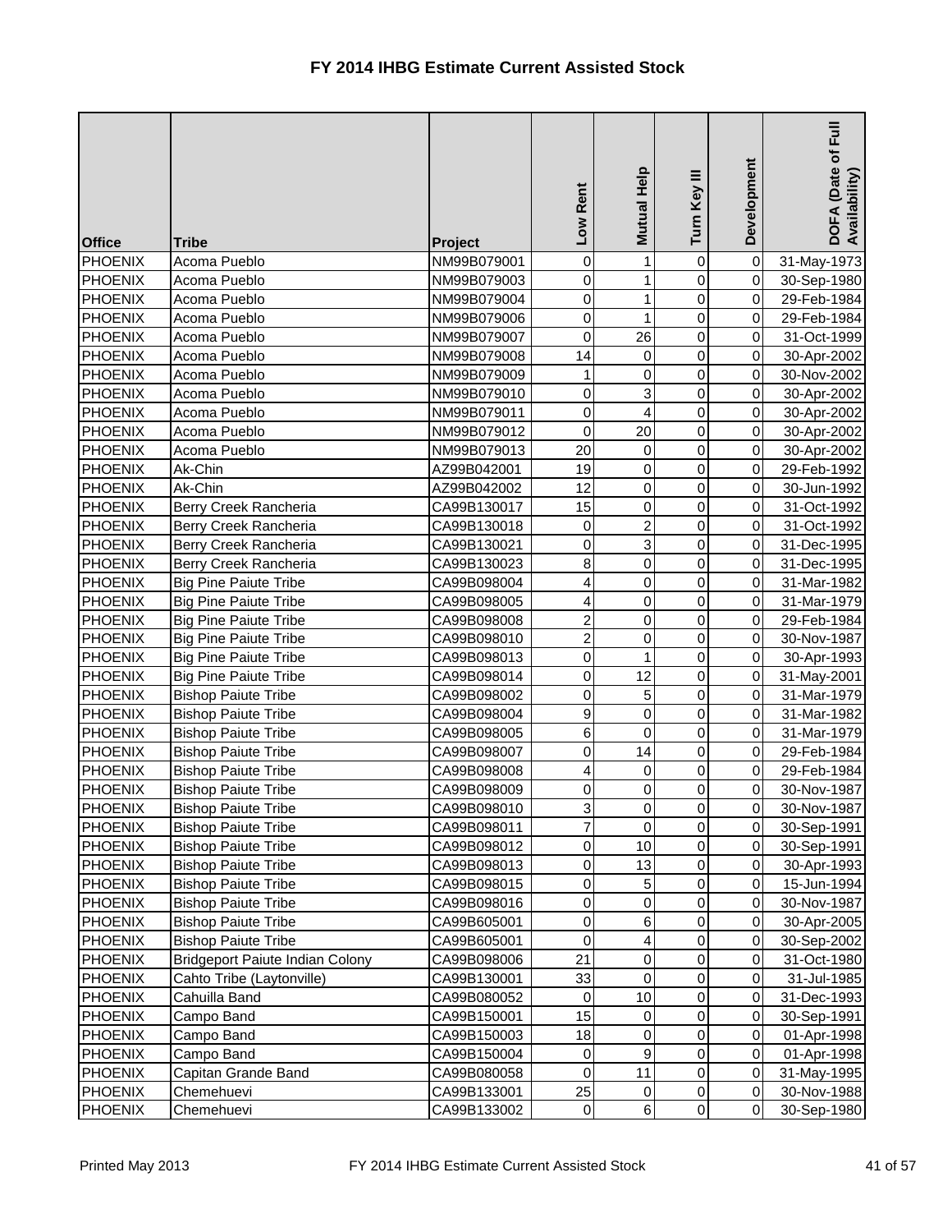# FY 2014 IHBG Estimate Current Assisted Stock

| Office | Tribe | Project | Low Rent | Mutual Help | Turn Key III | Development | DOFA (Date of Full Availability) |
|---|---|---|---|---|---|---|---|
| PHOENIX | Acoma Pueblo | NM99B079001 | 0 | 1 | 0 | 0 | 31-May-1973 |
| PHOENIX | Acoma Pueblo | NM99B079003 | 0 | 1 | 0 | 0 | 30-Sep-1980 |
| PHOENIX | Acoma Pueblo | NM99B079004 | 0 | 1 | 0 | 0 | 29-Feb-1984 |
| PHOENIX | Acoma Pueblo | NM99B079006 | 0 | 1 | 0 | 0 | 29-Feb-1984 |
| PHOENIX | Acoma Pueblo | NM99B079007 | 0 | 26 | 0 | 0 | 31-Oct-1999 |
| PHOENIX | Acoma Pueblo | NM99B079008 | 14 | 0 | 0 | 0 | 30-Apr-2002 |
| PHOENIX | Acoma Pueblo | NM99B079009 | 1 | 0 | 0 | 0 | 30-Nov-2002 |
| PHOENIX | Acoma Pueblo | NM99B079010 | 0 | 3 | 0 | 0 | 30-Apr-2002 |
| PHOENIX | Acoma Pueblo | NM99B079011 | 0 | 4 | 0 | 0 | 30-Apr-2002 |
| PHOENIX | Acoma Pueblo | NM99B079012 | 0 | 20 | 0 | 0 | 30-Apr-2002 |
| PHOENIX | Acoma Pueblo | NM99B079013 | 20 | 0 | 0 | 0 | 30-Apr-2002 |
| PHOENIX | Ak-Chin | AZ99B042001 | 19 | 0 | 0 | 0 | 29-Feb-1992 |
| PHOENIX | Ak-Chin | AZ99B042002 | 12 | 0 | 0 | 0 | 30-Jun-1992 |
| PHOENIX | Berry Creek Rancheria | CA99B130017 | 15 | 0 | 0 | 0 | 31-Oct-1992 |
| PHOENIX | Berry Creek Rancheria | CA99B130018 | 0 | 2 | 0 | 0 | 31-Oct-1992 |
| PHOENIX | Berry Creek Rancheria | CA99B130021 | 0 | 3 | 0 | 0 | 31-Dec-1995 |
| PHOENIX | Berry Creek Rancheria | CA99B130023 | 8 | 0 | 0 | 0 | 31-Dec-1995 |
| PHOENIX | Big Pine Paiute Tribe | CA99B098004 | 4 | 0 | 0 | 0 | 31-Mar-1982 |
| PHOENIX | Big Pine Paiute Tribe | CA99B098005 | 4 | 0 | 0 | 0 | 31-Mar-1979 |
| PHOENIX | Big Pine Paiute Tribe | CA99B098008 | 2 | 0 | 0 | 0 | 29-Feb-1984 |
| PHOENIX | Big Pine Paiute Tribe | CA99B098010 | 2 | 0 | 0 | 0 | 30-Nov-1987 |
| PHOENIX | Big Pine Paiute Tribe | CA99B098013 | 0 | 1 | 0 | 0 | 30-Apr-1993 |
| PHOENIX | Big Pine Paiute Tribe | CA99B098014 | 0 | 12 | 0 | 0 | 31-May-2001 |
| PHOENIX | Bishop Paiute Tribe | CA99B098002 | 0 | 5 | 0 | 0 | 31-Mar-1979 |
| PHOENIX | Bishop Paiute Tribe | CA99B098004 | 9 | 0 | 0 | 0 | 31-Mar-1982 |
| PHOENIX | Bishop Paiute Tribe | CA99B098005 | 6 | 0 | 0 | 0 | 31-Mar-1979 |
| PHOENIX | Bishop Paiute Tribe | CA99B098007 | 0 | 14 | 0 | 0 | 29-Feb-1984 |
| PHOENIX | Bishop Paiute Tribe | CA99B098008 | 4 | 0 | 0 | 0 | 29-Feb-1984 |
| PHOENIX | Bishop Paiute Tribe | CA99B098009 | 0 | 0 | 0 | 0 | 30-Nov-1987 |
| PHOENIX | Bishop Paiute Tribe | CA99B098010 | 3 | 0 | 0 | 0 | 30-Nov-1987 |
| PHOENIX | Bishop Paiute Tribe | CA99B098011 | 7 | 0 | 0 | 0 | 30-Sep-1991 |
| PHOENIX | Bishop Paiute Tribe | CA99B098012 | 0 | 10 | 0 | 0 | 30-Sep-1991 |
| PHOENIX | Bishop Paiute Tribe | CA99B098013 | 0 | 13 | 0 | 0 | 30-Apr-1993 |
| PHOENIX | Bishop Paiute Tribe | CA99B098015 | 0 | 5 | 0 | 0 | 15-Jun-1994 |
| PHOENIX | Bishop Paiute Tribe | CA99B098016 | 0 | 0 | 0 | 0 | 30-Nov-1987 |
| PHOENIX | Bishop Paiute Tribe | CA99B605001 | 0 | 6 | 0 | 0 | 30-Apr-2005 |
| PHOENIX | Bishop Paiute Tribe | CA99B605001 | 0 | 4 | 0 | 0 | 30-Sep-2002 |
| PHOENIX | Bridgeport Paiute Indian Colony | CA99B098006 | 21 | 0 | 0 | 0 | 31-Oct-1980 |
| PHOENIX | Cahto Tribe (Laytonville) | CA99B130001 | 33 | 0 | 0 | 0 | 31-Jul-1985 |
| PHOENIX | Cahuilla Band | CA99B080052 | 0 | 10 | 0 | 0 | 31-Dec-1993 |
| PHOENIX | Campo Band | CA99B150001 | 15 | 0 | 0 | 0 | 30-Sep-1991 |
| PHOENIX | Campo Band | CA99B150003 | 18 | 0 | 0 | 0 | 01-Apr-1998 |
| PHOENIX | Campo Band | CA99B150004 | 0 | 9 | 0 | 0 | 01-Apr-1998 |
| PHOENIX | Capitan Grande Band | CA99B080058 | 0 | 11 | 0 | 0 | 31-May-1995 |
| PHOENIX | Chemehuevi | CA99B133001 | 25 | 0 | 0 | 0 | 30-Nov-1988 |
| PHOENIX | Chemehuevi | CA99B133002 | 0 | 6 | 0 | 0 | 30-Sep-1980 |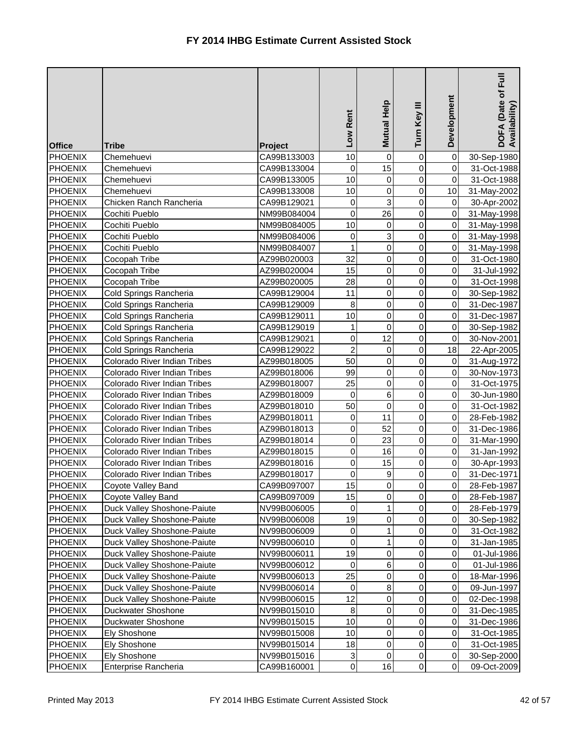# FY 2014 IHBG Estimate Current Assisted Stock

| Office | Tribe | Project | Low Rent | Mutual Help | Turn Key III | Development | DOFA (Date of Full Availability) |
|---|---|---|---|---|---|---|---|
| PHOENIX | Chemehuevi | CA99B133003 | 10 | 0 | 0 | 0 | 30-Sep-1980 |
| PHOENIX | Chemehuevi | CA99B133004 | 0 | 15 | 0 | 0 | 31-Oct-1988 |
| PHOENIX | Chemehuevi | CA99B133005 | 10 | 0 | 0 | 0 | 31-Oct-1988 |
| PHOENIX | Chemehuevi | CA99B133008 | 10 | 0 | 0 | 10 | 31-May-2002 |
| PHOENIX | Chicken Ranch Rancheria | CA99B129021 | 0 | 3 | 0 | 0 | 30-Apr-2002 |
| PHOENIX | Cochiti Pueblo | NM99B084004 | 0 | 26 | 0 | 0 | 31-May-1998 |
| PHOENIX | Cochiti Pueblo | NM99B084005 | 10 | 0 | 0 | 0 | 31-May-1998 |
| PHOENIX | Cochiti Pueblo | NM99B084006 | 0 | 3 | 0 | 0 | 31-May-1998 |
| PHOENIX | Cochiti Pueblo | NM99B084007 | 1 | 0 | 0 | 0 | 31-May-1998 |
| PHOENIX | Cocopah Tribe | AZ99B020003 | 32 | 0 | 0 | 0 | 31-Oct-1980 |
| PHOENIX | Cocopah Tribe | AZ99B020004 | 15 | 0 | 0 | 0 | 31-Jul-1992 |
| PHOENIX | Cocopah Tribe | AZ99B020005 | 28 | 0 | 0 | 0 | 31-Oct-1998 |
| PHOENIX | Cold Springs Rancheria | CA99B129004 | 11 | 0 | 0 | 0 | 30-Sep-1982 |
| PHOENIX | Cold Springs Rancheria | CA99B129009 | 8 | 0 | 0 | 0 | 31-Dec-1987 |
| PHOENIX | Cold Springs Rancheria | CA99B129011 | 10 | 0 | 0 | 0 | 31-Dec-1987 |
| PHOENIX | Cold Springs Rancheria | CA99B129019 | 1 | 0 | 0 | 0 | 30-Sep-1982 |
| PHOENIX | Cold Springs Rancheria | CA99B129021 | 0 | 12 | 0 | 0 | 30-Nov-2001 |
| PHOENIX | Cold Springs Rancheria | CA99B129022 | 2 | 0 | 0 | 18 | 22-Apr-2005 |
| PHOENIX | Colorado River Indian Tribes | AZ99B018005 | 50 | 0 | 0 | 0 | 31-Aug-1972 |
| PHOENIX | Colorado River Indian Tribes | AZ99B018006 | 99 | 0 | 0 | 0 | 30-Nov-1973 |
| PHOENIX | Colorado River Indian Tribes | AZ99B018007 | 25 | 0 | 0 | 0 | 31-Oct-1975 |
| PHOENIX | Colorado River Indian Tribes | AZ99B018009 | 0 | 6 | 0 | 0 | 30-Jun-1980 |
| PHOENIX | Colorado River Indian Tribes | AZ99B018010 | 50 | 0 | 0 | 0 | 31-Oct-1982 |
| PHOENIX | Colorado River Indian Tribes | AZ99B018011 | 0 | 11 | 0 | 0 | 28-Feb-1982 |
| PHOENIX | Colorado River Indian Tribes | AZ99B018013 | 0 | 52 | 0 | 0 | 31-Dec-1986 |
| PHOENIX | Colorado River Indian Tribes | AZ99B018014 | 0 | 23 | 0 | 0 | 31-Mar-1990 |
| PHOENIX | Colorado River Indian Tribes | AZ99B018015 | 0 | 16 | 0 | 0 | 31-Jan-1992 |
| PHOENIX | Colorado River Indian Tribes | AZ99B018016 | 0 | 15 | 0 | 0 | 30-Apr-1993 |
| PHOENIX | Colorado River Indian Tribes | AZ99B018017 | 0 | 9 | 0 | 0 | 31-Dec-1971 |
| PHOENIX | Coyote Valley Band | CA99B097007 | 15 | 0 | 0 | 0 | 28-Feb-1987 |
| PHOENIX | Coyote Valley Band | CA99B097009 | 15 | 0 | 0 | 0 | 28-Feb-1987 |
| PHOENIX | Duck Valley Shoshone-Paiute | NV99B006005 | 0 | 1 | 0 | 0 | 28-Feb-1979 |
| PHOENIX | Duck Valley Shoshone-Paiute | NV99B006008 | 19 | 0 | 0 | 0 | 30-Sep-1982 |
| PHOENIX | Duck Valley Shoshone-Paiute | NV99B006009 | 0 | 1 | 0 | 0 | 31-Oct-1982 |
| PHOENIX | Duck Valley Shoshone-Paiute | NV99B006010 | 0 | 1 | 0 | 0 | 31-Jan-1985 |
| PHOENIX | Duck Valley Shoshone-Paiute | NV99B006011 | 19 | 0 | 0 | 0 | 01-Jul-1986 |
| PHOENIX | Duck Valley Shoshone-Paiute | NV99B006012 | 0 | 6 | 0 | 0 | 01-Jul-1986 |
| PHOENIX | Duck Valley Shoshone-Paiute | NV99B006013 | 25 | 0 | 0 | 0 | 18-Mar-1996 |
| PHOENIX | Duck Valley Shoshone-Paiute | NV99B006014 | 0 | 8 | 0 | 0 | 09-Jun-1997 |
| PHOENIX | Duck Valley Shoshone-Paiute | NV99B006015 | 12 | 0 | 0 | 0 | 02-Dec-1998 |
| PHOENIX | Duckwater Shoshone | NV99B015010 | 8 | 0 | 0 | 0 | 31-Dec-1985 |
| PHOENIX | Duckwater Shoshone | NV99B015015 | 10 | 0 | 0 | 0 | 31-Dec-1986 |
| PHOENIX | Ely Shoshone | NV99B015008 | 10 | 0 | 0 | 0 | 31-Oct-1985 |
| PHOENIX | Ely Shoshone | NV99B015014 | 18 | 0 | 0 | 0 | 31-Oct-1985 |
| PHOENIX | Ely Shoshone | NV99B015016 | 3 | 0 | 0 | 0 | 30-Sep-2000 |
| PHOENIX | Enterprise Rancheria | CA99B160001 | 0 | 16 | 0 | 0 | 09-Oct-2009 |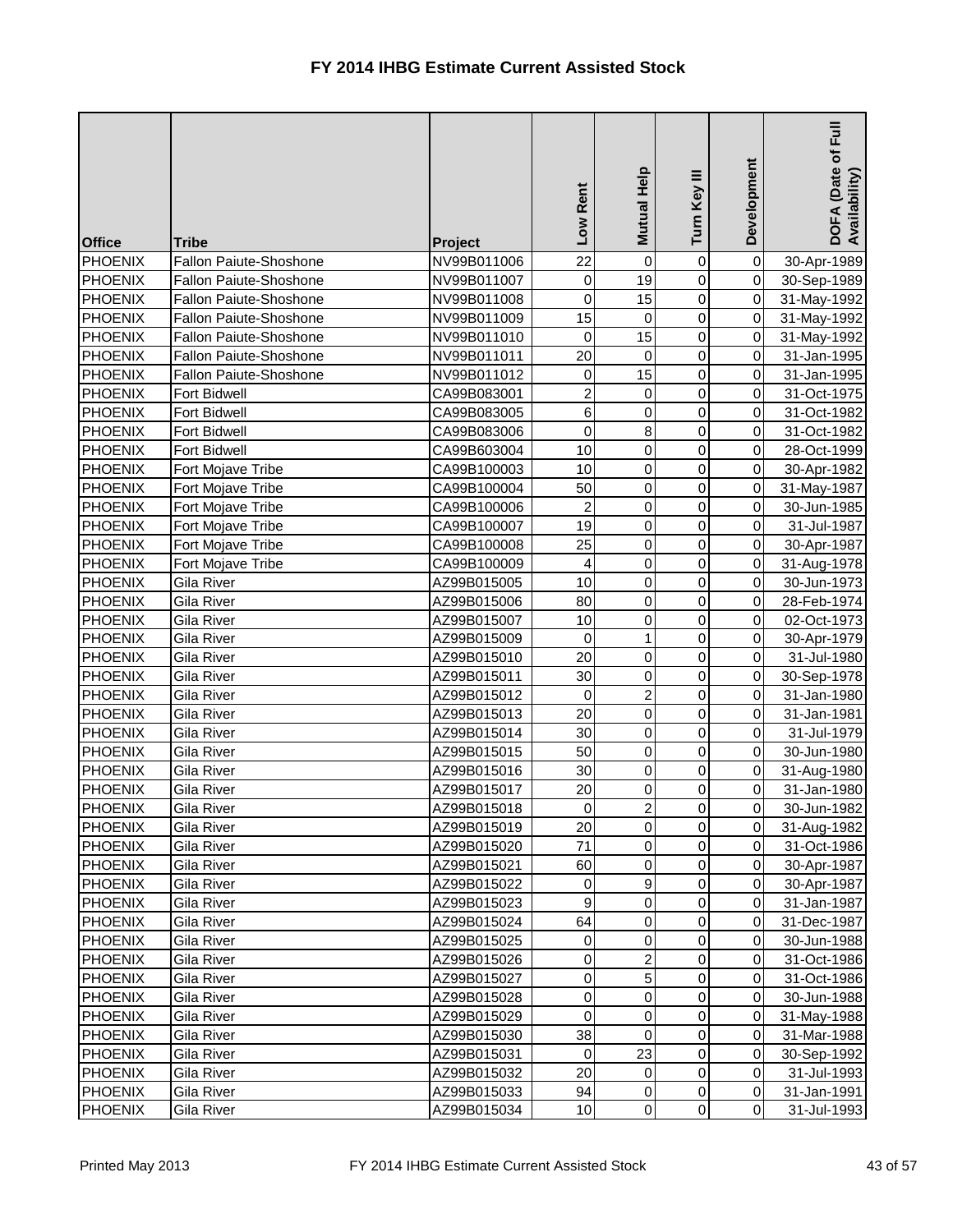# FY 2014 IHBG Estimate Current Assisted Stock

| Office | Tribe | Project | Low Rent | Mutual Help | Turn Key III | Development | DOFA (Date of Full Availability) |
|---|---|---|---|---|---|---|---|
| PHOENIX | Fallon Paiute-Shoshone | NV99B011006 | 22 | 0 | 0 | 0 | 30-Apr-1989 |
| PHOENIX | Fallon Paiute-Shoshone | NV99B011007 | 0 | 19 | 0 | 0 | 30-Sep-1989 |
| PHOENIX | Fallon Paiute-Shoshone | NV99B011008 | 0 | 15 | 0 | 0 | 31-May-1992 |
| PHOENIX | Fallon Paiute-Shoshone | NV99B011009 | 15 | 0 | 0 | 0 | 31-May-1992 |
| PHOENIX | Fallon Paiute-Shoshone | NV99B011010 | 0 | 15 | 0 | 0 | 31-May-1992 |
| PHOENIX | Fallon Paiute-Shoshone | NV99B011011 | 20 | 0 | 0 | 0 | 31-Jan-1995 |
| PHOENIX | Fallon Paiute-Shoshone | NV99B011012 | 0 | 15 | 0 | 0 | 31-Jan-1995 |
| PHOENIX | Fort Bidwell | CA99B083001 | 2 | 0 | 0 | 0 | 31-Oct-1975 |
| PHOENIX | Fort Bidwell | CA99B083005 | 6 | 0 | 0 | 0 | 31-Oct-1982 |
| PHOENIX | Fort Bidwell | CA99B083006 | 0 | 8 | 0 | 0 | 31-Oct-1982 |
| PHOENIX | Fort Bidwell | CA99B603004 | 10 | 0 | 0 | 0 | 28-Oct-1999 |
| PHOENIX | Fort Mojave Tribe | CA99B100003 | 10 | 0 | 0 | 0 | 30-Apr-1982 |
| PHOENIX | Fort Mojave Tribe | CA99B100004 | 50 | 0 | 0 | 0 | 31-May-1987 |
| PHOENIX | Fort Mojave Tribe | CA99B100006 | 2 | 0 | 0 | 0 | 30-Jun-1985 |
| PHOENIX | Fort Mojave Tribe | CA99B100007 | 19 | 0 | 0 | 0 | 31-Jul-1987 |
| PHOENIX | Fort Mojave Tribe | CA99B100008 | 25 | 0 | 0 | 0 | 30-Apr-1987 |
| PHOENIX | Fort Mojave Tribe | CA99B100009 | 4 | 0 | 0 | 0 | 31-Aug-1978 |
| PHOENIX | Gila River | AZ99B015005 | 10 | 0 | 0 | 0 | 30-Jun-1973 |
| PHOENIX | Gila River | AZ99B015006 | 80 | 0 | 0 | 0 | 28-Feb-1974 |
| PHOENIX | Gila River | AZ99B015007 | 10 | 0 | 0 | 0 | 02-Oct-1973 |
| PHOENIX | Gila River | AZ99B015009 | 0 | 1 | 0 | 0 | 30-Apr-1979 |
| PHOENIX | Gila River | AZ99B015010 | 20 | 0 | 0 | 0 | 31-Jul-1980 |
| PHOENIX | Gila River | AZ99B015011 | 30 | 0 | 0 | 0 | 30-Sep-1978 |
| PHOENIX | Gila River | AZ99B015012 | 0 | 2 | 0 | 0 | 31-Jan-1980 |
| PHOENIX | Gila River | AZ99B015013 | 20 | 0 | 0 | 0 | 31-Jan-1981 |
| PHOENIX | Gila River | AZ99B015014 | 30 | 0 | 0 | 0 | 31-Jul-1979 |
| PHOENIX | Gila River | AZ99B015015 | 50 | 0 | 0 | 0 | 30-Jun-1980 |
| PHOENIX | Gila River | AZ99B015016 | 30 | 0 | 0 | 0 | 31-Aug-1980 |
| PHOENIX | Gila River | AZ99B015017 | 20 | 0 | 0 | 0 | 31-Jan-1980 |
| PHOENIX | Gila River | AZ99B015018 | 0 | 2 | 0 | 0 | 30-Jun-1982 |
| PHOENIX | Gila River | AZ99B015019 | 20 | 0 | 0 | 0 | 31-Aug-1982 |
| PHOENIX | Gila River | AZ99B015020 | 71 | 0 | 0 | 0 | 31-Oct-1986 |
| PHOENIX | Gila River | AZ99B015021 | 60 | 0 | 0 | 0 | 30-Apr-1987 |
| PHOENIX | Gila River | AZ99B015022 | 0 | 9 | 0 | 0 | 30-Apr-1987 |
| PHOENIX | Gila River | AZ99B015023 | 9 | 0 | 0 | 0 | 31-Jan-1987 |
| PHOENIX | Gila River | AZ99B015024 | 64 | 0 | 0 | 0 | 31-Dec-1987 |
| PHOENIX | Gila River | AZ99B015025 | 0 | 0 | 0 | 0 | 30-Jun-1988 |
| PHOENIX | Gila River | AZ99B015026 | 0 | 2 | 0 | 0 | 31-Oct-1986 |
| PHOENIX | Gila River | AZ99B015027 | 0 | 5 | 0 | 0 | 31-Oct-1986 |
| PHOENIX | Gila River | AZ99B015028 | 0 | 0 | 0 | 0 | 30-Jun-1988 |
| PHOENIX | Gila River | AZ99B015029 | 0 | 0 | 0 | 0 | 31-May-1988 |
| PHOENIX | Gila River | AZ99B015030 | 38 | 0 | 0 | 0 | 31-Mar-1988 |
| PHOENIX | Gila River | AZ99B015031 | 0 | 23 | 0 | 0 | 30-Sep-1992 |
| PHOENIX | Gila River | AZ99B015032 | 20 | 0 | 0 | 0 | 31-Jul-1993 |
| PHOENIX | Gila River | AZ99B015033 | 94 | 0 | 0 | 0 | 31-Jan-1991 |
| PHOENIX | Gila River | AZ99B015034 | 10 | 0 | 0 | 0 | 31-Jul-1993 |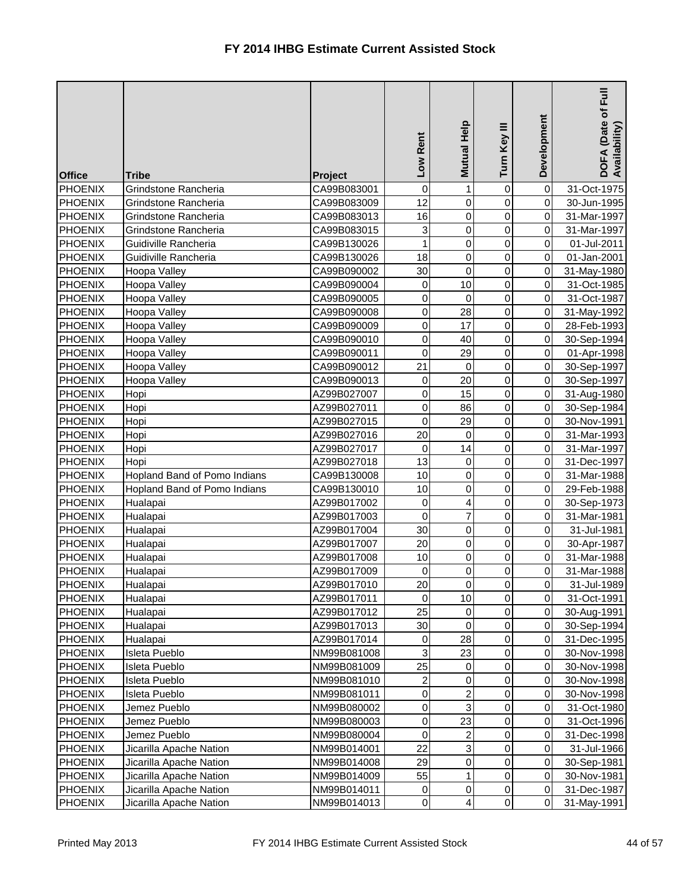# FY 2014 IHBG Estimate Current Assisted Stock

| Office | Tribe | Project | Low Rent | Mutual Help | Turn Key III | Development | DOFA (Date of Full Availability) |
|---|---|---|---|---|---|---|---|
| PHOENIX | Grindstone Rancheria | CA99B083001 | 0 | 1 | 0 | 0 | 31-Oct-1975 |
| PHOENIX | Grindstone Rancheria | CA99B083009 | 12 | 0 | 0 | 0 | 30-Jun-1995 |
| PHOENIX | Grindstone Rancheria | CA99B083013 | 16 | 0 | 0 | 0 | 31-Mar-1997 |
| PHOENIX | Grindstone Rancheria | CA99B083015 | 3 | 0 | 0 | 0 | 31-Mar-1997 |
| PHOENIX | Guidiville Rancheria | CA99B130026 | 1 | 0 | 0 | 0 | 01-Jul-2011 |
| PHOENIX | Guidiville Rancheria | CA99B130026 | 18 | 0 | 0 | 0 | 01-Jan-2001 |
| PHOENIX | Hoopa Valley | CA99B090002 | 30 | 0 | 0 | 0 | 31-May-1980 |
| PHOENIX | Hoopa Valley | CA99B090004 | 0 | 10 | 0 | 0 | 31-Oct-1985 |
| PHOENIX | Hoopa Valley | CA99B090005 | 0 | 0 | 0 | 0 | 31-Oct-1987 |
| PHOENIX | Hoopa Valley | CA99B090008 | 0 | 28 | 0 | 0 | 31-May-1992 |
| PHOENIX | Hoopa Valley | CA99B090009 | 0 | 17 | 0 | 0 | 28-Feb-1993 |
| PHOENIX | Hoopa Valley | CA99B090010 | 0 | 40 | 0 | 0 | 30-Sep-1994 |
| PHOENIX | Hoopa Valley | CA99B090011 | 0 | 29 | 0 | 0 | 01-Apr-1998 |
| PHOENIX | Hoopa Valley | CA99B090012 | 21 | 0 | 0 | 0 | 30-Sep-1997 |
| PHOENIX | Hoopa Valley | CA99B090013 | 0 | 20 | 0 | 0 | 30-Sep-1997 |
| PHOENIX | Hopi | AZ99B027007 | 0 | 15 | 0 | 0 | 31-Aug-1980 |
| PHOENIX | Hopi | AZ99B027011 | 0 | 86 | 0 | 0 | 30-Sep-1984 |
| PHOENIX | Hopi | AZ99B027015 | 0 | 29 | 0 | 0 | 30-Nov-1991 |
| PHOENIX | Hopi | AZ99B027016 | 20 | 0 | 0 | 0 | 31-Mar-1993 |
| PHOENIX | Hopi | AZ99B027017 | 0 | 14 | 0 | 0 | 31-Mar-1997 |
| PHOENIX | Hopi | AZ99B027018 | 13 | 0 | 0 | 0 | 31-Dec-1997 |
| PHOENIX | Hopland Band of Pomo Indians | CA99B130008 | 10 | 0 | 0 | 0 | 31-Mar-1988 |
| PHOENIX | Hopland Band of Pomo Indians | CA99B130010 | 10 | 0 | 0 | 0 | 29-Feb-1988 |
| PHOENIX | Hualapai | AZ99B017002 | 0 | 4 | 0 | 0 | 30-Sep-1973 |
| PHOENIX | Hualapai | AZ99B017003 | 0 | 7 | 0 | 0 | 31-Mar-1981 |
| PHOENIX | Hualapai | AZ99B017004 | 30 | 0 | 0 | 0 | 31-Jul-1981 |
| PHOENIX | Hualapai | AZ99B017007 | 20 | 0 | 0 | 0 | 30-Apr-1987 |
| PHOENIX | Hualapai | AZ99B017008 | 10 | 0 | 0 | 0 | 31-Mar-1988 |
| PHOENIX | Hualapai | AZ99B017009 | 0 | 0 | 0 | 0 | 31-Mar-1988 |
| PHOENIX | Hualapai | AZ99B017010 | 20 | 0 | 0 | 0 | 31-Jul-1989 |
| PHOENIX | Hualapai | AZ99B017011 | 0 | 10 | 0 | 0 | 31-Oct-1991 |
| PHOENIX | Hualapai | AZ99B017012 | 25 | 0 | 0 | 0 | 30-Aug-1991 |
| PHOENIX | Hualapai | AZ99B017013 | 30 | 0 | 0 | 0 | 30-Sep-1994 |
| PHOENIX | Hualapai | AZ99B017014 | 0 | 28 | 0 | 0 | 31-Dec-1995 |
| PHOENIX | Isleta Pueblo | NM99B081008 | 3 | 23 | 0 | 0 | 30-Nov-1998 |
| PHOENIX | Isleta Pueblo | NM99B081009 | 25 | 0 | 0 | 0 | 30-Nov-1998 |
| PHOENIX | Isleta Pueblo | NM99B081010 | 2 | 0 | 0 | 0 | 30-Nov-1998 |
| PHOENIX | Isleta Pueblo | NM99B081011 | 0 | 2 | 0 | 0 | 30-Nov-1998 |
| PHOENIX | Jemez Pueblo | NM99B080002 | 0 | 3 | 0 | 0 | 31-Oct-1980 |
| PHOENIX | Jemez Pueblo | NM99B080003 | 0 | 23 | 0 | 0 | 31-Oct-1996 |
| PHOENIX | Jemez Pueblo | NM99B080004 | 0 | 2 | 0 | 0 | 31-Dec-1998 |
| PHOENIX | Jicarilla Apache Nation | NM99B014001 | 22 | 3 | 0 | 0 | 31-Jul-1966 |
| PHOENIX | Jicarilla Apache Nation | NM99B014008 | 29 | 0 | 0 | 0 | 30-Sep-1981 |
| PHOENIX | Jicarilla Apache Nation | NM99B014009 | 55 | 1 | 0 | 0 | 30-Nov-1981 |
| PHOENIX | Jicarilla Apache Nation | NM99B014011 | 0 | 0 | 0 | 0 | 31-Dec-1987 |
| PHOENIX | Jicarilla Apache Nation | NM99B014013 | 0 | 4 | 0 | 0 | 31-May-1991 |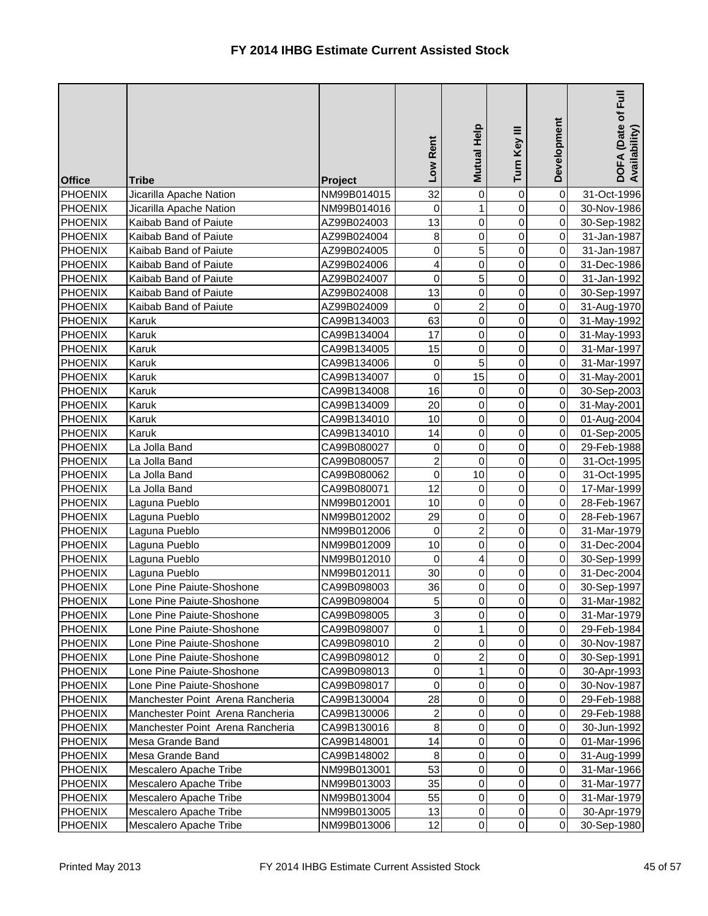# FY 2014 IHBG Estimate Current Assisted Stock

| Office | Tribe | Project | Low Rent | Mutual Help | Turn Key III | Development | DOFA (Date of Full Availability) |
|---|---|---|---|---|---|---|---|
| PHOENIX | Jicarilla Apache Nation | NM99B014015 | 32 | 0 | 0 | 0 | 31-Oct-1996 |
| PHOENIX | Jicarilla Apache Nation | NM99B014016 | 0 | 1 | 0 | 0 | 30-Nov-1986 |
| PHOENIX | Kaibab Band of Paiute | AZ99B024003 | 13 | 0 | 0 | 0 | 30-Sep-1982 |
| PHOENIX | Kaibab Band of Paiute | AZ99B024004 | 8 | 0 | 0 | 0 | 31-Jan-1987 |
| PHOENIX | Kaibab Band of Paiute | AZ99B024005 | 0 | 5 | 0 | 0 | 31-Jan-1987 |
| PHOENIX | Kaibab Band of Paiute | AZ99B024006 | 4 | 0 | 0 | 0 | 31-Dec-1986 |
| PHOENIX | Kaibab Band of Paiute | AZ99B024007 | 0 | 5 | 0 | 0 | 31-Jan-1992 |
| PHOENIX | Kaibab Band of Paiute | AZ99B024008 | 13 | 0 | 0 | 0 | 30-Sep-1997 |
| PHOENIX | Kaibab Band of Paiute | AZ99B024009 | 0 | 2 | 0 | 0 | 31-Aug-1970 |
| PHOENIX | Karuk | CA99B134003 | 63 | 0 | 0 | 0 | 31-May-1992 |
| PHOENIX | Karuk | CA99B134004 | 17 | 0 | 0 | 0 | 31-May-1993 |
| PHOENIX | Karuk | CA99B134005 | 15 | 0 | 0 | 0 | 31-Mar-1997 |
| PHOENIX | Karuk | CA99B134006 | 0 | 5 | 0 | 0 | 31-Mar-1997 |
| PHOENIX | Karuk | CA99B134007 | 0 | 15 | 0 | 0 | 31-May-2001 |
| PHOENIX | Karuk | CA99B134008 | 16 | 0 | 0 | 0 | 30-Sep-2003 |
| PHOENIX | Karuk | CA99B134009 | 20 | 0 | 0 | 0 | 31-May-2001 |
| PHOENIX | Karuk | CA99B134010 | 10 | 0 | 0 | 0 | 01-Aug-2004 |
| PHOENIX | Karuk | CA99B134010 | 14 | 0 | 0 | 0 | 01-Sep-2005 |
| PHOENIX | La Jolla Band | CA99B080027 | 0 | 0 | 0 | 0 | 29-Feb-1988 |
| PHOENIX | La Jolla Band | CA99B080057 | 2 | 0 | 0 | 0 | 31-Oct-1995 |
| PHOENIX | La Jolla Band | CA99B080062 | 0 | 10 | 0 | 0 | 31-Oct-1995 |
| PHOENIX | La Jolla Band | CA99B080071 | 12 | 0 | 0 | 0 | 17-Mar-1999 |
| PHOENIX | Laguna Pueblo | NM99B012001 | 10 | 0 | 0 | 0 | 28-Feb-1967 |
| PHOENIX | Laguna Pueblo | NM99B012002 | 29 | 0 | 0 | 0 | 28-Feb-1967 |
| PHOENIX | Laguna Pueblo | NM99B012006 | 0 | 2 | 0 | 0 | 31-Mar-1979 |
| PHOENIX | Laguna Pueblo | NM99B012009 | 10 | 0 | 0 | 0 | 31-Dec-2004 |
| PHOENIX | Laguna Pueblo | NM99B012010 | 0 | 4 | 0 | 0 | 30-Sep-1999 |
| PHOENIX | Laguna Pueblo | NM99B012011 | 30 | 0 | 0 | 0 | 31-Dec-2004 |
| PHOENIX | Lone Pine Paiute-Shoshone | CA99B098003 | 36 | 0 | 0 | 0 | 30-Sep-1997 |
| PHOENIX | Lone Pine Paiute-Shoshone | CA99B098004 | 5 | 0 | 0 | 0 | 31-Mar-1982 |
| PHOENIX | Lone Pine Paiute-Shoshone | CA99B098005 | 3 | 0 | 0 | 0 | 31-Mar-1979 |
| PHOENIX | Lone Pine Paiute-Shoshone | CA99B098007 | 0 | 1 | 0 | 0 | 29-Feb-1984 |
| PHOENIX | Lone Pine Paiute-Shoshone | CA99B098010 | 2 | 0 | 0 | 0 | 30-Nov-1987 |
| PHOENIX | Lone Pine Paiute-Shoshone | CA99B098012 | 0 | 2 | 0 | 0 | 30-Sep-1991 |
| PHOENIX | Lone Pine Paiute-Shoshone | CA99B098013 | 0 | 1 | 0 | 0 | 30-Apr-1993 |
| PHOENIX | Lone Pine Paiute-Shoshone | CA99B098017 | 0 | 0 | 0 | 0 | 30-Nov-1987 |
| PHOENIX | Manchester Point Arena Rancheria | CA99B130004 | 28 | 0 | 0 | 0 | 29-Feb-1988 |
| PHOENIX | Manchester Point Arena Rancheria | CA99B130006 | 2 | 0 | 0 | 0 | 29-Feb-1988 |
| PHOENIX | Manchester Point Arena Rancheria | CA99B130016 | 8 | 0 | 0 | 0 | 30-Jun-1992 |
| PHOENIX | Mesa Grande Band | CA99B148001 | 14 | 0 | 0 | 0 | 01-Mar-1996 |
| PHOENIX | Mesa Grande Band | CA99B148002 | 8 | 0 | 0 | 0 | 31-Aug-1999 |
| PHOENIX | Mescalero Apache Tribe | NM99B013001 | 53 | 0 | 0 | 0 | 31-Mar-1966 |
| PHOENIX | Mescalero Apache Tribe | NM99B013003 | 35 | 0 | 0 | 0 | 31-Mar-1977 |
| PHOENIX | Mescalero Apache Tribe | NM99B013004 | 55 | 0 | 0 | 0 | 31-Mar-1979 |
| PHOENIX | Mescalero Apache Tribe | NM99B013005 | 13 | 0 | 0 | 0 | 30-Apr-1979 |
| PHOENIX | Mescalero Apache Tribe | NM99B013006 | 12 | 0 | 0 | 0 | 30-Sep-1980 |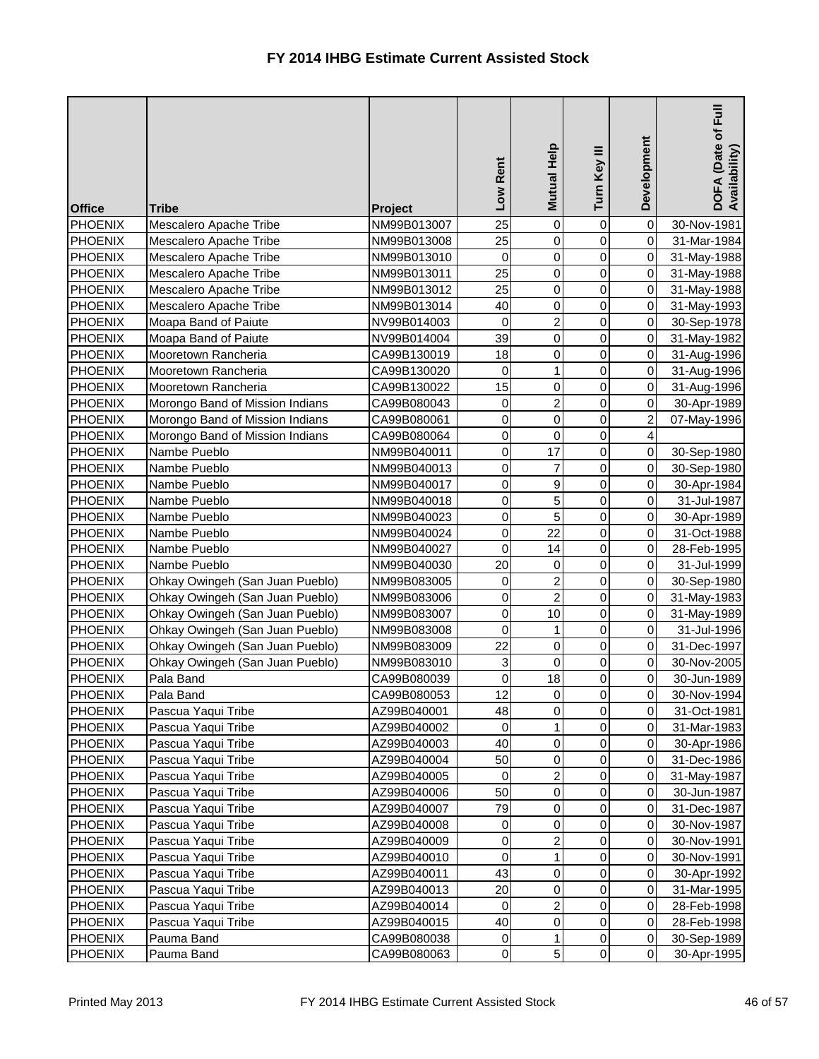# FY 2014 IHBG Estimate Current Assisted Stock

| Office | Tribe | Project | Low Rent | Mutual Help | Turn Key III | Development | DOFA (Date of Full Availability) |
|---|---|---|---|---|---|---|---|
| PHOENIX | Mescalero Apache Tribe | NM99B013007 | 25 | 0 | 0 | 0 | 30-Nov-1981 |
| PHOENIX | Mescalero Apache Tribe | NM99B013008 | 25 | 0 | 0 | 0 | 31-Mar-1984 |
| PHOENIX | Mescalero Apache Tribe | NM99B013010 | 0 | 0 | 0 | 0 | 31-May-1988 |
| PHOENIX | Mescalero Apache Tribe | NM99B013011 | 25 | 0 | 0 | 0 | 31-May-1988 |
| PHOENIX | Mescalero Apache Tribe | NM99B013012 | 25 | 0 | 0 | 0 | 31-May-1988 |
| PHOENIX | Mescalero Apache Tribe | NM99B013014 | 40 | 0 | 0 | 0 | 31-May-1993 |
| PHOENIX | Moapa Band of Paiute | NV99B014003 | 0 | 2 | 0 | 0 | 30-Sep-1978 |
| PHOENIX | Moapa Band of Paiute | NV99B014004 | 39 | 0 | 0 | 0 | 31-May-1982 |
| PHOENIX | Mooretown Rancheria | CA99B130019 | 18 | 0 | 0 | 0 | 31-Aug-1996 |
| PHOENIX | Mooretown Rancheria | CA99B130020 | 0 | 1 | 0 | 0 | 31-Aug-1996 |
| PHOENIX | Mooretown Rancheria | CA99B130022 | 15 | 0 | 0 | 0 | 31-Aug-1996 |
| PHOENIX | Morongo Band of Mission Indians | CA99B080043 | 0 | 2 | 0 | 0 | 30-Apr-1989 |
| PHOENIX | Morongo Band of Mission Indians | CA99B080061 | 0 | 0 | 0 | 2 | 07-May-1996 |
| PHOENIX | Morongo Band of Mission Indians | CA99B080064 | 0 | 0 | 0 | 4 | |
| PHOENIX | Nambe Pueblo | NM99B040011 | 0 | 17 | 0 | 0 | 30-Sep-1980 |
| PHOENIX | Nambe Pueblo | NM99B040013 | 0 | 7 | 0 | 0 | 30-Sep-1980 |
| PHOENIX | Nambe Pueblo | NM99B040017 | 0 | 9 | 0 | 0 | 30-Apr-1984 |
| PHOENIX | Nambe Pueblo | NM99B040018 | 0 | 5 | 0 | 0 | 31-Jul-1987 |
| PHOENIX | Nambe Pueblo | NM99B040023 | 0 | 5 | 0 | 0 | 30-Apr-1989 |
| PHOENIX | Nambe Pueblo | NM99B040024 | 0 | 22 | 0 | 0 | 31-Oct-1988 |
| PHOENIX | Nambe Pueblo | NM99B040027 | 0 | 14 | 0 | 0 | 28-Feb-1995 |
| PHOENIX | Nambe Pueblo | NM99B040030 | 20 | 0 | 0 | 0 | 31-Jul-1999 |
| PHOENIX | Ohkay Owingeh (San Juan Pueblo) | NM99B083005 | 0 | 2 | 0 | 0 | 30-Sep-1980 |
| PHOENIX | Ohkay Owingeh (San Juan Pueblo) | NM99B083006 | 0 | 2 | 0 | 0 | 31-May-1983 |
| PHOENIX | Ohkay Owingeh (San Juan Pueblo) | NM99B083007 | 0 | 10 | 0 | 0 | 31-May-1989 |
| PHOENIX | Ohkay Owingeh (San Juan Pueblo) | NM99B083008 | 0 | 1 | 0 | 0 | 31-Jul-1996 |
| PHOENIX | Ohkay Owingeh (San Juan Pueblo) | NM99B083009 | 22 | 0 | 0 | 0 | 31-Dec-1997 |
| PHOENIX | Ohkay Owingeh (San Juan Pueblo) | NM99B083010 | 3 | 0 | 0 | 0 | 30-Nov-2005 |
| PHOENIX | Pala Band | CA99B080039 | 0 | 18 | 0 | 0 | 30-Jun-1989 |
| PHOENIX | Pala Band | CA99B080053 | 12 | 0 | 0 | 0 | 30-Nov-1994 |
| PHOENIX | Pascua Yaqui Tribe | AZ99B040001 | 48 | 0 | 0 | 0 | 31-Oct-1981 |
| PHOENIX | Pascua Yaqui Tribe | AZ99B040002 | 0 | 1 | 0 | 0 | 31-Mar-1983 |
| PHOENIX | Pascua Yaqui Tribe | AZ99B040003 | 40 | 0 | 0 | 0 | 30-Apr-1986 |
| PHOENIX | Pascua Yaqui Tribe | AZ99B040004 | 50 | 0 | 0 | 0 | 31-Dec-1986 |
| PHOENIX | Pascua Yaqui Tribe | AZ99B040005 | 0 | 2 | 0 | 0 | 31-May-1987 |
| PHOENIX | Pascua Yaqui Tribe | AZ99B040006 | 50 | 0 | 0 | 0 | 30-Jun-1987 |
| PHOENIX | Pascua Yaqui Tribe | AZ99B040007 | 79 | 0 | 0 | 0 | 31-Dec-1987 |
| PHOENIX | Pascua Yaqui Tribe | AZ99B040008 | 0 | 0 | 0 | 0 | 30-Nov-1987 |
| PHOENIX | Pascua Yaqui Tribe | AZ99B040009 | 0 | 2 | 0 | 0 | 30-Nov-1991 |
| PHOENIX | Pascua Yaqui Tribe | AZ99B040010 | 0 | 1 | 0 | 0 | 30-Nov-1991 |
| PHOENIX | Pascua Yaqui Tribe | AZ99B040011 | 43 | 0 | 0 | 0 | 30-Apr-1992 |
| PHOENIX | Pascua Yaqui Tribe | AZ99B040013 | 20 | 0 | 0 | 0 | 31-Mar-1995 |
| PHOENIX | Pascua Yaqui Tribe | AZ99B040014 | 0 | 2 | 0 | 0 | 28-Feb-1998 |
| PHOENIX | Pascua Yaqui Tribe | AZ99B040015 | 40 | 0 | 0 | 0 | 28-Feb-1998 |
| PHOENIX | Pauma Band | CA99B080038 | 0 | 1 | 0 | 0 | 30-Sep-1989 |
| PHOENIX | Pauma Band | CA99B080063 | 0 | 5 | 0 | 0 | 30-Apr-1995 |

Printed May 2013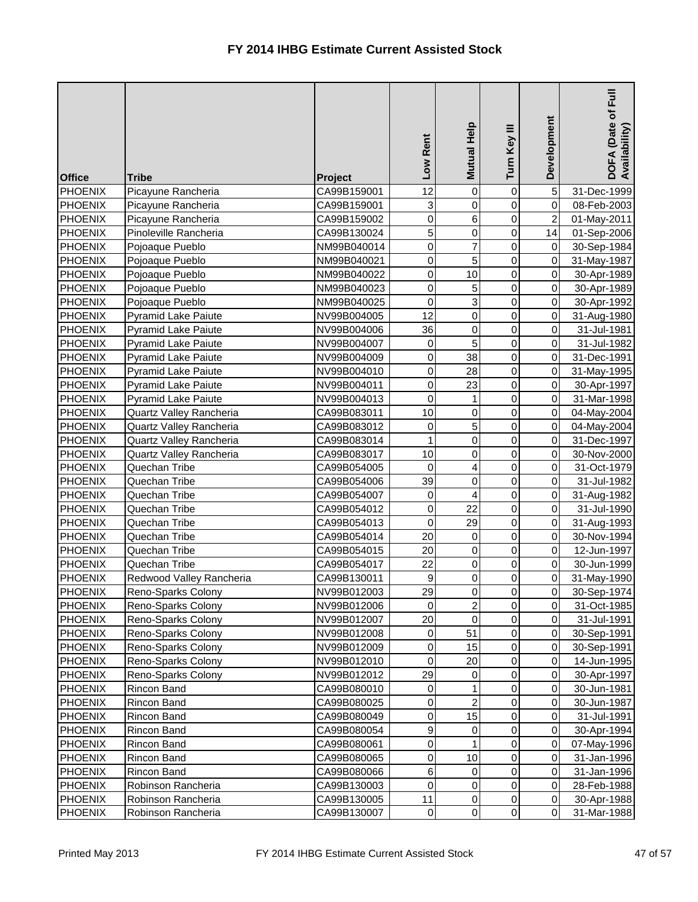# FY 2014 IHBG Estimate Current Assisted Stock

| Office | Tribe | Project | Low Rent | Mutual Help | Turn Key III | Development | DOFA (Date of Full Availability) |
|---|---|---|---|---|---|---|---|
| PHOENIX | Picayune Rancheria | CA99B159001 | 12 | 0 | 0 | 5 | 31-Dec-1999 |
| PHOENIX | Picayune Rancheria | CA99B159001 | 3 | 0 | 0 | 0 | 08-Feb-2003 |
| PHOENIX | Picayune Rancheria | CA99B159002 | 0 | 6 | 0 | 2 | 01-May-2011 |
| PHOENIX | Pinoleville Rancheria | CA99B130024 | 5 | 0 | 0 | 14 | 01-Sep-2006 |
| PHOENIX | Pojoaque Pueblo | NM99B040014 | 0 | 7 | 0 | 0 | 30-Sep-1984 |
| PHOENIX | Pojoaque Pueblo | NM99B040021 | 0 | 5 | 0 | 0 | 31-May-1987 |
| PHOENIX | Pojoaque Pueblo | NM99B040022 | 0 | 10 | 0 | 0 | 30-Apr-1989 |
| PHOENIX | Pojoaque Pueblo | NM99B040023 | 0 | 5 | 0 | 0 | 30-Apr-1989 |
| PHOENIX | Pojoaque Pueblo | NM99B040025 | 0 | 3 | 0 | 0 | 30-Apr-1992 |
| PHOENIX | Pyramid Lake Paiute | NV99B004005 | 12 | 0 | 0 | 0 | 31-Aug-1980 |
| PHOENIX | Pyramid Lake Paiute | NV99B004006 | 36 | 0 | 0 | 0 | 31-Jul-1981 |
| PHOENIX | Pyramid Lake Paiute | NV99B004007 | 0 | 5 | 0 | 0 | 31-Jul-1982 |
| PHOENIX | Pyramid Lake Paiute | NV99B004009 | 0 | 38 | 0 | 0 | 31-Dec-1991 |
| PHOENIX | Pyramid Lake Paiute | NV99B004010 | 0 | 28 | 0 | 0 | 31-May-1995 |
| PHOENIX | Pyramid Lake Paiute | NV99B004011 | 0 | 23 | 0 | 0 | 30-Apr-1997 |
| PHOENIX | Pyramid Lake Paiute | NV99B004013 | 0 | 1 | 0 | 0 | 31-Mar-1998 |
| PHOENIX | Quartz Valley Rancheria | CA99B083011 | 10 | 0 | 0 | 0 | 04-May-2004 |
| PHOENIX | Quartz Valley Rancheria | CA99B083012 | 0 | 5 | 0 | 0 | 04-May-2004 |
| PHOENIX | Quartz Valley Rancheria | CA99B083014 | 1 | 0 | 0 | 0 | 31-Dec-1997 |
| PHOENIX | Quartz Valley Rancheria | CA99B083017 | 10 | 0 | 0 | 0 | 30-Nov-2000 |
| PHOENIX | Quechan Tribe | CA99B054005 | 0 | 4 | 0 | 0 | 31-Oct-1979 |
| PHOENIX | Quechan Tribe | CA99B054006 | 39 | 0 | 0 | 0 | 31-Jul-1982 |
| PHOENIX | Quechan Tribe | CA99B054007 | 0 | 4 | 0 | 0 | 31-Aug-1982 |
| PHOENIX | Quechan Tribe | CA99B054012 | 0 | 22 | 0 | 0 | 31-Jul-1990 |
| PHOENIX | Quechan Tribe | CA99B054013 | 0 | 29 | 0 | 0 | 31-Aug-1993 |
| PHOENIX | Quechan Tribe | CA99B054014 | 20 | 0 | 0 | 0 | 30-Nov-1994 |
| PHOENIX | Quechan Tribe | CA99B054015 | 20 | 0 | 0 | 0 | 12-Jun-1997 |
| PHOENIX | Quechan Tribe | CA99B054017 | 22 | 0 | 0 | 0 | 30-Jun-1999 |
| PHOENIX | Redwood Valley Rancheria | CA99B130011 | 9 | 0 | 0 | 0 | 31-May-1990 |
| PHOENIX | Reno-Sparks Colony | NV99B012003 | 29 | 0 | 0 | 0 | 30-Sep-1974 |
| PHOENIX | Reno-Sparks Colony | NV99B012006 | 0 | 2 | 0 | 0 | 31-Oct-1985 |
| PHOENIX | Reno-Sparks Colony | NV99B012007 | 20 | 0 | 0 | 0 | 31-Jul-1991 |
| PHOENIX | Reno-Sparks Colony | NV99B012008 | 0 | 51 | 0 | 0 | 30-Sep-1991 |
| PHOENIX | Reno-Sparks Colony | NV99B012009 | 0 | 15 | 0 | 0 | 30-Sep-1991 |
| PHOENIX | Reno-Sparks Colony | NV99B012010 | 0 | 20 | 0 | 0 | 14-Jun-1995 |
| PHOENIX | Reno-Sparks Colony | NV99B012012 | 29 | 0 | 0 | 0 | 30-Apr-1997 |
| PHOENIX | Rincon Band | CA99B080010 | 0 | 1 | 0 | 0 | 30-Jun-1981 |
| PHOENIX | Rincon Band | CA99B080025 | 0 | 2 | 0 | 0 | 30-Jun-1987 |
| PHOENIX | Rincon Band | CA99B080049 | 0 | 15 | 0 | 0 | 31-Jul-1991 |
| PHOENIX | Rincon Band | CA99B080054 | 9 | 0 | 0 | 0 | 30-Apr-1994 |
| PHOENIX | Rincon Band | CA99B080061 | 0 | 1 | 0 | 0 | 07-May-1996 |
| PHOENIX | Rincon Band | CA99B080065 | 0 | 10 | 0 | 0 | 31-Jan-1996 |
| PHOENIX | Rincon Band | CA99B080066 | 6 | 0 | 0 | 0 | 31-Jan-1996 |
| PHOENIX | Robinson Rancheria | CA99B130003 | 0 | 0 | 0 | 0 | 28-Feb-1988 |
| PHOENIX | Robinson Rancheria | CA99B130005 | 11 | 0 | 0 | 0 | 30-Apr-1988 |
| PHOENIX | Robinson Rancheria | CA99B130007 | 0 | 0 | 0 | 0 | 31-Mar-1988 |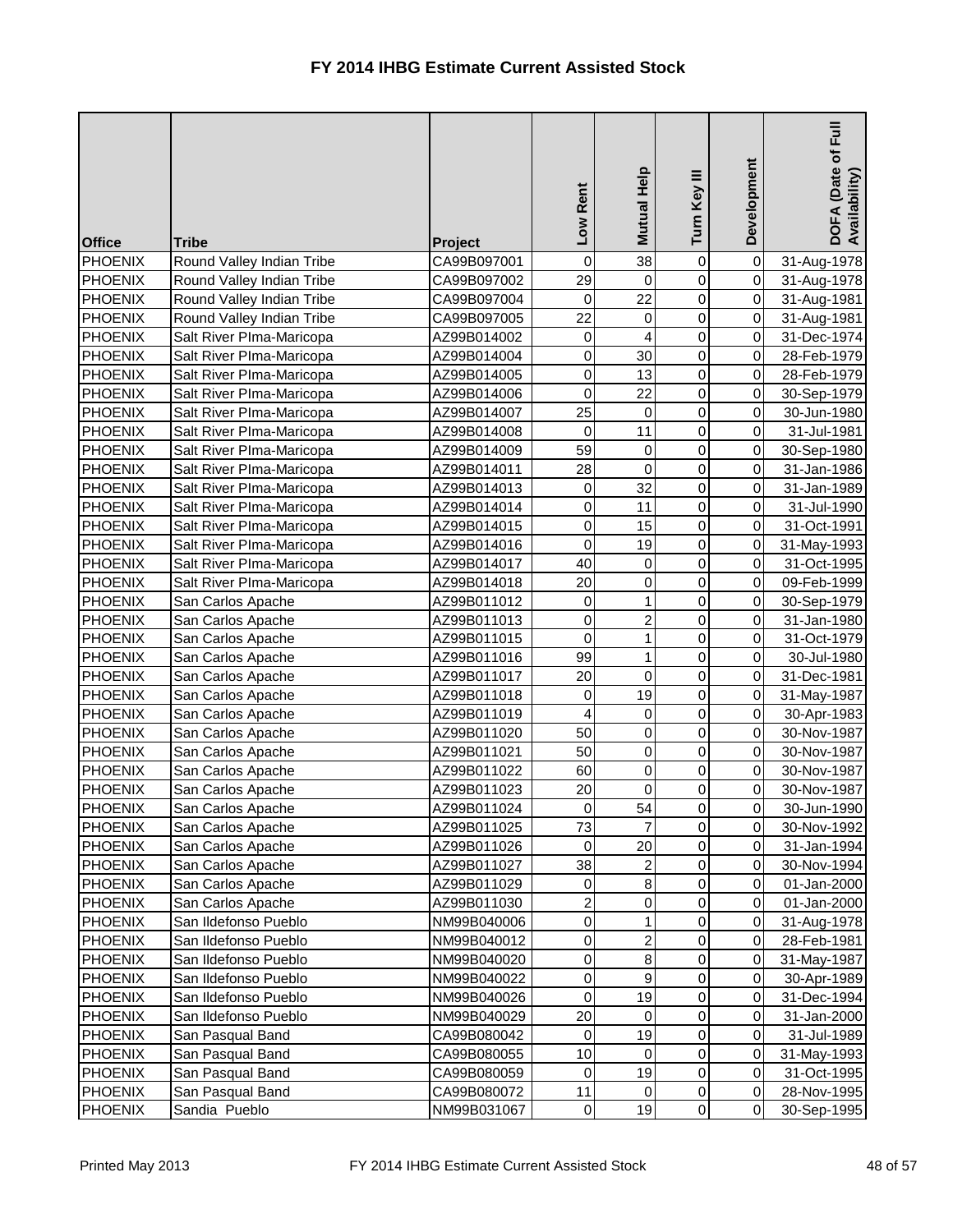# FY 2014 IHBG Estimate Current Assisted Stock

| Office | Tribe | Project | Low Rent | Mutual Help | Turn Key III | Development | DOFA (Date of Full Availability) |
|---|---|---|---|---|---|---|---|
| PHOENIX | Round Valley Indian Tribe | CA99B097001 | 0 | 38 | 0 | 0 | 31-Aug-1978 |
| PHOENIX | Round Valley Indian Tribe | CA99B097002 | 29 | 0 | 0 | 0 | 31-Aug-1978 |
| PHOENIX | Round Valley Indian Tribe | CA99B097004 | 0 | 22 | 0 | 0 | 31-Aug-1981 |
| PHOENIX | Round Valley Indian Tribe | CA99B097005 | 22 | 0 | 0 | 0 | 31-Aug-1981 |
| PHOENIX | Salt River PIma-Maricopa | AZ99B014002 | 0 | 4 | 0 | 0 | 31-Dec-1974 |
| PHOENIX | Salt River PIma-Maricopa | AZ99B014004 | 0 | 30 | 0 | 0 | 28-Feb-1979 |
| PHOENIX | Salt River PIma-Maricopa | AZ99B014005 | 0 | 13 | 0 | 0 | 28-Feb-1979 |
| PHOENIX | Salt River PIma-Maricopa | AZ99B014006 | 0 | 22 | 0 | 0 | 30-Sep-1979 |
| PHOENIX | Salt River PIma-Maricopa | AZ99B014007 | 25 | 0 | 0 | 0 | 30-Jun-1980 |
| PHOENIX | Salt River PIma-Maricopa | AZ99B014008 | 0 | 11 | 0 | 0 | 31-Jul-1981 |
| PHOENIX | Salt River PIma-Maricopa | AZ99B014009 | 59 | 0 | 0 | 0 | 30-Sep-1980 |
| PHOENIX | Salt River PIma-Maricopa | AZ99B014011 | 28 | 0 | 0 | 0 | 31-Jan-1986 |
| PHOENIX | Salt River PIma-Maricopa | AZ99B014013 | 0 | 32 | 0 | 0 | 31-Jan-1989 |
| PHOENIX | Salt River PIma-Maricopa | AZ99B014014 | 0 | 11 | 0 | 0 | 31-Jul-1990 |
| PHOENIX | Salt River PIma-Maricopa | AZ99B014015 | 0 | 15 | 0 | 0 | 31-Oct-1991 |
| PHOENIX | Salt River PIma-Maricopa | AZ99B014016 | 0 | 19 | 0 | 0 | 31-May-1993 |
| PHOENIX | Salt River PIma-Maricopa | AZ99B014017 | 40 | 0 | 0 | 0 | 31-Oct-1995 |
| PHOENIX | Salt River PIma-Maricopa | AZ99B014018 | 20 | 0 | 0 | 0 | 09-Feb-1999 |
| PHOENIX | San Carlos Apache | AZ99B011012 | 0 | 1 | 0 | 0 | 30-Sep-1979 |
| PHOENIX | San Carlos Apache | AZ99B011013 | 0 | 2 | 0 | 0 | 31-Jan-1980 |
| PHOENIX | San Carlos Apache | AZ99B011015 | 0 | 1 | 0 | 0 | 31-Oct-1979 |
| PHOENIX | San Carlos Apache | AZ99B011016 | 99 | 1 | 0 | 0 | 30-Jul-1980 |
| PHOENIX | San Carlos Apache | AZ99B011017 | 20 | 0 | 0 | 0 | 31-Dec-1981 |
| PHOENIX | San Carlos Apache | AZ99B011018 | 0 | 19 | 0 | 0 | 31-May-1987 |
| PHOENIX | San Carlos Apache | AZ99B011019 | 4 | 0 | 0 | 0 | 30-Apr-1983 |
| PHOENIX | San Carlos Apache | AZ99B011020 | 50 | 0 | 0 | 0 | 30-Nov-1987 |
| PHOENIX | San Carlos Apache | AZ99B011021 | 50 | 0 | 0 | 0 | 30-Nov-1987 |
| PHOENIX | San Carlos Apache | AZ99B011022 | 60 | 0 | 0 | 0 | 30-Nov-1987 |
| PHOENIX | San Carlos Apache | AZ99B011023 | 20 | 0 | 0 | 0 | 30-Nov-1987 |
| PHOENIX | San Carlos Apache | AZ99B011024 | 0 | 54 | 0 | 0 | 30-Jun-1990 |
| PHOENIX | San Carlos Apache | AZ99B011025 | 73 | 7 | 0 | 0 | 30-Nov-1992 |
| PHOENIX | San Carlos Apache | AZ99B011026 | 0 | 20 | 0 | 0 | 31-Jan-1994 |
| PHOENIX | San Carlos Apache | AZ99B011027 | 38 | 2 | 0 | 0 | 30-Nov-1994 |
| PHOENIX | San Carlos Apache | AZ99B011029 | 0 | 8 | 0 | 0 | 01-Jan-2000 |
| PHOENIX | San Carlos Apache | AZ99B011030 | 2 | 0 | 0 | 0 | 01-Jan-2000 |
| PHOENIX | San Ildefonso Pueblo | NM99B040006 | 0 | 1 | 0 | 0 | 31-Aug-1978 |
| PHOENIX | San Ildefonso Pueblo | NM99B040012 | 0 | 2 | 0 | 0 | 28-Feb-1981 |
| PHOENIX | San Ildefonso Pueblo | NM99B040020 | 0 | 8 | 0 | 0 | 31-May-1987 |
| PHOENIX | San Ildefonso Pueblo | NM99B040022 | 0 | 9 | 0 | 0 | 30-Apr-1989 |
| PHOENIX | San Ildefonso Pueblo | NM99B040026 | 0 | 19 | 0 | 0 | 31-Dec-1994 |
| PHOENIX | San Ildefonso Pueblo | NM99B040029 | 20 | 0 | 0 | 0 | 31-Jan-2000 |
| PHOENIX | San Pasqual Band | CA99B080042 | 0 | 19 | 0 | 0 | 31-Jul-1989 |
| PHOENIX | San Pasqual Band | CA99B080055 | 10 | 0 | 0 | 0 | 31-May-1993 |
| PHOENIX | San Pasqual Band | CA99B080059 | 0 | 19 | 0 | 0 | 31-Oct-1995 |
| PHOENIX | San Pasqual Band | CA99B080072 | 11 | 0 | 0 | 0 | 28-Nov-1995 |
| PHOENIX | Sandia Pueblo | NM99B031067 | 0 | 19 | 0 | 0 | 30-Sep-1995 |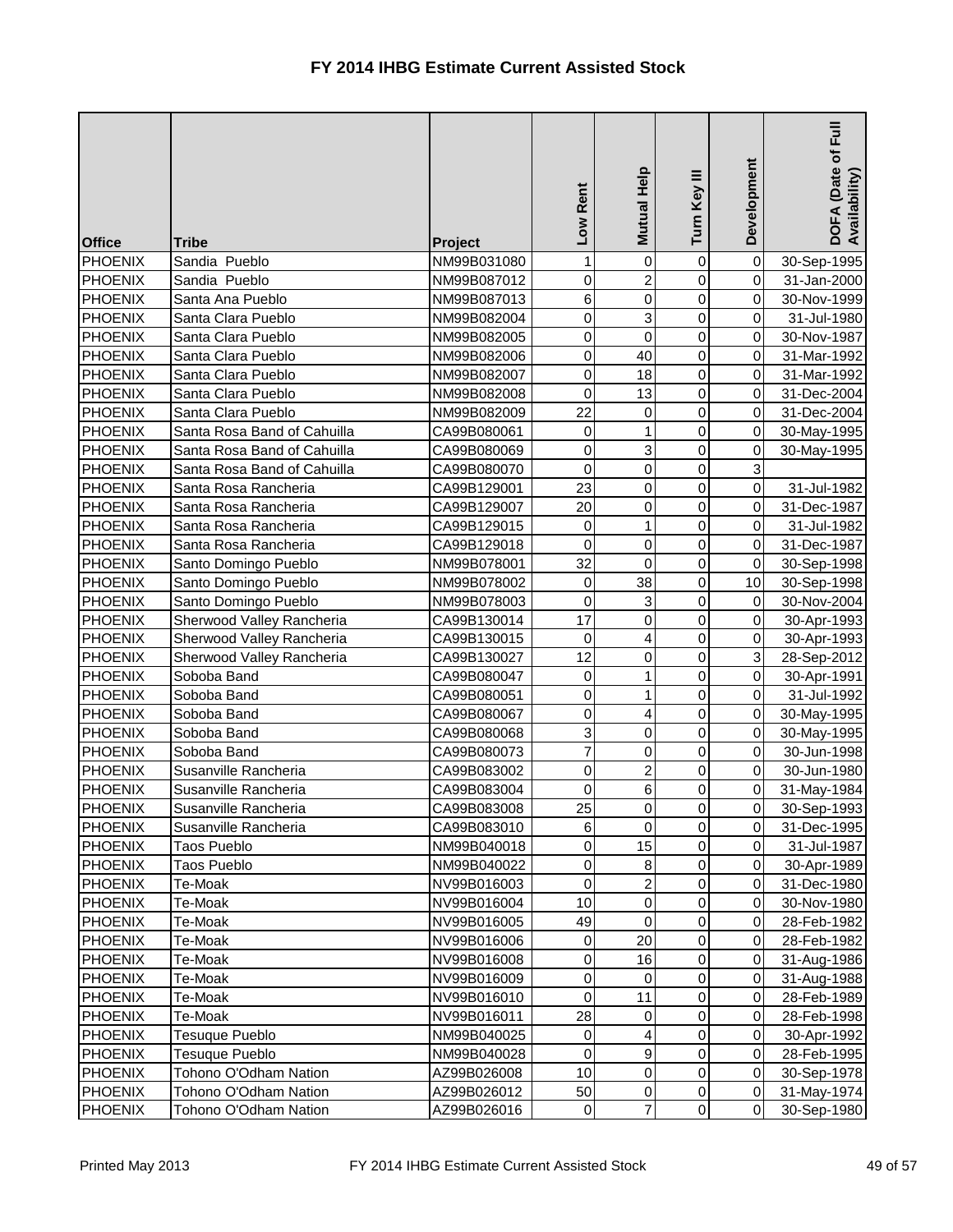# FY 2014 IHBG Estimate Current Assisted Stock

| Office | Tribe | Project | Low Rent | Mutual Help | Turn Key III | Development | DOFA (Date of Full Availability) |
|---|---|---|---|---|---|---|---|
| PHOENIX | Sandia Pueblo | NM99B031080 | 1 | 0 | 0 | 0 | 30-Sep-1995 |
| PHOENIX | Sandia Pueblo | NM99B087012 | 0 | 2 | 0 | 0 | 31-Jan-2000 |
| PHOENIX | Santa Ana Pueblo | NM99B087013 | 6 | 0 | 0 | 0 | 30-Nov-1999 |
| PHOENIX | Santa Clara Pueblo | NM99B082004 | 0 | 3 | 0 | 0 | 31-Jul-1980 |
| PHOENIX | Santa Clara Pueblo | NM99B082005 | 0 | 0 | 0 | 0 | 30-Nov-1987 |
| PHOENIX | Santa Clara Pueblo | NM99B082006 | 0 | 40 | 0 | 0 | 31-Mar-1992 |
| PHOENIX | Santa Clara Pueblo | NM99B082007 | 0 | 18 | 0 | 0 | 31-Mar-1992 |
| PHOENIX | Santa Clara Pueblo | NM99B082008 | 0 | 13 | 0 | 0 | 31-Dec-2004 |
| PHOENIX | Santa Clara Pueblo | NM99B082009 | 22 | 0 | 0 | 0 | 31-Dec-2004 |
| PHOENIX | Santa Rosa Band of Cahuilla | CA99B080061 | 0 | 1 | 0 | 0 | 30-May-1995 |
| PHOENIX | Santa Rosa Band of Cahuilla | CA99B080069 | 0 | 3 | 0 | 0 | 30-May-1995 |
| PHOENIX | Santa Rosa Band of Cahuilla | CA99B080070 | 0 | 0 | 0 | 3 | |
| PHOENIX | Santa Rosa Rancheria | CA99B129001 | 23 | 0 | 0 | 0 | 31-Jul-1982 |
| PHOENIX | Santa Rosa Rancheria | CA99B129007 | 20 | 0 | 0 | 0 | 31-Dec-1987 |
| PHOENIX | Santa Rosa Rancheria | CA99B129015 | 0 | 1 | 0 | 0 | 31-Jul-1982 |
| PHOENIX | Santa Rosa Rancheria | CA99B129018 | 0 | 0 | 0 | 0 | 31-Dec-1987 |
| PHOENIX | Santo Domingo Pueblo | NM99B078001 | 32 | 0 | 0 | 0 | 30-Sep-1998 |
| PHOENIX | Santo Domingo Pueblo | NM99B078002 | 0 | 38 | 0 | 10 | 30-Sep-1998 |
| PHOENIX | Santo Domingo Pueblo | NM99B078003 | 0 | 3 | 0 | 0 | 30-Nov-2004 |
| PHOENIX | Sherwood Valley Rancheria | CA99B130014 | 17 | 0 | 0 | 0 | 30-Apr-1993 |
| PHOENIX | Sherwood Valley Rancheria | CA99B130015 | 0 | 4 | 0 | 0 | 30-Apr-1993 |
| PHOENIX | Sherwood Valley Rancheria | CA99B130027 | 12 | 0 | 0 | 3 | 28-Sep-2012 |
| PHOENIX | Soboba Band | CA99B080047 | 0 | 1 | 0 | 0 | 30-Apr-1991 |
| PHOENIX | Soboba Band | CA99B080051 | 0 | 1 | 0 | 0 | 31-Jul-1992 |
| PHOENIX | Soboba Band | CA99B080067 | 0 | 4 | 0 | 0 | 30-May-1995 |
| PHOENIX | Soboba Band | CA99B080068 | 3 | 0 | 0 | 0 | 30-May-1995 |
| PHOENIX | Soboba Band | CA99B080073 | 7 | 0 | 0 | 0 | 30-Jun-1998 |
| PHOENIX | Susanville Rancheria | CA99B083002 | 0 | 2 | 0 | 0 | 30-Jun-1980 |
| PHOENIX | Susanville Rancheria | CA99B083004 | 0 | 6 | 0 | 0 | 31-May-1984 |
| PHOENIX | Susanville Rancheria | CA99B083008 | 25 | 0 | 0 | 0 | 30-Sep-1993 |
| PHOENIX | Susanville Rancheria | CA99B083010 | 6 | 0 | 0 | 0 | 31-Dec-1995 |
| PHOENIX | Taos Pueblo | NM99B040018 | 0 | 15 | 0 | 0 | 31-Jul-1987 |
| PHOENIX | Taos Pueblo | NM99B040022 | 0 | 8 | 0 | 0 | 30-Apr-1989 |
| PHOENIX | Te-Moak | NV99B016003 | 0 | 2 | 0 | 0 | 31-Dec-1980 |
| PHOENIX | Te-Moak | NV99B016004 | 10 | 0 | 0 | 0 | 30-Nov-1980 |
| PHOENIX | Te-Moak | NV99B016005 | 49 | 0 | 0 | 0 | 28-Feb-1982 |
| PHOENIX | Te-Moak | NV99B016006 | 0 | 20 | 0 | 0 | 28-Feb-1982 |
| PHOENIX | Te-Moak | NV99B016008 | 0 | 16 | 0 | 0 | 31-Aug-1986 |
| PHOENIX | Te-Moak | NV99B016009 | 0 | 0 | 0 | 0 | 31-Aug-1988 |
| PHOENIX | Te-Moak | NV99B016010 | 0 | 11 | 0 | 0 | 28-Feb-1989 |
| PHOENIX | Te-Moak | NV99B016011 | 28 | 0 | 0 | 0 | 28-Feb-1998 |
| PHOENIX | Tesuque Pueblo | NM99B040025 | 0 | 4 | 0 | 0 | 30-Apr-1992 |
| PHOENIX | Tesuque Pueblo | NM99B040028 | 0 | 9 | 0 | 0 | 28-Feb-1995 |
| PHOENIX | Tohono O'Odham Nation | AZ99B026008 | 10 | 0 | 0 | 0 | 30-Sep-1978 |
| PHOENIX | Tohono O'Odham Nation | AZ99B026012 | 50 | 0 | 0 | 0 | 31-May-1974 |
| PHOENIX | Tohono O'Odham Nation | AZ99B026016 | 0 | 7 | 0 | 0 | 30-Sep-1980 |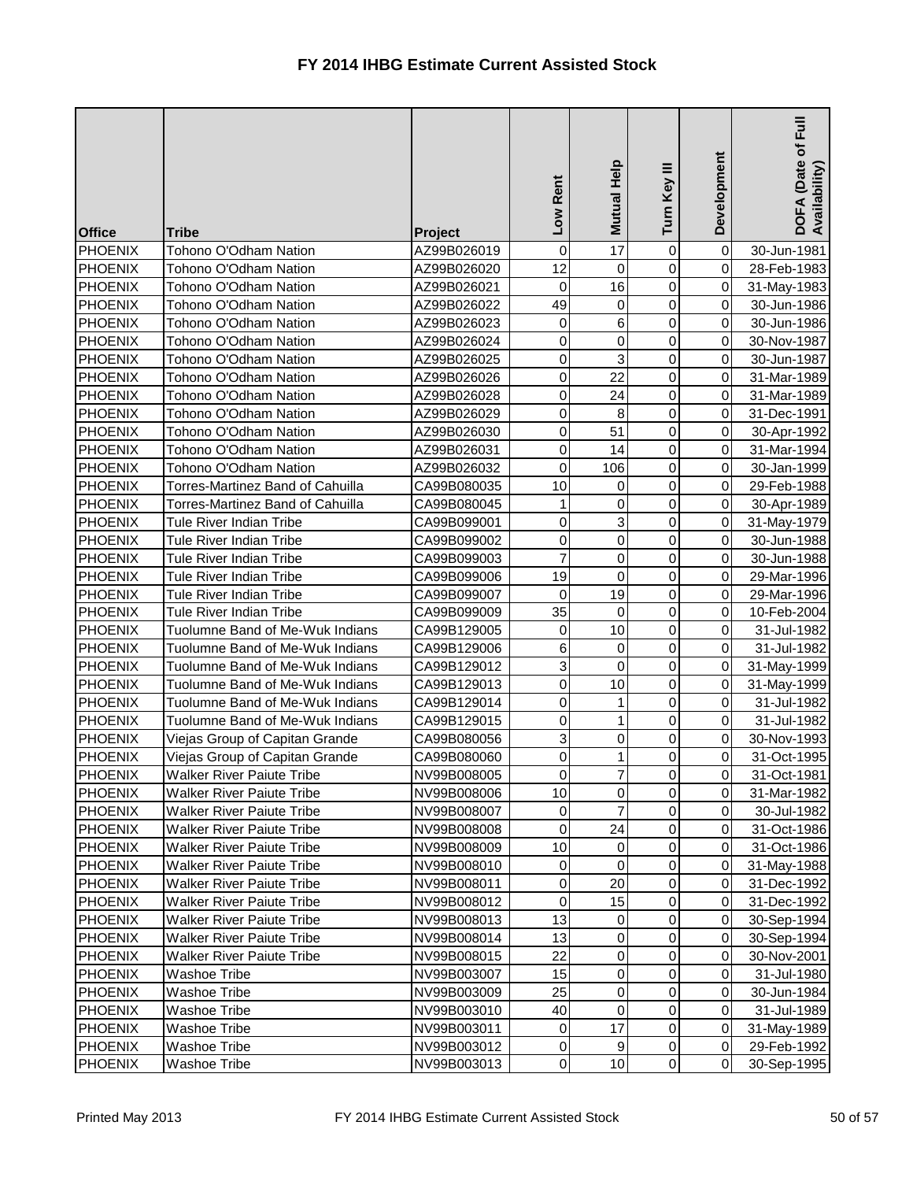# FY 2014 IHBG Estimate Current Assisted Stock

| Office | Tribe | Project | Low Rent | Mutual Help | Turn Key III | Development | DOFA (Date of Full Availability) |
|---|---|---|---|---|---|---|---|
| PHOENIX | Tohono O'Odham Nation | AZ99B026019 | 0 | 17 | 0 | 0 | 30-Jun-1981 |
| PHOENIX | Tohono O'Odham Nation | AZ99B026020 | 12 | 0 | 0 | 0 | 28-Feb-1983 |
| PHOENIX | Tohono O'Odham Nation | AZ99B026021 | 0 | 16 | 0 | 0 | 31-May-1983 |
| PHOENIX | Tohono O'Odham Nation | AZ99B026022 | 49 | 0 | 0 | 0 | 30-Jun-1986 |
| PHOENIX | Tohono O'Odham Nation | AZ99B026023 | 0 | 6 | 0 | 0 | 30-Jun-1986 |
| PHOENIX | Tohono O'Odham Nation | AZ99B026024 | 0 | 0 | 0 | 0 | 30-Nov-1987 |
| PHOENIX | Tohono O'Odham Nation | AZ99B026025 | 0 | 3 | 0 | 0 | 30-Jun-1987 |
| PHOENIX | Tohono O'Odham Nation | AZ99B026026 | 0 | 22 | 0 | 0 | 31-Mar-1989 |
| PHOENIX | Tohono O'Odham Nation | AZ99B026028 | 0 | 24 | 0 | 0 | 31-Mar-1989 |
| PHOENIX | Tohono O'Odham Nation | AZ99B026029 | 0 | 8 | 0 | 0 | 31-Dec-1991 |
| PHOENIX | Tohono O'Odham Nation | AZ99B026030 | 0 | 51 | 0 | 0 | 30-Apr-1992 |
| PHOENIX | Tohono O'Odham Nation | AZ99B026031 | 0 | 14 | 0 | 0 | 31-Mar-1994 |
| PHOENIX | Tohono O'Odham Nation | AZ99B026032 | 0 | 106 | 0 | 0 | 30-Jan-1999 |
| PHOENIX | Torres-Martinez Band of Cahuilla | CA99B080035 | 10 | 0 | 0 | 0 | 29-Feb-1988 |
| PHOENIX | Torres-Martinez Band of Cahuilla | CA99B080045 | 1 | 0 | 0 | 0 | 30-Apr-1989 |
| PHOENIX | Tule River Indian Tribe | CA99B099001 | 0 | 3 | 0 | 0 | 31-May-1979 |
| PHOENIX | Tule River Indian Tribe | CA99B099002 | 0 | 0 | 0 | 0 | 30-Jun-1988 |
| PHOENIX | Tule River Indian Tribe | CA99B099003 | 7 | 0 | 0 | 0 | 30-Jun-1988 |
| PHOENIX | Tule River Indian Tribe | CA99B099006 | 19 | 0 | 0 | 0 | 29-Mar-1996 |
| PHOENIX | Tule River Indian Tribe | CA99B099007 | 0 | 19 | 0 | 0 | 29-Mar-1996 |
| PHOENIX | Tule River Indian Tribe | CA99B099009 | 35 | 0 | 0 | 0 | 10-Feb-2004 |
| PHOENIX | Tuolumne Band of Me-Wuk Indians | CA99B129005 | 0 | 10 | 0 | 0 | 31-Jul-1982 |
| PHOENIX | Tuolumne Band of Me-Wuk Indians | CA99B129006 | 6 | 0 | 0 | 0 | 31-Jul-1982 |
| PHOENIX | Tuolumne Band of Me-Wuk Indians | CA99B129012 | 3 | 0 | 0 | 0 | 31-May-1999 |
| PHOENIX | Tuolumne Band of Me-Wuk Indians | CA99B129013 | 0 | 10 | 0 | 0 | 31-May-1999 |
| PHOENIX | Tuolumne Band of Me-Wuk Indians | CA99B129014 | 0 | 1 | 0 | 0 | 31-Jul-1982 |
| PHOENIX | Tuolumne Band of Me-Wuk Indians | CA99B129015 | 0 | 1 | 0 | 0 | 31-Jul-1982 |
| PHOENIX | Viejas Group of Capitan Grande | CA99B080056 | 3 | 0 | 0 | 0 | 30-Nov-1993 |
| PHOENIX | Viejas Group of Capitan Grande | CA99B080060 | 0 | 1 | 0 | 0 | 31-Oct-1995 |
| PHOENIX | Walker River Paiute Tribe | NV99B008005 | 0 | 7 | 0 | 0 | 31-Oct-1981 |
| PHOENIX | Walker River Paiute Tribe | NV99B008006 | 10 | 0 | 0 | 0 | 31-Mar-1982 |
| PHOENIX | Walker River Paiute Tribe | NV99B008007 | 0 | 7 | 0 | 0 | 30-Jul-1982 |
| PHOENIX | Walker River Paiute Tribe | NV99B008008 | 0 | 24 | 0 | 0 | 31-Oct-1986 |
| PHOENIX | Walker River Paiute Tribe | NV99B008009 | 10 | 0 | 0 | 0 | 31-Oct-1986 |
| PHOENIX | Walker River Paiute Tribe | NV99B008010 | 0 | 0 | 0 | 0 | 31-May-1988 |
| PHOENIX | Walker River Paiute Tribe | NV99B008011 | 0 | 20 | 0 | 0 | 31-Dec-1992 |
| PHOENIX | Walker River Paiute Tribe | NV99B008012 | 0 | 15 | 0 | 0 | 31-Dec-1992 |
| PHOENIX | Walker River Paiute Tribe | NV99B008013 | 13 | 0 | 0 | 0 | 30-Sep-1994 |
| PHOENIX | Walker River Paiute Tribe | NV99B008014 | 13 | 0 | 0 | 0 | 30-Sep-1994 |
| PHOENIX | Walker River Paiute Tribe | NV99B008015 | 22 | 0 | 0 | 0 | 30-Nov-2001 |
| PHOENIX | Washoe Tribe | NV99B003007 | 15 | 0 | 0 | 0 | 31-Jul-1980 |
| PHOENIX | Washoe Tribe | NV99B003009 | 25 | 0 | 0 | 0 | 30-Jun-1984 |
| PHOENIX | Washoe Tribe | NV99B003010 | 40 | 0 | 0 | 0 | 31-Jul-1989 |
| PHOENIX | Washoe Tribe | NV99B003011 | 0 | 17 | 0 | 0 | 31-May-1989 |
| PHOENIX | Washoe Tribe | NV99B003012 | 0 | 9 | 0 | 0 | 29-Feb-1992 |
| PHOENIX | Washoe Tribe | NV99B003013 | 0 | 10 | 0 | 0 | 30-Sep-1995 |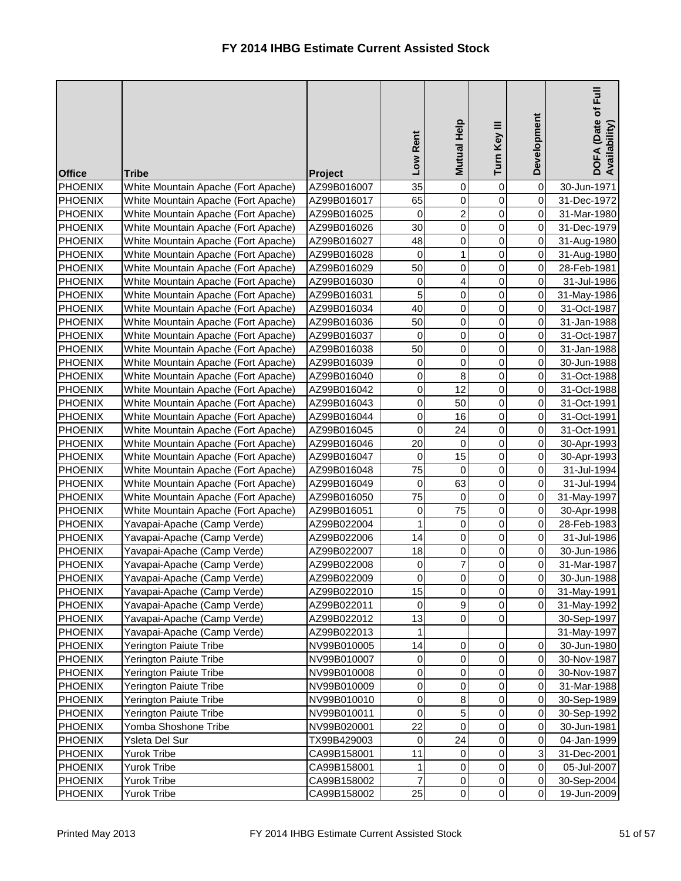# FY 2014 IHBG Estimate Current Assisted Stock

| Office | Tribe | Project | Low Rent | Mutual Help | Turn Key III | Development | DOFA (Date of Full Availability) |
|---|---|---|---|---|---|---|---|
| PHOENIX | White Mountain Apache (Fort Apache) | AZ99B016007 | 35 | 0 | 0 | 0 | 30-Jun-1971 |
| PHOENIX | White Mountain Apache (Fort Apache) | AZ99B016017 | 65 | 0 | 0 | 0 | 31-Dec-1972 |
| PHOENIX | White Mountain Apache (Fort Apache) | AZ99B016025 | 0 | 2 | 0 | 0 | 31-Mar-1980 |
| PHOENIX | White Mountain Apache (Fort Apache) | AZ99B016026 | 30 | 0 | 0 | 0 | 31-Dec-1979 |
| PHOENIX | White Mountain Apache (Fort Apache) | AZ99B016027 | 48 | 0 | 0 | 0 | 31-Aug-1980 |
| PHOENIX | White Mountain Apache (Fort Apache) | AZ99B016028 | 0 | 1 | 0 | 0 | 31-Aug-1980 |
| PHOENIX | White Mountain Apache (Fort Apache) | AZ99B016029 | 50 | 0 | 0 | 0 | 28-Feb-1981 |
| PHOENIX | White Mountain Apache (Fort Apache) | AZ99B016030 | 0 | 4 | 0 | 0 | 31-Jul-1986 |
| PHOENIX | White Mountain Apache (Fort Apache) | AZ99B016031 | 5 | 0 | 0 | 0 | 31-May-1986 |
| PHOENIX | White Mountain Apache (Fort Apache) | AZ99B016034 | 40 | 0 | 0 | 0 | 31-Oct-1987 |
| PHOENIX | White Mountain Apache (Fort Apache) | AZ99B016036 | 50 | 0 | 0 | 0 | 31-Jan-1988 |
| PHOENIX | White Mountain Apache (Fort Apache) | AZ99B016037 | 0 | 0 | 0 | 0 | 31-Oct-1987 |
| PHOENIX | White Mountain Apache (Fort Apache) | AZ99B016038 | 50 | 0 | 0 | 0 | 31-Jan-1988 |
| PHOENIX | White Mountain Apache (Fort Apache) | AZ99B016039 | 0 | 0 | 0 | 0 | 30-Jun-1988 |
| PHOENIX | White Mountain Apache (Fort Apache) | AZ99B016040 | 0 | 8 | 0 | 0 | 31-Oct-1988 |
| PHOENIX | White Mountain Apache (Fort Apache) | AZ99B016042 | 0 | 12 | 0 | 0 | 31-Oct-1988 |
| PHOENIX | White Mountain Apache (Fort Apache) | AZ99B016043 | 0 | 50 | 0 | 0 | 31-Oct-1991 |
| PHOENIX | White Mountain Apache (Fort Apache) | AZ99B016044 | 0 | 16 | 0 | 0 | 31-Oct-1991 |
| PHOENIX | White Mountain Apache (Fort Apache) | AZ99B016045 | 0 | 24 | 0 | 0 | 31-Oct-1991 |
| PHOENIX | White Mountain Apache (Fort Apache) | AZ99B016046 | 20 | 0 | 0 | 0 | 30-Apr-1993 |
| PHOENIX | White Mountain Apache (Fort Apache) | AZ99B016047 | 0 | 15 | 0 | 0 | 30-Apr-1993 |
| PHOENIX | White Mountain Apache (Fort Apache) | AZ99B016048 | 75 | 0 | 0 | 0 | 31-Jul-1994 |
| PHOENIX | White Mountain Apache (Fort Apache) | AZ99B016049 | 0 | 63 | 0 | 0 | 31-Jul-1994 |
| PHOENIX | White Mountain Apache (Fort Apache) | AZ99B016050 | 75 | 0 | 0 | 0 | 31-May-1997 |
| PHOENIX | White Mountain Apache (Fort Apache) | AZ99B016051 | 0 | 75 | 0 | 0 | 30-Apr-1998 |
| PHOENIX | Yavapai-Apache (Camp Verde) | AZ99B022004 | 1 | 0 | 0 | 0 | 28-Feb-1983 |
| PHOENIX | Yavapai-Apache (Camp Verde) | AZ99B022006 | 14 | 0 | 0 | 0 | 31-Jul-1986 |
| PHOENIX | Yavapai-Apache (Camp Verde) | AZ99B022007 | 18 | 0 | 0 | 0 | 30-Jun-1986 |
| PHOENIX | Yavapai-Apache (Camp Verde) | AZ99B022008 | 0 | 7 | 0 | 0 | 31-Mar-1987 |
| PHOENIX | Yavapai-Apache (Camp Verde) | AZ99B022009 | 0 | 0 | 0 | 0 | 30-Jun-1988 |
| PHOENIX | Yavapai-Apache (Camp Verde) | AZ99B022010 | 15 | 0 | 0 | 0 | 31-May-1991 |
| PHOENIX | Yavapai-Apache (Camp Verde) | AZ99B022011 | 0 | 9 | 0 | 0 | 31-May-1992 |
| PHOENIX | Yavapai-Apache (Camp Verde) | AZ99B022012 | 13 | 0 | 0 | | 30-Sep-1997 |
| PHOENIX | Yavapai-Apache (Camp Verde) | AZ99B022013 | 1 | | | | 31-May-1997 |
| PHOENIX | Yerington Paiute Tribe | NV99B010005 | 14 | 0 | 0 | 0 | 30-Jun-1980 |
| PHOENIX | Yerington Paiute Tribe | NV99B010007 | 0 | 0 | 0 | 0 | 30-Nov-1987 |
| PHOENIX | Yerington Paiute Tribe | NV99B010008 | 0 | 0 | 0 | 0 | 30-Nov-1987 |
| PHOENIX | Yerington Paiute Tribe | NV99B010009 | 0 | 0 | 0 | 0 | 31-Mar-1988 |
| PHOENIX | Yerington Paiute Tribe | NV99B010010 | 0 | 8 | 0 | 0 | 30-Sep-1989 |
| PHOENIX | Yerington Paiute Tribe | NV99B010011 | 0 | 5 | 0 | 0 | 30-Sep-1992 |
| PHOENIX | Yomba Shoshone Tribe | NV99B020001 | 22 | 0 | 0 | 0 | 30-Jun-1981 |
| PHOENIX | Ysleta Del Sur | TX99B429003 | 0 | 24 | 0 | 0 | 04-Jan-1999 |
| PHOENIX | Yurok Tribe | CA99B158001 | 11 | 0 | 0 | 3 | 31-Dec-2001 |
| PHOENIX | Yurok Tribe | CA99B158001 | 1 | 0 | 0 | 0 | 05-Jul-2007 |
| PHOENIX | Yurok Tribe | CA99B158002 | 7 | 0 | 0 | 0 | 30-Sep-2004 |
| PHOENIX | Yurok Tribe | CA99B158002 | 25 | 0 | 0 | 0 | 19-Jun-2009 |

Printed May 2013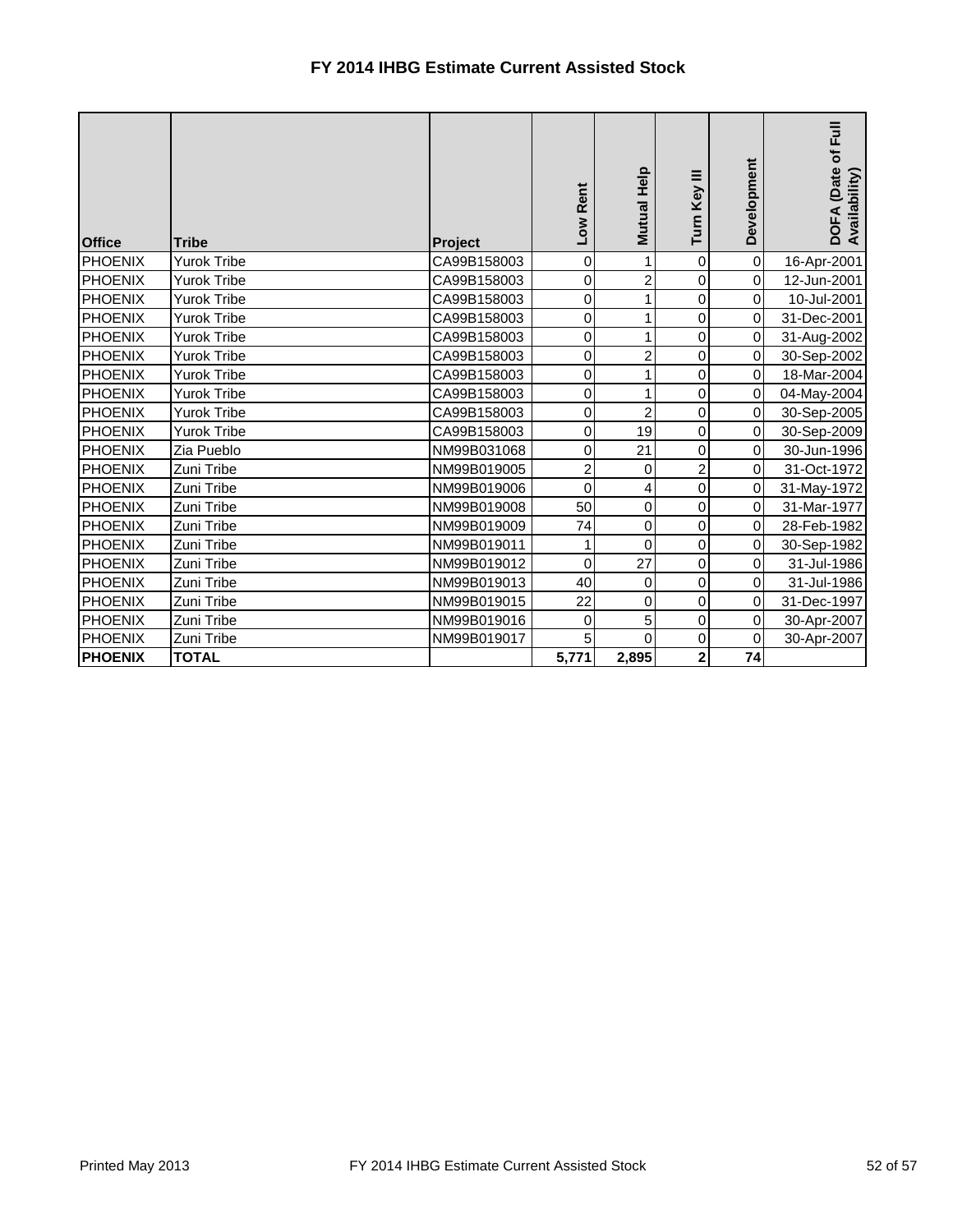# FY 2014 IHBG Estimate Current Assisted Stock

| Office | Tribe | Project | Low Rent | Mutual Help | Turn Key III | Development | DOFA (Date of Full Availability) |
|---|---|---|---|---|---|---|---|
| PHOENIX | Yurok Tribe | CA99B158003 | 0 | 1 | 0 | 0 | 16-Apr-2001 |
| PHOENIX | Yurok Tribe | CA99B158003 | 0 | 2 | 0 | 0 | 12-Jun-2001 |
| PHOENIX | Yurok Tribe | CA99B158003 | 0 | 1 | 0 | 0 | 10-Jul-2001 |
| PHOENIX | Yurok Tribe | CA99B158003 | 0 | 1 | 0 | 0 | 31-Dec-2001 |
| PHOENIX | Yurok Tribe | CA99B158003 | 0 | 1 | 0 | 0 | 31-Aug-2002 |
| PHOENIX | Yurok Tribe | CA99B158003 | 0 | 2 | 0 | 0 | 30-Sep-2002 |
| PHOENIX | Yurok Tribe | CA99B158003 | 0 | 1 | 0 | 0 | 18-Mar-2004 |
| PHOENIX | Yurok Tribe | CA99B158003 | 0 | 1 | 0 | 0 | 04-May-2004 |
| PHOENIX | Yurok Tribe | CA99B158003 | 0 | 2 | 0 | 0 | 30-Sep-2005 |
| PHOENIX | Yurok Tribe | CA99B158003 | 0 | 19 | 0 | 0 | 30-Sep-2009 |
| PHOENIX | Zia Pueblo | NM99B031068 | 0 | 21 | 0 | 0 | 30-Jun-1996 |
| PHOENIX | Zuni Tribe | NM99B019005 | 2 | 0 | 2 | 0 | 31-Oct-1972 |
| PHOENIX | Zuni Tribe | NM99B019006 | 0 | 4 | 0 | 0 | 31-May-1972 |
| PHOENIX | Zuni Tribe | NM99B019008 | 50 | 0 | 0 | 0 | 31-Mar-1977 |
| PHOENIX | Zuni Tribe | NM99B019009 | 74 | 0 | 0 | 0 | 28-Feb-1982 |
| PHOENIX | Zuni Tribe | NM99B019011 | 1 | 0 | 0 | 0 | 30-Sep-1982 |
| PHOENIX | Zuni Tribe | NM99B019012 | 0 | 27 | 0 | 0 | 31-Jul-1986 |
| PHOENIX | Zuni Tribe | NM99B019013 | 40 | 0 | 0 | 0 | 31-Jul-1986 |
| PHOENIX | Zuni Tribe | NM99B019015 | 22 | 0 | 0 | 0 | 31-Dec-1997 |
| PHOENIX | Zuni Tribe | NM99B019016 | 0 | 5 | 0 | 0 | 30-Apr-2007 |
| PHOENIX | Zuni Tribe | NM99B019017 | 5 | 0 | 0 | 0 | 30-Apr-2007 |
| **PHOENIX** | **TOTAL** | | **5,771** | **2,895** | **2** | **74** | |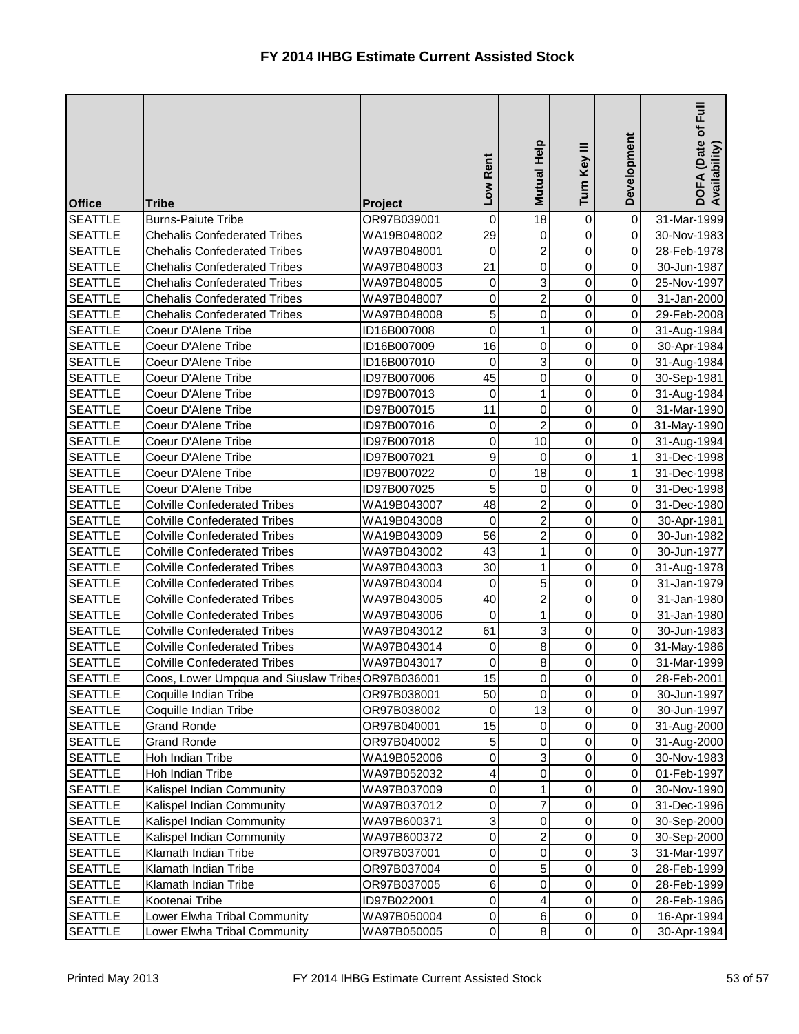# FY 2014 IHBG Estimate Current Assisted Stock

| Office | Tribe | Project | Low Rent | Mutual Help | Turn Key III | Development | DOFA (Date of Full Availability) |
|---|---|---|---|---|---|---|---|
| SEATTLE | Burns-Paiute Tribe | OR97B039001 | 0 | 18 | 0 | 0 | 31-Mar-1999 |
| SEATTLE | Chehalis Confederated Tribes | WA19B048002 | 29 | 0 | 0 | 0 | 30-Nov-1983 |
| SEATTLE | Chehalis Confederated Tribes | WA97B048001 | 0 | 2 | 0 | 0 | 28-Feb-1978 |
| SEATTLE | Chehalis Confederated Tribes | WA97B048003 | 21 | 0 | 0 | 0 | 30-Jun-1987 |
| SEATTLE | Chehalis Confederated Tribes | WA97B048005 | 0 | 3 | 0 | 0 | 25-Nov-1997 |
| SEATTLE | Chehalis Confederated Tribes | WA97B048007 | 0 | 2 | 0 | 0 | 31-Jan-2000 |
| SEATTLE | Chehalis Confederated Tribes | WA97B048008 | 5 | 0 | 0 | 0 | 29-Feb-2008 |
| SEATTLE | Coeur D'Alene Tribe | ID16B007008 | 0 | 1 | 0 | 0 | 31-Aug-1984 |
| SEATTLE | Coeur D'Alene Tribe | ID16B007009 | 16 | 0 | 0 | 0 | 30-Apr-1984 |
| SEATTLE | Coeur D'Alene Tribe | ID16B007010 | 0 | 3 | 0 | 0 | 31-Aug-1984 |
| SEATTLE | Coeur D'Alene Tribe | ID97B007006 | 45 | 0 | 0 | 0 | 30-Sep-1981 |
| SEATTLE | Coeur D'Alene Tribe | ID97B007013 | 0 | 1 | 0 | 0 | 31-Aug-1984 |
| SEATTLE | Coeur D'Alene Tribe | ID97B007015 | 11 | 0 | 0 | 0 | 31-Mar-1990 |
| SEATTLE | Coeur D'Alene Tribe | ID97B007016 | 0 | 2 | 0 | 0 | 31-May-1990 |
| SEATTLE | Coeur D'Alene Tribe | ID97B007018 | 0 | 10 | 0 | 0 | 31-Aug-1994 |
| SEATTLE | Coeur D'Alene Tribe | ID97B007021 | 9 | 0 | 0 | 1 | 31-Dec-1998 |
| SEATTLE | Coeur D'Alene Tribe | ID97B007022 | 0 | 18 | 0 | 1 | 31-Dec-1998 |
| SEATTLE | Coeur D'Alene Tribe | ID97B007025 | 5 | 0 | 0 | 0 | 31-Dec-1998 |
| SEATTLE | Colville Confederated Tribes | WA19B043007 | 48 | 2 | 0 | 0 | 31-Dec-1980 |
| SEATTLE | Colville Confederated Tribes | WA19B043008 | 0 | 2 | 0 | 0 | 30-Apr-1981 |
| SEATTLE | Colville Confederated Tribes | WA19B043009 | 56 | 2 | 0 | 0 | 30-Jun-1982 |
| SEATTLE | Colville Confederated Tribes | WA97B043002 | 43 | 1 | 0 | 0 | 30-Jun-1977 |
| SEATTLE | Colville Confederated Tribes | WA97B043003 | 30 | 1 | 0 | 0 | 31-Aug-1978 |
| SEATTLE | Colville Confederated Tribes | WA97B043004 | 0 | 5 | 0 | 0 | 31-Jan-1979 |
| SEATTLE | Colville Confederated Tribes | WA97B043005 | 40 | 2 | 0 | 0 | 31-Jan-1980 |
| SEATTLE | Colville Confederated Tribes | WA97B043006 | 0 | 1 | 0 | 0 | 31-Jan-1980 |
| SEATTLE | Colville Confederated Tribes | WA97B043012 | 61 | 3 | 0 | 0 | 30-Jun-1983 |
| SEATTLE | Colville Confederated Tribes | WA97B043014 | 0 | 8 | 0 | 0 | 31-May-1986 |
| SEATTLE | Colville Confederated Tribes | WA97B043017 | 0 | 8 | 0 | 0 | 31-Mar-1999 |
| SEATTLE | Coos, Lower Umpqua and Siuslaw Tribes | OR97B036001 | 15 | 0 | 0 | 0 | 28-Feb-2001 |
| SEATTLE | Coquille Indian Tribe | OR97B038001 | 50 | 0 | 0 | 0 | 30-Jun-1997 |
| SEATTLE | Coquille Indian Tribe | OR97B038002 | 0 | 13 | 0 | 0 | 30-Jun-1997 |
| SEATTLE | Grand Ronde | OR97B040001 | 15 | 0 | 0 | 0 | 31-Aug-2000 |
| SEATTLE | Grand Ronde | OR97B040002 | 5 | 0 | 0 | 0 | 31-Aug-2000 |
| SEATTLE | Hoh Indian Tribe | WA19B052006 | 0 | 3 | 0 | 0 | 30-Nov-1983 |
| SEATTLE | Hoh Indian Tribe | WA97B052032 | 4 | 0 | 0 | 0 | 01-Feb-1997 |
| SEATTLE | Kalispel Indian Community | WA97B037009 | 0 | 1 | 0 | 0 | 30-Nov-1990 |
| SEATTLE | Kalispel Indian Community | WA97B037012 | 0 | 7 | 0 | 0 | 31-Dec-1996 |
| SEATTLE | Kalispel Indian Community | WA97B600371 | 3 | 0 | 0 | 0 | 30-Sep-2000 |
| SEATTLE | Kalispel Indian Community | WA97B600372 | 0 | 2 | 0 | 0 | 30-Sep-2000 |
| SEATTLE | Klamath Indian Tribe | OR97B037001 | 0 | 0 | 0 | 3 | 31-Mar-1997 |
| SEATTLE | Klamath Indian Tribe | OR97B037004 | 0 | 5 | 0 | 0 | 28-Feb-1999 |
| SEATTLE | Klamath Indian Tribe | OR97B037005 | 6 | 0 | 0 | 0 | 28-Feb-1999 |
| SEATTLE | Kootenai Tribe | ID97B022001 | 0 | 4 | 0 | 0 | 28-Feb-1986 |
| SEATTLE | Lower Elwha Tribal Community | WA97B050004 | 0 | 6 | 0 | 0 | 16-Apr-1994 |
| SEATTLE | Lower Elwha Tribal Community | WA97B050005 | 0 | 8 | 0 | 0 | 30-Apr-1994 |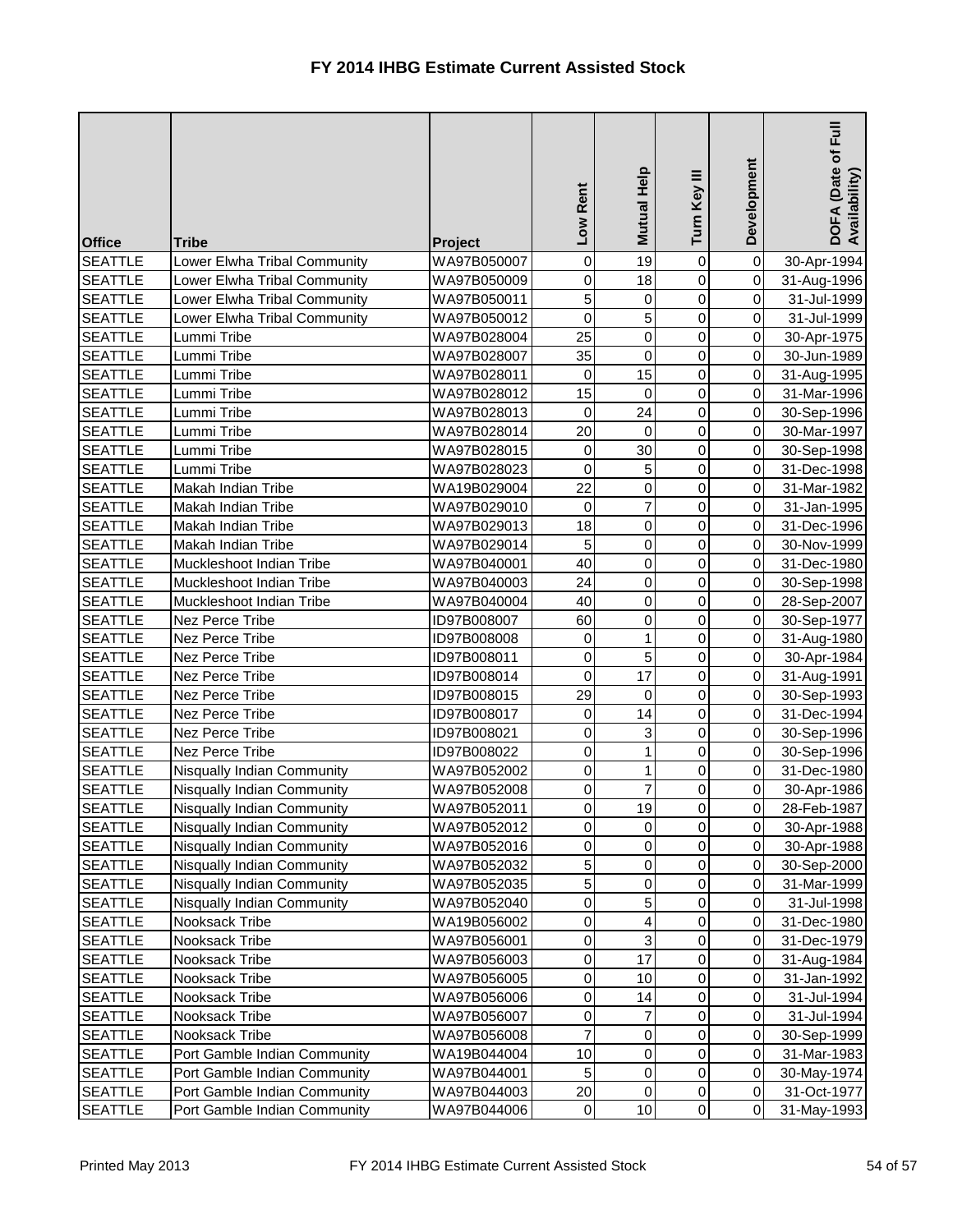# FY 2014 IHBG Estimate Current Assisted Stock

| Office | Tribe | Project | Low Rent | Mutual Help | Turn Key III | Development | DOFA (Date of Full Availability) |
|---|---|---|---|---|---|---|---|
| SEATTLE | Lower Elwha Tribal Community | WA97B050007 | 0 | 19 | 0 | 0 | 30-Apr-1994 |
| SEATTLE | Lower Elwha Tribal Community | WA97B050009 | 0 | 18 | 0 | 0 | 31-Aug-1996 |
| SEATTLE | Lower Elwha Tribal Community | WA97B050011 | 5 | 0 | 0 | 0 | 31-Jul-1999 |
| SEATTLE | Lower Elwha Tribal Community | WA97B050012 | 0 | 5 | 0 | 0 | 31-Jul-1999 |
| SEATTLE | Lummi Tribe | WA97B028004 | 25 | 0 | 0 | 0 | 30-Apr-1975 |
| SEATTLE | Lummi Tribe | WA97B028007 | 35 | 0 | 0 | 0 | 30-Jun-1989 |
| SEATTLE | Lummi Tribe | WA97B028011 | 0 | 15 | 0 | 0 | 31-Aug-1995 |
| SEATTLE | Lummi Tribe | WA97B028012 | 15 | 0 | 0 | 0 | 31-Mar-1996 |
| SEATTLE | Lummi Tribe | WA97B028013 | 0 | 24 | 0 | 0 | 30-Sep-1996 |
| SEATTLE | Lummi Tribe | WA97B028014 | 20 | 0 | 0 | 0 | 30-Mar-1997 |
| SEATTLE | Lummi Tribe | WA97B028015 | 0 | 30 | 0 | 0 | 30-Sep-1998 |
| SEATTLE | Lummi Tribe | WA97B028023 | 0 | 5 | 0 | 0 | 31-Dec-1998 |
| SEATTLE | Makah Indian Tribe | WA19B029004 | 22 | 0 | 0 | 0 | 31-Mar-1982 |
| SEATTLE | Makah Indian Tribe | WA97B029010 | 0 | 7 | 0 | 0 | 31-Jan-1995 |
| SEATTLE | Makah Indian Tribe | WA97B029013 | 18 | 0 | 0 | 0 | 31-Dec-1996 |
| SEATTLE | Makah Indian Tribe | WA97B029014 | 5 | 0 | 0 | 0 | 30-Nov-1999 |
| SEATTLE | Muckleshoot Indian Tribe | WA97B040001 | 40 | 0 | 0 | 0 | 31-Dec-1980 |
| SEATTLE | Muckleshoot Indian Tribe | WA97B040003 | 24 | 0 | 0 | 0 | 30-Sep-1998 |
| SEATTLE | Muckleshoot Indian Tribe | WA97B040004 | 40 | 0 | 0 | 0 | 28-Sep-2007 |
| SEATTLE | Nez Perce Tribe | ID97B008007 | 60 | 0 | 0 | 0 | 30-Sep-1977 |
| SEATTLE | Nez Perce Tribe | ID97B008008 | 0 | 1 | 0 | 0 | 31-Aug-1980 |
| SEATTLE | Nez Perce Tribe | ID97B008011 | 0 | 5 | 0 | 0 | 30-Apr-1984 |
| SEATTLE | Nez Perce Tribe | ID97B008014 | 0 | 17 | 0 | 0 | 31-Aug-1991 |
| SEATTLE | Nez Perce Tribe | ID97B008015 | 29 | 0 | 0 | 0 | 30-Sep-1993 |
| SEATTLE | Nez Perce Tribe | ID97B008017 | 0 | 14 | 0 | 0 | 31-Dec-1994 |
| SEATTLE | Nez Perce Tribe | ID97B008021 | 0 | 3 | 0 | 0 | 30-Sep-1996 |
| SEATTLE | Nez Perce Tribe | ID97B008022 | 0 | 1 | 0 | 0 | 30-Sep-1996 |
| SEATTLE | Nisqually Indian Community | WA97B052002 | 0 | 1 | 0 | 0 | 31-Dec-1980 |
| SEATTLE | Nisqually Indian Community | WA97B052008 | 0 | 7 | 0 | 0 | 30-Apr-1986 |
| SEATTLE | Nisqually Indian Community | WA97B052011 | 0 | 19 | 0 | 0 | 28-Feb-1987 |
| SEATTLE | Nisqually Indian Community | WA97B052012 | 0 | 0 | 0 | 0 | 30-Apr-1988 |
| SEATTLE | Nisqually Indian Community | WA97B052016 | 0 | 0 | 0 | 0 | 30-Apr-1988 |
| SEATTLE | Nisqually Indian Community | WA97B052032 | 5 | 0 | 0 | 0 | 30-Sep-2000 |
| SEATTLE | Nisqually Indian Community | WA97B052035 | 5 | 0 | 0 | 0 | 31-Mar-1999 |
| SEATTLE | Nisqually Indian Community | WA97B052040 | 0 | 5 | 0 | 0 | 31-Jul-1998 |
| SEATTLE | Nooksack Tribe | WA19B056002 | 0 | 4 | 0 | 0 | 31-Dec-1980 |
| SEATTLE | Nooksack Tribe | WA97B056001 | 0 | 3 | 0 | 0 | 31-Dec-1979 |
| SEATTLE | Nooksack Tribe | WA97B056003 | 0 | 17 | 0 | 0 | 31-Aug-1984 |
| SEATTLE | Nooksack Tribe | WA97B056005 | 0 | 10 | 0 | 0 | 31-Jan-1992 |
| SEATTLE | Nooksack Tribe | WA97B056006 | 0 | 14 | 0 | 0 | 31-Jul-1994 |
| SEATTLE | Nooksack Tribe | WA97B056007 | 0 | 7 | 0 | 0 | 31-Jul-1994 |
| SEATTLE | Nooksack Tribe | WA97B056008 | 7 | 0 | 0 | 0 | 30-Sep-1999 |
| SEATTLE | Port Gamble Indian Community | WA19B044004 | 10 | 0 | 0 | 0 | 31-Mar-1983 |
| SEATTLE | Port Gamble Indian Community | WA97B044001 | 5 | 0 | 0 | 0 | 30-May-1974 |
| SEATTLE | Port Gamble Indian Community | WA97B044003 | 20 | 0 | 0 | 0 | 31-Oct-1977 |
| SEATTLE | Port Gamble Indian Community | WA97B044006 | 0 | 10 | 0 | 0 | 31-May-1993 |

Printed May 2013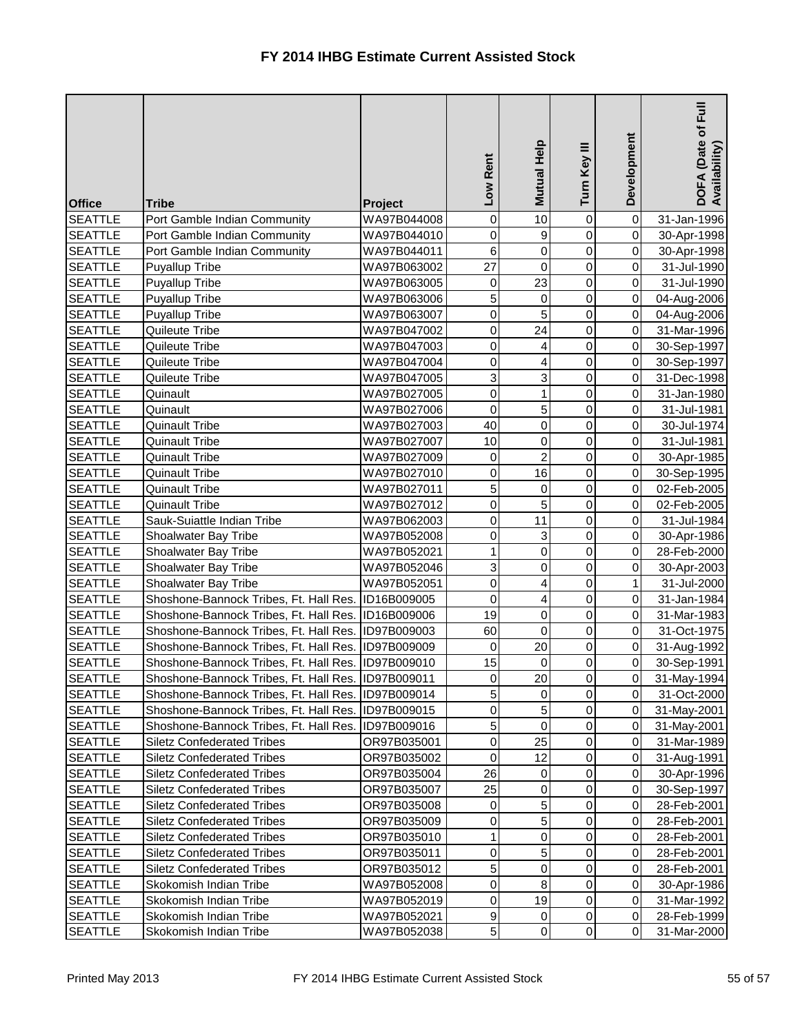# FY 2014 IHBG Estimate Current Assisted Stock

| Office | Tribe | Project | Low Rent | Mutual Help | Turn Key III | Development | DOFA (Date of Full Availability) |
|---|---|---|---|---|---|---|---|
| SEATTLE | Port Gamble Indian Community | WA97B044008 | 0 | 10 | 0 | 0 | 31-Jan-1996 |
| SEATTLE | Port Gamble Indian Community | WA97B044010 | 0 | 9 | 0 | 0 | 30-Apr-1998 |
| SEATTLE | Port Gamble Indian Community | WA97B044011 | 6 | 0 | 0 | 0 | 30-Apr-1998 |
| SEATTLE | Puyallup Tribe | WA97B063002 | 27 | 0 | 0 | 0 | 31-Jul-1990 |
| SEATTLE | Puyallup Tribe | WA97B063005 | 0 | 23 | 0 | 0 | 31-Jul-1990 |
| SEATTLE | Puyallup Tribe | WA97B063006 | 5 | 0 | 0 | 0 | 04-Aug-2006 |
| SEATTLE | Puyallup Tribe | WA97B063007 | 0 | 5 | 0 | 0 | 04-Aug-2006 |
| SEATTLE | Quileute Tribe | WA97B047002 | 0 | 24 | 0 | 0 | 31-Mar-1996 |
| SEATTLE | Quileute Tribe | WA97B047003 | 0 | 4 | 0 | 0 | 30-Sep-1997 |
| SEATTLE | Quileute Tribe | WA97B047004 | 0 | 4 | 0 | 0 | 30-Sep-1997 |
| SEATTLE | Quileute Tribe | WA97B047005 | 3 | 3 | 0 | 0 | 31-Dec-1998 |
| SEATTLE | Quinault | WA97B027005 | 0 | 1 | 0 | 0 | 31-Jan-1980 |
| SEATTLE | Quinault | WA97B027006 | 0 | 5 | 0 | 0 | 31-Jul-1981 |
| SEATTLE | Quinault Tribe | WA97B027003 | 40 | 0 | 0 | 0 | 30-Jul-1974 |
| SEATTLE | Quinault Tribe | WA97B027007 | 10 | 0 | 0 | 0 | 31-Jul-1981 |
| SEATTLE | Quinault Tribe | WA97B027009 | 0 | 2 | 0 | 0 | 30-Apr-1985 |
| SEATTLE | Quinault Tribe | WA97B027010 | 0 | 16 | 0 | 0 | 30-Sep-1995 |
| SEATTLE | Quinault Tribe | WA97B027011 | 5 | 0 | 0 | 0 | 02-Feb-2005 |
| SEATTLE | Quinault Tribe | WA97B027012 | 0 | 5 | 0 | 0 | 02-Feb-2005 |
| SEATTLE | Sauk-Suiattle Indian Tribe | WA97B062003 | 0 | 11 | 0 | 0 | 31-Jul-1984 |
| SEATTLE | Shoalwater Bay Tribe | WA97B052008 | 0 | 3 | 0 | 0 | 30-Apr-1986 |
| SEATTLE | Shoalwater Bay Tribe | WA97B052021 | 1 | 0 | 0 | 0 | 28-Feb-2000 |
| SEATTLE | Shoalwater Bay Tribe | WA97B052046 | 3 | 0 | 0 | 0 | 30-Apr-2003 |
| SEATTLE | Shoalwater Bay Tribe | WA97B052051 | 0 | 4 | 0 | 1 | 31-Jul-2000 |
| SEATTLE | Shoshone-Bannock Tribes, Ft. Hall Res. | ID16B009005 | 0 | 4 | 0 | 0 | 31-Jan-1984 |
| SEATTLE | Shoshone-Bannock Tribes, Ft. Hall Res. | ID16B009006 | 19 | 0 | 0 | 0 | 31-Mar-1983 |
| SEATTLE | Shoshone-Bannock Tribes, Ft. Hall Res. | ID97B009003 | 60 | 0 | 0 | 0 | 31-Oct-1975 |
| SEATTLE | Shoshone-Bannock Tribes, Ft. Hall Res. | ID97B009009 | 0 | 20 | 0 | 0 | 31-Aug-1992 |
| SEATTLE | Shoshone-Bannock Tribes, Ft. Hall Res. | ID97B009010 | 15 | 0 | 0 | 0 | 30-Sep-1991 |
| SEATTLE | Shoshone-Bannock Tribes, Ft. Hall Res. | ID97B009011 | 0 | 20 | 0 | 0 | 31-May-1994 |
| SEATTLE | Shoshone-Bannock Tribes, Ft. Hall Res. | ID97B009014 | 5 | 0 | 0 | 0 | 31-Oct-2000 |
| SEATTLE | Shoshone-Bannock Tribes, Ft. Hall Res. | ID97B009015 | 0 | 5 | 0 | 0 | 31-May-2001 |
| SEATTLE | Shoshone-Bannock Tribes, Ft. Hall Res. | ID97B009016 | 5 | 0 | 0 | 0 | 31-May-2001 |
| SEATTLE | Siletz Confederated Tribes | OR97B035001 | 0 | 25 | 0 | 0 | 31-Mar-1989 |
| SEATTLE | Siletz Confederated Tribes | OR97B035002 | 0 | 12 | 0 | 0 | 31-Aug-1991 |
| SEATTLE | Siletz Confederated Tribes | OR97B035004 | 26 | 0 | 0 | 0 | 30-Apr-1996 |
| SEATTLE | Siletz Confederated Tribes | OR97B035007 | 25 | 0 | 0 | 0 | 30-Sep-1997 |
| SEATTLE | Siletz Confederated Tribes | OR97B035008 | 0 | 5 | 0 | 0 | 28-Feb-2001 |
| SEATTLE | Siletz Confederated Tribes | OR97B035009 | 0 | 5 | 0 | 0 | 28-Feb-2001 |
| SEATTLE | Siletz Confederated Tribes | OR97B035010 | 1 | 0 | 0 | 0 | 28-Feb-2001 |
| SEATTLE | Siletz Confederated Tribes | OR97B035011 | 0 | 5 | 0 | 0 | 28-Feb-2001 |
| SEATTLE | Siletz Confederated Tribes | OR97B035012 | 5 | 0 | 0 | 0 | 28-Feb-2001 |
| SEATTLE | Skokomish Indian Tribe | WA97B052008 | 0 | 8 | 0 | 0 | 30-Apr-1986 |
| SEATTLE | Skokomish Indian Tribe | WA97B052019 | 0 | 19 | 0 | 0 | 31-Mar-1992 |
| SEATTLE | Skokomish Indian Tribe | WA97B052021 | 9 | 0 | 0 | 0 | 28-Feb-1999 |
| SEATTLE | Skokomish Indian Tribe | WA97B052038 | 5 | 0 | 0 | 0 | 31-Mar-2000 |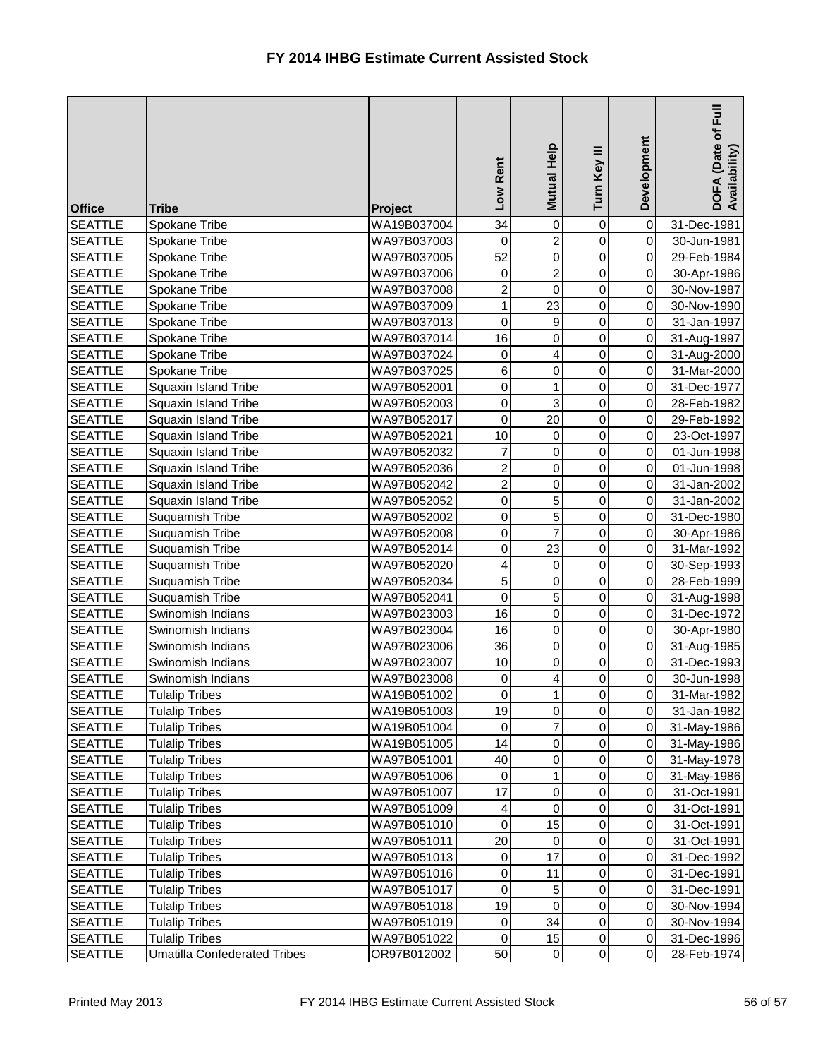# FY 2014 IHBG Estimate Current Assisted Stock

| Office | Tribe | Project | Low Rent | Mutual Help | Turn Key III | Development | DOFA (Date of Full Availability) |
|---|---|---|---|---|---|---|---|
| SEATTLE | Spokane Tribe | WA19B037004 | 34 | 0 | 0 | 0 | 31-Dec-1981 |
| SEATTLE | Spokane Tribe | WA97B037003 | 0 | 2 | 0 | 0 | 30-Jun-1981 |
| SEATTLE | Spokane Tribe | WA97B037005 | 52 | 0 | 0 | 0 | 29-Feb-1984 |
| SEATTLE | Spokane Tribe | WA97B037006 | 0 | 2 | 0 | 0 | 30-Apr-1986 |
| SEATTLE | Spokane Tribe | WA97B037008 | 2 | 0 | 0 | 0 | 30-Nov-1987 |
| SEATTLE | Spokane Tribe | WA97B037009 | 1 | 23 | 0 | 0 | 30-Nov-1990 |
| SEATTLE | Spokane Tribe | WA97B037013 | 0 | 9 | 0 | 0 | 31-Jan-1997 |
| SEATTLE | Spokane Tribe | WA97B037014 | 16 | 0 | 0 | 0 | 31-Aug-1997 |
| SEATTLE | Spokane Tribe | WA97B037024 | 0 | 4 | 0 | 0 | 31-Aug-2000 |
| SEATTLE | Spokane Tribe | WA97B037025 | 6 | 0 | 0 | 0 | 31-Mar-2000 |
| SEATTLE | Squaxin Island Tribe | WA97B052001 | 0 | 1 | 0 | 0 | 31-Dec-1977 |
| SEATTLE | Squaxin Island Tribe | WA97B052003 | 0 | 3 | 0 | 0 | 28-Feb-1982 |
| SEATTLE | Squaxin Island Tribe | WA97B052017 | 0 | 20 | 0 | 0 | 29-Feb-1992 |
| SEATTLE | Squaxin Island Tribe | WA97B052021 | 10 | 0 | 0 | 0 | 23-Oct-1997 |
| SEATTLE | Squaxin Island Tribe | WA97B052032 | 7 | 0 | 0 | 0 | 01-Jun-1998 |
| SEATTLE | Squaxin Island Tribe | WA97B052036 | 2 | 0 | 0 | 0 | 01-Jun-1998 |
| SEATTLE | Squaxin Island Tribe | WA97B052042 | 2 | 0 | 0 | 0 | 31-Jan-2002 |
| SEATTLE | Squaxin Island Tribe | WA97B052052 | 0 | 5 | 0 | 0 | 31-Jan-2002 |
| SEATTLE | Suquamish Tribe | WA97B052002 | 0 | 5 | 0 | 0 | 31-Dec-1980 |
| SEATTLE | Suquamish Tribe | WA97B052008 | 0 | 7 | 0 | 0 | 30-Apr-1986 |
| SEATTLE | Suquamish Tribe | WA97B052014 | 0 | 23 | 0 | 0 | 31-Mar-1992 |
| SEATTLE | Suquamish Tribe | WA97B052020 | 4 | 0 | 0 | 0 | 30-Sep-1993 |
| SEATTLE | Suquamish Tribe | WA97B052034 | 5 | 0 | 0 | 0 | 28-Feb-1999 |
| SEATTLE | Suquamish Tribe | WA97B052041 | 0 | 5 | 0 | 0 | 31-Aug-1998 |
| SEATTLE | Swinomish Indians | WA97B023003 | 16 | 0 | 0 | 0 | 31-Dec-1972 |
| SEATTLE | Swinomish Indians | WA97B023004 | 16 | 0 | 0 | 0 | 30-Apr-1980 |
| SEATTLE | Swinomish Indians | WA97B023006 | 36 | 0 | 0 | 0 | 31-Aug-1985 |
| SEATTLE | Swinomish Indians | WA97B023007 | 10 | 0 | 0 | 0 | 31-Dec-1993 |
| SEATTLE | Swinomish Indians | WA97B023008 | 0 | 4 | 0 | 0 | 30-Jun-1998 |
| SEATTLE | Tulalip Tribes | WA19B051002 | 0 | 1 | 0 | 0 | 31-Mar-1982 |
| SEATTLE | Tulalip Tribes | WA19B051003 | 19 | 0 | 0 | 0 | 31-Jan-1982 |
| SEATTLE | Tulalip Tribes | WA19B051004 | 0 | 7 | 0 | 0 | 31-May-1986 |
| SEATTLE | Tulalip Tribes | WA19B051005 | 14 | 0 | 0 | 0 | 31-May-1986 |
| SEATTLE | Tulalip Tribes | WA97B051001 | 40 | 0 | 0 | 0 | 31-May-1978 |
| SEATTLE | Tulalip Tribes | WA97B051006 | 0 | 1 | 0 | 0 | 31-May-1986 |
| SEATTLE | Tulalip Tribes | WA97B051007 | 17 | 0 | 0 | 0 | 31-Oct-1991 |
| SEATTLE | Tulalip Tribes | WA97B051009 | 4 | 0 | 0 | 0 | 31-Oct-1991 |
| SEATTLE | Tulalip Tribes | WA97B051010 | 0 | 15 | 0 | 0 | 31-Oct-1991 |
| SEATTLE | Tulalip Tribes | WA97B051011 | 20 | 0 | 0 | 0 | 31-Oct-1991 |
| SEATTLE | Tulalip Tribes | WA97B051013 | 0 | 17 | 0 | 0 | 31-Dec-1992 |
| SEATTLE | Tulalip Tribes | WA97B051016 | 0 | 11 | 0 | 0 | 31-Dec-1991 |
| SEATTLE | Tulalip Tribes | WA97B051017 | 0 | 5 | 0 | 0 | 31-Dec-1991 |
| SEATTLE | Tulalip Tribes | WA97B051018 | 19 | 0 | 0 | 0 | 30-Nov-1994 |
| SEATTLE | Tulalip Tribes | WA97B051019 | 0 | 34 | 0 | 0 | 30-Nov-1994 |
| SEATTLE | Tulalip Tribes | WA97B051022 | 0 | 15 | 0 | 0 | 31-Dec-1996 |
| SEATTLE | Umatilla Confederated Tribes | OR97B012002 | 50 | 0 | 0 | 0 | 28-Feb-1974 |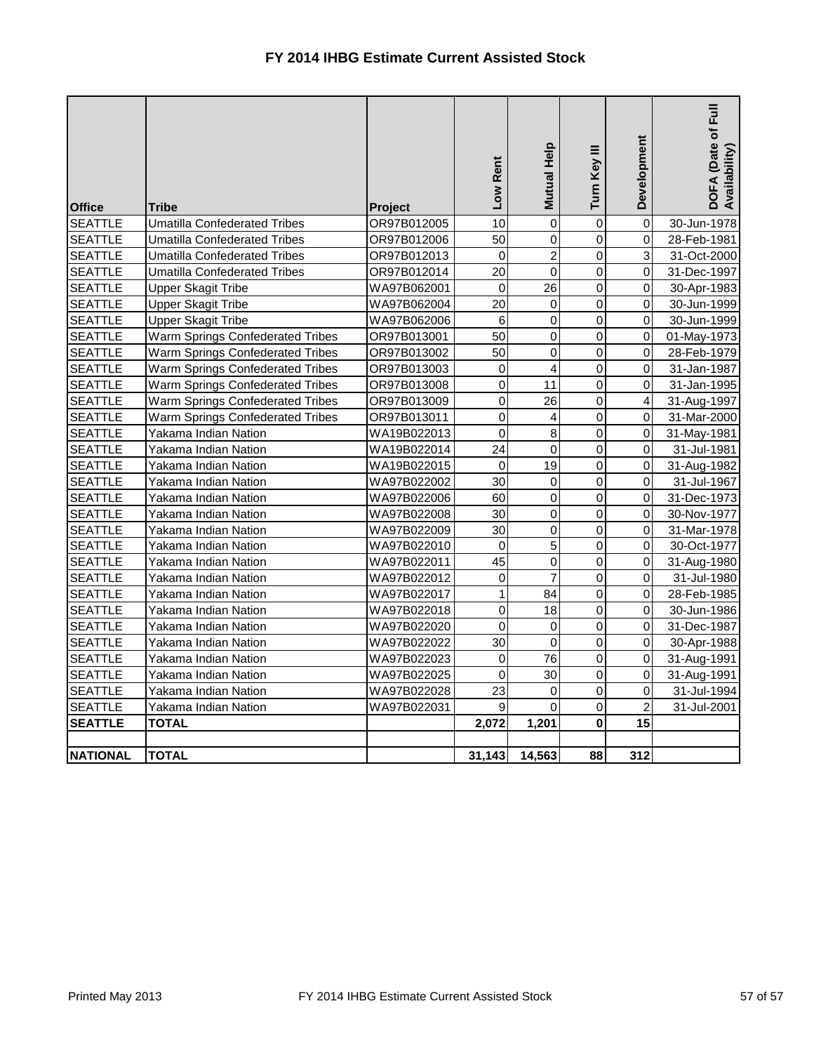# FY 2014 IHBG Estimate Current Assisted Stock

| Office | Tribe | Project | Low Rent | Mutual Help | Turn Key III | Development | DOFA (Date of Full Availability) |
|---|---|---|---|---|---|---|---|
| SEATTLE | Umatilla Confederated Tribes | OR97B012005 | 10 | 0 | 0 | 0 | 30-Jun-1978 |
| SEATTLE | Umatilla Confederated Tribes | OR97B012006 | 50 | 0 | 0 | 0 | 28-Feb-1981 |
| SEATTLE | Umatilla Confederated Tribes | OR97B012013 | 0 | 2 | 0 | 3 | 31-Oct-2000 |
| SEATTLE | Umatilla Confederated Tribes | OR97B012014 | 20 | 0 | 0 | 0 | 31-Dec-1997 |
| SEATTLE | Upper Skagit Tribe | WA97B062001 | 0 | 26 | 0 | 0 | 30-Apr-1983 |
| SEATTLE | Upper Skagit Tribe | WA97B062004 | 20 | 0 | 0 | 0 | 30-Jun-1999 |
| SEATTLE | Upper Skagit Tribe | WA97B062006 | 6 | 0 | 0 | 0 | 30-Jun-1999 |
| SEATTLE | Warm Springs Confederated Tribes | OR97B013001 | 50 | 0 | 0 | 0 | 01-May-1973 |
| SEATTLE | Warm Springs Confederated Tribes | OR97B013002 | 50 | 0 | 0 | 0 | 28-Feb-1979 |
| SEATTLE | Warm Springs Confederated Tribes | OR97B013003 | 0 | 4 | 0 | 0 | 31-Jan-1987 |
| SEATTLE | Warm Springs Confederated Tribes | OR97B013008 | 0 | 11 | 0 | 0 | 31-Jan-1995 |
| SEATTLE | Warm Springs Confederated Tribes | OR97B013009 | 0 | 26 | 0 | 4 | 31-Aug-1997 |
| SEATTLE | Warm Springs Confederated Tribes | OR97B013011 | 0 | 4 | 0 | 0 | 31-Mar-2000 |
| SEATTLE | Yakama Indian Nation | WA19B022013 | 0 | 8 | 0 | 0 | 31-May-1981 |
| SEATTLE | Yakama Indian Nation | WA19B022014 | 24 | 0 | 0 | 0 | 31-Jul-1981 |
| SEATTLE | Yakama Indian Nation | WA19B022015 | 0 | 19 | 0 | 0 | 31-Aug-1982 |
| SEATTLE | Yakama Indian Nation | WA97B022002 | 30 | 0 | 0 | 0 | 31-Jul-1967 |
| SEATTLE | Yakama Indian Nation | WA97B022006 | 60 | 0 | 0 | 0 | 31-Dec-1973 |
| SEATTLE | Yakama Indian Nation | WA97B022008 | 30 | 0 | 0 | 0 | 30-Nov-1977 |
| SEATTLE | Yakama Indian Nation | WA97B022009 | 30 | 0 | 0 | 0 | 31-Mar-1978 |
| SEATTLE | Yakama Indian Nation | WA97B022010 | 0 | 5 | 0 | 0 | 30-Oct-1977 |
| SEATTLE | Yakama Indian Nation | WA97B022011 | 45 | 0 | 0 | 0 | 31-Aug-1980 |
| SEATTLE | Yakama Indian Nation | WA97B022012 | 0 | 7 | 0 | 0 | 31-Jul-1980 |
| SEATTLE | Yakama Indian Nation | WA97B022017 | 1 | 84 | 0 | 0 | 28-Feb-1985 |
| SEATTLE | Yakama Indian Nation | WA97B022018 | 0 | 18 | 0 | 0 | 30-Jun-1986 |
| SEATTLE | Yakama Indian Nation | WA97B022020 | 0 | 0 | 0 | 0 | 31-Dec-1987 |
| SEATTLE | Yakama Indian Nation | WA97B022022 | 30 | 0 | 0 | 0 | 30-Apr-1988 |
| SEATTLE | Yakama Indian Nation | WA97B022023 | 0 | 76 | 0 | 0 | 31-Aug-1991 |
| SEATTLE | Yakama Indian Nation | WA97B022025 | 0 | 30 | 0 | 0 | 31-Aug-1991 |
| SEATTLE | Yakama Indian Nation | WA97B022028 | 23 | 0 | 0 | 0 | 31-Jul-1994 |
| SEATTLE | Yakama Indian Nation | WA97B022031 | 9 | 0 | 0 | 2 | 31-Jul-2001 |
| **SEATTLE** | **TOTAL** | | **2,072** | **1,201** | **0** | **15** | |
| | | | | | | | |
| **NATIONAL** | **TOTAL** | | **31,143** | **14,563** | **88** | **312** | |